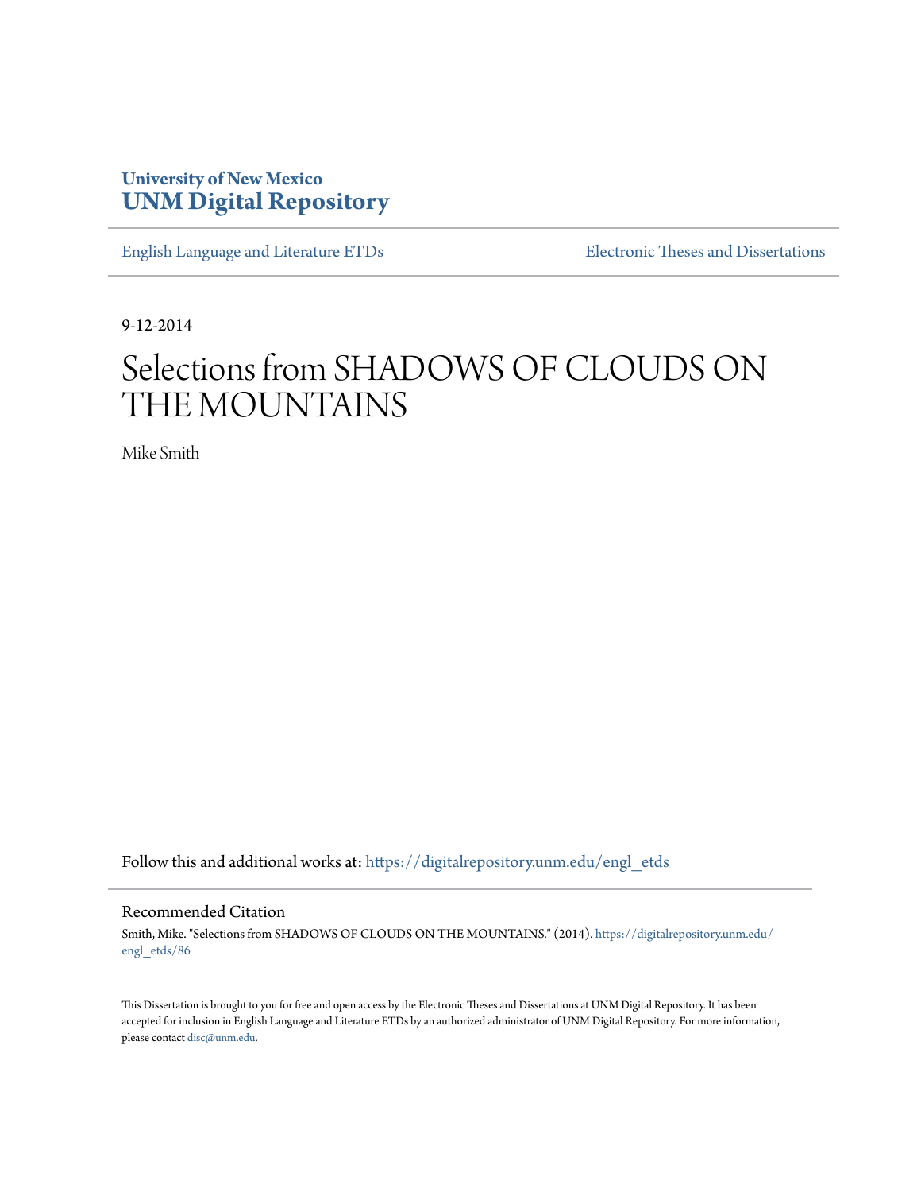University of New Mexico
**UNM Digital Repository**

English Language and Literature ETDs | Electronic Theses and Dissertations

9-12-2014

# Selections from SHADOWS OF CLOUDS ON THE MOUNTAINS

Mike Smith

Follow this and additional works at: https://digitalrepository.unm.edu/engl_etds

## Recommended Citation

Smith, Mike. "Selections from SHADOWS OF CLOUDS ON THE MOUNTAINS." (2014). https://digitalrepository.unm.edu/engl_etds/86

This Dissertation is brought to you for free and open access by the Electronic Theses and Dissertations at UNM Digital Repository. It has been accepted for inclusion in English Language and Literature ETDs by an authorized administrator of UNM Digital Repository. For more information, please contact disc@unm.edu.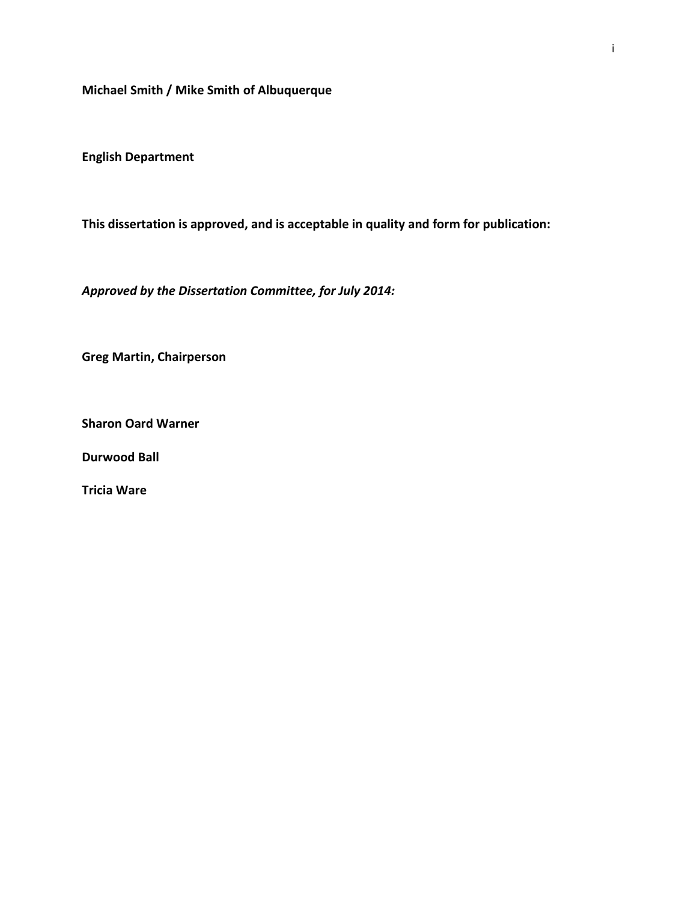**Michael Smith / Mike Smith of Albuquerque**

**English Department**

**This dissertation is approved, and is acceptable in quality and form for publication:**

***Approved by the Dissertation Committee, for July 2014:***

**Greg Martin, Chairperson**

**Sharon Oard Warner**

**Durwood Ball**

**Tricia Ware**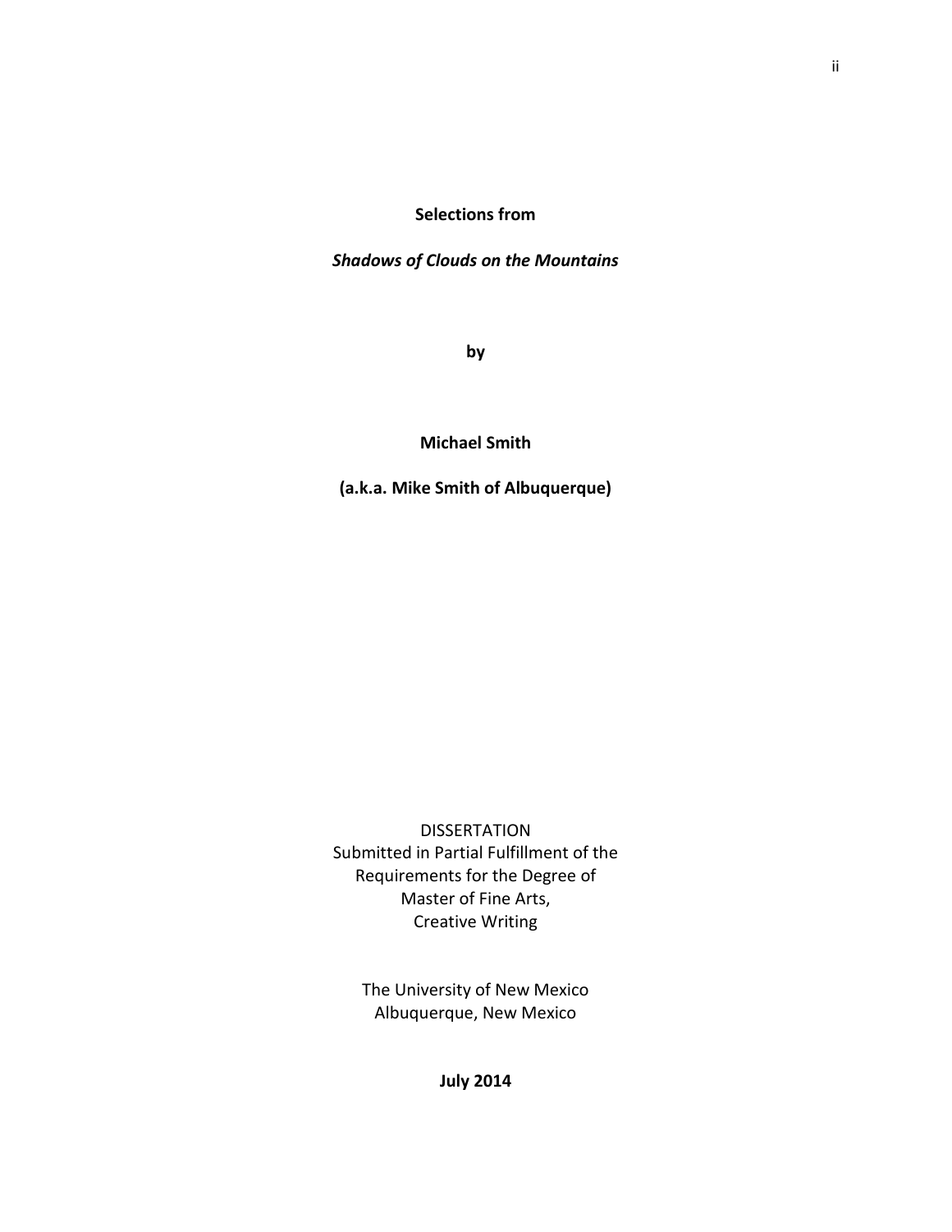**Selections from**

***Shadows of Clouds on the Mountains***

**by**

**Michael Smith**

**(a.k.a. Mike Smith of Albuquerque)**

DISSERTATION
Submitted in Partial Fulfillment of the
Requirements for the Degree of
Master of Fine Arts,
Creative Writing

The University of New Mexico
Albuquerque, New Mexico

**July 2014**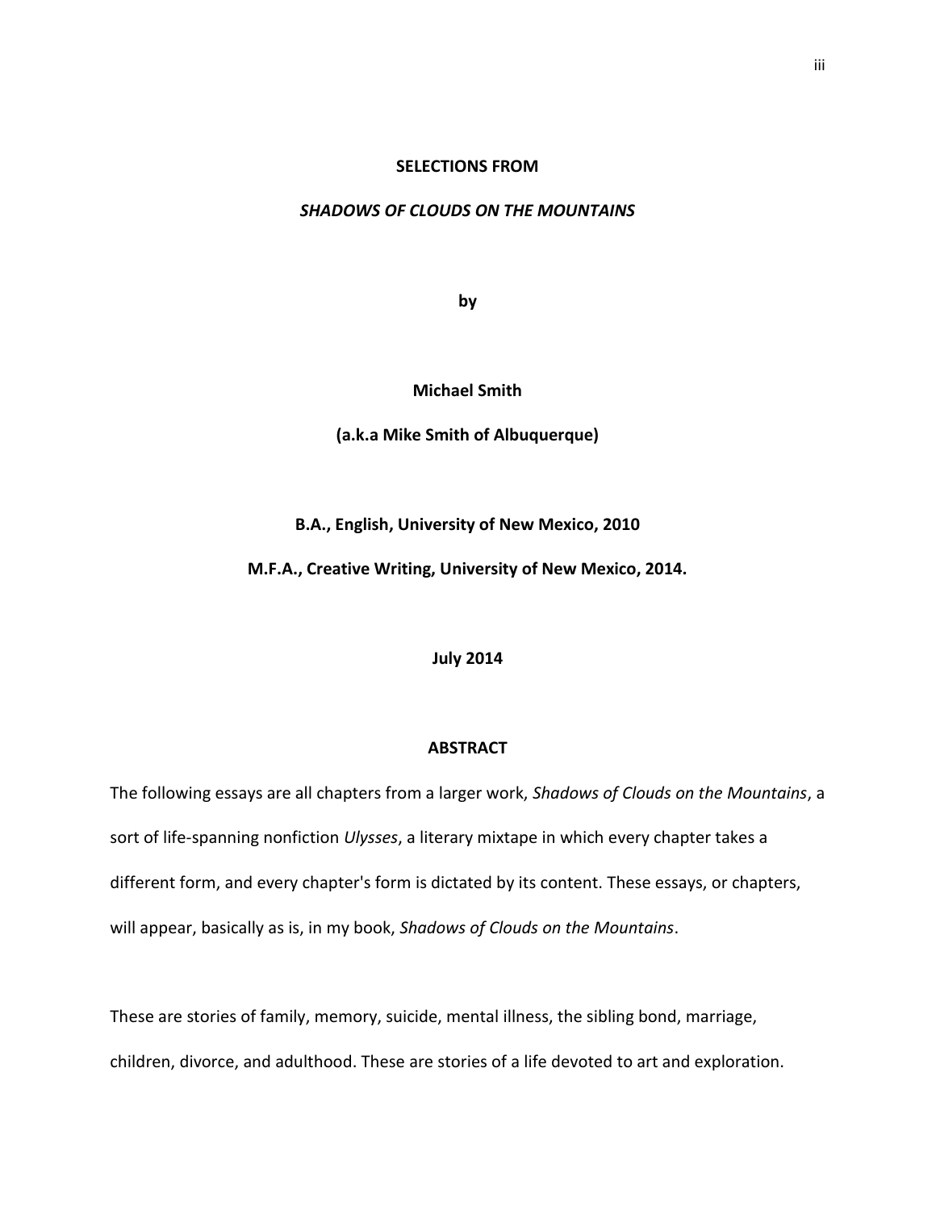**SELECTIONS FROM**

***SHADOWS OF CLOUDS ON THE MOUNTAINS***

**by**

**Michael Smith**

**(a.k.a Mike Smith of Albuquerque)**

**B.A., English, University of New Mexico, 2010**

**M.F.A., Creative Writing, University of New Mexico, 2014.**

**July 2014**

## ABSTRACT

The following essays are all chapters from a larger work, *Shadows of Clouds on the Mountains*, a sort of life-spanning nonfiction *Ulysses*, a literary mixtape in which every chapter takes a different form, and every chapter's form is dictated by its content. These essays, or chapters, will appear, basically as is, in my book, *Shadows of Clouds on the Mountains*.

These are stories of family, memory, suicide, mental illness, the sibling bond, marriage, children, divorce, and adulthood. These are stories of a life devoted to art and exploration.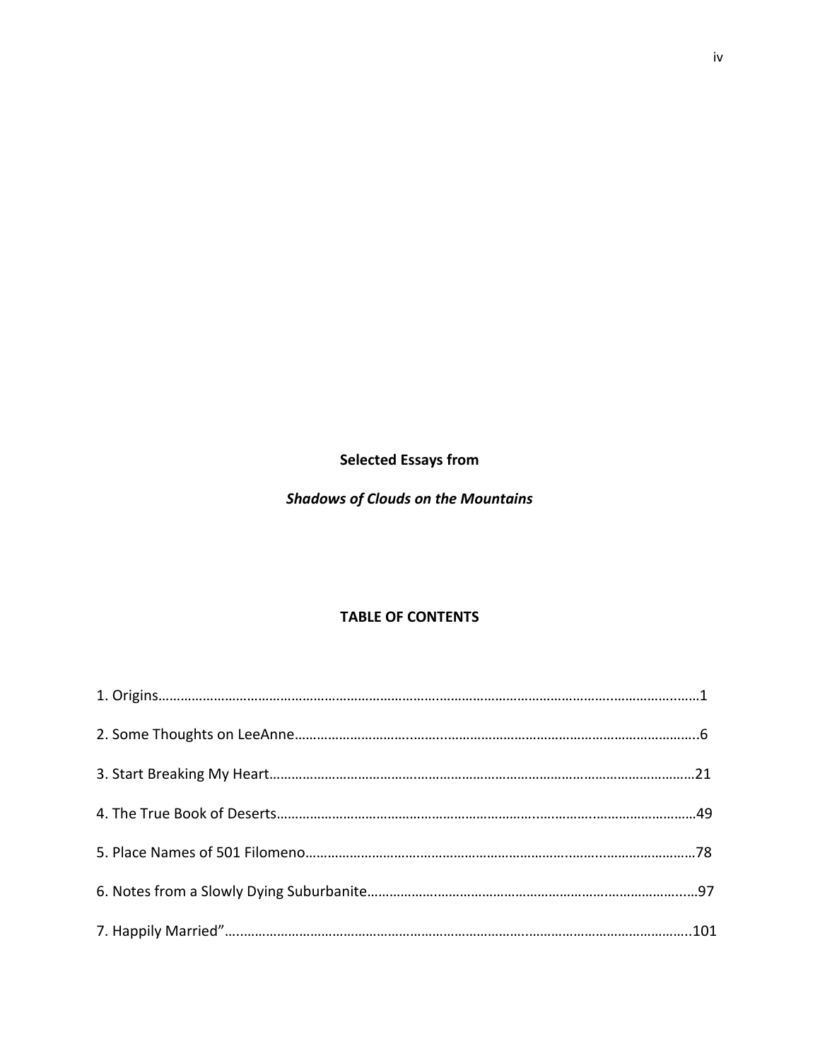**Selected Essays from**

***Shadows of Clouds on the Mountains***

**TABLE OF CONTENTS**

1. Origins……………………………………………………………………………………………………………………………1

2. Some Thoughts on LeeAnne……………………………………………………………………………………………6

3. Start Breaking My Heart…………………………………………………………………………………………………21

4. The True Book of Deserts………………………………………………………………………………………………49

5. Place Names of 501 Filomeno…………………………………………………………………………………………78

6. Notes from a Slowly Dying Suburbanite……………………………………………………………………………97

7. Happily Married"…………………………………………………………………………………………………………101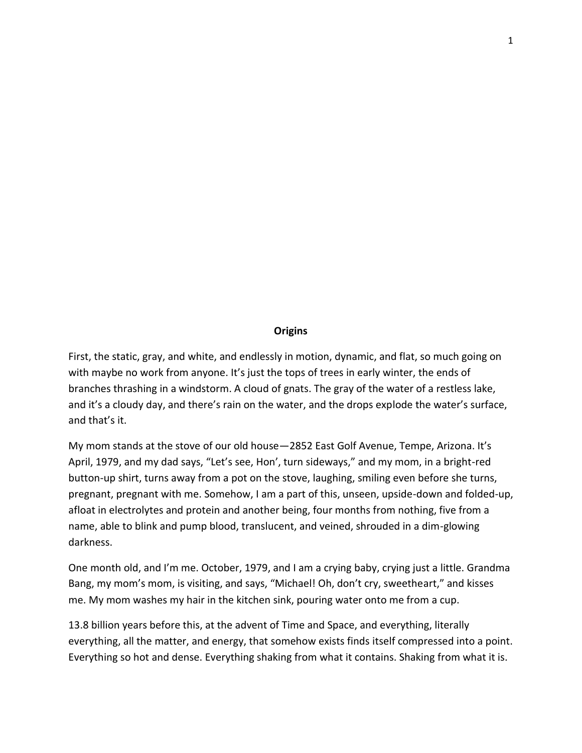## Origins

First, the static, gray, and white, and endlessly in motion, dynamic, and flat, so much going on with maybe no work from anyone. It's just the tops of trees in early winter, the ends of branches thrashing in a windstorm. A cloud of gnats. The gray of the water of a restless lake, and it's a cloudy day, and there's rain on the water, and the drops explode the water's surface, and that's it.

My mom stands at the stove of our old house—2852 East Golf Avenue, Tempe, Arizona. It's April, 1979, and my dad says, "Let's see, Hon', turn sideways," and my mom, in a bright-red button-up shirt, turns away from a pot on the stove, laughing, smiling even before she turns, pregnant, pregnant with me. Somehow, I am a part of this, unseen, upside-down and folded-up, afloat in electrolytes and protein and another being, four months from nothing, five from a name, able to blink and pump blood, translucent, and veined, shrouded in a dim-glowing darkness.

One month old, and I'm me. October, 1979, and I am a crying baby, crying just a little. Grandma Bang, my mom's mom, is visiting, and says, "Michael! Oh, don't cry, sweetheart," and kisses me. My mom washes my hair in the kitchen sink, pouring water onto me from a cup.

13.8 billion years before this, at the advent of Time and Space, and everything, literally everything, all the matter, and energy, that somehow exists finds itself compressed into a point. Everything so hot and dense. Everything shaking from what it contains. Shaking from what it is.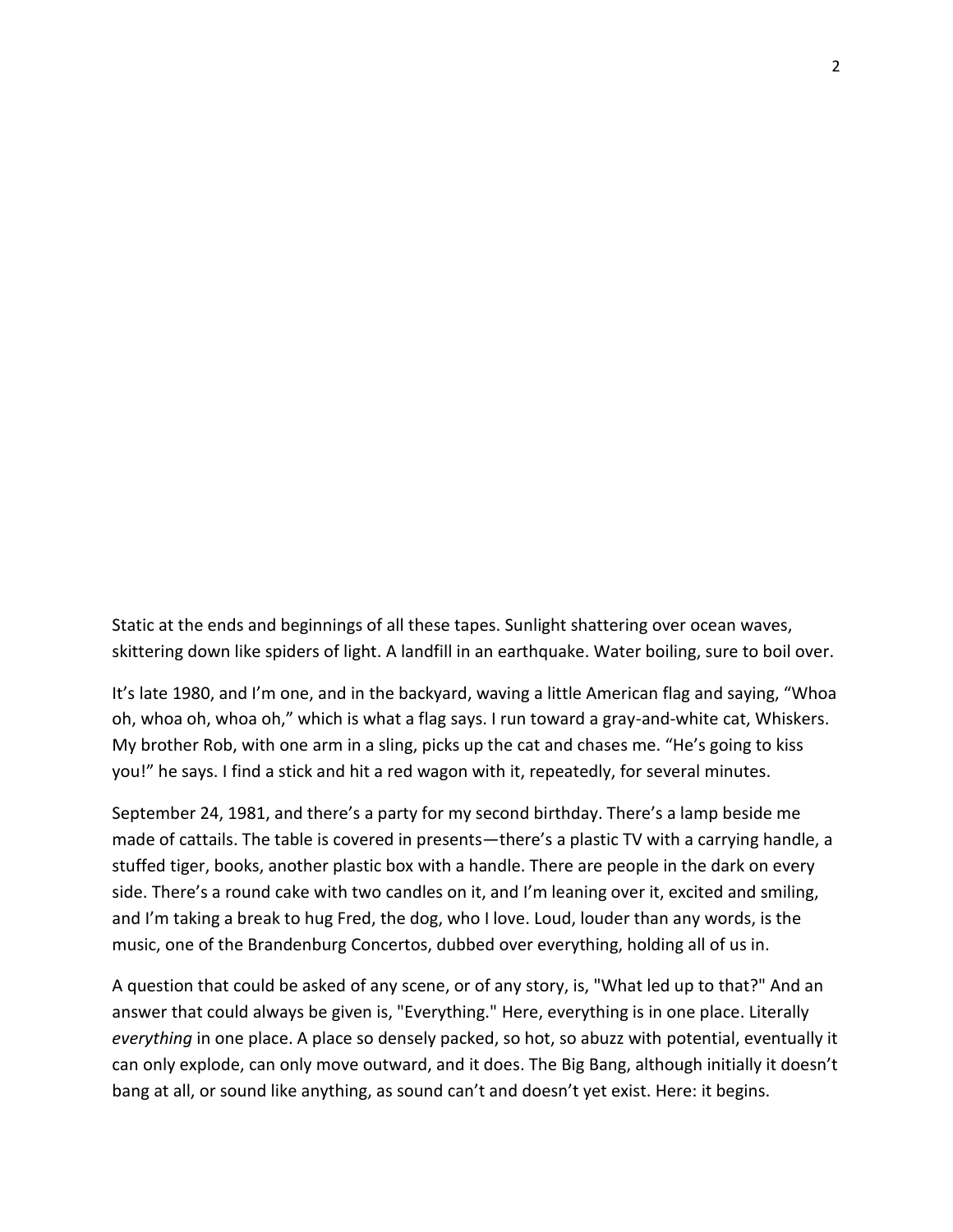Static at the ends and beginnings of all these tapes. Sunlight shattering over ocean waves, skittering down like spiders of light. A landfill in an earthquake. Water boiling, sure to boil over.

It's late 1980, and I'm one, and in the backyard, waving a little American flag and saying, "Whoa oh, whoa oh, whoa oh," which is what a flag says. I run toward a gray-and-white cat, Whiskers. My brother Rob, with one arm in a sling, picks up the cat and chases me. "He's going to kiss you!" he says. I find a stick and hit a red wagon with it, repeatedly, for several minutes.

September 24, 1981, and there's a party for my second birthday. There's a lamp beside me made of cattails. The table is covered in presents—there's a plastic TV with a carrying handle, a stuffed tiger, books, another plastic box with a handle. There are people in the dark on every side. There's a round cake with two candles on it, and I'm leaning over it, excited and smiling, and I'm taking a break to hug Fred, the dog, who I love. Loud, louder than any words, is the music, one of the Brandenburg Concertos, dubbed over everything, holding all of us in.

A question that could be asked of any scene, or of any story, is, "What led up to that?" And an answer that could always be given is, "Everything." Here, everything is in one place. Literally *everything* in one place. A place so densely packed, so hot, so abuzz with potential, eventually it can only explode, can only move outward, and it does. The Big Bang, although initially it doesn't bang at all, or sound like anything, as sound can't and doesn't yet exist. Here: it begins.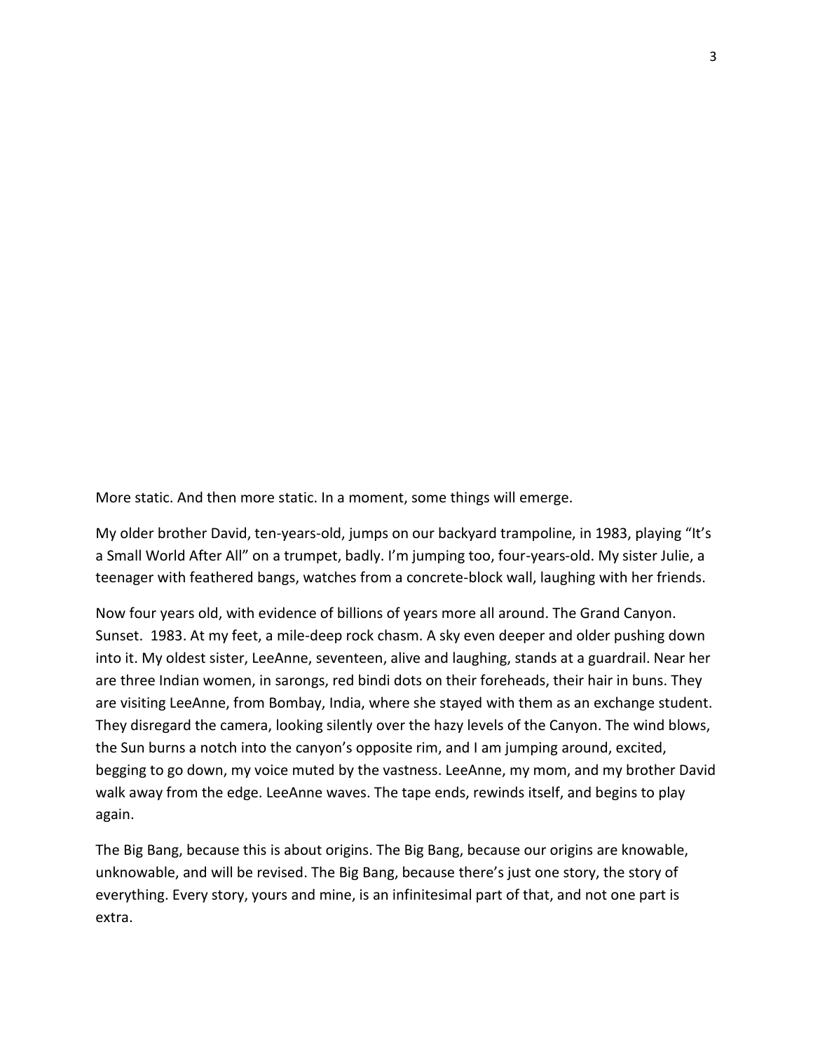More static. And then more static. In a moment, some things will emerge.

My older brother David, ten-years-old, jumps on our backyard trampoline, in 1983, playing “It’s a Small World After All” on a trumpet, badly. I’m jumping too, four-years-old. My sister Julie, a teenager with feathered bangs, watches from a concrete-block wall, laughing with her friends.

Now four years old, with evidence of billions of years more all around. The Grand Canyon. Sunset. 1983. At my feet, a mile-deep rock chasm. A sky even deeper and older pushing down into it. My oldest sister, LeeAnne, seventeen, alive and laughing, stands at a guardrail. Near her are three Indian women, in sarongs, red bindi dots on their foreheads, their hair in buns. They are visiting LeeAnne, from Bombay, India, where she stayed with them as an exchange student. They disregard the camera, looking silently over the hazy levels of the Canyon. The wind blows, the Sun burns a notch into the canyon’s opposite rim, and I am jumping around, excited, begging to go down, my voice muted by the vastness. LeeAnne, my mom, and my brother David walk away from the edge. LeeAnne waves. The tape ends, rewinds itself, and begins to play again.

The Big Bang, because this is about origins. The Big Bang, because our origins are knowable, unknowable, and will be revised. The Big Bang, because there’s just one story, the story of everything. Every story, yours and mine, is an infinitesimal part of that, and not one part is extra.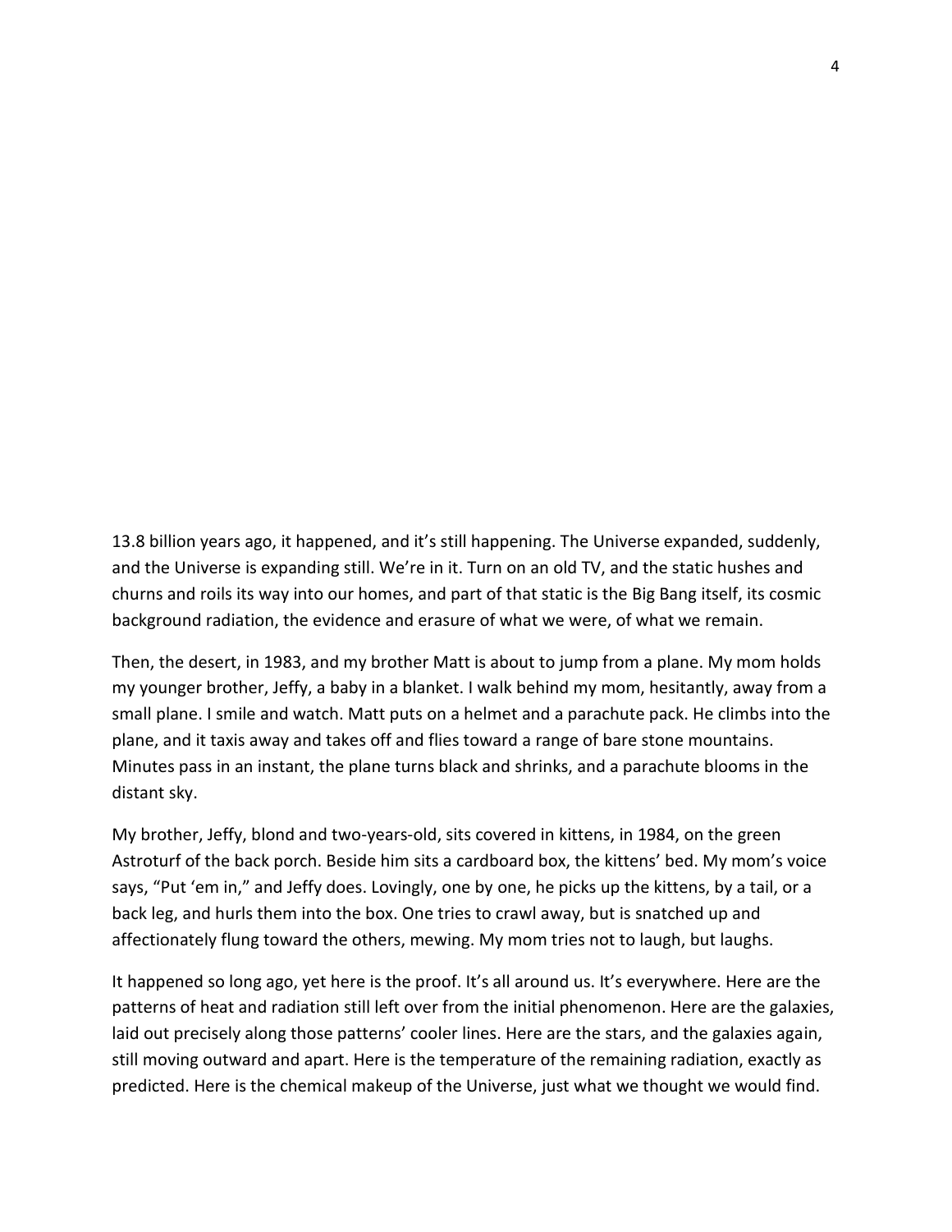13.8 billion years ago, it happened, and it's still happening. The Universe expanded, suddenly, and the Universe is expanding still. We're in it. Turn on an old TV, and the static hushes and churns and roils its way into our homes, and part of that static is the Big Bang itself, its cosmic background radiation, the evidence and erasure of what we were, of what we remain.

Then, the desert, in 1983, and my brother Matt is about to jump from a plane. My mom holds my younger brother, Jeffy, a baby in a blanket. I walk behind my mom, hesitantly, away from a small plane. I smile and watch. Matt puts on a helmet and a parachute pack. He climbs into the plane, and it taxis away and takes off and flies toward a range of bare stone mountains. Minutes pass in an instant, the plane turns black and shrinks, and a parachute blooms in the distant sky.

My brother, Jeffy, blond and two-years-old, sits covered in kittens, in 1984, on the green Astroturf of the back porch. Beside him sits a cardboard box, the kittens' bed. My mom's voice says, "Put 'em in," and Jeffy does. Lovingly, one by one, he picks up the kittens, by a tail, or a back leg, and hurls them into the box. One tries to crawl away, but is snatched up and affectionately flung toward the others, mewing. My mom tries not to laugh, but laughs.

It happened so long ago, yet here is the proof. It's all around us. It's everywhere. Here are the patterns of heat and radiation still left over from the initial phenomenon. Here are the galaxies, laid out precisely along those patterns' cooler lines. Here are the stars, and the galaxies again, still moving outward and apart. Here is the temperature of the remaining radiation, exactly as predicted. Here is the chemical makeup of the Universe, just what we thought we would find.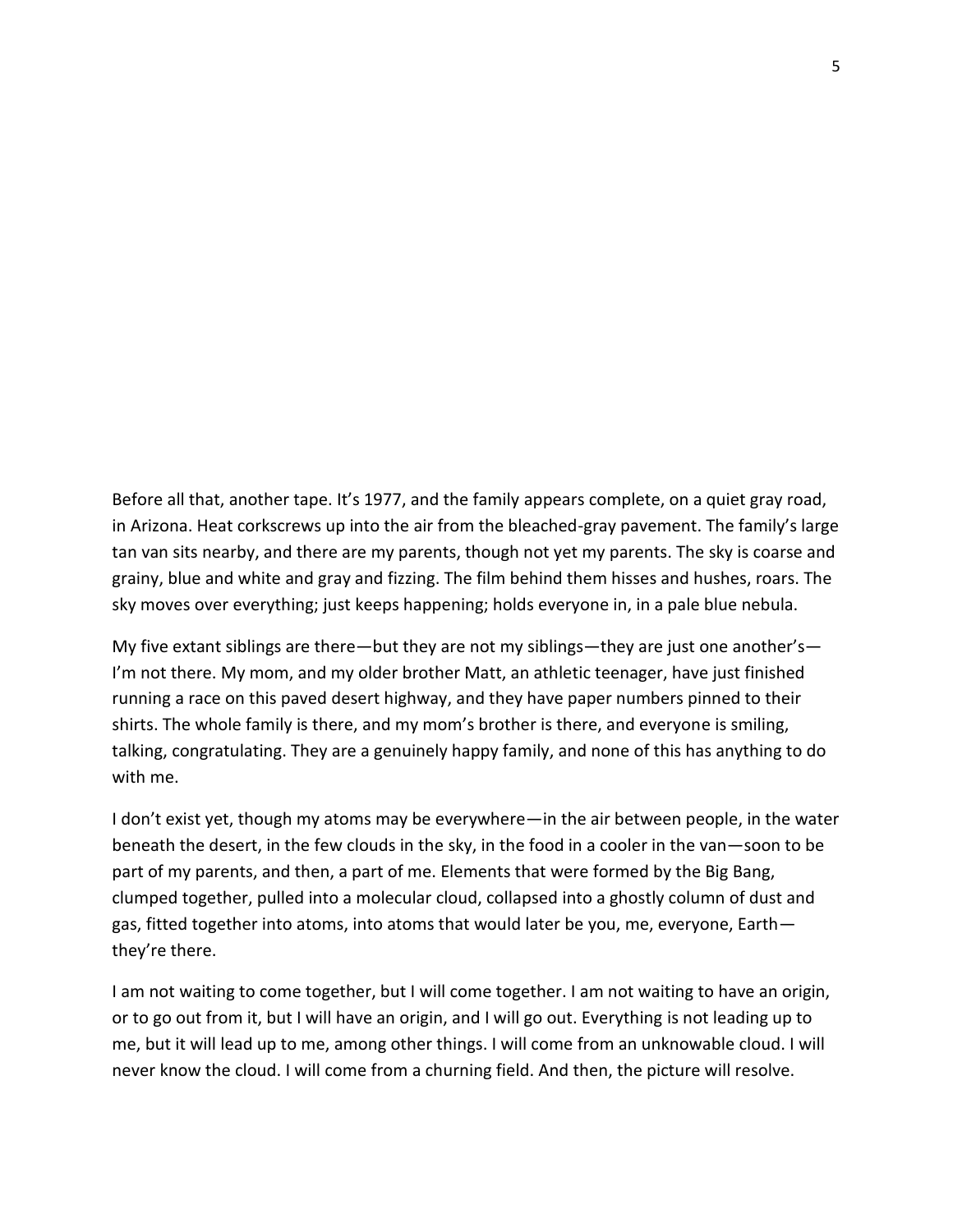Before all that, another tape. It's 1977, and the family appears complete, on a quiet gray road, in Arizona. Heat corkscrews up into the air from the bleached-gray pavement. The family's large tan van sits nearby, and there are my parents, though not yet my parents. The sky is coarse and grainy, blue and white and gray and fizzing. The film behind them hisses and hushes, roars. The sky moves over everything; just keeps happening; holds everyone in, in a pale blue nebula.

My five extant siblings are there—but they are not my siblings—they are just one another's—I'm not there. My mom, and my older brother Matt, an athletic teenager, have just finished running a race on this paved desert highway, and they have paper numbers pinned to their shirts. The whole family is there, and my mom's brother is there, and everyone is smiling, talking, congratulating. They are a genuinely happy family, and none of this has anything to do with me.

I don't exist yet, though my atoms may be everywhere—in the air between people, in the water beneath the desert, in the few clouds in the sky, in the food in a cooler in the van—soon to be part of my parents, and then, a part of me. Elements that were formed by the Big Bang, clumped together, pulled into a molecular cloud, collapsed into a ghostly column of dust and gas, fitted together into atoms, into atoms that would later be you, me, everyone, Earth—they're there.

I am not waiting to come together, but I will come together. I am not waiting to have an origin, or to go out from it, but I will have an origin, and I will go out. Everything is not leading up to me, but it will lead up to me, among other things. I will come from an unknowable cloud. I will never know the cloud. I will come from a churning field. And then, the picture will resolve.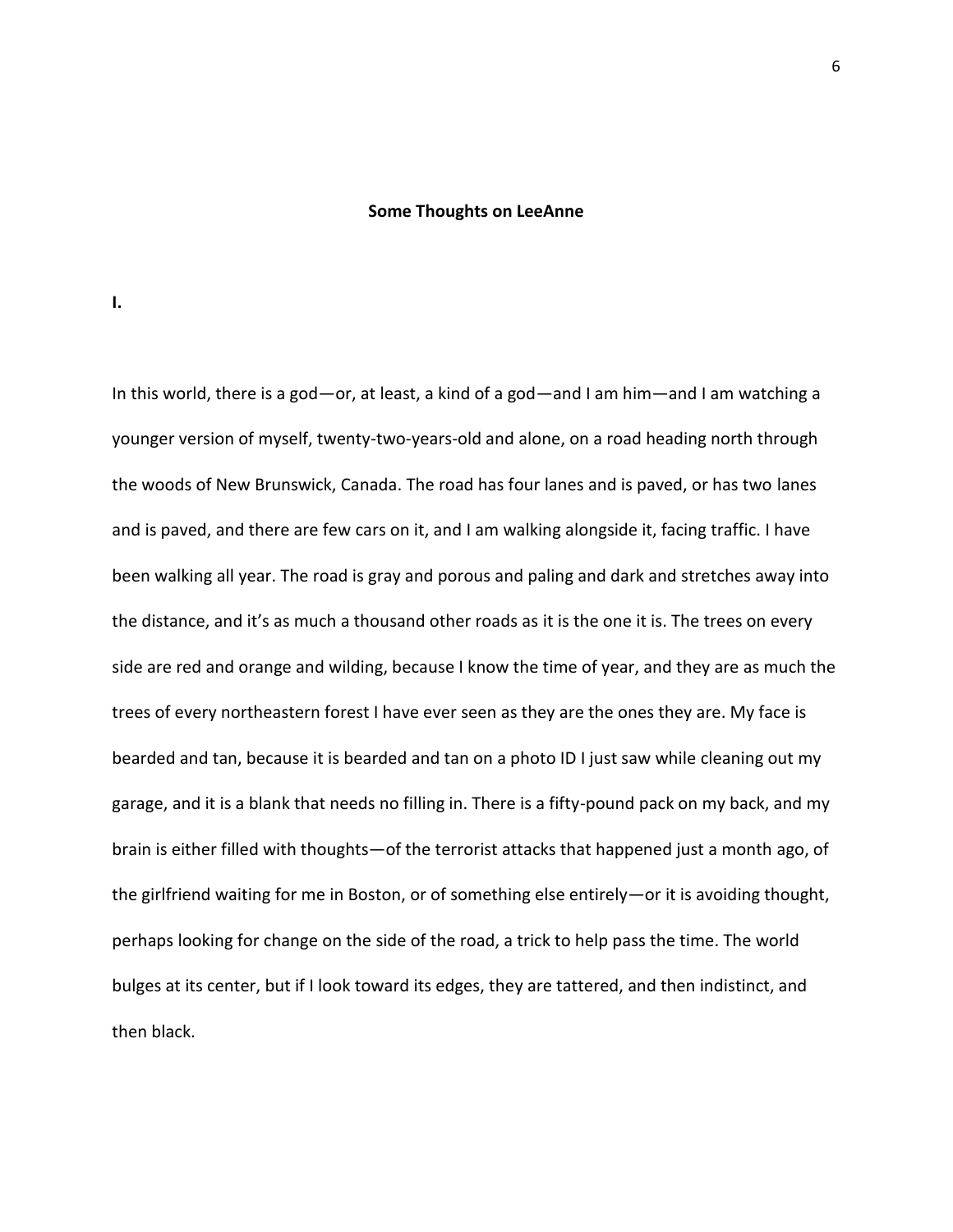## Some Thoughts on LeeAnne

**I.**

In this world, there is a god—or, at least, a kind of a god—and I am him—and I am watching a younger version of myself, twenty-two-years-old and alone, on a road heading north through the woods of New Brunswick, Canada. The road has four lanes and is paved, or has two lanes and is paved, and there are few cars on it, and I am walking alongside it, facing traffic. I have been walking all year. The road is gray and porous and paling and dark and stretches away into the distance, and it's as much a thousand other roads as it is the one it is. The trees on every side are red and orange and wilding, because I know the time of year, and they are as much the trees of every northeastern forest I have ever seen as they are the ones they are. My face is bearded and tan, because it is bearded and tan on a photo ID I just saw while cleaning out my garage, and it is a blank that needs no filling in. There is a fifty-pound pack on my back, and my brain is either filled with thoughts—of the terrorist attacks that happened just a month ago, of the girlfriend waiting for me in Boston, or of something else entirely—or it is avoiding thought, perhaps looking for change on the side of the road, a trick to help pass the time. The world bulges at its center, but if I look toward its edges, they are tattered, and then indistinct, and then black.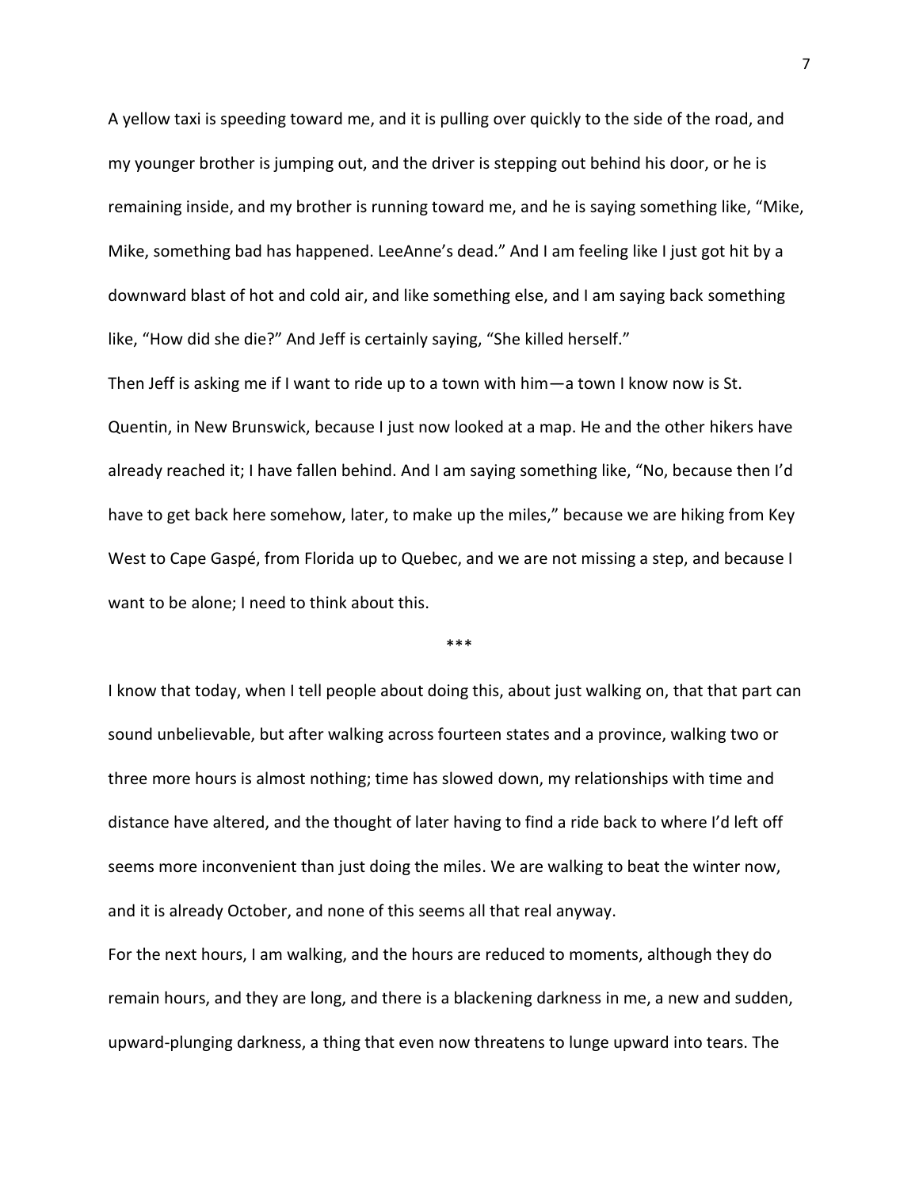A yellow taxi is speeding toward me, and it is pulling over quickly to the side of the road, and my younger brother is jumping out, and the driver is stepping out behind his door, or he is remaining inside, and my brother is running toward me, and he is saying something like, "Mike, Mike, something bad has happened. LeeAnne's dead." And I am feeling like I just got hit by a downward blast of hot and cold air, and like something else, and I am saying back something like, "How did she die?" And Jeff is certainly saying, "She killed herself."

Then Jeff is asking me if I want to ride up to a town with him—a town I know now is St. Quentin, in New Brunswick, because I just now looked at a map. He and the other hikers have already reached it; I have fallen behind. And I am saying something like, "No, because then I'd have to get back here somehow, later, to make up the miles," because we are hiking from Key West to Cape Gaspé, from Florida up to Quebec, and we are not missing a step, and because I want to be alone; I need to think about this.

***

I know that today, when I tell people about doing this, about just walking on, that that part can sound unbelievable, but after walking across fourteen states and a province, walking two or three more hours is almost nothing; time has slowed down, my relationships with time and distance have altered, and the thought of later having to find a ride back to where I'd left off seems more inconvenient than just doing the miles. We are walking to beat the winter now, and it is already October, and none of this seems all that real anyway.

For the next hours, I am walking, and the hours are reduced to moments, although they do remain hours, and they are long, and there is a blackening darkness in me, a new and sudden, upward-plunging darkness, a thing that even now threatens to lunge upward into tears. The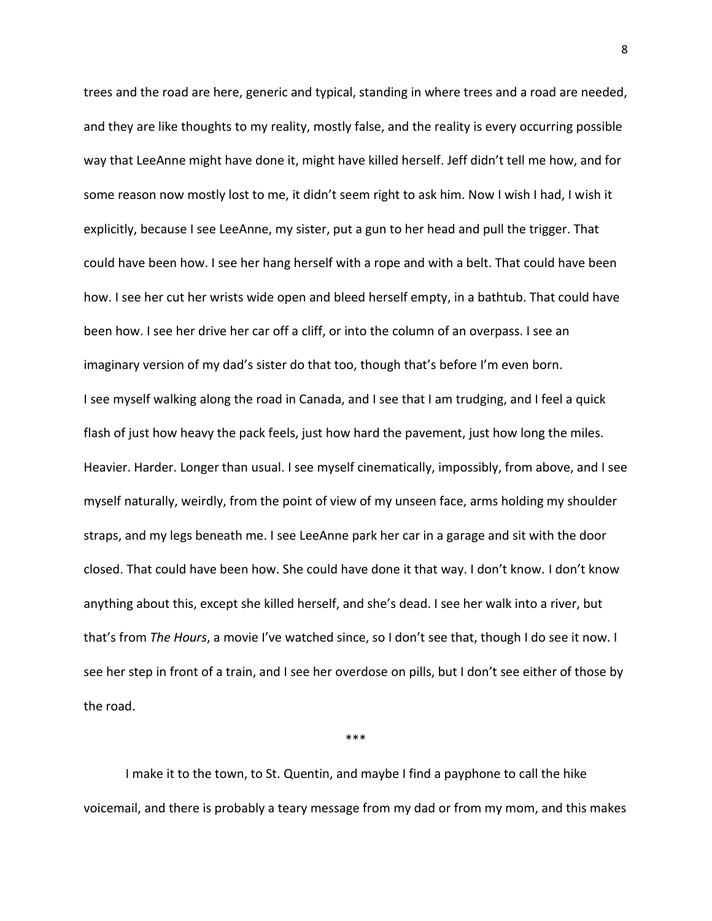trees and the road are here, generic and typical, standing in where trees and a road are needed, and they are like thoughts to my reality, mostly false, and the reality is every occurring possible way that LeeAnne might have done it, might have killed herself. Jeff didn't tell me how, and for some reason now mostly lost to me, it didn't seem right to ask him. Now I wish I had, I wish it explicitly, because I see LeeAnne, my sister, put a gun to her head and pull the trigger. That could have been how. I see her hang herself with a rope and with a belt. That could have been how. I see her cut her wrists wide open and bleed herself empty, in a bathtub. That could have been how. I see her drive her car off a cliff, or into the column of an overpass. I see an imaginary version of my dad's sister do that too, though that's before I'm even born.

I see myself walking along the road in Canada, and I see that I am trudging, and I feel a quick flash of just how heavy the pack feels, just how hard the pavement, just how long the miles. Heavier. Harder. Longer than usual. I see myself cinematically, impossibly, from above, and I see myself naturally, weirdly, from the point of view of my unseen face, arms holding my shoulder straps, and my legs beneath me. I see LeeAnne park her car in a garage and sit with the door closed. That could have been how. She could have done it that way. I don't know. I don't know anything about this, except she killed herself, and she's dead. I see her walk into a river, but that's from *The Hours*, a movie I've watched since, so I don't see that, though I do see it now. I see her step in front of a train, and I see her overdose on pills, but I don't see either of those by the road.

\*\*\*

I make it to the town, to St. Quentin, and maybe I find a payphone to call the hike voicemail, and there is probably a teary message from my dad or from my mom, and this makes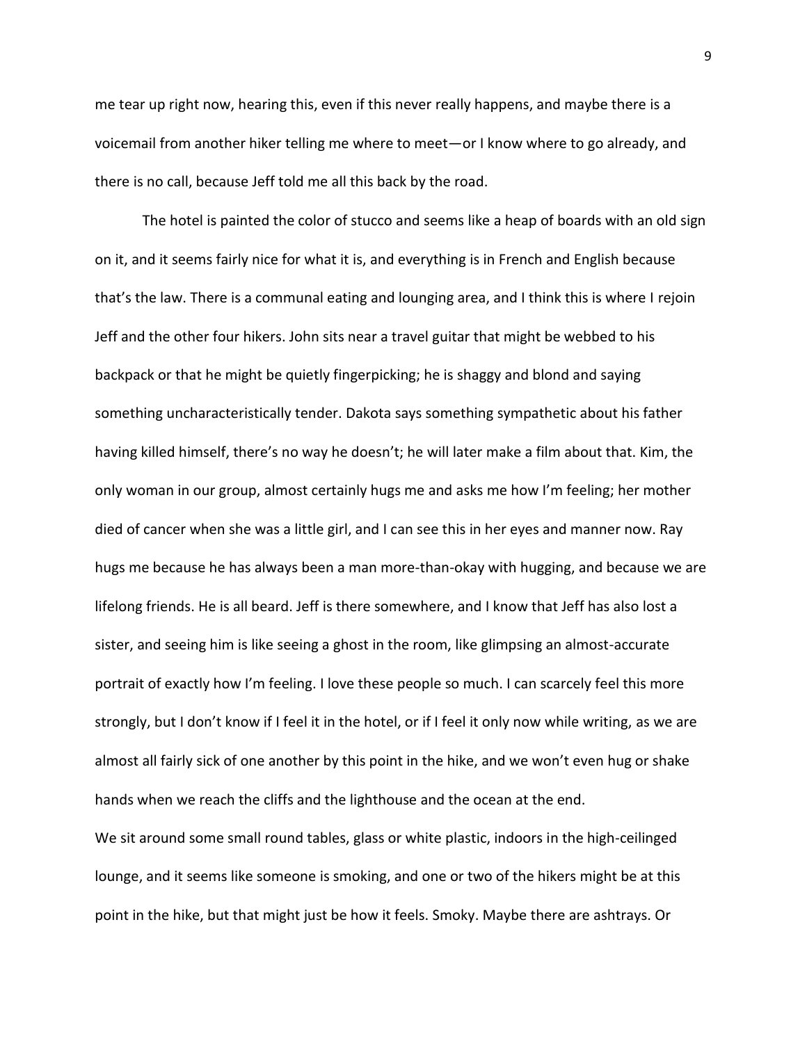me tear up right now, hearing this, even if this never really happens, and maybe there is a voicemail from another hiker telling me where to meet—or I know where to go already, and there is no call, because Jeff told me all this back by the road.

The hotel is painted the color of stucco and seems like a heap of boards with an old sign on it, and it seems fairly nice for what it is, and everything is in French and English because that's the law. There is a communal eating and lounging area, and I think this is where I rejoin Jeff and the other four hikers. John sits near a travel guitar that might be webbed to his backpack or that he might be quietly fingerpicking; he is shaggy and blond and saying something uncharacteristically tender. Dakota says something sympathetic about his father having killed himself, there's no way he doesn't; he will later make a film about that. Kim, the only woman in our group, almost certainly hugs me and asks me how I'm feeling; her mother died of cancer when she was a little girl, and I can see this in her eyes and manner now. Ray hugs me because he has always been a man more-than-okay with hugging, and because we are lifelong friends. He is all beard. Jeff is there somewhere, and I know that Jeff has also lost a sister, and seeing him is like seeing a ghost in the room, like glimpsing an almost-accurate portrait of exactly how I'm feeling. I love these people so much. I can scarcely feel this more strongly, but I don't know if I feel it in the hotel, or if I feel it only now while writing, as we are almost all fairly sick of one another by this point in the hike, and we won't even hug or shake hands when we reach the cliffs and the lighthouse and the ocean at the end.

We sit around some small round tables, glass or white plastic, indoors in the high-ceilinged lounge, and it seems like someone is smoking, and one or two of the hikers might be at this point in the hike, but that might just be how it feels. Smoky. Maybe there are ashtrays. Or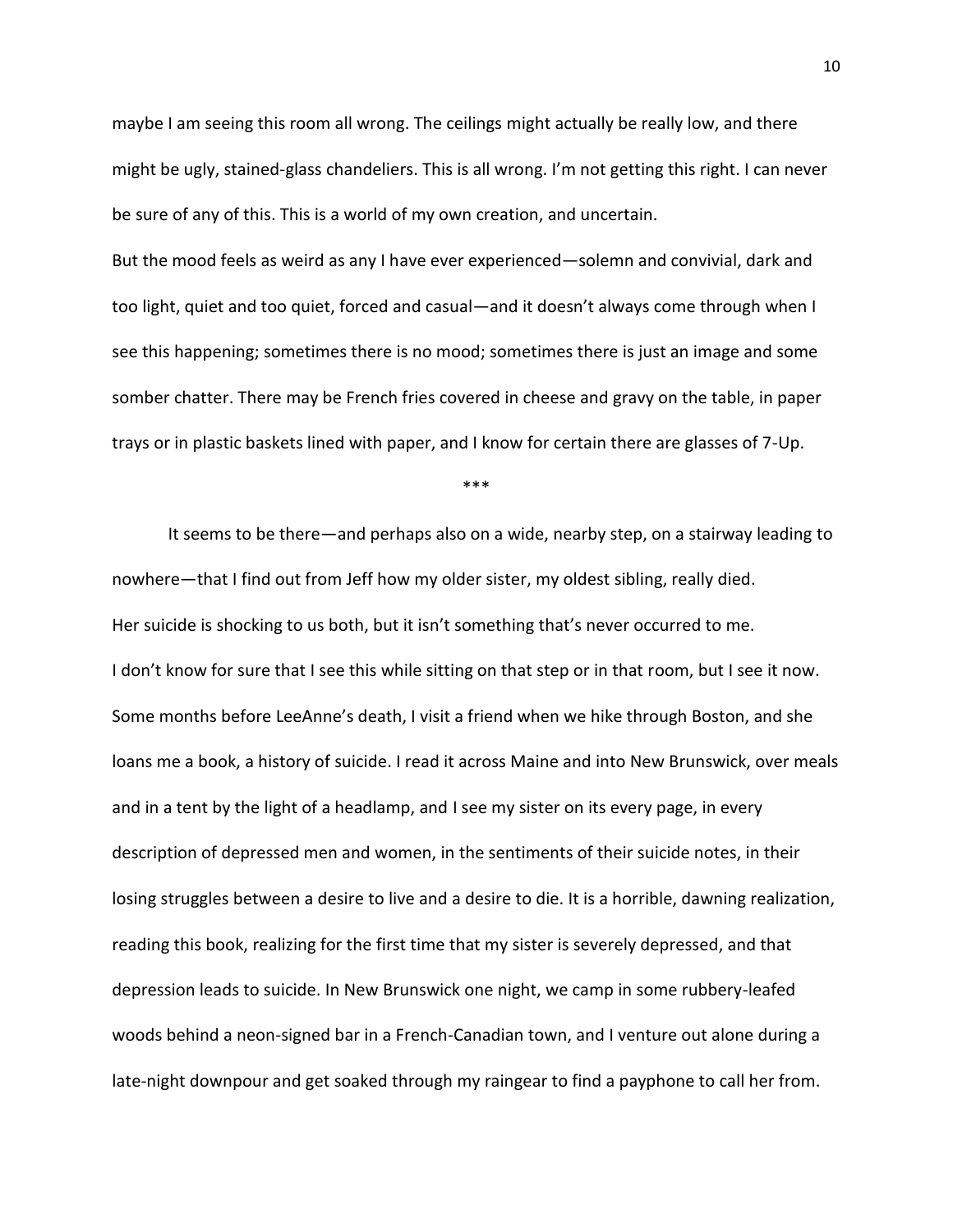maybe I am seeing this room all wrong. The ceilings might actually be really low, and there might be ugly, stained-glass chandeliers. This is all wrong. I'm not getting this right. I can never be sure of any of this. This is a world of my own creation, and uncertain.

But the mood feels as weird as any I have ever experienced—solemn and convivial, dark and too light, quiet and too quiet, forced and casual—and it doesn't always come through when I see this happening; sometimes there is no mood; sometimes there is just an image and some somber chatter. There may be French fries covered in cheese and gravy on the table, in paper trays or in plastic baskets lined with paper, and I know for certain there are glasses of 7-Up.

\*\*\*

It seems to be there—and perhaps also on a wide, nearby step, on a stairway leading to nowhere—that I find out from Jeff how my older sister, my oldest sibling, really died.

Her suicide is shocking to us both, but it isn't something that's never occurred to me.

I don't know for sure that I see this while sitting on that step or in that room, but I see it now. Some months before LeeAnne's death, I visit a friend when we hike through Boston, and she loans me a book, a history of suicide. I read it across Maine and into New Brunswick, over meals and in a tent by the light of a headlamp, and I see my sister on its every page, in every description of depressed men and women, in the sentiments of their suicide notes, in their losing struggles between a desire to live and a desire to die. It is a horrible, dawning realization, reading this book, realizing for the first time that my sister is severely depressed, and that depression leads to suicide. In New Brunswick one night, we camp in some rubbery-leafed woods behind a neon-signed bar in a French-Canadian town, and I venture out alone during a late-night downpour and get soaked through my raingear to find a payphone to call her from.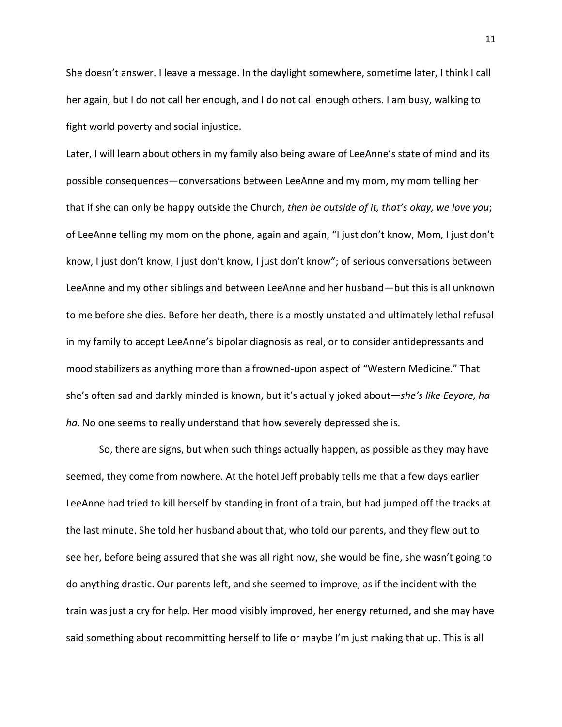She doesn't answer. I leave a message. In the daylight somewhere, sometime later, I think I call her again, but I do not call her enough, and I do not call enough others. I am busy, walking to fight world poverty and social injustice.

Later, I will learn about others in my family also being aware of LeeAnne's state of mind and its possible consequences—conversations between LeeAnne and my mom, my mom telling her that if she can only be happy outside the Church, *then be outside of it, that's okay, we love you*; of LeeAnne telling my mom on the phone, again and again, "I just don't know, Mom, I just don't know, I just don't know, I just don't know, I just don't know"; of serious conversations between LeeAnne and my other siblings and between LeeAnne and her husband—but this is all unknown to me before she dies. Before her death, there is a mostly unstated and ultimately lethal refusal in my family to accept LeeAnne's bipolar diagnosis as real, or to consider antidepressants and mood stabilizers as anything more than a frowned-upon aspect of "Western Medicine." That she's often sad and darkly minded is known, but it's actually joked about—*she's like Eeyore, ha ha*. No one seems to really understand that how severely depressed she is.

So, there are signs, but when such things actually happen, as possible as they may have seemed, they come from nowhere. At the hotel Jeff probably tells me that a few days earlier LeeAnne had tried to kill herself by standing in front of a train, but had jumped off the tracks at the last minute. She told her husband about that, who told our parents, and they flew out to see her, before being assured that she was all right now, she would be fine, she wasn't going to do anything drastic. Our parents left, and she seemed to improve, as if the incident with the train was just a cry for help. Her mood visibly improved, her energy returned, and she may have said something about recommitting herself to life or maybe I'm just making that up. This is all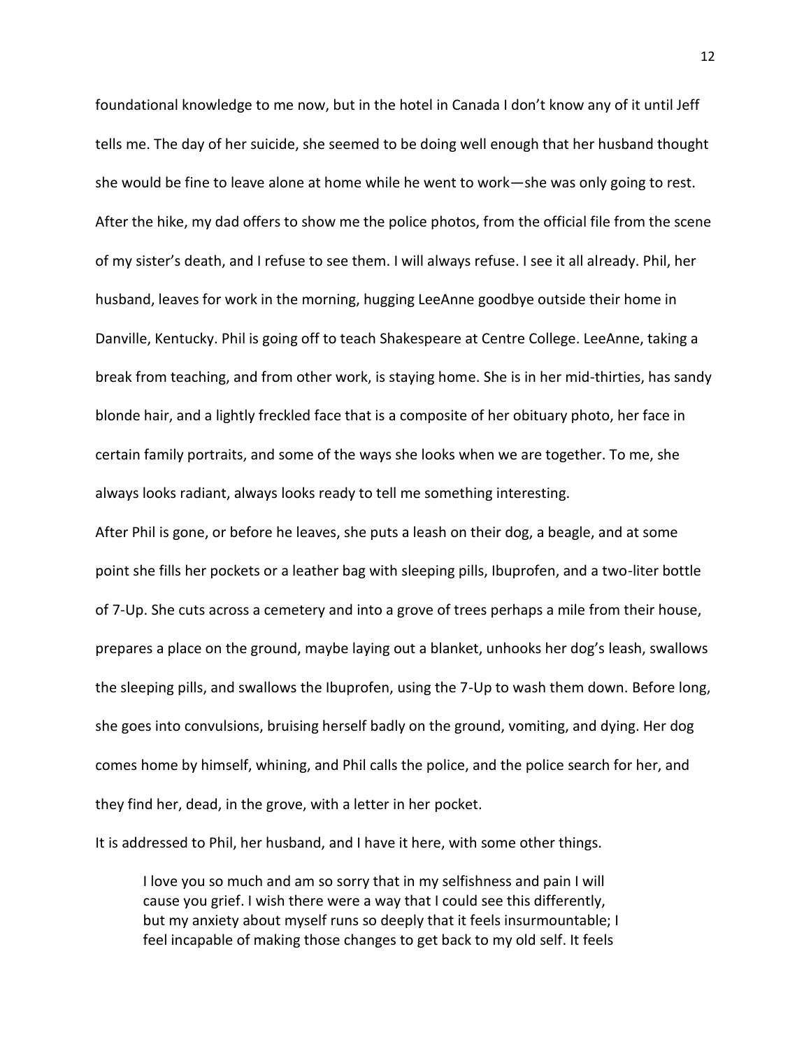foundational knowledge to me now, but in the hotel in Canada I don't know any of it until Jeff tells me. The day of her suicide, she seemed to be doing well enough that her husband thought she would be fine to leave alone at home while he went to work—she was only going to rest. After the hike, my dad offers to show me the police photos, from the official file from the scene of my sister's death, and I refuse to see them. I will always refuse. I see it all already. Phil, her husband, leaves for work in the morning, hugging LeeAnne goodbye outside their home in Danville, Kentucky. Phil is going off to teach Shakespeare at Centre College. LeeAnne, taking a break from teaching, and from other work, is staying home. She is in her mid-thirties, has sandy blonde hair, and a lightly freckled face that is a composite of her obituary photo, her face in certain family portraits, and some of the ways she looks when we are together. To me, she always looks radiant, always looks ready to tell me something interesting.

After Phil is gone, or before he leaves, she puts a leash on their dog, a beagle, and at some point she fills her pockets or a leather bag with sleeping pills, Ibuprofen, and a two-liter bottle of 7-Up. She cuts across a cemetery and into a grove of trees perhaps a mile from their house, prepares a place on the ground, maybe laying out a blanket, unhooks her dog's leash, swallows the sleeping pills, and swallows the Ibuprofen, using the 7-Up to wash them down. Before long, she goes into convulsions, bruising herself badly on the ground, vomiting, and dying. Her dog comes home by himself, whining, and Phil calls the police, and the police search for her, and they find her, dead, in the grove, with a letter in her pocket.

It is addressed to Phil, her husband, and I have it here, with some other things.

> I love you so much and am so sorry that in my selfishness and pain I will cause you grief. I wish there were a way that I could see this differently, but my anxiety about myself runs so deeply that it feels insurmountable; I feel incapable of making those changes to get back to my old self. It feels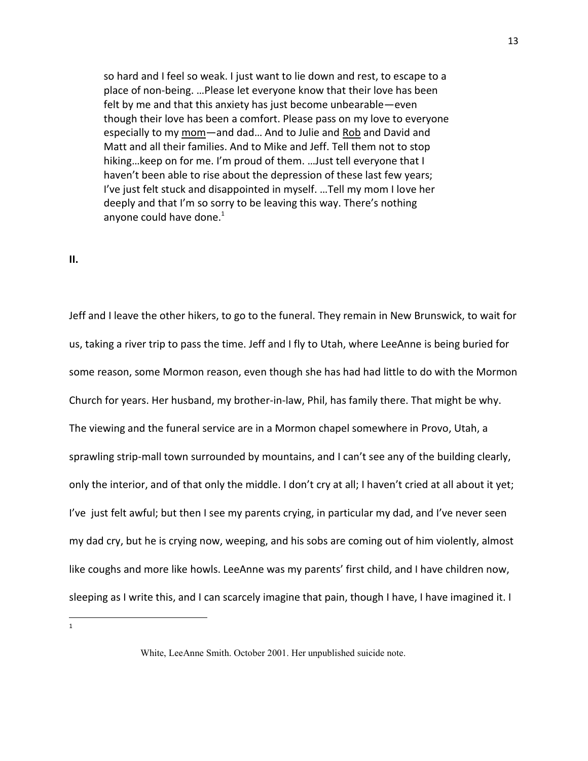> so hard and I feel so weak. I just want to lie down and rest, to escape to a place of non-being. …Please let everyone know that their love has been felt by me and that this anxiety has just become unbearable—even though their love has been a comfort. Please pass on my love to everyone especially to my <u>mom</u>—and dad… And to Julie and <u>Rob</u> and David and Matt and all their families. And to Mike and Jeff. Tell them not to stop hiking…keep on for me. I'm proud of them. …Just tell everyone that I haven't been able to rise about the depression of these last few years; I've just felt stuck and disappointed in myself. …Tell my mom I love her deeply and that I'm so sorry to be leaving this way. There's nothing anyone could have done.[1]

**II.**

Jeff and I leave the other hikers, to go to the funeral. They remain in New Brunswick, to wait for us, taking a river trip to pass the time. Jeff and I fly to Utah, where LeeAnne is being buried for some reason, some Mormon reason, even though she has had had little to do with the Mormon Church for years. Her husband, my brother-in-law, Phil, has family there. That might be why. The viewing and the funeral service are in a Mormon chapel somewhere in Provo, Utah, a sprawling strip-mall town surrounded by mountains, and I can't see any of the building clearly, only the interior, and of that only the middle. I don't cry at all; I haven't cried at all about it yet; I've just felt awful; but then I see my parents crying, in particular my dad, and I've never seen my dad cry, but he is crying now, weeping, and his sobs are coming out of him violently, almost like coughs and more like howls. LeeAnne was my parents' first child, and I have children now, sleeping as I write this, and I can scarcely imagine that pain, though I have, I have imagined it. I

---

[1] White, LeeAnne Smith. October 2001. Her unpublished suicide note.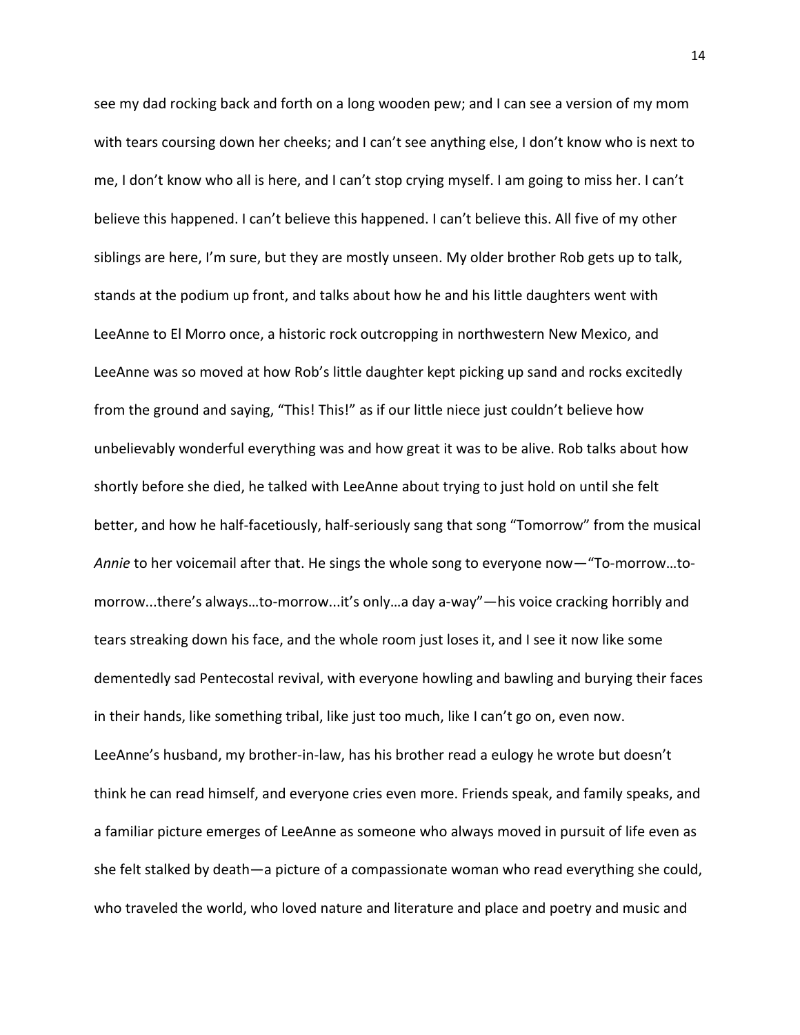see my dad rocking back and forth on a long wooden pew; and I can see a version of my mom with tears coursing down her cheeks; and I can't see anything else, I don't know who is next to me, I don't know who all is here, and I can't stop crying myself. I am going to miss her. I can't believe this happened. I can't believe this happened. I can't believe this. All five of my other siblings are here, I'm sure, but they are mostly unseen. My older brother Rob gets up to talk, stands at the podium up front, and talks about how he and his little daughters went with LeeAnne to El Morro once, a historic rock outcropping in northwestern New Mexico, and LeeAnne was so moved at how Rob's little daughter kept picking up sand and rocks excitedly from the ground and saying, "This! This!" as if our little niece just couldn't believe how unbelievably wonderful everything was and how great it was to be alive. Rob talks about how shortly before she died, he talked with LeeAnne about trying to just hold on until she felt better, and how he half-facetiously, half-seriously sang that song "Tomorrow" from the musical *Annie* to her voicemail after that. He sings the whole song to everyone now—"To-morrow…to-morrow...there's always…to-morrow...it's only…a day a-way"—his voice cracking horribly and tears streaking down his face, and the whole room just loses it, and I see it now like some dementedly sad Pentecostal revival, with everyone howling and bawling and burying their faces in their hands, like something tribal, like just too much, like I can't go on, even now. LeeAnne's husband, my brother-in-law, has his brother read a eulogy he wrote but doesn't think he can read himself, and everyone cries even more. Friends speak, and family speaks, and a familiar picture emerges of LeeAnne as someone who always moved in pursuit of life even as she felt stalked by death—a picture of a compassionate woman who read everything she could, who traveled the world, who loved nature and literature and place and poetry and music and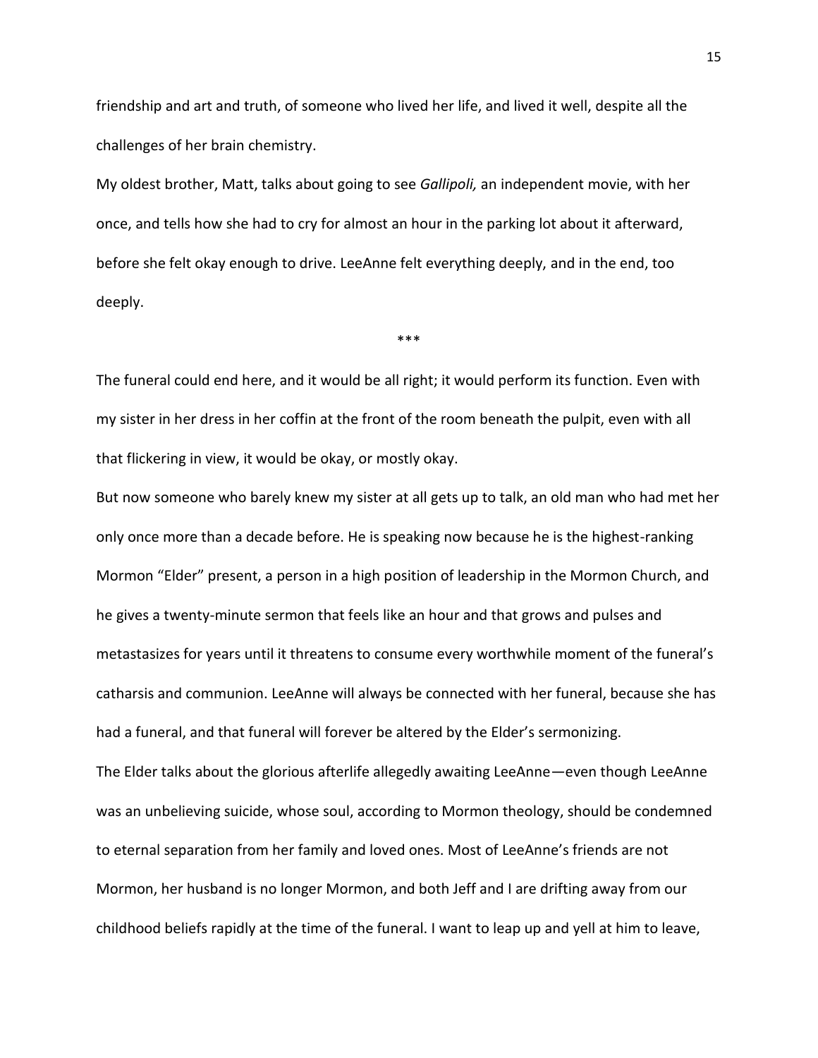friendship and art and truth, of someone who lived her life, and lived it well, despite all the challenges of her brain chemistry.

My oldest brother, Matt, talks about going to see *Gallipoli,* an independent movie, with her once, and tells how she had to cry for almost an hour in the parking lot about it afterward, before she felt okay enough to drive. LeeAnne felt everything deeply, and in the end, too deeply.

***

The funeral could end here, and it would be all right; it would perform its function. Even with my sister in her dress in her coffin at the front of the room beneath the pulpit, even with all that flickering in view, it would be okay, or mostly okay.

But now someone who barely knew my sister at all gets up to talk, an old man who had met her only once more than a decade before. He is speaking now because he is the highest-ranking Mormon "Elder" present, a person in a high position of leadership in the Mormon Church, and he gives a twenty-minute sermon that feels like an hour and that grows and pulses and metastasizes for years until it threatens to consume every worthwhile moment of the funeral's catharsis and communion. LeeAnne will always be connected with her funeral, because she has had a funeral, and that funeral will forever be altered by the Elder's sermonizing.

The Elder talks about the glorious afterlife allegedly awaiting LeeAnne—even though LeeAnne was an unbelieving suicide, whose soul, according to Mormon theology, should be condemned to eternal separation from her family and loved ones. Most of LeeAnne's friends are not Mormon, her husband is no longer Mormon, and both Jeff and I are drifting away from our childhood beliefs rapidly at the time of the funeral. I want to leap up and yell at him to leave,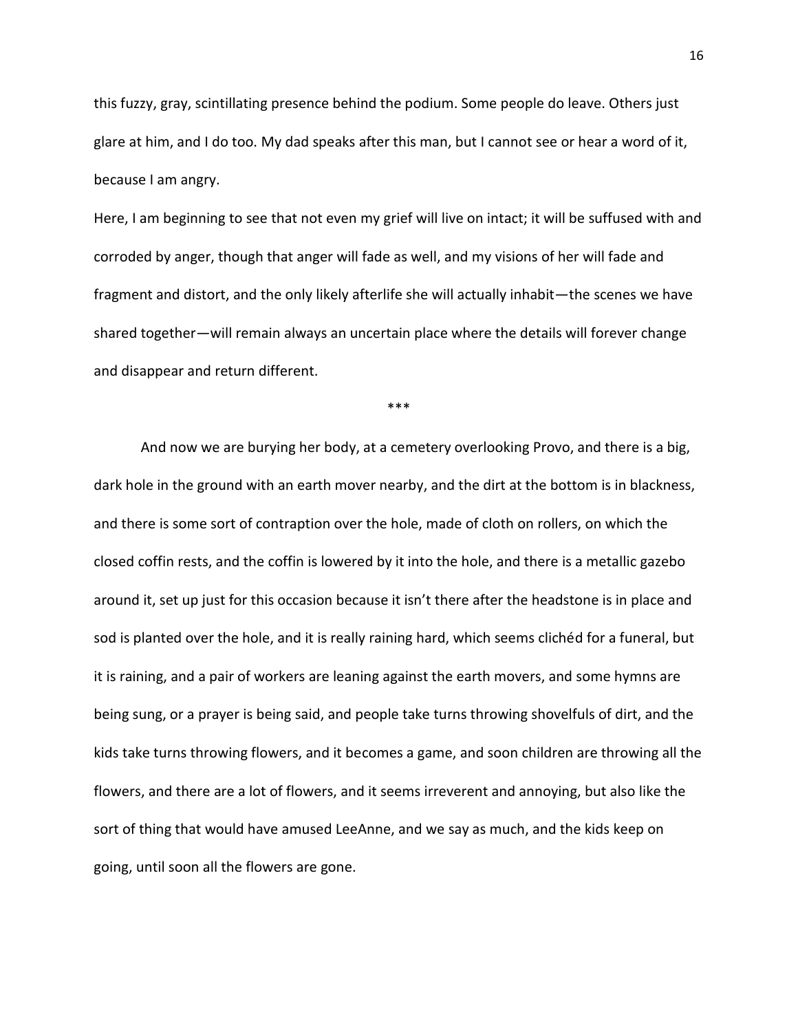this fuzzy, gray, scintillating presence behind the podium. Some people do leave. Others just glare at him, and I do too. My dad speaks after this man, but I cannot see or hear a word of it, because I am angry.

Here, I am beginning to see that not even my grief will live on intact; it will be suffused with and corroded by anger, though that anger will fade as well, and my visions of her will fade and fragment and distort, and the only likely afterlife she will actually inhabit—the scenes we have shared together—will remain always an uncertain place where the details will forever change and disappear and return different.

\*\*\*

And now we are burying her body, at a cemetery overlooking Provo, and there is a big, dark hole in the ground with an earth mover nearby, and the dirt at the bottom is in blackness, and there is some sort of contraption over the hole, made of cloth on rollers, on which the closed coffin rests, and the coffin is lowered by it into the hole, and there is a metallic gazebo around it, set up just for this occasion because it isn't there after the headstone is in place and sod is planted over the hole, and it is really raining hard, which seems clichéd for a funeral, but it is raining, and a pair of workers are leaning against the earth movers, and some hymns are being sung, or a prayer is being said, and people take turns throwing shovelfuls of dirt, and the kids take turns throwing flowers, and it becomes a game, and soon children are throwing all the flowers, and there are a lot of flowers, and it seems irreverent and annoying, but also like the sort of thing that would have amused LeeAnne, and we say as much, and the kids keep on going, until soon all the flowers are gone.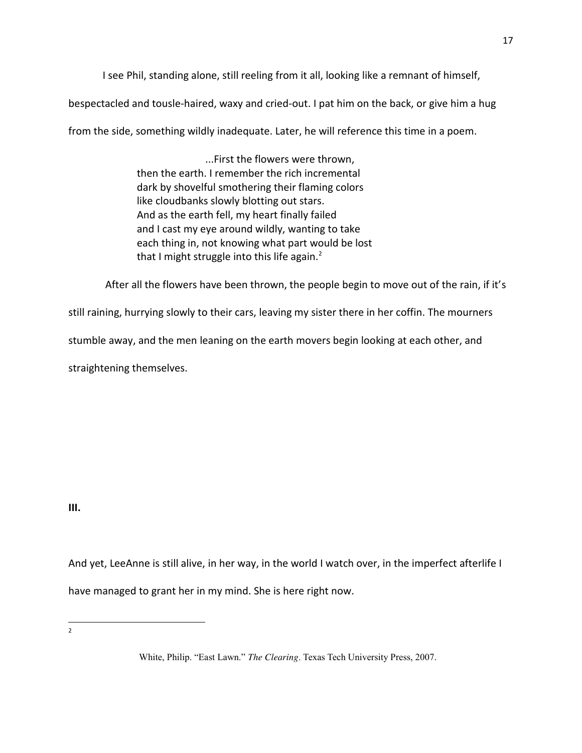I see Phil, standing alone, still reeling from it all, looking like a remnant of himself, bespectacled and tousle-haired, waxy and cried-out. I pat him on the back, or give him a hug from the side, something wildly inadequate. Later, he will reference this time in a poem.

> ...First the flowers were thrown,
> then the earth. I remember the rich incremental
> dark by shovelful smothering their flaming colors
> like cloudbanks slowly blotting out stars.
> And as the earth fell, my heart finally failed
> and I cast my eye around wildly, wanting to take
> each thing in, not knowing what part would be lost
> that I might struggle into this life again.[2]

After all the flowers have been thrown, the people begin to move out of the rain, if it's still raining, hurrying slowly to their cars, leaving my sister there in her coffin. The mourners stumble away, and the men leaning on the earth movers begin looking at each other, and straightening themselves.

**III.**

And yet, LeeAnne is still alive, in her way, in the world I watch over, in the imperfect afterlife I have managed to grant her in my mind. She is here right now.

---

[2] White, Philip. "East Lawn." *The Clearing*. Texas Tech University Press, 2007.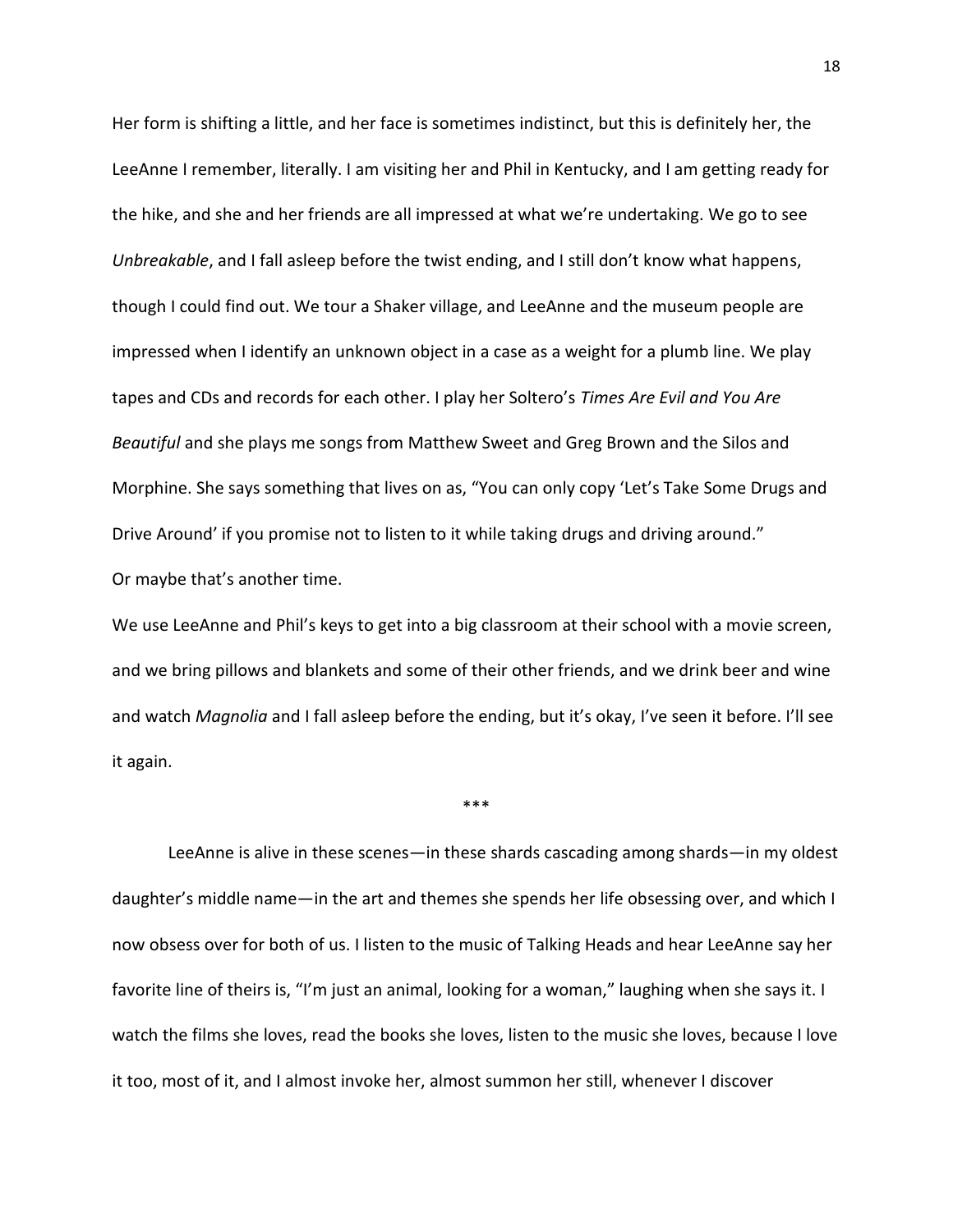Her form is shifting a little, and her face is sometimes indistinct, but this is definitely her, the LeeAnne I remember, literally. I am visiting her and Phil in Kentucky, and I am getting ready for the hike, and she and her friends are all impressed at what we're undertaking. We go to see *Unbreakable*, and I fall asleep before the twist ending, and I still don't know what happens, though I could find out. We tour a Shaker village, and LeeAnne and the museum people are impressed when I identify an unknown object in a case as a weight for a plumb line. We play tapes and CDs and records for each other. I play her Soltero's *Times Are Evil and You Are Beautiful* and she plays me songs from Matthew Sweet and Greg Brown and the Silos and Morphine. She says something that lives on as, "You can only copy 'Let's Take Some Drugs and Drive Around' if you promise not to listen to it while taking drugs and driving around."

Or maybe that's another time.

We use LeeAnne and Phil's keys to get into a big classroom at their school with a movie screen, and we bring pillows and blankets and some of their other friends, and we drink beer and wine and watch *Magnolia* and I fall asleep before the ending, but it's okay, I've seen it before. I'll see it again.

\*\*\*

LeeAnne is alive in these scenes—in these shards cascading among shards—in my oldest daughter's middle name—in the art and themes she spends her life obsessing over, and which I now obsess over for both of us. I listen to the music of Talking Heads and hear LeeAnne say her favorite line of theirs is, "I'm just an animal, looking for a woman," laughing when she says it. I watch the films she loves, read the books she loves, listen to the music she loves, because I love it too, most of it, and I almost invoke her, almost summon her still, whenever I discover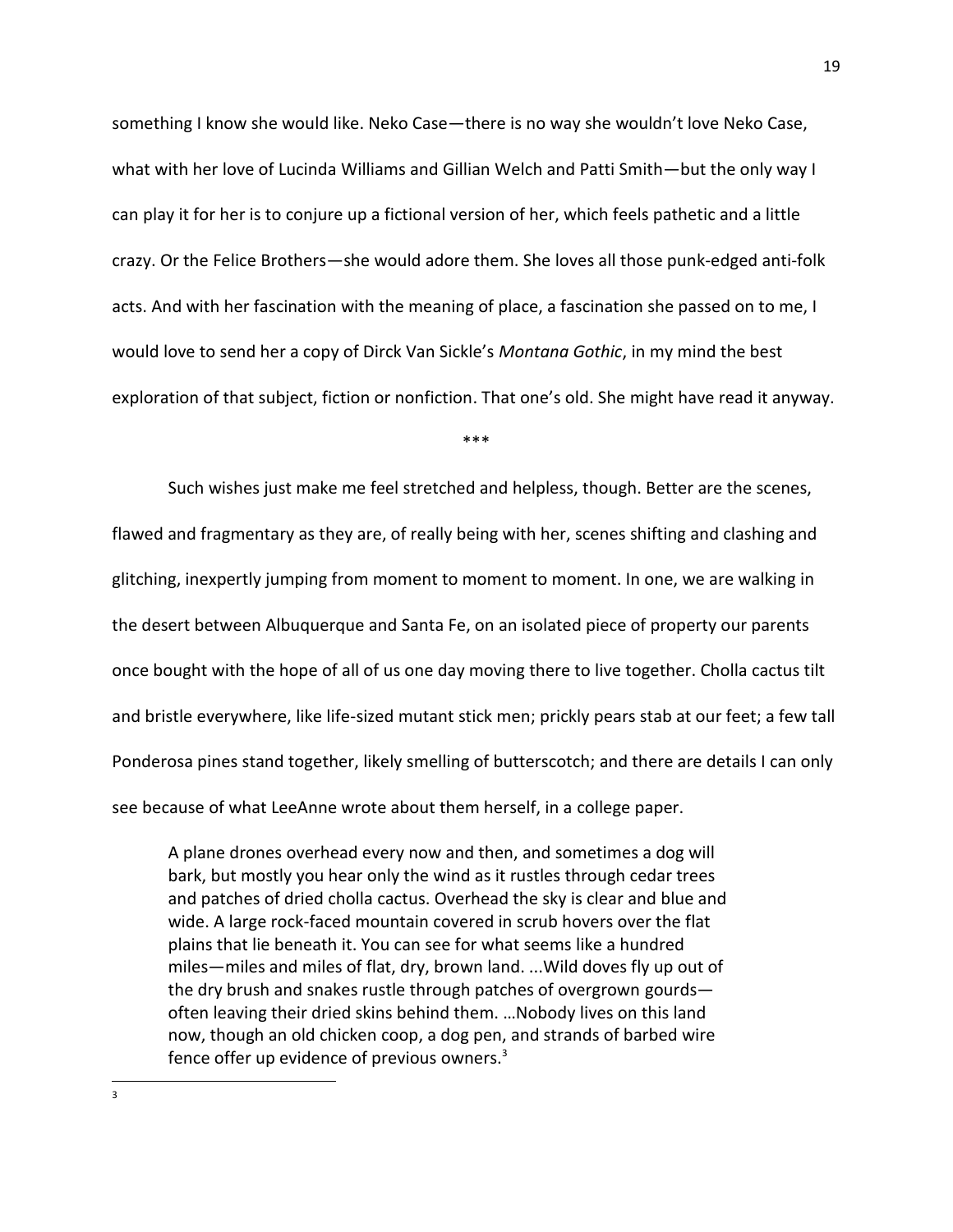something I know she would like. Neko Case—there is no way she wouldn't love Neko Case, what with her love of Lucinda Williams and Gillian Welch and Patti Smith—but the only way I can play it for her is to conjure up a fictional version of her, which feels pathetic and a little crazy. Or the Felice Brothers—she would adore them. She loves all those punk-edged anti-folk acts. And with her fascination with the meaning of place, a fascination she passed on to me, I would love to send her a copy of Dirck Van Sickle's *Montana Gothic*, in my mind the best exploration of that subject, fiction or nonfiction. That one's old. She might have read it anyway.

\*\*\*

Such wishes just make me feel stretched and helpless, though. Better are the scenes, flawed and fragmentary as they are, of really being with her, scenes shifting and clashing and glitching, inexpertly jumping from moment to moment to moment. In one, we are walking in the desert between Albuquerque and Santa Fe, on an isolated piece of property our parents once bought with the hope of all of us one day moving there to live together. Cholla cactus tilt and bristle everywhere, like life-sized mutant stick men; prickly pears stab at our feet; a few tall Ponderosa pines stand together, likely smelling of butterscotch; and there are details I can only see because of what LeeAnne wrote about them herself, in a college paper.

> A plane drones overhead every now and then, and sometimes a dog will bark, but mostly you hear only the wind as it rustles through cedar trees and patches of dried cholla cactus. Overhead the sky is clear and blue and wide. A large rock-faced mountain covered in scrub hovers over the flat plains that lie beneath it. You can see for what seems like a hundred miles—miles and miles of flat, dry, brown land. ...Wild doves fly up out of the dry brush and snakes rustle through patches of overgrown gourds—often leaving their dried skins behind them. …Nobody lives on this land now, though an old chicken coop, a dog pen, and strands of barbed wire fence offer up evidence of previous owners.[3]

[3]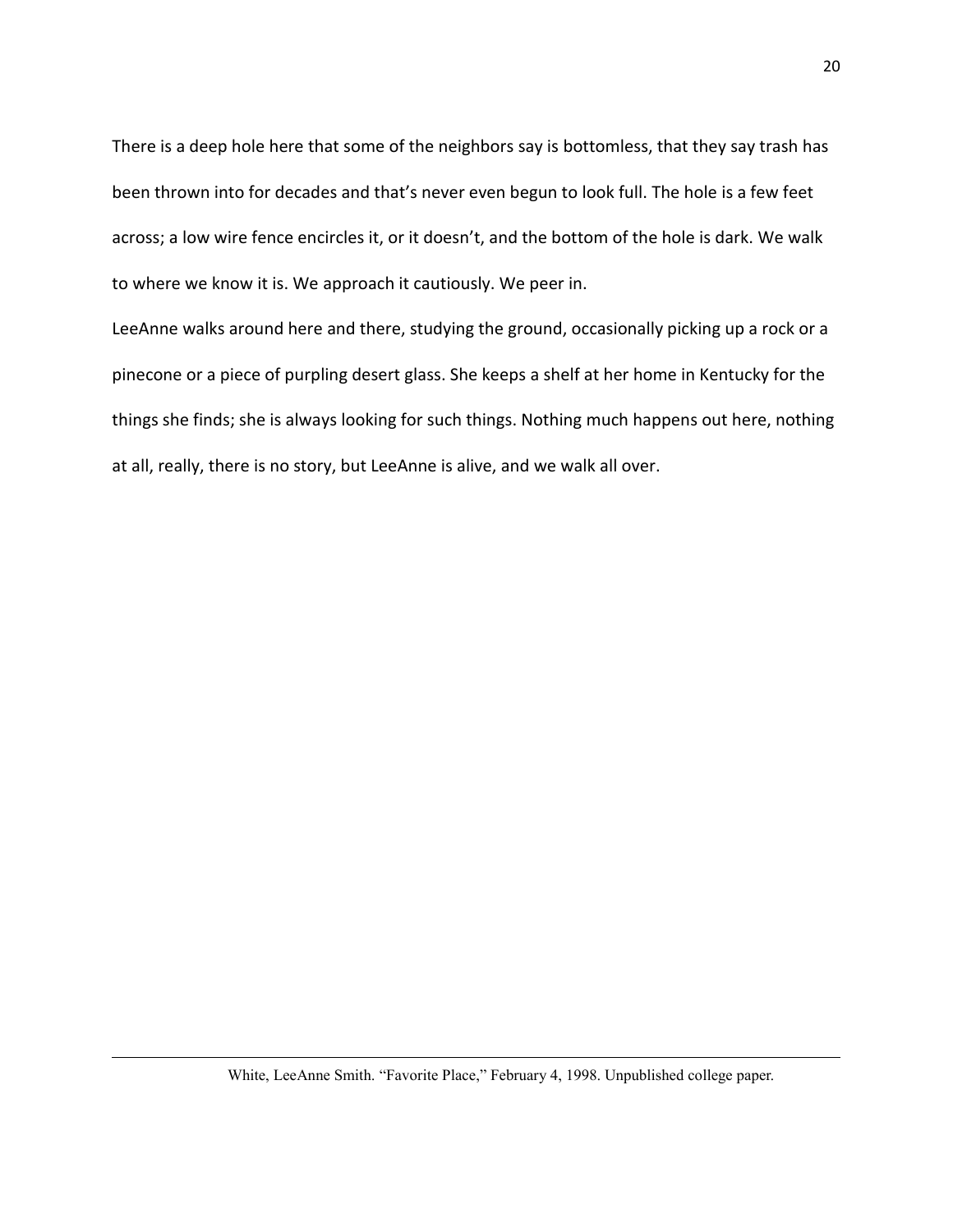There is a deep hole here that some of the neighbors say is bottomless, that they say trash has been thrown into for decades and that's never even begun to look full. The hole is a few feet across; a low wire fence encircles it, or it doesn't, and the bottom of the hole is dark. We walk to where we know it is. We approach it cautiously. We peer in.

LeeAnne walks around here and there, studying the ground, occasionally picking up a rock or a pinecone or a piece of purpling desert glass. She keeps a shelf at her home in Kentucky for the things she finds; she is always looking for such things. Nothing much happens out here, nothing at all, really, there is no story, but LeeAnne is alive, and we walk all over.

---

White, LeeAnne Smith. "Favorite Place," February 4, 1998. Unpublished college paper.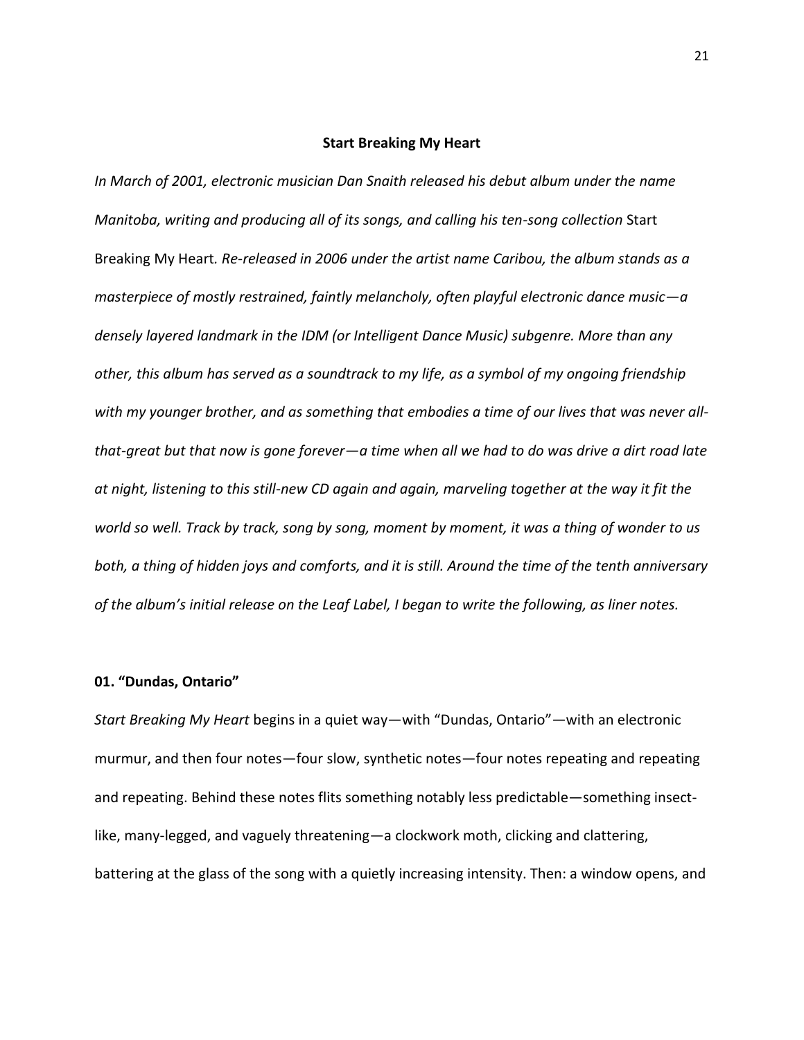**Start Breaking My Heart**

*In March of 2001, electronic musician Dan Snaith released his debut album under the name Manitoba, writing and producing all of its songs, and calling his ten-song collection* Start Breaking My Heart*. Re-released in 2006 under the artist name Caribou, the album stands as a masterpiece of mostly restrained, faintly melancholy, often playful electronic dance music—a densely layered landmark in the IDM (or Intelligent Dance Music) subgenre. More than any other, this album has served as a soundtrack to my life, as a symbol of my ongoing friendship with my younger brother, and as something that embodies a time of our lives that was never all-that-great but that now is gone forever—a time when all we had to do was drive a dirt road late at night, listening to this still-new CD again and again, marveling together at the way it fit the world so well. Track by track, song by song, moment by moment, it was a thing of wonder to us both, a thing of hidden joys and comforts, and it is still. Around the time of the tenth anniversary of the album's initial release on the Leaf Label, I began to write the following, as liner notes.*

**01. "Dundas, Ontario"**

*Start Breaking My Heart* begins in a quiet way—with "Dundas, Ontario"—with an electronic murmur, and then four notes—four slow, synthetic notes—four notes repeating and repeating and repeating. Behind these notes flits something notably less predictable—something insect-like, many-legged, and vaguely threatening—a clockwork moth, clicking and clattering, battering at the glass of the song with a quietly increasing intensity. Then: a window opens, and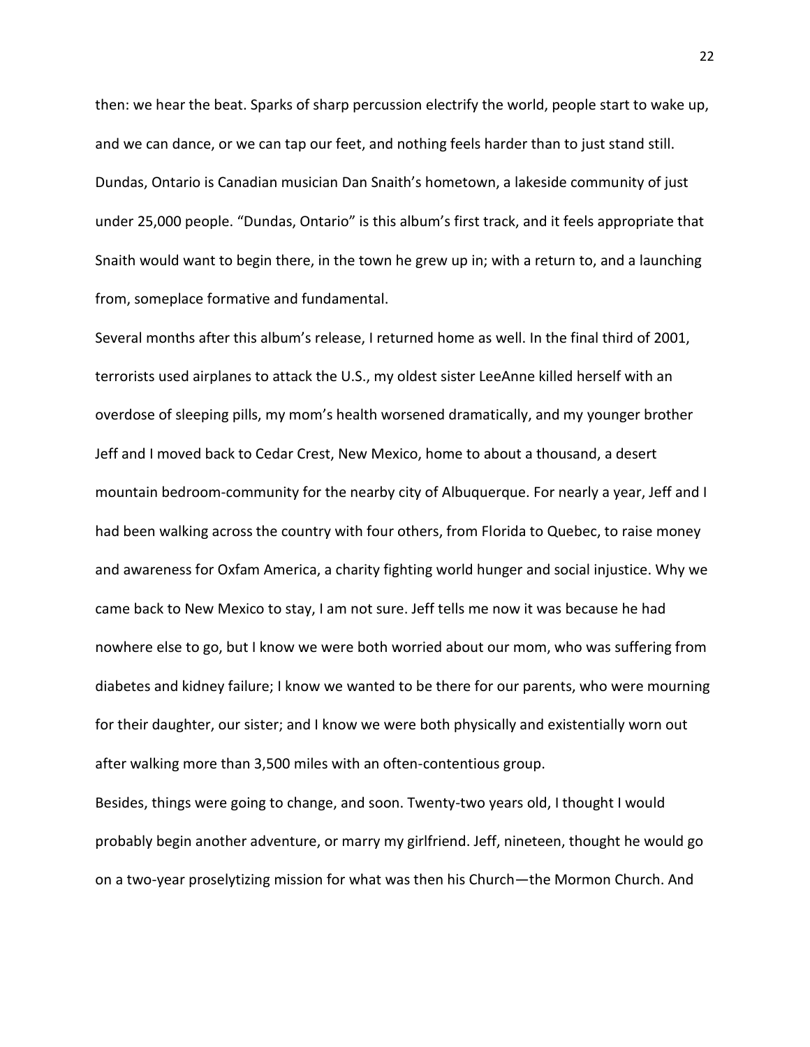then: we hear the beat. Sparks of sharp percussion electrify the world, people start to wake up, and we can dance, or we can tap our feet, and nothing feels harder than to just stand still. Dundas, Ontario is Canadian musician Dan Snaith's hometown, a lakeside community of just under 25,000 people. "Dundas, Ontario" is this album's first track, and it feels appropriate that Snaith would want to begin there, in the town he grew up in; with a return to, and a launching from, someplace formative and fundamental.

Several months after this album's release, I returned home as well. In the final third of 2001, terrorists used airplanes to attack the U.S., my oldest sister LeeAnne killed herself with an overdose of sleeping pills, my mom's health worsened dramatically, and my younger brother Jeff and I moved back to Cedar Crest, New Mexico, home to about a thousand, a desert mountain bedroom-community for the nearby city of Albuquerque. For nearly a year, Jeff and I had been walking across the country with four others, from Florida to Quebec, to raise money and awareness for Oxfam America, a charity fighting world hunger and social injustice. Why we came back to New Mexico to stay, I am not sure. Jeff tells me now it was because he had nowhere else to go, but I know we were both worried about our mom, who was suffering from diabetes and kidney failure; I know we wanted to be there for our parents, who were mourning for their daughter, our sister; and I know we were both physically and existentially worn out after walking more than 3,500 miles with an often-contentious group.

Besides, things were going to change, and soon. Twenty-two years old, I thought I would probably begin another adventure, or marry my girlfriend. Jeff, nineteen, thought he would go on a two-year proselytizing mission for what was then his Church—the Mormon Church. And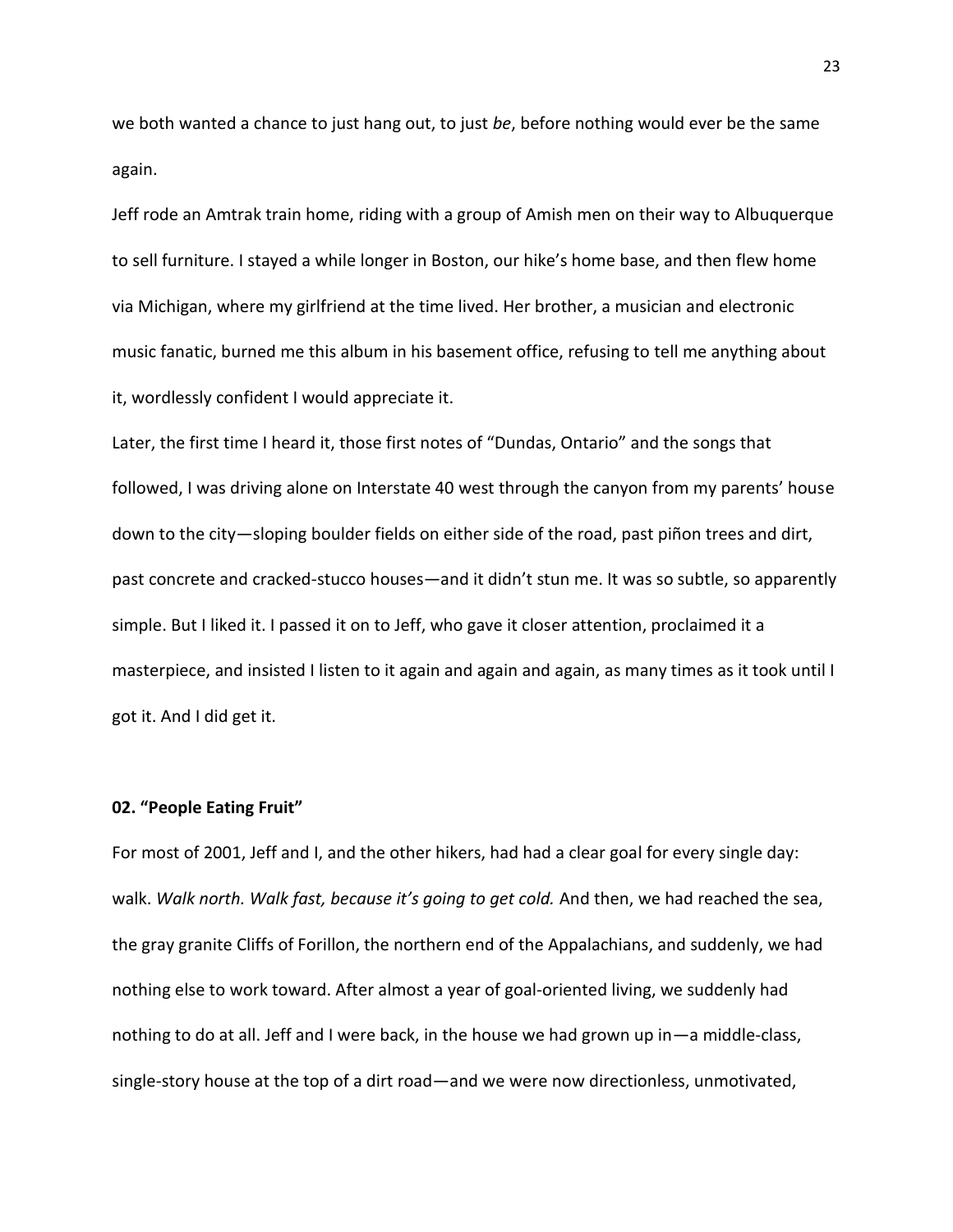we both wanted a chance to just hang out, to just *be*, before nothing would ever be the same again.

Jeff rode an Amtrak train home, riding with a group of Amish men on their way to Albuquerque to sell furniture. I stayed a while longer in Boston, our hike's home base, and then flew home via Michigan, where my girlfriend at the time lived. Her brother, a musician and electronic music fanatic, burned me this album in his basement office, refusing to tell me anything about it, wordlessly confident I would appreciate it.

Later, the first time I heard it, those first notes of "Dundas, Ontario" and the songs that followed, I was driving alone on Interstate 40 west through the canyon from my parents' house down to the city—sloping boulder fields on either side of the road, past piñon trees and dirt, past concrete and cracked-stucco houses—and it didn't stun me. It was so subtle, so apparently simple. But I liked it. I passed it on to Jeff, who gave it closer attention, proclaimed it a masterpiece, and insisted I listen to it again and again and again, as many times as it took until I got it. And I did get it.

**02. "People Eating Fruit"**

For most of 2001, Jeff and I, and the other hikers, had had a clear goal for every single day: walk. *Walk north. Walk fast, because it's going to get cold.* And then, we had reached the sea, the gray granite Cliffs of Forillon, the northern end of the Appalachians, and suddenly, we had nothing else to work toward. After almost a year of goal-oriented living, we suddenly had nothing to do at all. Jeff and I were back, in the house we had grown up in—a middle-class, single-story house at the top of a dirt road—and we were now directionless, unmotivated,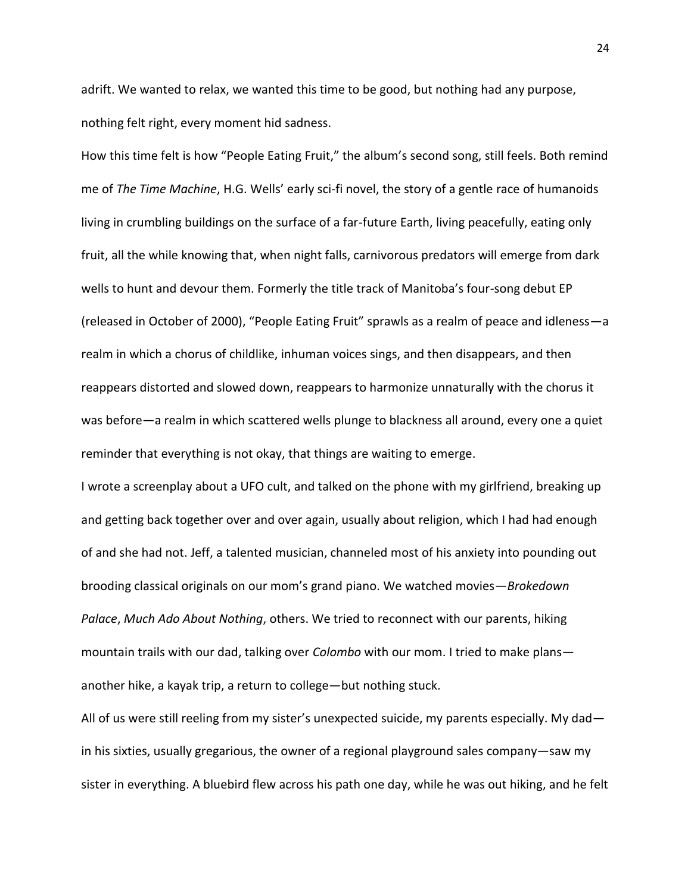adrift. We wanted to relax, we wanted this time to be good, but nothing had any purpose, nothing felt right, every moment hid sadness.

How this time felt is how "People Eating Fruit," the album's second song, still feels. Both remind me of *The Time Machine*, H.G. Wells' early sci-fi novel, the story of a gentle race of humanoids living in crumbling buildings on the surface of a far-future Earth, living peacefully, eating only fruit, all the while knowing that, when night falls, carnivorous predators will emerge from dark wells to hunt and devour them. Formerly the title track of Manitoba's four-song debut EP (released in October of 2000), "People Eating Fruit" sprawls as a realm of peace and idleness—a realm in which a chorus of childlike, inhuman voices sings, and then disappears, and then reappears distorted and slowed down, reappears to harmonize unnaturally with the chorus it was before—a realm in which scattered wells plunge to blackness all around, every one a quiet reminder that everything is not okay, that things are waiting to emerge.

I wrote a screenplay about a UFO cult, and talked on the phone with my girlfriend, breaking up and getting back together over and over again, usually about religion, which I had had enough of and she had not. Jeff, a talented musician, channeled most of his anxiety into pounding out brooding classical originals on our mom's grand piano. We watched movies—*Brokedown Palace*, *Much Ado About Nothing*, others. We tried to reconnect with our parents, hiking mountain trails with our dad, talking over *Colombo* with our mom. I tried to make plans—another hike, a kayak trip, a return to college—but nothing stuck.

All of us were still reeling from my sister's unexpected suicide, my parents especially. My dad—in his sixties, usually gregarious, the owner of a regional playground sales company—saw my sister in everything. A bluebird flew across his path one day, while he was out hiking, and he felt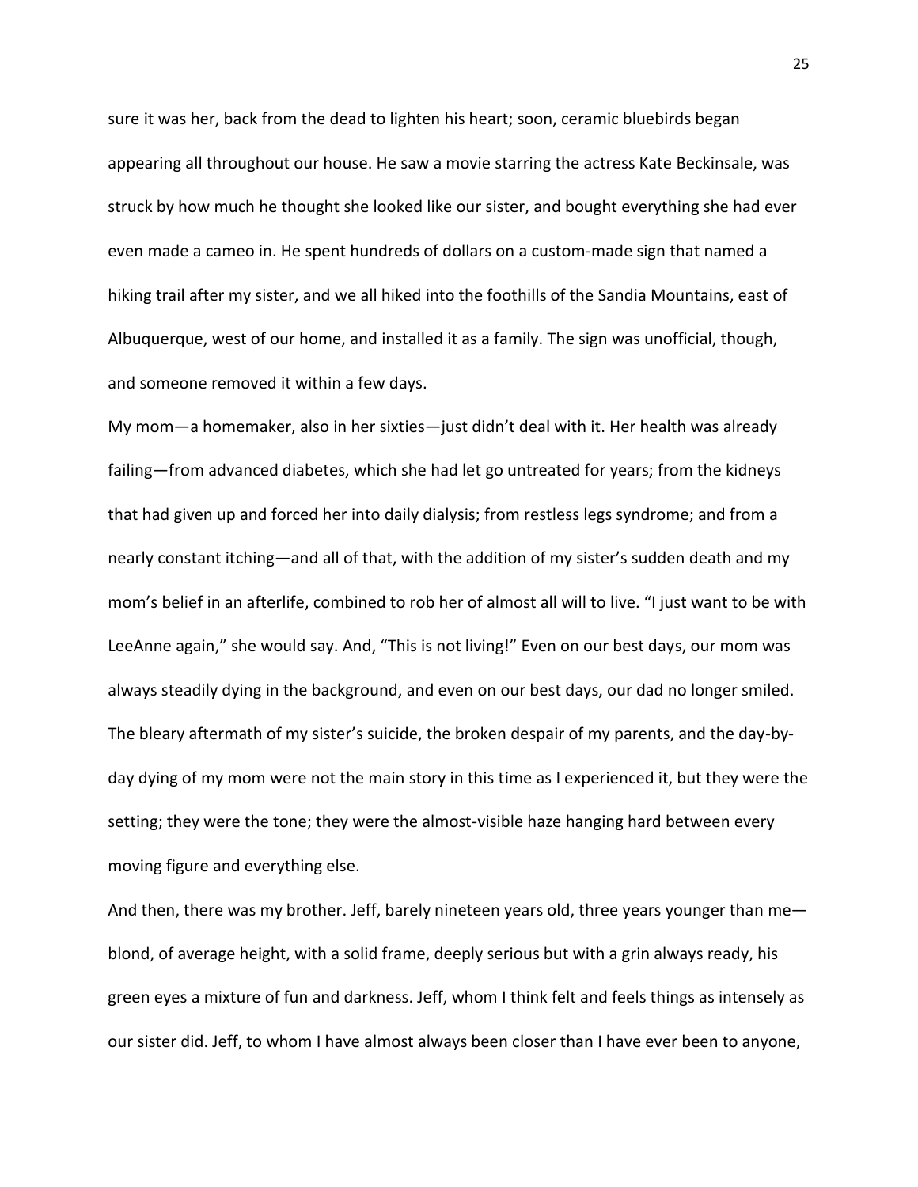sure it was her, back from the dead to lighten his heart; soon, ceramic bluebirds began appearing all throughout our house. He saw a movie starring the actress Kate Beckinsale, was struck by how much he thought she looked like our sister, and bought everything she had ever even made a cameo in. He spent hundreds of dollars on a custom-made sign that named a hiking trail after my sister, and we all hiked into the foothills of the Sandia Mountains, east of Albuquerque, west of our home, and installed it as a family. The sign was unofficial, though, and someone removed it within a few days.

My mom—a homemaker, also in her sixties—just didn't deal with it. Her health was already failing—from advanced diabetes, which she had let go untreated for years; from the kidneys that had given up and forced her into daily dialysis; from restless legs syndrome; and from a nearly constant itching—and all of that, with the addition of my sister's sudden death and my mom's belief in an afterlife, combined to rob her of almost all will to live. "I just want to be with LeeAnne again," she would say. And, "This is not living!" Even on our best days, our mom was always steadily dying in the background, and even on our best days, our dad no longer smiled. The bleary aftermath of my sister's suicide, the broken despair of my parents, and the day-by-day dying of my mom were not the main story in this time as I experienced it, but they were the setting; they were the tone; they were the almost-visible haze hanging hard between every moving figure and everything else.

And then, there was my brother. Jeff, barely nineteen years old, three years younger than me—blond, of average height, with a solid frame, deeply serious but with a grin always ready, his green eyes a mixture of fun and darkness. Jeff, whom I think felt and feels things as intensely as our sister did. Jeff, to whom I have almost always been closer than I have ever been to anyone,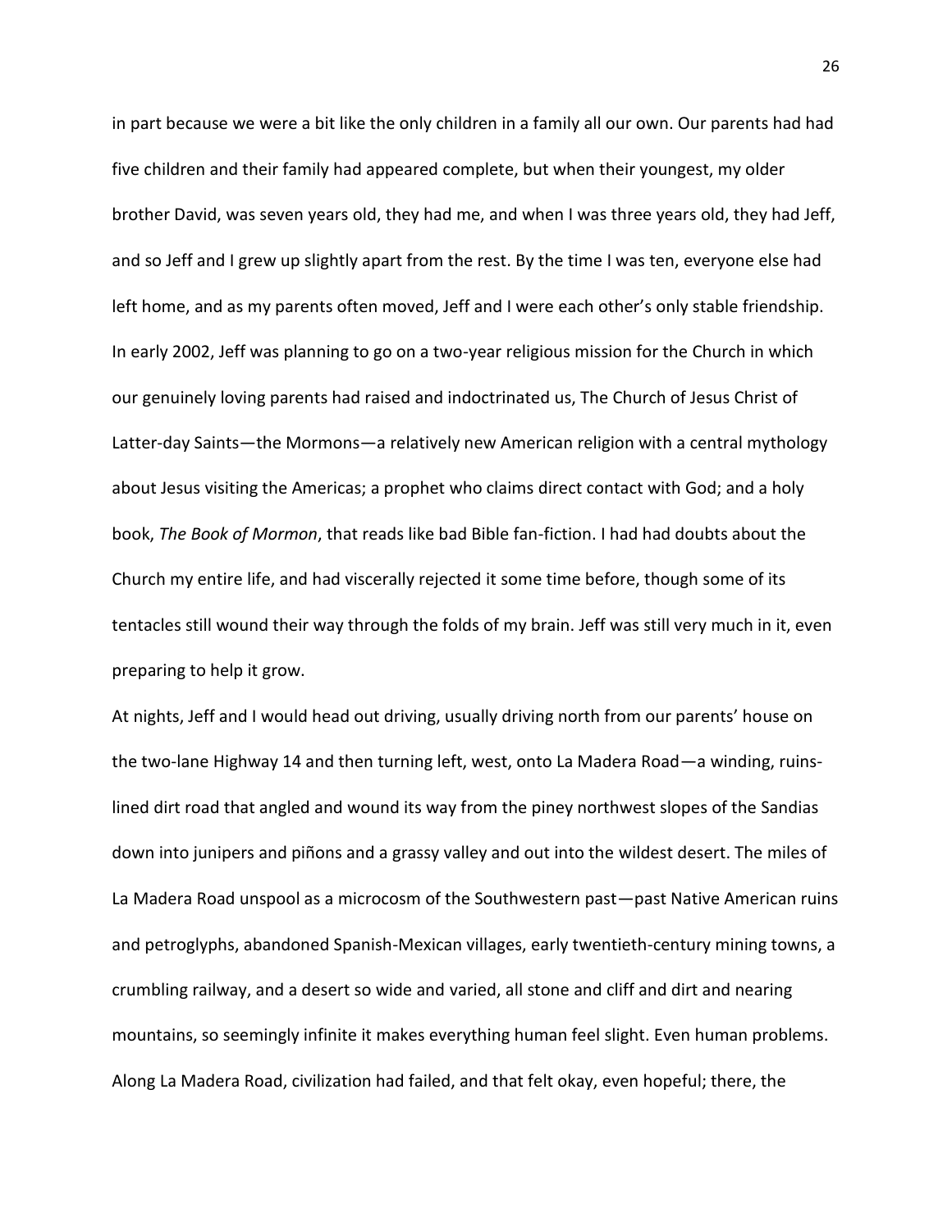in part because we were a bit like the only children in a family all our own. Our parents had had five children and their family had appeared complete, but when their youngest, my older brother David, was seven years old, they had me, and when I was three years old, they had Jeff, and so Jeff and I grew up slightly apart from the rest. By the time I was ten, everyone else had left home, and as my parents often moved, Jeff and I were each other's only stable friendship. In early 2002, Jeff was planning to go on a two-year religious mission for the Church in which our genuinely loving parents had raised and indoctrinated us, The Church of Jesus Christ of Latter-day Saints—the Mormons—a relatively new American religion with a central mythology about Jesus visiting the Americas; a prophet who claims direct contact with God; and a holy book, *The Book of Mormon*, that reads like bad Bible fan-fiction. I had had doubts about the Church my entire life, and had viscerally rejected it some time before, though some of its tentacles still wound their way through the folds of my brain. Jeff was still very much in it, even preparing to help it grow.

At nights, Jeff and I would head out driving, usually driving north from our parents' house on the two-lane Highway 14 and then turning left, west, onto La Madera Road—a winding, ruins-lined dirt road that angled and wound its way from the piney northwest slopes of the Sandias down into junipers and piñons and a grassy valley and out into the wildest desert. The miles of La Madera Road unspool as a microcosm of the Southwestern past—past Native American ruins and petroglyphs, abandoned Spanish-Mexican villages, early twentieth-century mining towns, a crumbling railway, and a desert so wide and varied, all stone and cliff and dirt and nearing mountains, so seemingly infinite it makes everything human feel slight. Even human problems. Along La Madera Road, civilization had failed, and that felt okay, even hopeful; there, the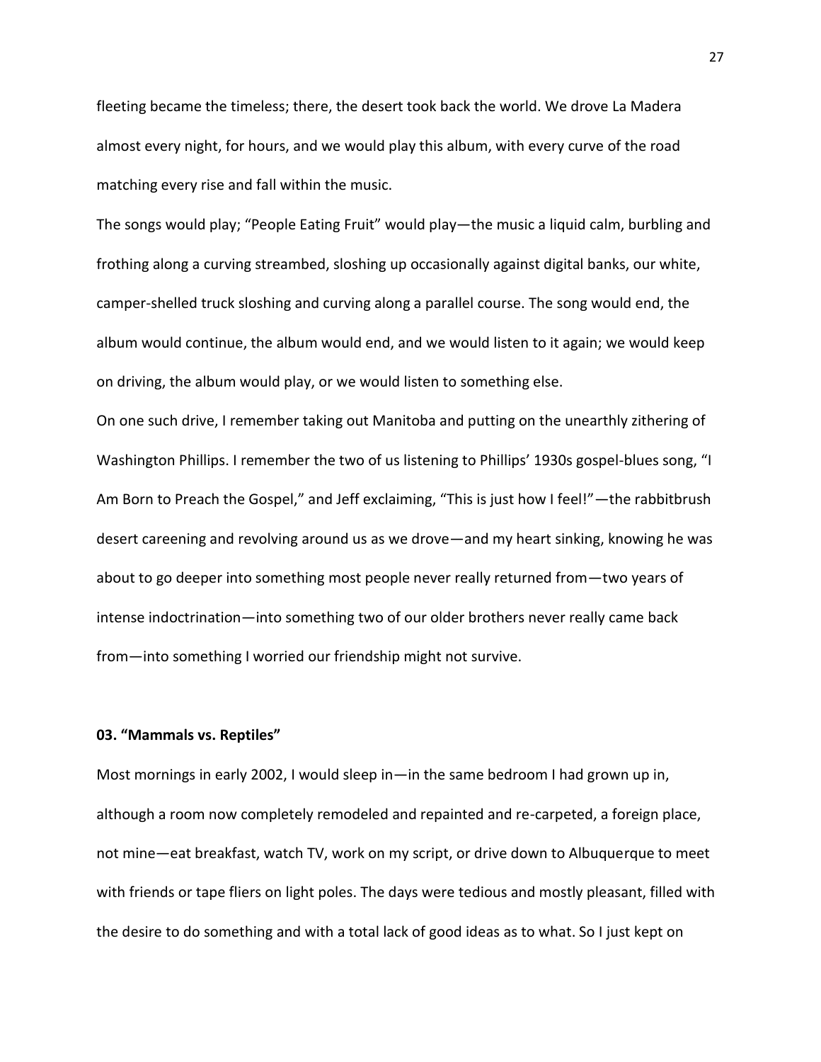fleeting became the timeless; there, the desert took back the world. We drove La Madera almost every night, for hours, and we would play this album, with every curve of the road matching every rise and fall within the music.

The songs would play; "People Eating Fruit" would play—the music a liquid calm, burbling and frothing along a curving streambed, sloshing up occasionally against digital banks, our white, camper-shelled truck sloshing and curving along a parallel course. The song would end, the album would continue, the album would end, and we would listen to it again; we would keep on driving, the album would play, or we would listen to something else.

On one such drive, I remember taking out Manitoba and putting on the unearthly zithering of Washington Phillips. I remember the two of us listening to Phillips' 1930s gospel-blues song, "I Am Born to Preach the Gospel," and Jeff exclaiming, "This is just how I feel!"—the rabbitbrush desert careening and revolving around us as we drove—and my heart sinking, knowing he was about to go deeper into something most people never really returned from—two years of intense indoctrination—into something two of our older brothers never really came back from—into something I worried our friendship might not survive.

### 03. "Mammals vs. Reptiles"

Most mornings in early 2002, I would sleep in—in the same bedroom I had grown up in, although a room now completely remodeled and repainted and re-carpeted, a foreign place, not mine—eat breakfast, watch TV, work on my script, or drive down to Albuquerque to meet with friends or tape fliers on light poles. The days were tedious and mostly pleasant, filled with the desire to do something and with a total lack of good ideas as to what. So I just kept on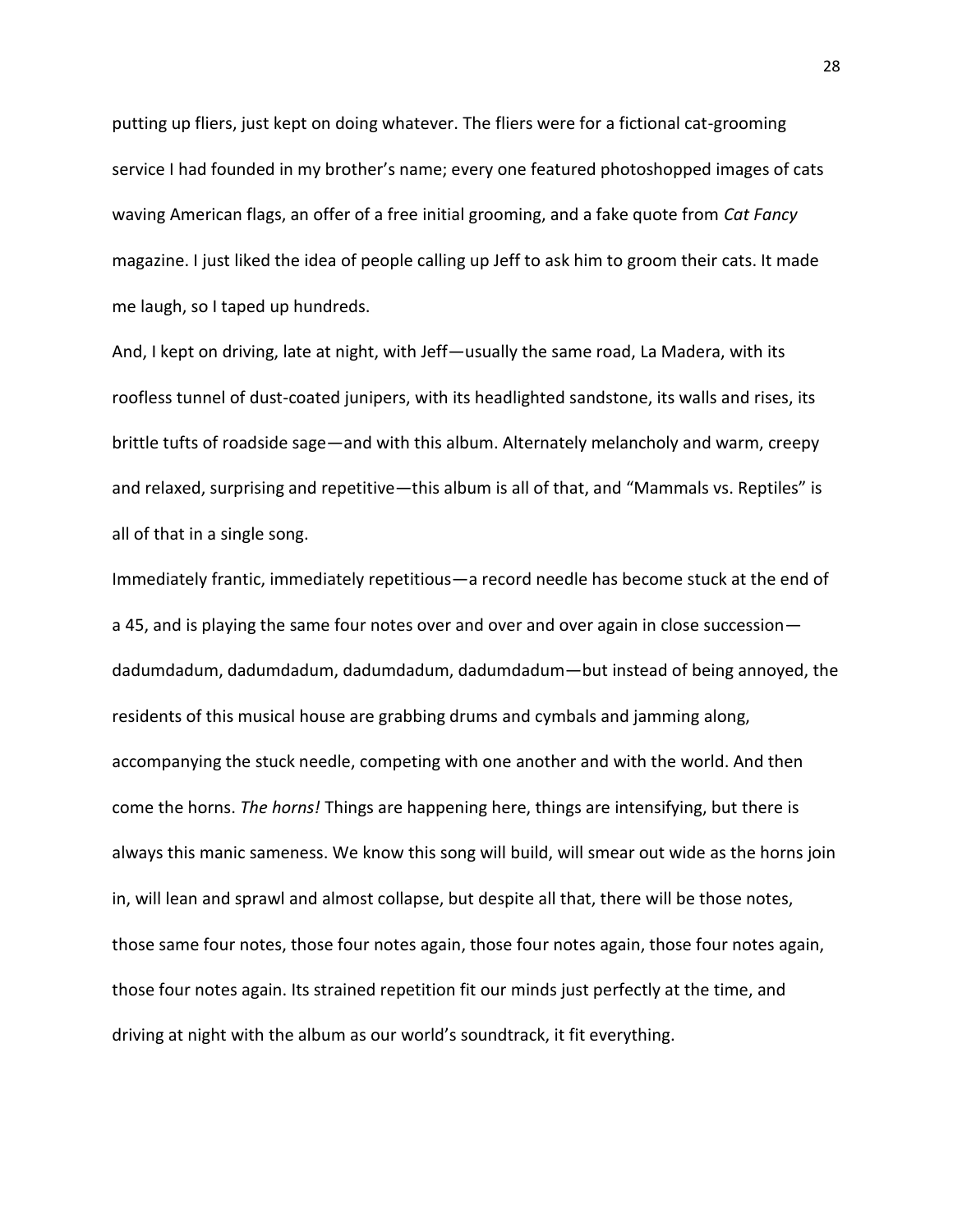putting up fliers, just kept on doing whatever. The fliers were for a fictional cat-grooming service I had founded in my brother's name; every one featured photoshopped images of cats waving American flags, an offer of a free initial grooming, and a fake quote from *Cat Fancy* magazine. I just liked the idea of people calling up Jeff to ask him to groom their cats. It made me laugh, so I taped up hundreds.

And, I kept on driving, late at night, with Jeff—usually the same road, La Madera, with its roofless tunnel of dust-coated junipers, with its headlighted sandstone, its walls and rises, its brittle tufts of roadside sage—and with this album. Alternately melancholy and warm, creepy and relaxed, surprising and repetitive—this album is all of that, and "Mammals vs. Reptiles" is all of that in a single song.

Immediately frantic, immediately repetitious—a record needle has become stuck at the end of a 45, and is playing the same four notes over and over and over again in close succession—dadumdadum, dadumdadum, dadumdadum, dadumdadum—but instead of being annoyed, the residents of this musical house are grabbing drums and cymbals and jamming along, accompanying the stuck needle, competing with one another and with the world. And then come the horns. *The horns!* Things are happening here, things are intensifying, but there is always this manic sameness. We know this song will build, will smear out wide as the horns join in, will lean and sprawl and almost collapse, but despite all that, there will be those notes, those same four notes, those four notes again, those four notes again, those four notes again, those four notes again. Its strained repetition fit our minds just perfectly at the time, and driving at night with the album as our world's soundtrack, it fit everything.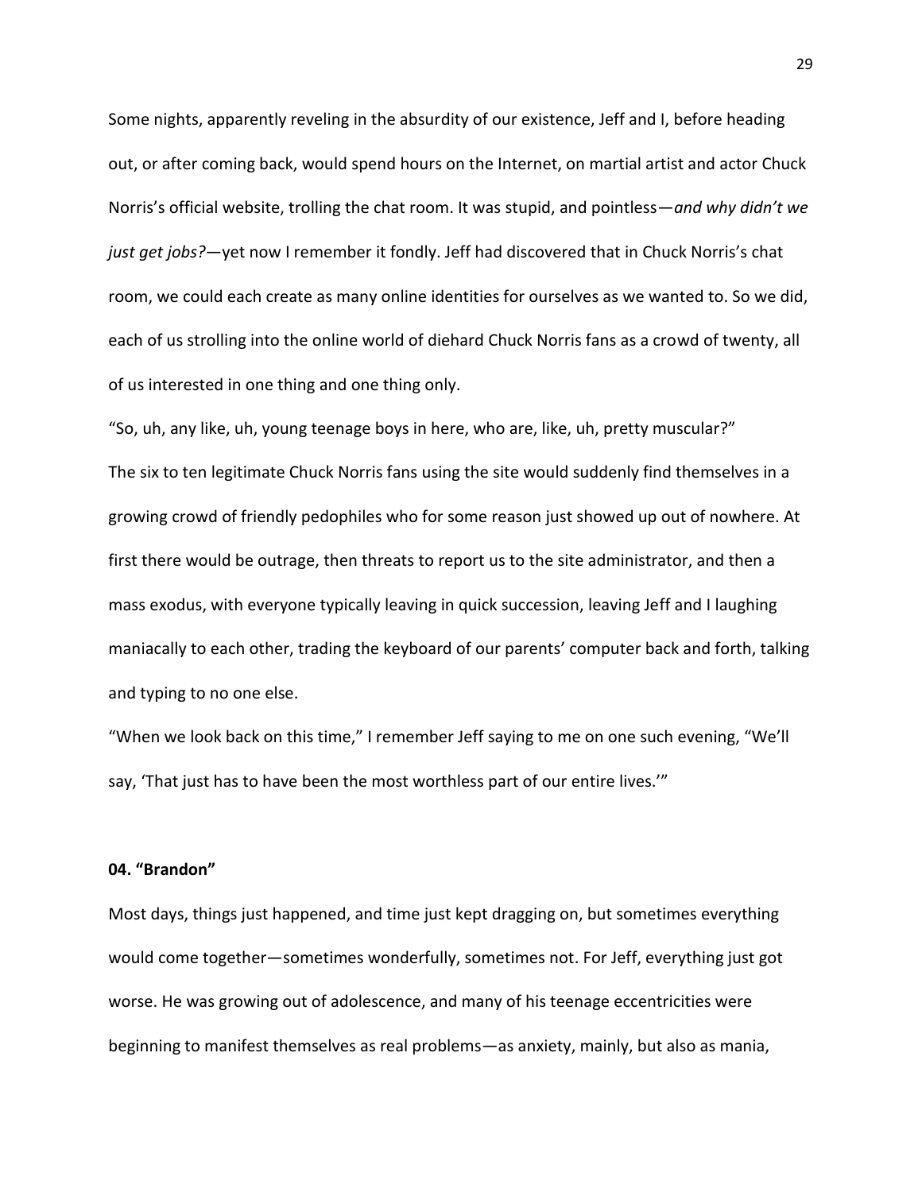Some nights, apparently reveling in the absurdity of our existence, Jeff and I, before heading out, or after coming back, would spend hours on the Internet, on martial artist and actor Chuck Norris's official website, trolling the chat room. It was stupid, and pointless—*and why didn't we just get jobs?*—yet now I remember it fondly. Jeff had discovered that in Chuck Norris's chat room, we could each create as many online identities for ourselves as we wanted to. So we did, each of us strolling into the online world of diehard Chuck Norris fans as a crowd of twenty, all of us interested in one thing and one thing only.

"So, uh, any like, uh, young teenage boys in here, who are, like, uh, pretty muscular?"

The six to ten legitimate Chuck Norris fans using the site would suddenly find themselves in a growing crowd of friendly pedophiles who for some reason just showed up out of nowhere. At first there would be outrage, then threats to report us to the site administrator, and then a mass exodus, with everyone typically leaving in quick succession, leaving Jeff and I laughing maniacally to each other, trading the keyboard of our parents' computer back and forth, talking and typing to no one else.

"When we look back on this time," I remember Jeff saying to me on one such evening, "We'll say, 'That just has to have been the most worthless part of our entire lives.'"

## 04. "Brandon"

Most days, things just happened, and time just kept dragging on, but sometimes everything would come together—sometimes wonderfully, sometimes not. For Jeff, everything just got worse. He was growing out of adolescence, and many of his teenage eccentricities were beginning to manifest themselves as real problems—as anxiety, mainly, but also as mania,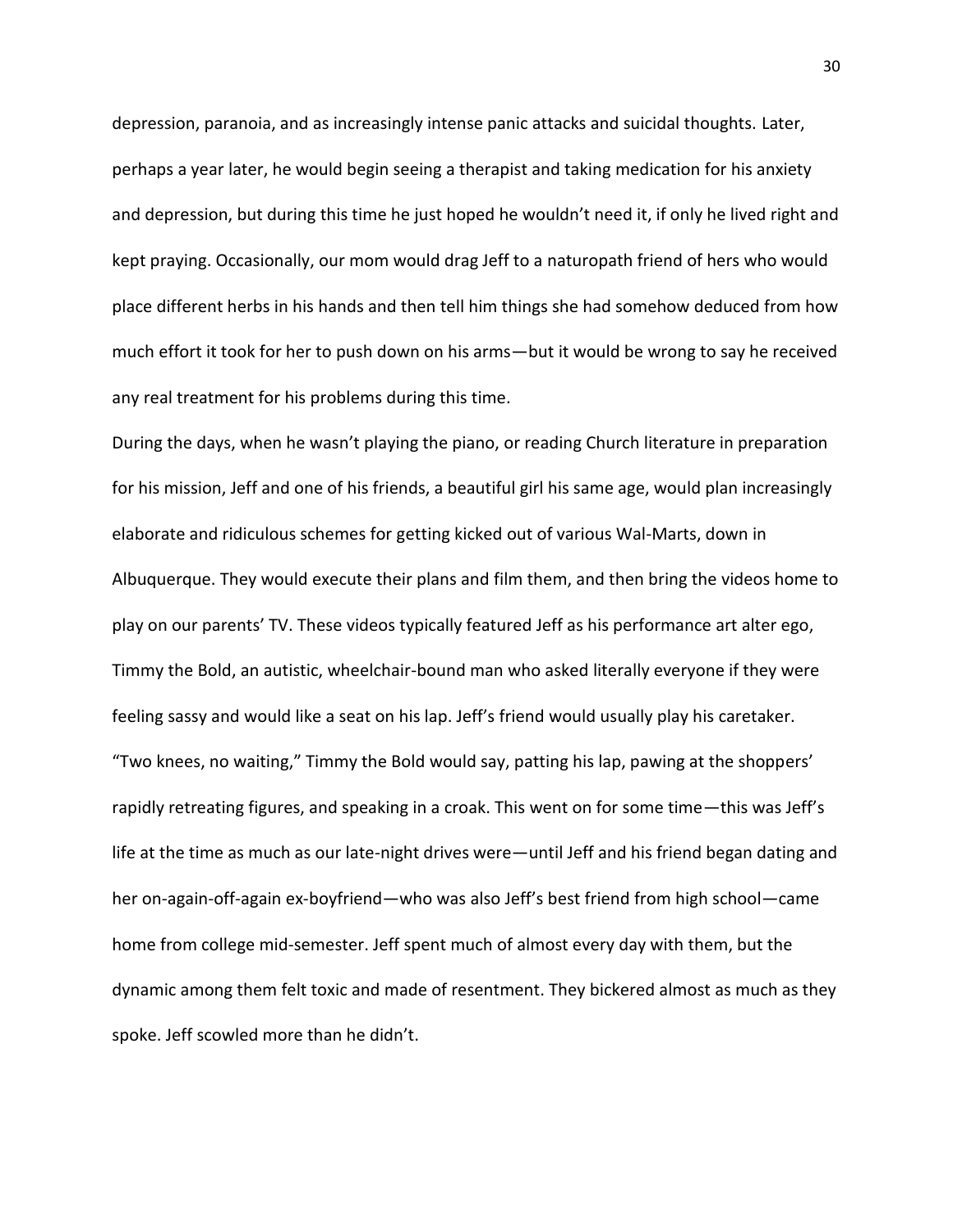depression, paranoia, and as increasingly intense panic attacks and suicidal thoughts. Later, perhaps a year later, he would begin seeing a therapist and taking medication for his anxiety and depression, but during this time he just hoped he wouldn't need it, if only he lived right and kept praying. Occasionally, our mom would drag Jeff to a naturopath friend of hers who would place different herbs in his hands and then tell him things she had somehow deduced from how much effort it took for her to push down on his arms—but it would be wrong to say he received any real treatment for his problems during this time.

During the days, when he wasn't playing the piano, or reading Church literature in preparation for his mission, Jeff and one of his friends, a beautiful girl his same age, would plan increasingly elaborate and ridiculous schemes for getting kicked out of various Wal-Marts, down in Albuquerque. They would execute their plans and film them, and then bring the videos home to play on our parents' TV. These videos typically featured Jeff as his performance art alter ego, Timmy the Bold, an autistic, wheelchair-bound man who asked literally everyone if they were feeling sassy and would like a seat on his lap. Jeff's friend would usually play his caretaker. "Two knees, no waiting," Timmy the Bold would say, patting his lap, pawing at the shoppers' rapidly retreating figures, and speaking in a croak. This went on for some time—this was Jeff's life at the time as much as our late-night drives were—until Jeff and his friend began dating and her on-again-off-again ex-boyfriend—who was also Jeff's best friend from high school—came home from college mid-semester. Jeff spent much of almost every day with them, but the dynamic among them felt toxic and made of resentment. They bickered almost as much as they spoke. Jeff scowled more than he didn't.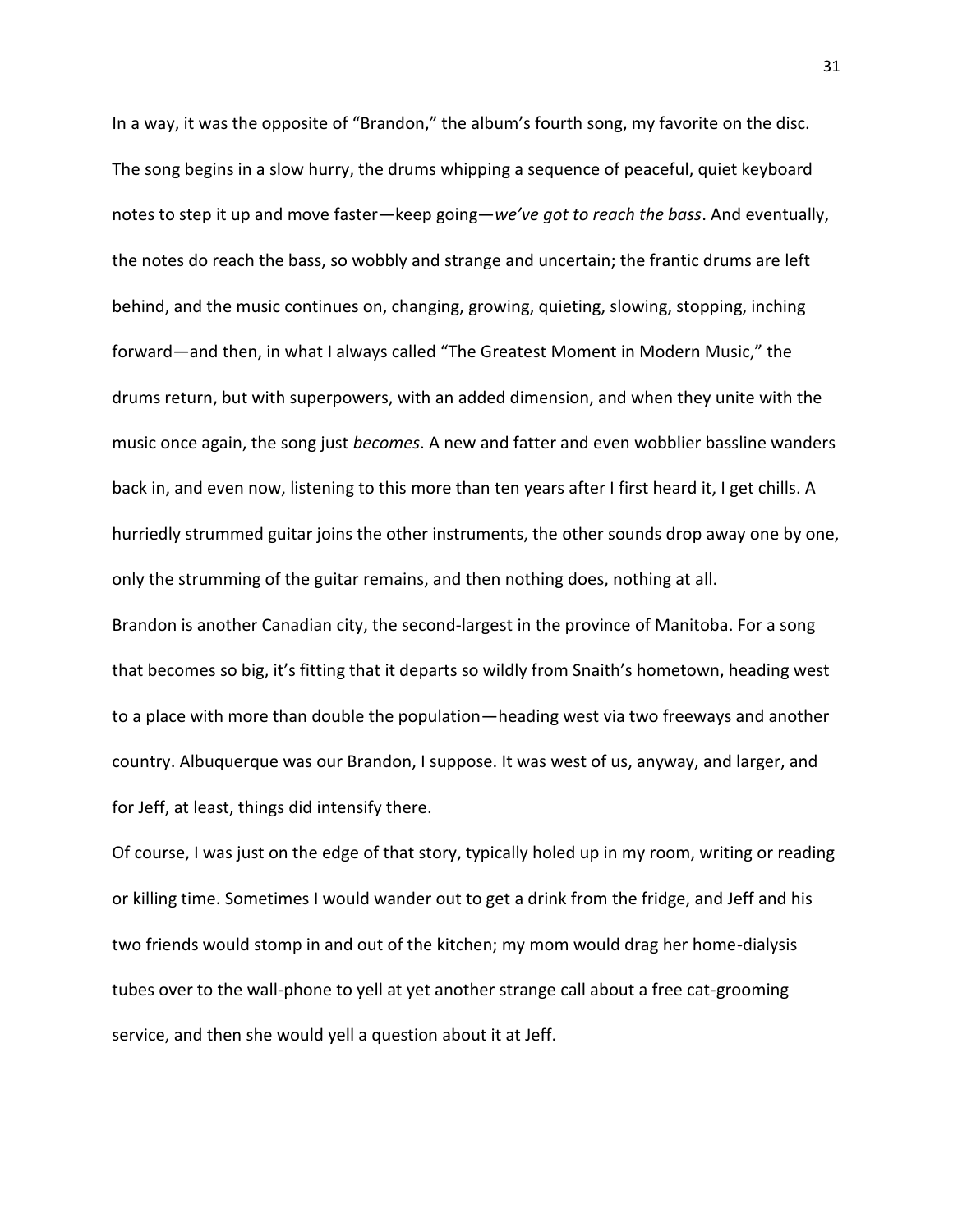In a way, it was the opposite of "Brandon," the album's fourth song, my favorite on the disc. The song begins in a slow hurry, the drums whipping a sequence of peaceful, quiet keyboard notes to step it up and move faster—keep going—*we've got to reach the bass*. And eventually, the notes do reach the bass, so wobbly and strange and uncertain; the frantic drums are left behind, and the music continues on, changing, growing, quieting, slowing, stopping, inching forward—and then, in what I always called "The Greatest Moment in Modern Music," the drums return, but with superpowers, with an added dimension, and when they unite with the music once again, the song just *becomes*. A new and fatter and even wobblier bassline wanders back in, and even now, listening to this more than ten years after I first heard it, I get chills. A hurriedly strummed guitar joins the other instruments, the other sounds drop away one by one, only the strumming of the guitar remains, and then nothing does, nothing at all.

Brandon is another Canadian city, the second-largest in the province of Manitoba. For a song that becomes so big, it's fitting that it departs so wildly from Snaith's hometown, heading west to a place with more than double the population—heading west via two freeways and another country. Albuquerque was our Brandon, I suppose. It was west of us, anyway, and larger, and for Jeff, at least, things did intensify there.

Of course, I was just on the edge of that story, typically holed up in my room, writing or reading or killing time. Sometimes I would wander out to get a drink from the fridge, and Jeff and his two friends would stomp in and out of the kitchen; my mom would drag her home-dialysis tubes over to the wall-phone to yell at yet another strange call about a free cat-grooming service, and then she would yell a question about it at Jeff.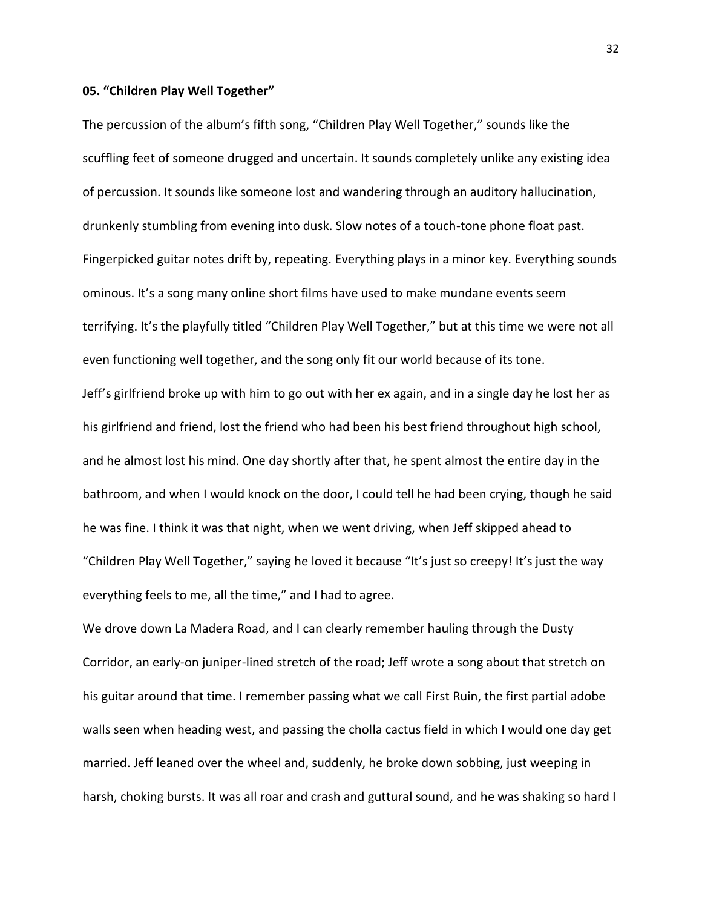### 05. "Children Play Well Together"

The percussion of the album's fifth song, "Children Play Well Together," sounds like the scuffling feet of someone drugged and uncertain. It sounds completely unlike any existing idea of percussion. It sounds like someone lost and wandering through an auditory hallucination, drunkenly stumbling from evening into dusk. Slow notes of a touch-tone phone float past. Fingerpicked guitar notes drift by, repeating. Everything plays in a minor key. Everything sounds ominous. It's a song many online short films have used to make mundane events seem terrifying. It's the playfully titled "Children Play Well Together," but at this time we were not all even functioning well together, and the song only fit our world because of its tone.

Jeff's girlfriend broke up with him to go out with her ex again, and in a single day he lost her as his girlfriend and friend, lost the friend who had been his best friend throughout high school, and he almost lost his mind. One day shortly after that, he spent almost the entire day in the bathroom, and when I would knock on the door, I could tell he had been crying, though he said he was fine. I think it was that night, when we went driving, when Jeff skipped ahead to "Children Play Well Together," saying he loved it because "It's just so creepy! It's just the way everything feels to me, all the time," and I had to agree.

We drove down La Madera Road, and I can clearly remember hauling through the Dusty Corridor, an early-on juniper-lined stretch of the road; Jeff wrote a song about that stretch on his guitar around that time. I remember passing what we call First Ruin, the first partial adobe walls seen when heading west, and passing the cholla cactus field in which I would one day get married. Jeff leaned over the wheel and, suddenly, he broke down sobbing, just weeping in harsh, choking bursts. It was all roar and crash and guttural sound, and he was shaking so hard I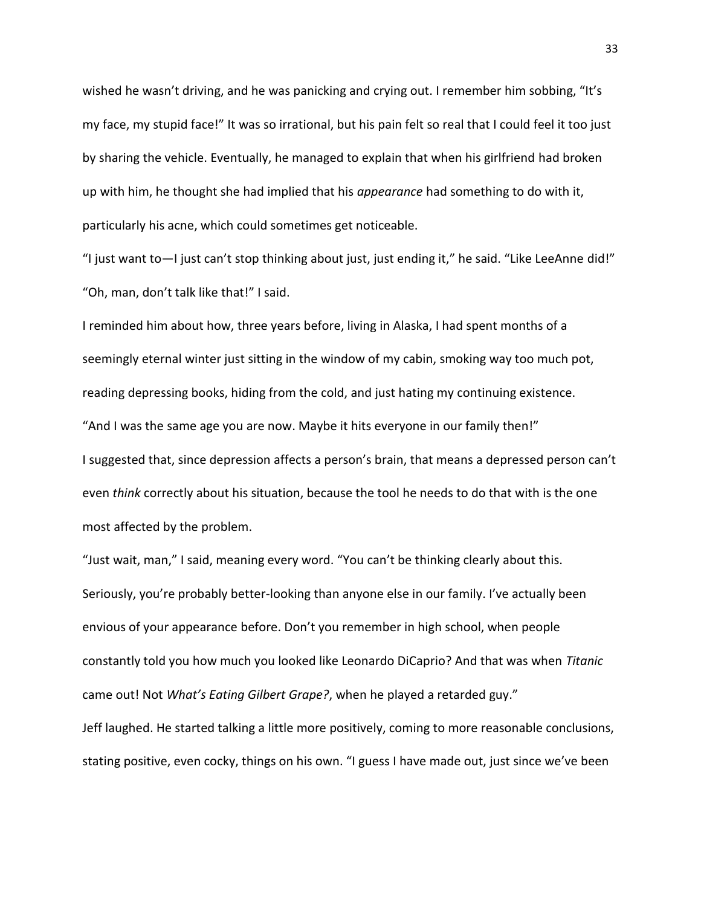wished he wasn't driving, and he was panicking and crying out. I remember him sobbing, "It's my face, my stupid face!" It was so irrational, but his pain felt so real that I could feel it too just by sharing the vehicle. Eventually, he managed to explain that when his girlfriend had broken up with him, he thought she had implied that his *appearance* had something to do with it, particularly his acne, which could sometimes get noticeable.

"I just want to—I just can't stop thinking about just, just ending it," he said. "Like LeeAnne did!"

"Oh, man, don't talk like that!" I said.

I reminded him about how, three years before, living in Alaska, I had spent months of a seemingly eternal winter just sitting in the window of my cabin, smoking way too much pot, reading depressing books, hiding from the cold, and just hating my continuing existence.

"And I was the same age you are now. Maybe it hits everyone in our family then!"

I suggested that, since depression affects a person's brain, that means a depressed person can't even *think* correctly about his situation, because the tool he needs to do that with is the one most affected by the problem.

"Just wait, man," I said, meaning every word. "You can't be thinking clearly about this. Seriously, you're probably better-looking than anyone else in our family. I've actually been envious of your appearance before. Don't you remember in high school, when people constantly told you how much you looked like Leonardo DiCaprio? And that was when *Titanic* came out! Not *What's Eating Gilbert Grape?*, when he played a retarded guy."

Jeff laughed. He started talking a little more positively, coming to more reasonable conclusions, stating positive, even cocky, things on his own. "I guess I have made out, just since we've been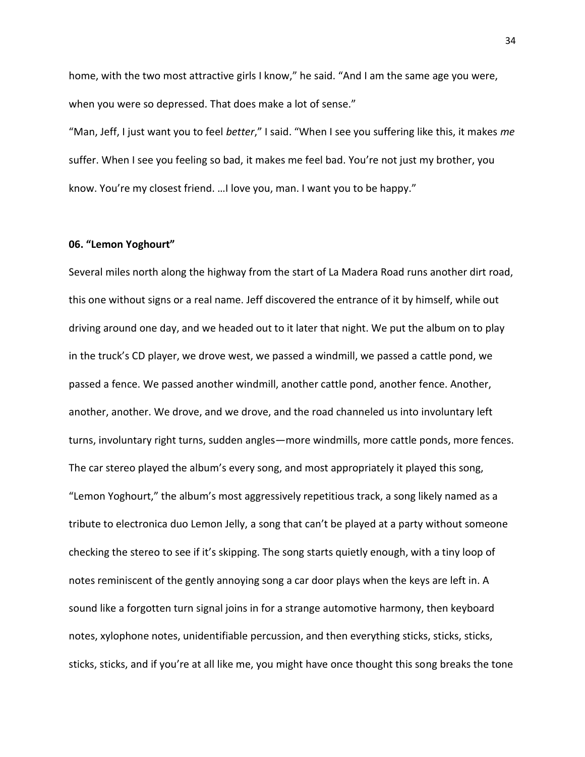home, with the two most attractive girls I know," he said. "And I am the same age you were, when you were so depressed. That does make a lot of sense."

"Man, Jeff, I just want you to feel *better*," I said. "When I see you suffering like this, it makes *me* suffer. When I see you feeling so bad, it makes me feel bad. You're not just my brother, you know. You're my closest friend. …I love you, man. I want you to be happy."

**06. "Lemon Yoghourt"**

Several miles north along the highway from the start of La Madera Road runs another dirt road, this one without signs or a real name. Jeff discovered the entrance of it by himself, while out driving around one day, and we headed out to it later that night. We put the album on to play in the truck's CD player, we drove west, we passed a windmill, we passed a cattle pond, we passed a fence. We passed another windmill, another cattle pond, another fence. Another, another, another. We drove, and we drove, and the road channeled us into involuntary left turns, involuntary right turns, sudden angles—more windmills, more cattle ponds, more fences. The car stereo played the album's every song, and most appropriately it played this song, "Lemon Yoghourt," the album's most aggressively repetitious track, a song likely named as a tribute to electronica duo Lemon Jelly, a song that can't be played at a party without someone checking the stereo to see if it's skipping. The song starts quietly enough, with a tiny loop of notes reminiscent of the gently annoying song a car door plays when the keys are left in. A sound like a forgotten turn signal joins in for a strange automotive harmony, then keyboard notes, xylophone notes, unidentifiable percussion, and then everything sticks, sticks, sticks, sticks, sticks, and if you're at all like me, you might have once thought this song breaks the tone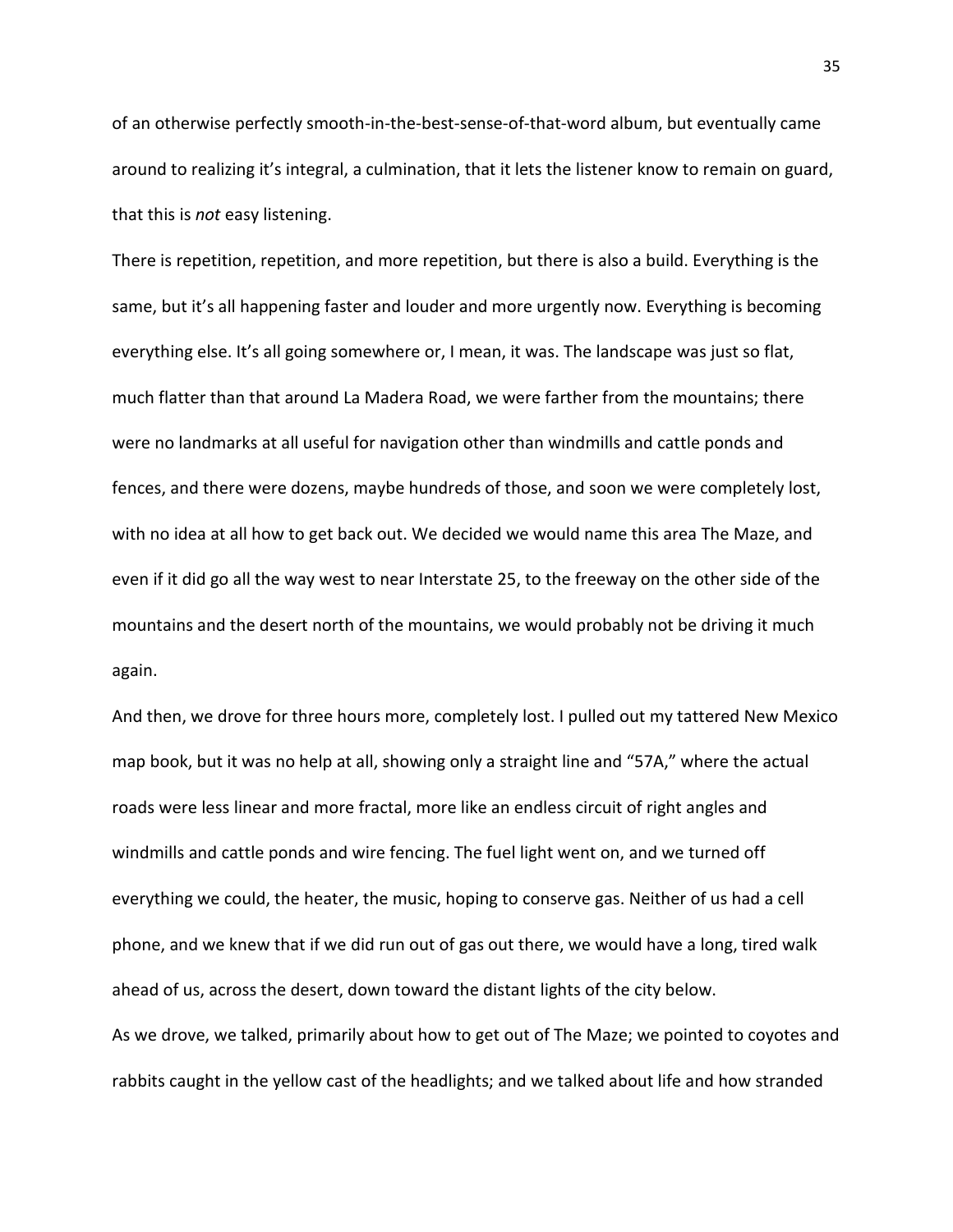of an otherwise perfectly smooth-in-the-best-sense-of-that-word album, but eventually came around to realizing it's integral, a culmination, that it lets the listener know to remain on guard, that this is *not* easy listening.

There is repetition, repetition, and more repetition, but there is also a build. Everything is the same, but it's all happening faster and louder and more urgently now. Everything is becoming everything else. It's all going somewhere or, I mean, it was. The landscape was just so flat, much flatter than that around La Madera Road, we were farther from the mountains; there were no landmarks at all useful for navigation other than windmills and cattle ponds and fences, and there were dozens, maybe hundreds of those, and soon we were completely lost, with no idea at all how to get back out. We decided we would name this area The Maze, and even if it did go all the way west to near Interstate 25, to the freeway on the other side of the mountains and the desert north of the mountains, we would probably not be driving it much again.

And then, we drove for three hours more, completely lost. I pulled out my tattered New Mexico map book, but it was no help at all, showing only a straight line and "57A," where the actual roads were less linear and more fractal, more like an endless circuit of right angles and windmills and cattle ponds and wire fencing. The fuel light went on, and we turned off everything we could, the heater, the music, hoping to conserve gas. Neither of us had a cell phone, and we knew that if we did run out of gas out there, we would have a long, tired walk ahead of us, across the desert, down toward the distant lights of the city below.

As we drove, we talked, primarily about how to get out of The Maze; we pointed to coyotes and rabbits caught in the yellow cast of the headlights; and we talked about life and how stranded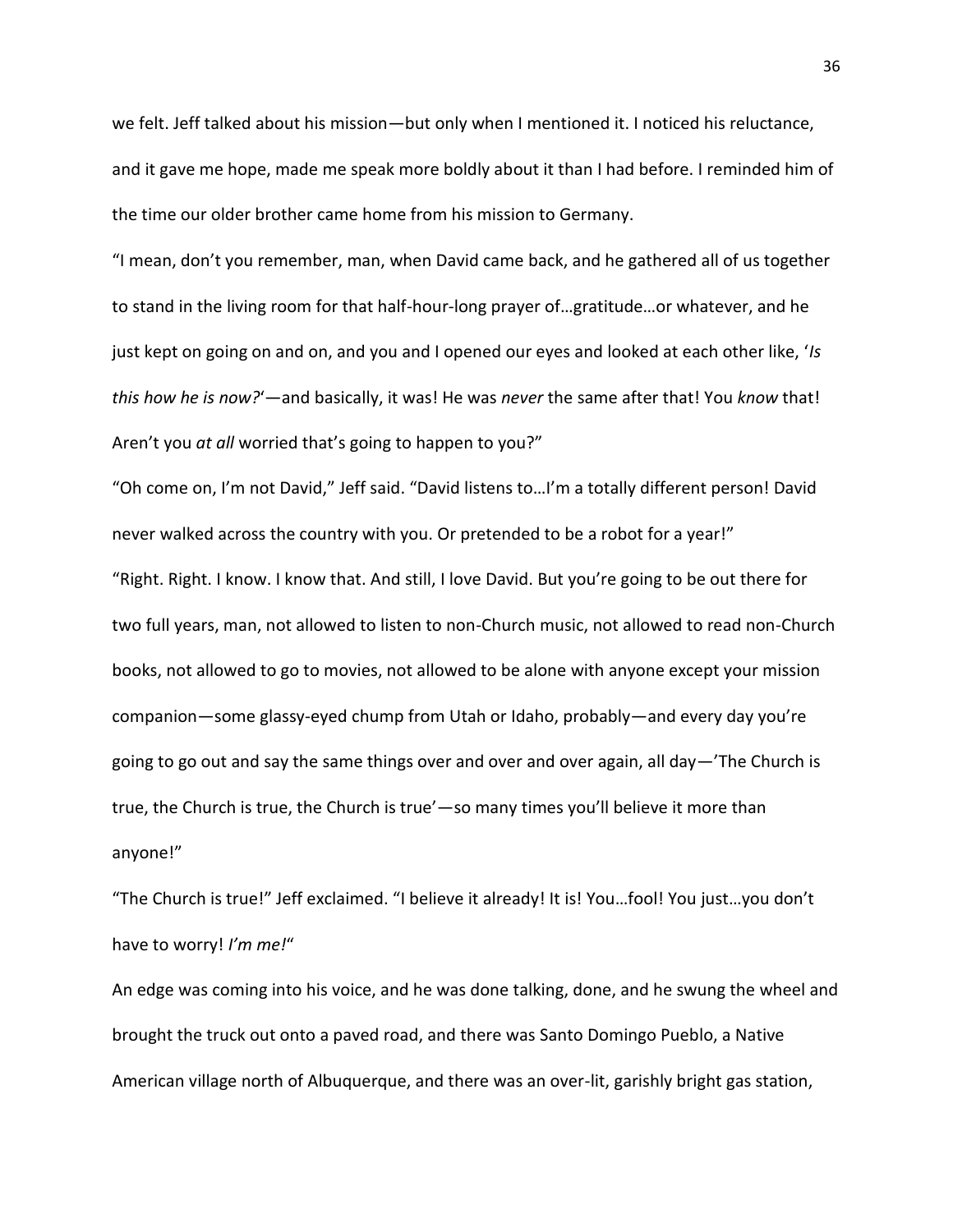we felt. Jeff talked about his mission—but only when I mentioned it. I noticed his reluctance, and it gave me hope, made me speak more boldly about it than I had before. I reminded him of the time our older brother came home from his mission to Germany.

"I mean, don't you remember, man, when David came back, and he gathered all of us together to stand in the living room for that half-hour-long prayer of…gratitude…or whatever, and he just kept on going on and on, and you and I opened our eyes and looked at each other like, '*Is this how he is now?*'—and basically, it was! He was *never* the same after that! You *know* that! Aren't you *at all* worried that's going to happen to you?"

"Oh come on, I'm not David," Jeff said. "David listens to…I'm a totally different person! David never walked across the country with you. Or pretended to be a robot for a year!"

"Right. Right. I know. I know that. And still, I love David. But you're going to be out there for two full years, man, not allowed to listen to non-Church music, not allowed to read non-Church books, not allowed to go to movies, not allowed to be alone with anyone except your mission companion—some glassy-eyed chump from Utah or Idaho, probably—and every day you're going to go out and say the same things over and over and over again, all day—'The Church is true, the Church is true, the Church is true'—so many times you'll believe it more than anyone!"

"The Church is true!" Jeff exclaimed. "I believe it already! It is! You…fool! You just…you don't have to worry! *I'm me!*"

An edge was coming into his voice, and he was done talking, done, and he swung the wheel and brought the truck out onto a paved road, and there was Santo Domingo Pueblo, a Native American village north of Albuquerque, and there was an over-lit, garishly bright gas station,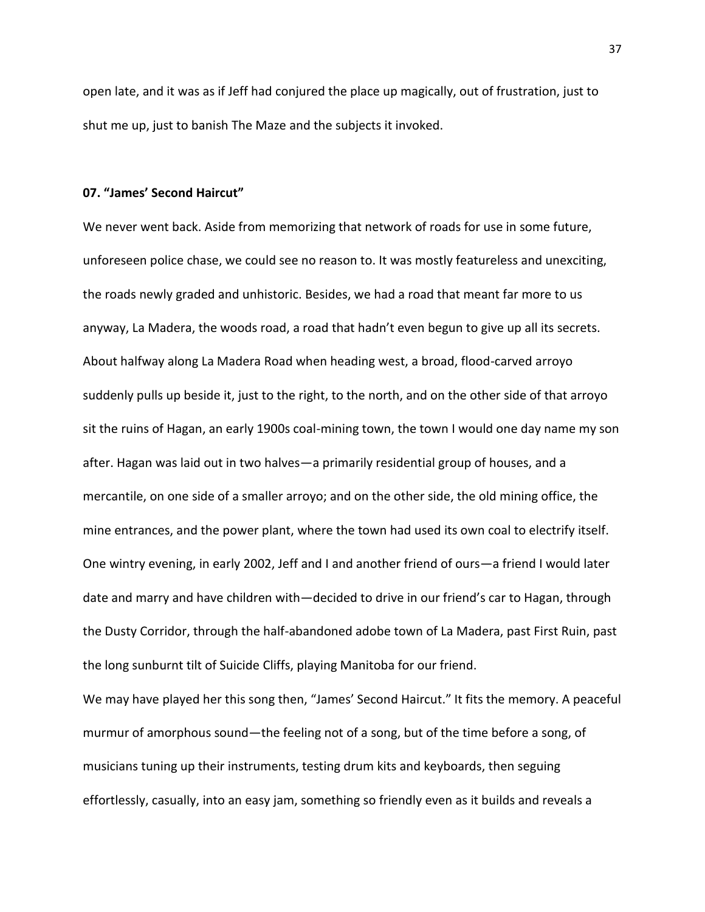open late, and it was as if Jeff had conjured the place up magically, out of frustration, just to shut me up, just to banish The Maze and the subjects it invoked.

### 07. "James' Second Haircut"

We never went back. Aside from memorizing that network of roads for use in some future, unforeseen police chase, we could see no reason to. It was mostly featureless and unexciting, the roads newly graded and unhistoric. Besides, we had a road that meant far more to us anyway, La Madera, the woods road, a road that hadn't even begun to give up all its secrets. About halfway along La Madera Road when heading west, a broad, flood-carved arroyo suddenly pulls up beside it, just to the right, to the north, and on the other side of that arroyo sit the ruins of Hagan, an early 1900s coal-mining town, the town I would one day name my son after. Hagan was laid out in two halves—a primarily residential group of houses, and a mercantile, on one side of a smaller arroyo; and on the other side, the old mining office, the mine entrances, and the power plant, where the town had used its own coal to electrify itself. One wintry evening, in early 2002, Jeff and I and another friend of ours—a friend I would later date and marry and have children with—decided to drive in our friend's car to Hagan, through the Dusty Corridor, through the half-abandoned adobe town of La Madera, past First Ruin, past the long sunburnt tilt of Suicide Cliffs, playing Manitoba for our friend.

We may have played her this song then, "James' Second Haircut." It fits the memory. A peaceful murmur of amorphous sound—the feeling not of a song, but of the time before a song, of musicians tuning up their instruments, testing drum kits and keyboards, then seguing effortlessly, casually, into an easy jam, something so friendly even as it builds and reveals a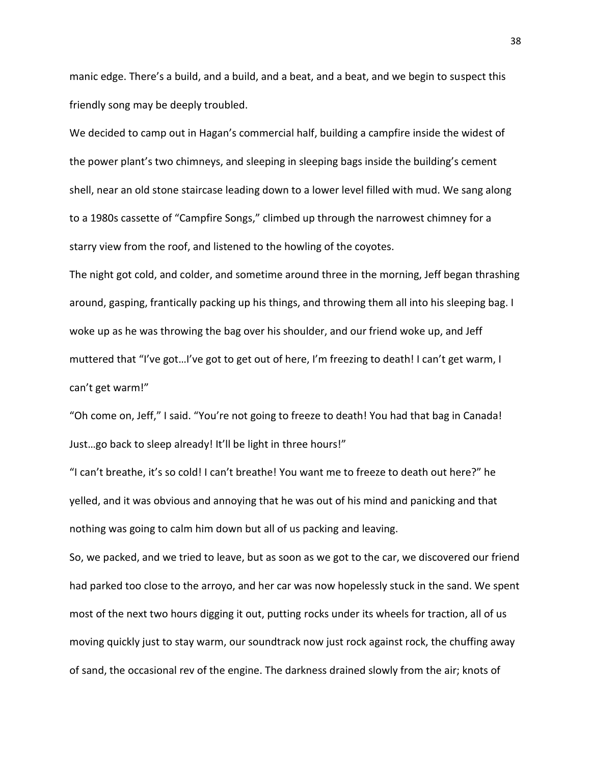manic edge. There's a build, and a build, and a beat, and a beat, and we begin to suspect this friendly song may be deeply troubled.

We decided to camp out in Hagan's commercial half, building a campfire inside the widest of the power plant's two chimneys, and sleeping in sleeping bags inside the building's cement shell, near an old stone staircase leading down to a lower level filled with mud. We sang along to a 1980s cassette of "Campfire Songs," climbed up through the narrowest chimney for a starry view from the roof, and listened to the howling of the coyotes.

The night got cold, and colder, and sometime around three in the morning, Jeff began thrashing around, gasping, frantically packing up his things, and throwing them all into his sleeping bag. I woke up as he was throwing the bag over his shoulder, and our friend woke up, and Jeff muttered that "I've got…I've got to get out of here, I'm freezing to death! I can't get warm, I can't get warm!"

"Oh come on, Jeff," I said. "You're not going to freeze to death! You had that bag in Canada! Just…go back to sleep already! It'll be light in three hours!"

"I can't breathe, it's so cold! I can't breathe! You want me to freeze to death out here?" he yelled, and it was obvious and annoying that he was out of his mind and panicking and that nothing was going to calm him down but all of us packing and leaving.

So, we packed, and we tried to leave, but as soon as we got to the car, we discovered our friend had parked too close to the arroyo, and her car was now hopelessly stuck in the sand. We spent most of the next two hours digging it out, putting rocks under its wheels for traction, all of us moving quickly just to stay warm, our soundtrack now just rock against rock, the chuffing away of sand, the occasional rev of the engine. The darkness drained slowly from the air; knots of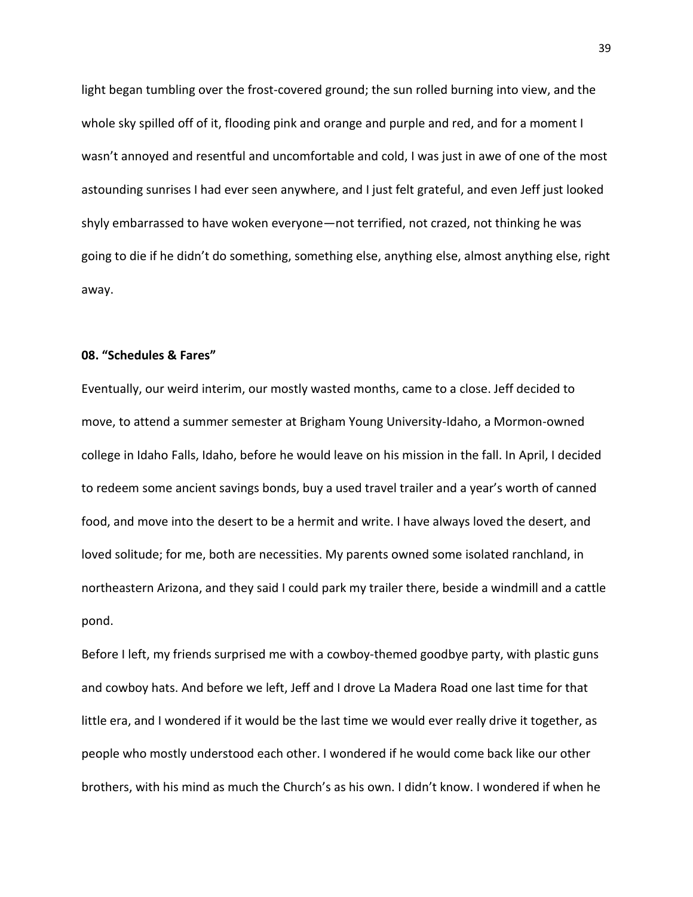light began tumbling over the frost-covered ground; the sun rolled burning into view, and the whole sky spilled off of it, flooding pink and orange and purple and red, and for a moment I wasn't annoyed and resentful and uncomfortable and cold, I was just in awe of one of the most astounding sunrises I had ever seen anywhere, and I just felt grateful, and even Jeff just looked shyly embarrassed to have woken everyone—not terrified, not crazed, not thinking he was going to die if he didn't do something, something else, anything else, almost anything else, right away.

**08. "Schedules & Fares"**

Eventually, our weird interim, our mostly wasted months, came to a close. Jeff decided to move, to attend a summer semester at Brigham Young University-Idaho, a Mormon-owned college in Idaho Falls, Idaho, before he would leave on his mission in the fall. In April, I decided to redeem some ancient savings bonds, buy a used travel trailer and a year's worth of canned food, and move into the desert to be a hermit and write. I have always loved the desert, and loved solitude; for me, both are necessities. My parents owned some isolated ranchland, in northeastern Arizona, and they said I could park my trailer there, beside a windmill and a cattle pond.

Before I left, my friends surprised me with a cowboy-themed goodbye party, with plastic guns and cowboy hats. And before we left, Jeff and I drove La Madera Road one last time for that little era, and I wondered if it would be the last time we would ever really drive it together, as people who mostly understood each other. I wondered if he would come back like our other brothers, with his mind as much the Church's as his own. I didn't know. I wondered if when he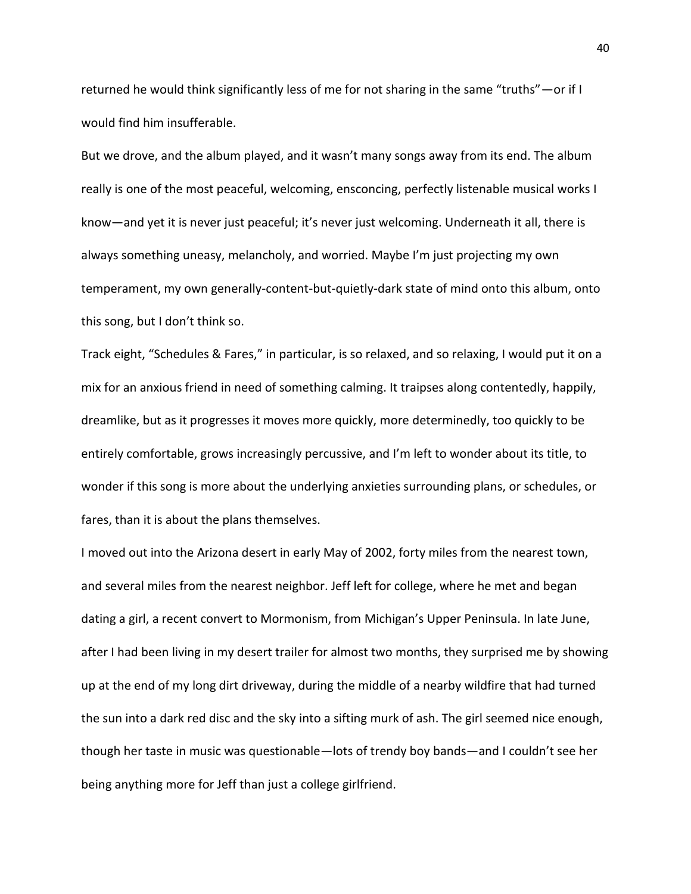returned he would think significantly less of me for not sharing in the same "truths"—or if I would find him insufferable.

But we drove, and the album played, and it wasn't many songs away from its end. The album really is one of the most peaceful, welcoming, ensconcing, perfectly listenable musical works I know—and yet it is never just peaceful; it's never just welcoming. Underneath it all, there is always something uneasy, melancholy, and worried. Maybe I'm just projecting my own temperament, my own generally-content-but-quietly-dark state of mind onto this album, onto this song, but I don't think so.

Track eight, "Schedules & Fares," in particular, is so relaxed, and so relaxing, I would put it on a mix for an anxious friend in need of something calming. It traipses along contentedly, happily, dreamlike, but as it progresses it moves more quickly, more determinedly, too quickly to be entirely comfortable, grows increasingly percussive, and I'm left to wonder about its title, to wonder if this song is more about the underlying anxieties surrounding plans, or schedules, or fares, than it is about the plans themselves.

I moved out into the Arizona desert in early May of 2002, forty miles from the nearest town, and several miles from the nearest neighbor. Jeff left for college, where he met and began dating a girl, a recent convert to Mormonism, from Michigan's Upper Peninsula. In late June, after I had been living in my desert trailer for almost two months, they surprised me by showing up at the end of my long dirt driveway, during the middle of a nearby wildfire that had turned the sun into a dark red disc and the sky into a sifting murk of ash. The girl seemed nice enough, though her taste in music was questionable—lots of trendy boy bands—and I couldn't see her being anything more for Jeff than just a college girlfriend.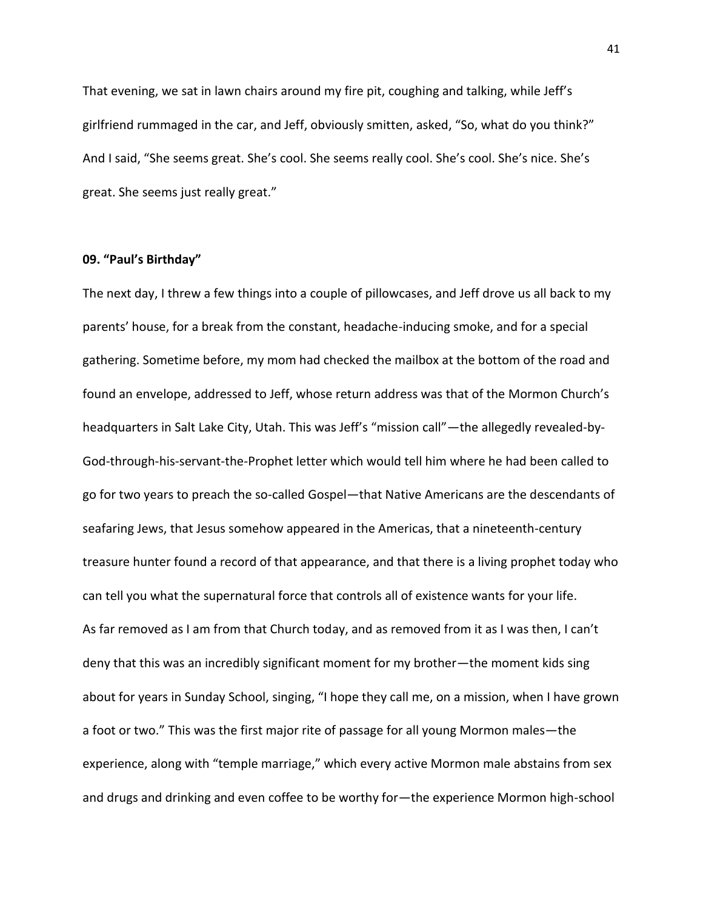That evening, we sat in lawn chairs around my fire pit, coughing and talking, while Jeff's girlfriend rummaged in the car, and Jeff, obviously smitten, asked, "So, what do you think?" And I said, "She seems great. She's cool. She seems really cool. She's cool. She's nice. She's great. She seems just really great."

### 09. "Paul's Birthday"

The next day, I threw a few things into a couple of pillowcases, and Jeff drove us all back to my parents' house, for a break from the constant, headache-inducing smoke, and for a special gathering. Sometime before, my mom had checked the mailbox at the bottom of the road and found an envelope, addressed to Jeff, whose return address was that of the Mormon Church's headquarters in Salt Lake City, Utah. This was Jeff's "mission call"—the allegedly revealed-by-God-through-his-servant-the-Prophet letter which would tell him where he had been called to go for two years to preach the so-called Gospel—that Native Americans are the descendants of seafaring Jews, that Jesus somehow appeared in the Americas, that a nineteenth-century treasure hunter found a record of that appearance, and that there is a living prophet today who can tell you what the supernatural force that controls all of existence wants for your life.

As far removed as I am from that Church today, and as removed from it as I was then, I can't deny that this was an incredibly significant moment for my brother—the moment kids sing about for years in Sunday School, singing, "I hope they call me, on a mission, when I have grown a foot or two." This was the first major rite of passage for all young Mormon males—the experience, along with "temple marriage," which every active Mormon male abstains from sex and drugs and drinking and even coffee to be worthy for—the experience Mormon high-school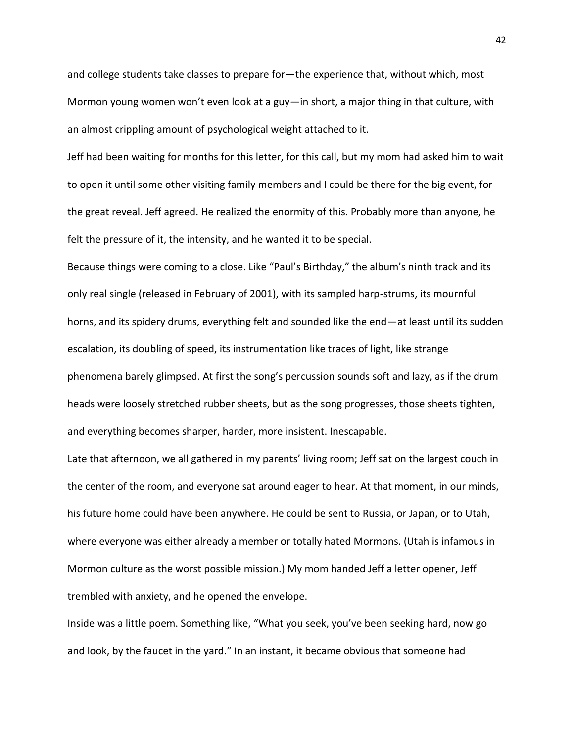and college students take classes to prepare for—the experience that, without which, most Mormon young women won't even look at a guy—in short, a major thing in that culture, with an almost crippling amount of psychological weight attached to it.

Jeff had been waiting for months for this letter, for this call, but my mom had asked him to wait to open it until some other visiting family members and I could be there for the big event, for the great reveal. Jeff agreed. He realized the enormity of this. Probably more than anyone, he felt the pressure of it, the intensity, and he wanted it to be special.

Because things were coming to a close. Like "Paul's Birthday," the album's ninth track and its only real single (released in February of 2001), with its sampled harp-strums, its mournful horns, and its spidery drums, everything felt and sounded like the end—at least until its sudden escalation, its doubling of speed, its instrumentation like traces of light, like strange phenomena barely glimpsed. At first the song's percussion sounds soft and lazy, as if the drum heads were loosely stretched rubber sheets, but as the song progresses, those sheets tighten, and everything becomes sharper, harder, more insistent. Inescapable.

Late that afternoon, we all gathered in my parents' living room; Jeff sat on the largest couch in the center of the room, and everyone sat around eager to hear. At that moment, in our minds, his future home could have been anywhere. He could be sent to Russia, or Japan, or to Utah, where everyone was either already a member or totally hated Mormons. (Utah is infamous in Mormon culture as the worst possible mission.) My mom handed Jeff a letter opener, Jeff trembled with anxiety, and he opened the envelope.

Inside was a little poem. Something like, "What you seek, you've been seeking hard, now go and look, by the faucet in the yard." In an instant, it became obvious that someone had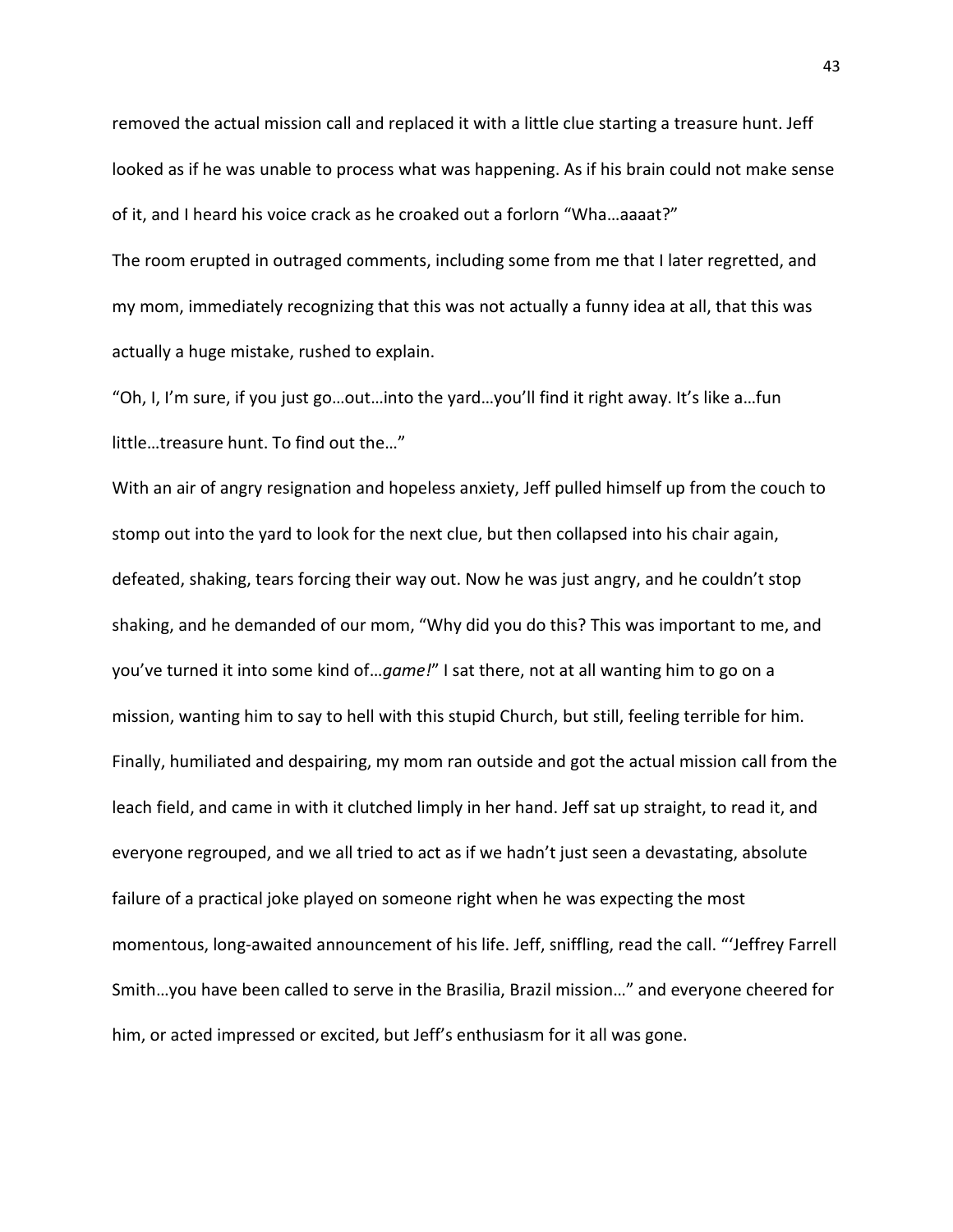removed the actual mission call and replaced it with a little clue starting a treasure hunt. Jeff looked as if he was unable to process what was happening. As if his brain could not make sense of it, and I heard his voice crack as he croaked out a forlorn "Wha…aaaat?"

The room erupted in outraged comments, including some from me that I later regretted, and my mom, immediately recognizing that this was not actually a funny idea at all, that this was actually a huge mistake, rushed to explain.

"Oh, I, I'm sure, if you just go…out…into the yard…you'll find it right away. It's like a…fun little…treasure hunt. To find out the…"

With an air of angry resignation and hopeless anxiety, Jeff pulled himself up from the couch to stomp out into the yard to look for the next clue, but then collapsed into his chair again, defeated, shaking, tears forcing their way out. Now he was just angry, and he couldn't stop shaking, and he demanded of our mom, "Why did you do this? This was important to me, and you've turned it into some kind of…*game!*" I sat there, not at all wanting him to go on a mission, wanting him to say to hell with this stupid Church, but still, feeling terrible for him. Finally, humiliated and despairing, my mom ran outside and got the actual mission call from the leach field, and came in with it clutched limply in her hand. Jeff sat up straight, to read it, and everyone regrouped, and we all tried to act as if we hadn't just seen a devastating, absolute failure of a practical joke played on someone right when he was expecting the most momentous, long-awaited announcement of his life. Jeff, sniffling, read the call. "'Jeffrey Farrell Smith…you have been called to serve in the Brasilia, Brazil mission…" and everyone cheered for him, or acted impressed or excited, but Jeff's enthusiasm for it all was gone.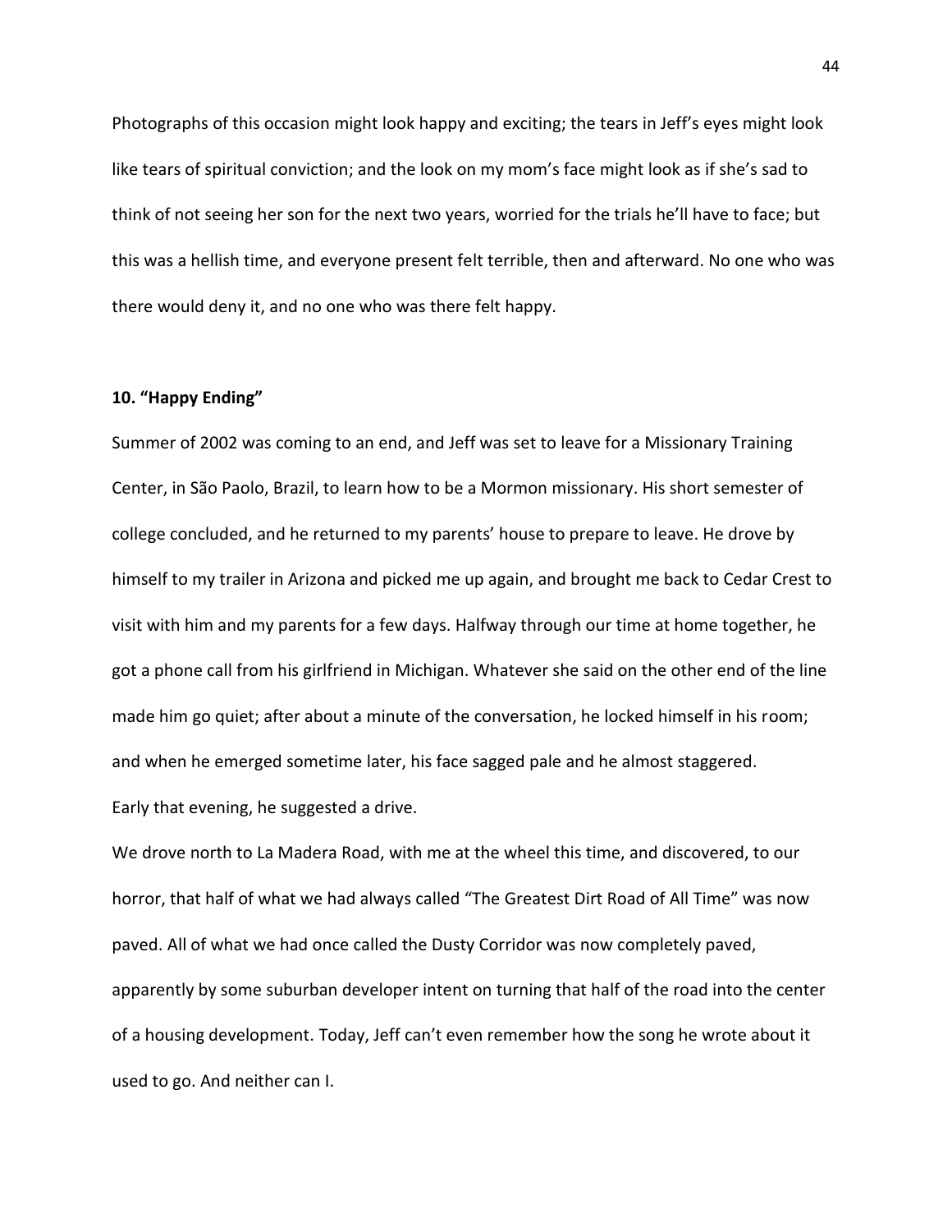Photographs of this occasion might look happy and exciting; the tears in Jeff's eyes might look like tears of spiritual conviction; and the look on my mom's face might look as if she's sad to think of not seeing her son for the next two years, worried for the trials he'll have to face; but this was a hellish time, and everyone present felt terrible, then and afterward. No one who was there would deny it, and no one who was there felt happy.

**10. "Happy Ending"**

Summer of 2002 was coming to an end, and Jeff was set to leave for a Missionary Training Center, in São Paolo, Brazil, to learn how to be a Mormon missionary. His short semester of college concluded, and he returned to my parents' house to prepare to leave. He drove by himself to my trailer in Arizona and picked me up again, and brought me back to Cedar Crest to visit with him and my parents for a few days. Halfway through our time at home together, he got a phone call from his girlfriend in Michigan. Whatever she said on the other end of the line made him go quiet; after about a minute of the conversation, he locked himself in his room; and when he emerged sometime later, his face sagged pale and he almost staggered.

Early that evening, he suggested a drive.

We drove north to La Madera Road, with me at the wheel this time, and discovered, to our horror, that half of what we had always called "The Greatest Dirt Road of All Time" was now paved. All of what we had once called the Dusty Corridor was now completely paved, apparently by some suburban developer intent on turning that half of the road into the center of a housing development. Today, Jeff can't even remember how the song he wrote about it used to go. And neither can I.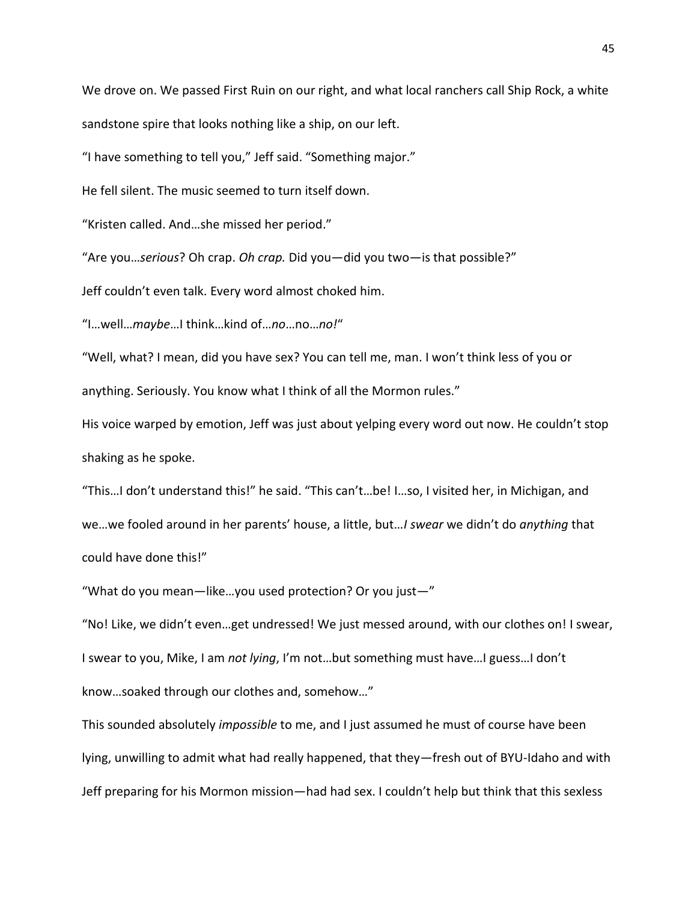We drove on. We passed First Ruin on our right, and what local ranchers call Ship Rock, a white sandstone spire that looks nothing like a ship, on our left.

"I have something to tell you," Jeff said. "Something major."

He fell silent. The music seemed to turn itself down.

"Kristen called. And…she missed her period."

"Are you…*serious*? Oh crap. *Oh crap.* Did you—did you two—is that possible?"

Jeff couldn't even talk. Every word almost choked him.

"I…well…*maybe*…I think…kind of…*no*…no…*no!*"

"Well, what? I mean, did you have sex? You can tell me, man. I won't think less of you or anything. Seriously. You know what I think of all the Mormon rules."

His voice warped by emotion, Jeff was just about yelping every word out now. He couldn't stop shaking as he spoke.

"This…I don't understand this!" he said. "This can't…be! I…so, I visited her, in Michigan, and we…we fooled around in her parents' house, a little, but…*I swear* we didn't do *anything* that could have done this!"

"What do you mean—like…you used protection? Or you just—"

"No! Like, we didn't even…get undressed! We just messed around, with our clothes on! I swear, I swear to you, Mike, I am *not lying*, I'm not…but something must have…I guess…I don't know…soaked through our clothes and, somehow…"

This sounded absolutely *impossible* to me, and I just assumed he must of course have been lying, unwilling to admit what had really happened, that they—fresh out of BYU-Idaho and with Jeff preparing for his Mormon mission—had had sex. I couldn't help but think that this sexless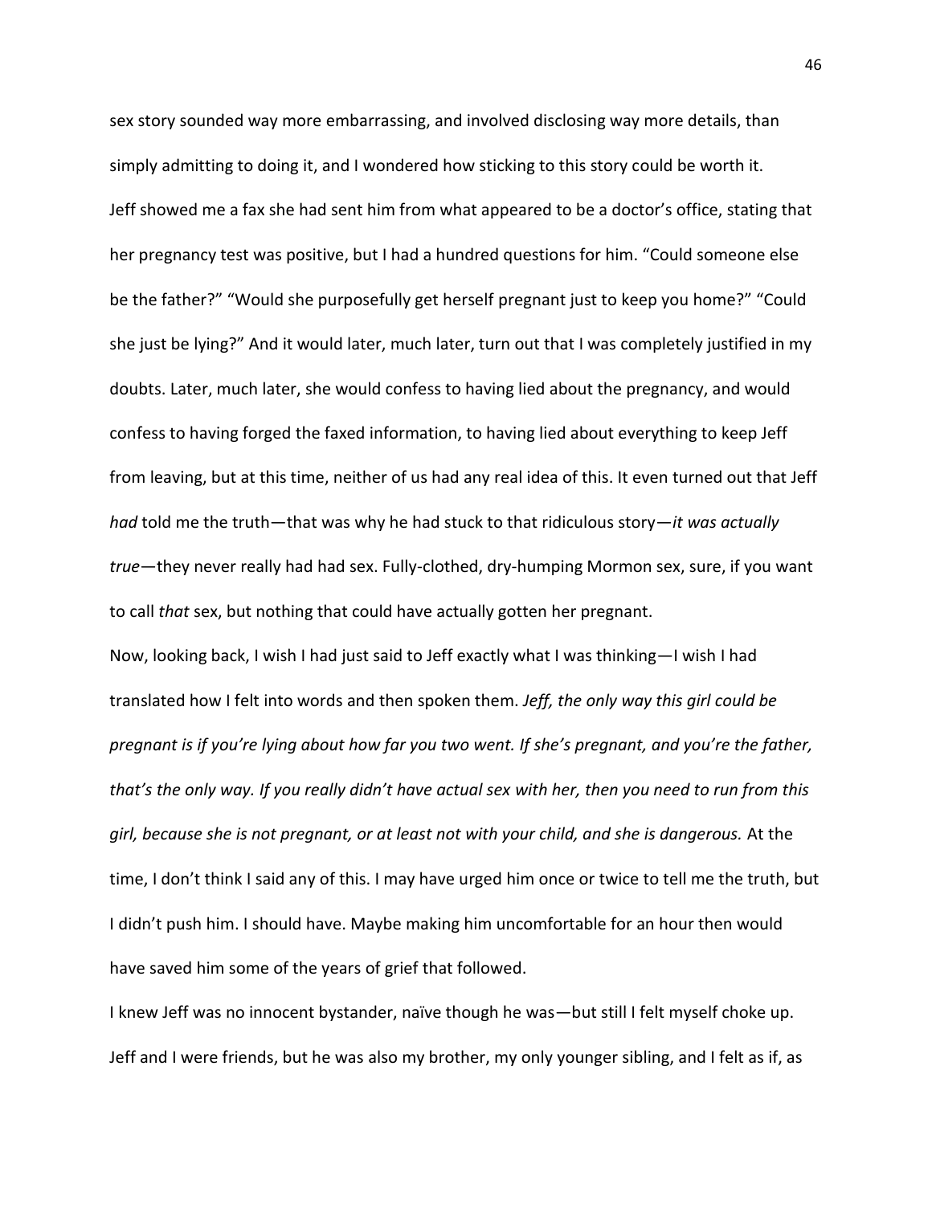sex story sounded way more embarrassing, and involved disclosing way more details, than simply admitting to doing it, and I wondered how sticking to this story could be worth it.

Jeff showed me a fax she had sent him from what appeared to be a doctor's office, stating that her pregnancy test was positive, but I had a hundred questions for him. "Could someone else be the father?" "Would she purposefully get herself pregnant just to keep you home?" "Could she just be lying?" And it would later, much later, turn out that I was completely justified in my doubts. Later, much later, she would confess to having lied about the pregnancy, and would confess to having forged the faxed information, to having lied about everything to keep Jeff from leaving, but at this time, neither of us had any real idea of this. It even turned out that Jeff *had* told me the truth—that was why he had stuck to that ridiculous story—*it was actually true*—they never really had had sex. Fully-clothed, dry-humping Mormon sex, sure, if you want to call *that* sex, but nothing that could have actually gotten her pregnant.

Now, looking back, I wish I had just said to Jeff exactly what I was thinking—I wish I had translated how I felt into words and then spoken them. *Jeff, the only way this girl could be pregnant is if you're lying about how far you two went. If she's pregnant, and you're the father, that's the only way. If you really didn't have actual sex with her, then you need to run from this girl, because she is not pregnant, or at least not with your child, and she is dangerous.* At the time, I don't think I said any of this. I may have urged him once or twice to tell me the truth, but I didn't push him. I should have. Maybe making him uncomfortable for an hour then would have saved him some of the years of grief that followed.

I knew Jeff was no innocent bystander, naïve though he was—but still I felt myself choke up. Jeff and I were friends, but he was also my brother, my only younger sibling, and I felt as if, as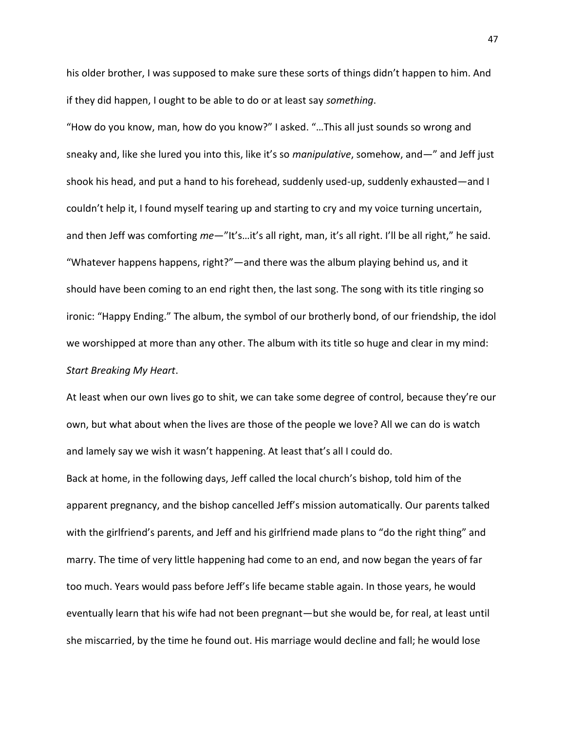his older brother, I was supposed to make sure these sorts of things didn't happen to him. And if they did happen, I ought to be able to do or at least say *something*.

"How do you know, man, how do you know?" I asked. "…This all just sounds so wrong and sneaky and, like she lured you into this, like it's so *manipulative*, somehow, and—" and Jeff just shook his head, and put a hand to his forehead, suddenly used-up, suddenly exhausted—and I couldn't help it, I found myself tearing up and starting to cry and my voice turning uncertain, and then Jeff was comforting *me*—"It's…it's all right, man, it's all right. I'll be all right," he said. "Whatever happens happens, right?"—and there was the album playing behind us, and it should have been coming to an end right then, the last song. The song with its title ringing so ironic: "Happy Ending." The album, the symbol of our brotherly bond, of our friendship, the idol we worshipped at more than any other. The album with its title so huge and clear in my mind: *Start Breaking My Heart*.

At least when our own lives go to shit, we can take some degree of control, because they're our own, but what about when the lives are those of the people we love? All we can do is watch and lamely say we wish it wasn't happening. At least that's all I could do.

Back at home, in the following days, Jeff called the local church's bishop, told him of the apparent pregnancy, and the bishop cancelled Jeff's mission automatically. Our parents talked with the girlfriend's parents, and Jeff and his girlfriend made plans to "do the right thing" and marry. The time of very little happening had come to an end, and now began the years of far too much. Years would pass before Jeff's life became stable again. In those years, he would eventually learn that his wife had not been pregnant—but she would be, for real, at least until she miscarried, by the time he found out. His marriage would decline and fall; he would lose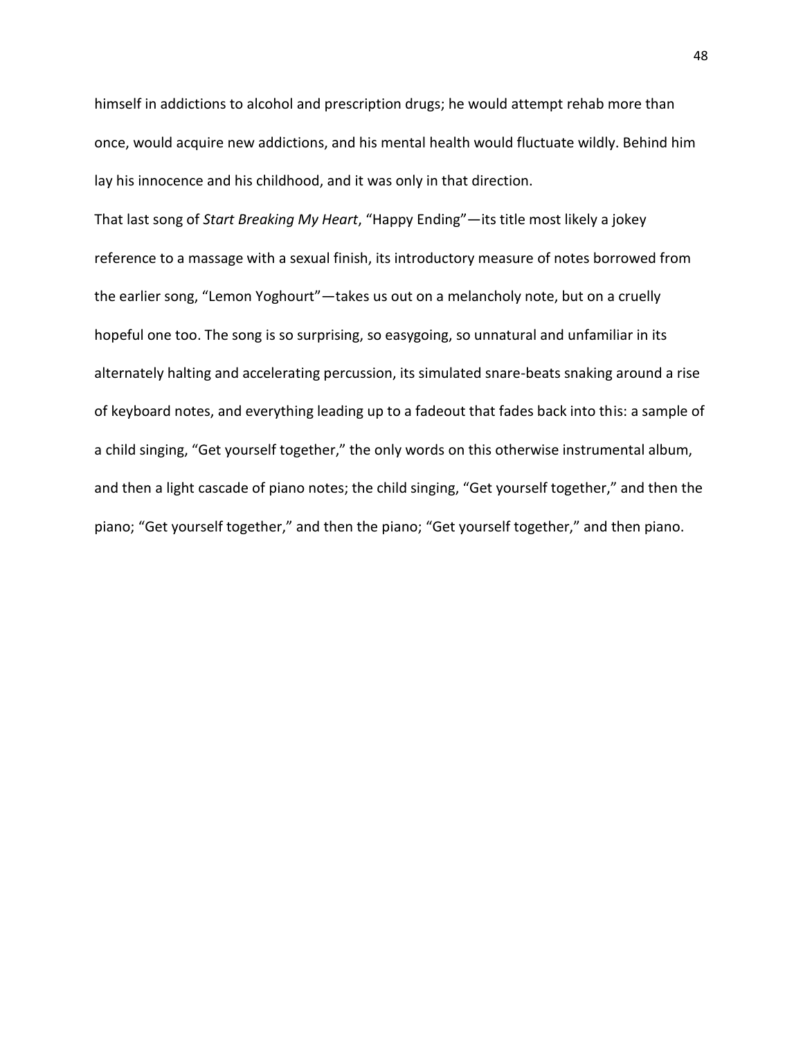himself in addictions to alcohol and prescription drugs; he would attempt rehab more than once, would acquire new addictions, and his mental health would fluctuate wildly. Behind him lay his innocence and his childhood, and it was only in that direction.

That last song of *Start Breaking My Heart*, “Happy Ending”—its title most likely a jokey reference to a massage with a sexual finish, its introductory measure of notes borrowed from the earlier song, “Lemon Yoghourt”—takes us out on a melancholy note, but on a cruelly hopeful one too. The song is so surprising, so easygoing, so unnatural and unfamiliar in its alternately halting and accelerating percussion, its simulated snare-beats snaking around a rise of keyboard notes, and everything leading up to a fadeout that fades back into this: a sample of a child singing, “Get yourself together,” the only words on this otherwise instrumental album, and then a light cascade of piano notes; the child singing, “Get yourself together,” and then the piano; “Get yourself together,” and then the piano; “Get yourself together,” and then piano.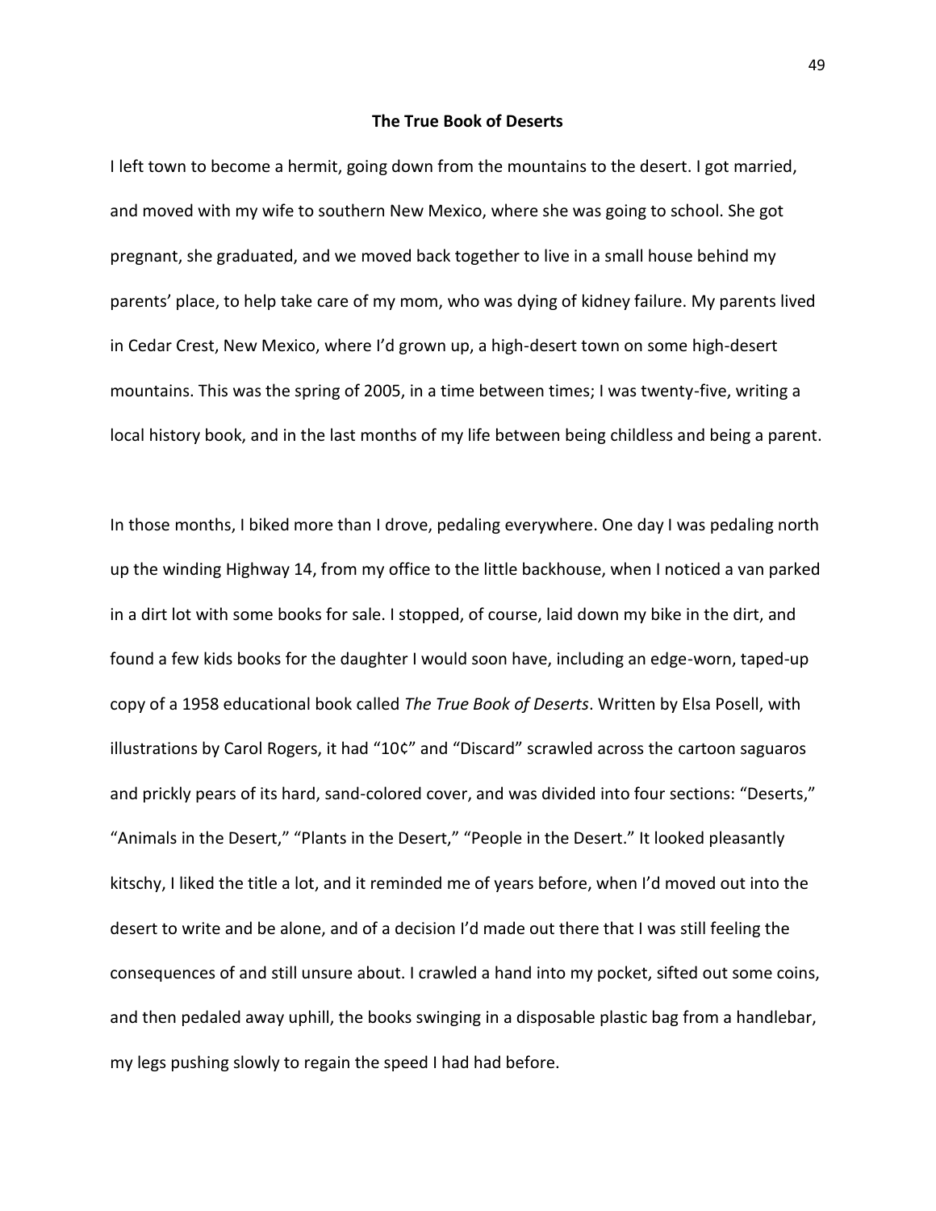## The True Book of Deserts

I left town to become a hermit, going down from the mountains to the desert. I got married, and moved with my wife to southern New Mexico, where she was going to school. She got pregnant, she graduated, and we moved back together to live in a small house behind my parents' place, to help take care of my mom, who was dying of kidney failure. My parents lived in Cedar Crest, New Mexico, where I'd grown up, a high-desert town on some high-desert mountains. This was the spring of 2005, in a time between times; I was twenty-five, writing a local history book, and in the last months of my life between being childless and being a parent.

In those months, I biked more than I drove, pedaling everywhere. One day I was pedaling north up the winding Highway 14, from my office to the little backhouse, when I noticed a van parked in a dirt lot with some books for sale. I stopped, of course, laid down my bike in the dirt, and found a few kids books for the daughter I would soon have, including an edge-worn, taped-up copy of a 1958 educational book called *The True Book of Deserts*. Written by Elsa Posell, with illustrations by Carol Rogers, it had "10¢" and "Discard" scrawled across the cartoon saguaros and prickly pears of its hard, sand-colored cover, and was divided into four sections: "Deserts," "Animals in the Desert," "Plants in the Desert," "People in the Desert." It looked pleasantly kitschy, I liked the title a lot, and it reminded me of years before, when I'd moved out into the desert to write and be alone, and of a decision I'd made out there that I was still feeling the consequences of and still unsure about. I crawled a hand into my pocket, sifted out some coins, and then pedaled away uphill, the books swinging in a disposable plastic bag from a handlebar, my legs pushing slowly to regain the speed I had had before.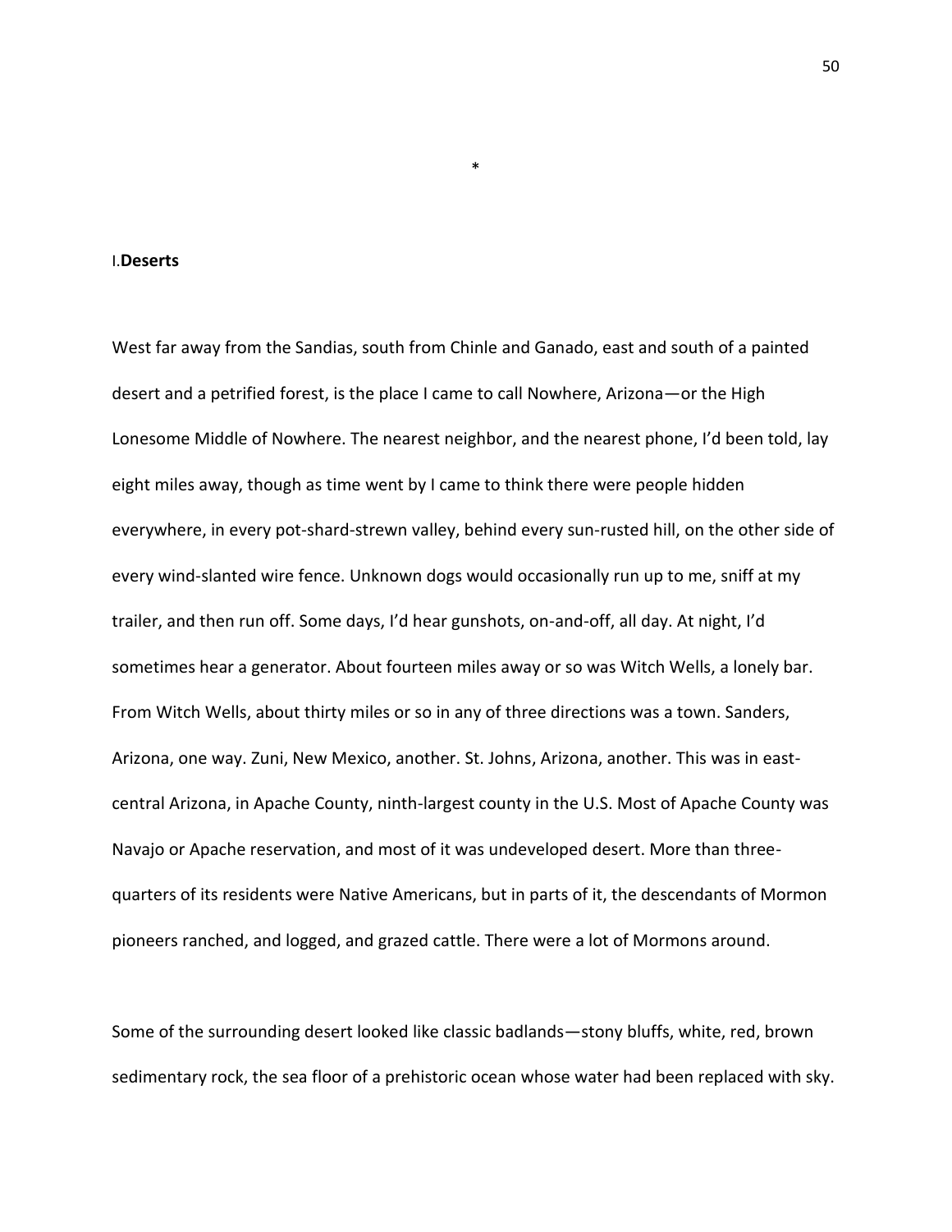*

## I. **Deserts**

West far away from the Sandias, south from Chinle and Ganado, east and south of a painted desert and a petrified forest, is the place I came to call Nowhere, Arizona—or the High Lonesome Middle of Nowhere. The nearest neighbor, and the nearest phone, I'd been told, lay eight miles away, though as time went by I came to think there were people hidden everywhere, in every pot-shard-strewn valley, behind every sun-rusted hill, on the other side of every wind-slanted wire fence. Unknown dogs would occasionally run up to me, sniff at my trailer, and then run off. Some days, I'd hear gunshots, on-and-off, all day. At night, I'd sometimes hear a generator. About fourteen miles away or so was Witch Wells, a lonely bar. From Witch Wells, about thirty miles or so in any of three directions was a town. Sanders, Arizona, one way. Zuni, New Mexico, another. St. Johns, Arizona, another. This was in east-central Arizona, in Apache County, ninth-largest county in the U.S. Most of Apache County was Navajo or Apache reservation, and most of it was undeveloped desert. More than three-quarters of its residents were Native Americans, but in parts of it, the descendants of Mormon pioneers ranched, and logged, and grazed cattle. There were a lot of Mormons around.

Some of the surrounding desert looked like classic badlands—stony bluffs, white, red, brown sedimentary rock, the sea floor of a prehistoric ocean whose water had been replaced with sky.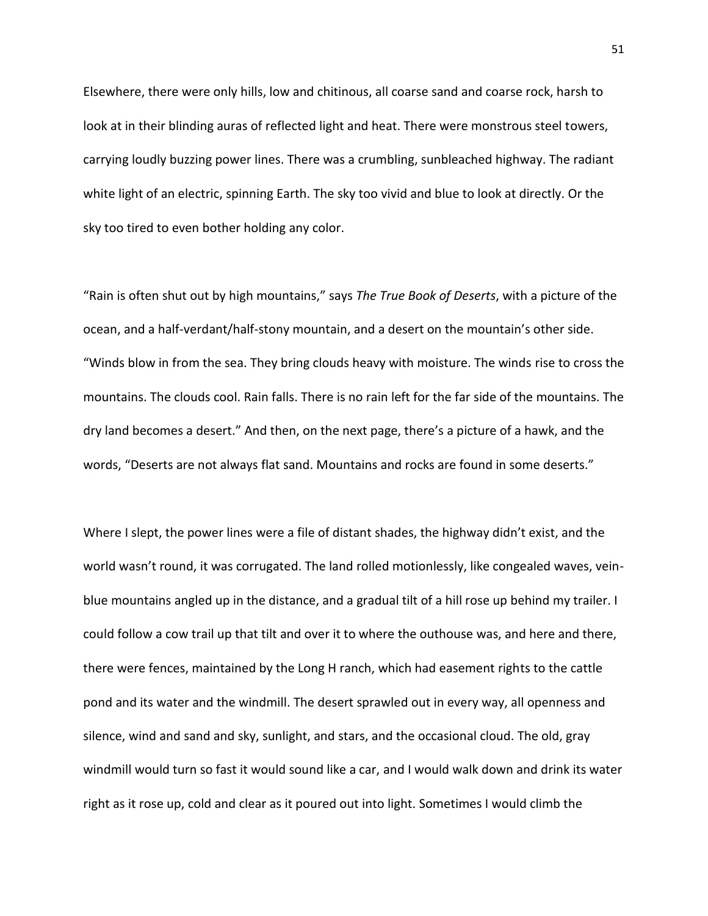Elsewhere, there were only hills, low and chitinous, all coarse sand and coarse rock, harsh to look at in their blinding auras of reflected light and heat. There were monstrous steel towers, carrying loudly buzzing power lines. There was a crumbling, sunbleached highway. The radiant white light of an electric, spinning Earth. The sky too vivid and blue to look at directly. Or the sky too tired to even bother holding any color.

"Rain is often shut out by high mountains," says *The True Book of Deserts*, with a picture of the ocean, and a half-verdant/half-stony mountain, and a desert on the mountain's other side. "Winds blow in from the sea. They bring clouds heavy with moisture. The winds rise to cross the mountains. The clouds cool. Rain falls. There is no rain left for the far side of the mountains. The dry land becomes a desert." And then, on the next page, there's a picture of a hawk, and the words, "Deserts are not always flat sand. Mountains and rocks are found in some deserts."

Where I slept, the power lines were a file of distant shades, the highway didn't exist, and the world wasn't round, it was corrugated. The land rolled motionlessly, like congealed waves, vein-blue mountains angled up in the distance, and a gradual tilt of a hill rose up behind my trailer. I could follow a cow trail up that tilt and over it to where the outhouse was, and here and there, there were fences, maintained by the Long H ranch, which had easement rights to the cattle pond and its water and the windmill. The desert sprawled out in every way, all openness and silence, wind and sand and sky, sunlight, and stars, and the occasional cloud. The old, gray windmill would turn so fast it would sound like a car, and I would walk down and drink its water right as it rose up, cold and clear as it poured out into light. Sometimes I would climb the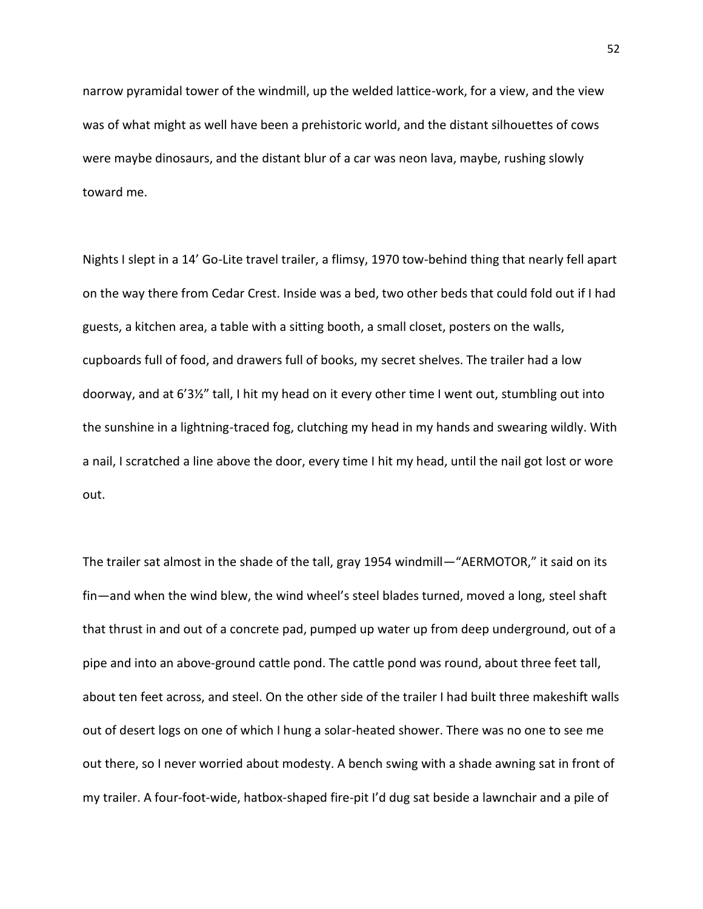narrow pyramidal tower of the windmill, up the welded lattice-work, for a view, and the view was of what might as well have been a prehistoric world, and the distant silhouettes of cows were maybe dinosaurs, and the distant blur of a car was neon lava, maybe, rushing slowly toward me.

Nights I slept in a 14' Go-Lite travel trailer, a flimsy, 1970 tow-behind thing that nearly fell apart on the way there from Cedar Crest. Inside was a bed, two other beds that could fold out if I had guests, a kitchen area, a table with a sitting booth, a small closet, posters on the walls, cupboards full of food, and drawers full of books, my secret shelves. The trailer had a low doorway, and at 6'3½" tall, I hit my head on it every other time I went out, stumbling out into the sunshine in a lightning-traced fog, clutching my head in my hands and swearing wildly. With a nail, I scratched a line above the door, every time I hit my head, until the nail got lost or wore out.

The trailer sat almost in the shade of the tall, gray 1954 windmill—"AERMOTOR," it said on its fin—and when the wind blew, the wind wheel's steel blades turned, moved a long, steel shaft that thrust in and out of a concrete pad, pumped up water up from deep underground, out of a pipe and into an above-ground cattle pond. The cattle pond was round, about three feet tall, about ten feet across, and steel. On the other side of the trailer I had built three makeshift walls out of desert logs on one of which I hung a solar-heated shower. There was no one to see me out there, so I never worried about modesty. A bench swing with a shade awning sat in front of my trailer. A four-foot-wide, hatbox-shaped fire-pit I'd dug sat beside a lawnchair and a pile of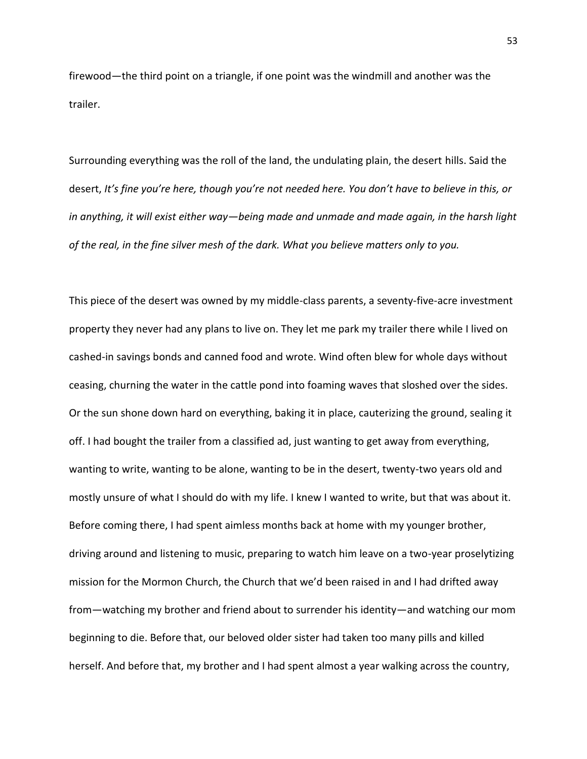firewood—the third point on a triangle, if one point was the windmill and another was the trailer.

Surrounding everything was the roll of the land, the undulating plain, the desert hills. Said the desert, *It's fine you're here, though you're not needed here. You don't have to believe in this, or in anything, it will exist either way—being made and unmade and made again, in the harsh light of the real, in the fine silver mesh of the dark. What you believe matters only to you.*

This piece of the desert was owned by my middle-class parents, a seventy-five-acre investment property they never had any plans to live on. They let me park my trailer there while I lived on cashed-in savings bonds and canned food and wrote. Wind often blew for whole days without ceasing, churning the water in the cattle pond into foaming waves that sloshed over the sides. Or the sun shone down hard on everything, baking it in place, cauterizing the ground, sealing it off. I had bought the trailer from a classified ad, just wanting to get away from everything, wanting to write, wanting to be alone, wanting to be in the desert, twenty-two years old and mostly unsure of what I should do with my life. I knew I wanted to write, but that was about it. Before coming there, I had spent aimless months back at home with my younger brother, driving around and listening to music, preparing to watch him leave on a two-year proselytizing mission for the Mormon Church, the Church that we'd been raised in and I had drifted away from—watching my brother and friend about to surrender his identity—and watching our mom beginning to die. Before that, our beloved older sister had taken too many pills and killed herself. And before that, my brother and I had spent almost a year walking across the country,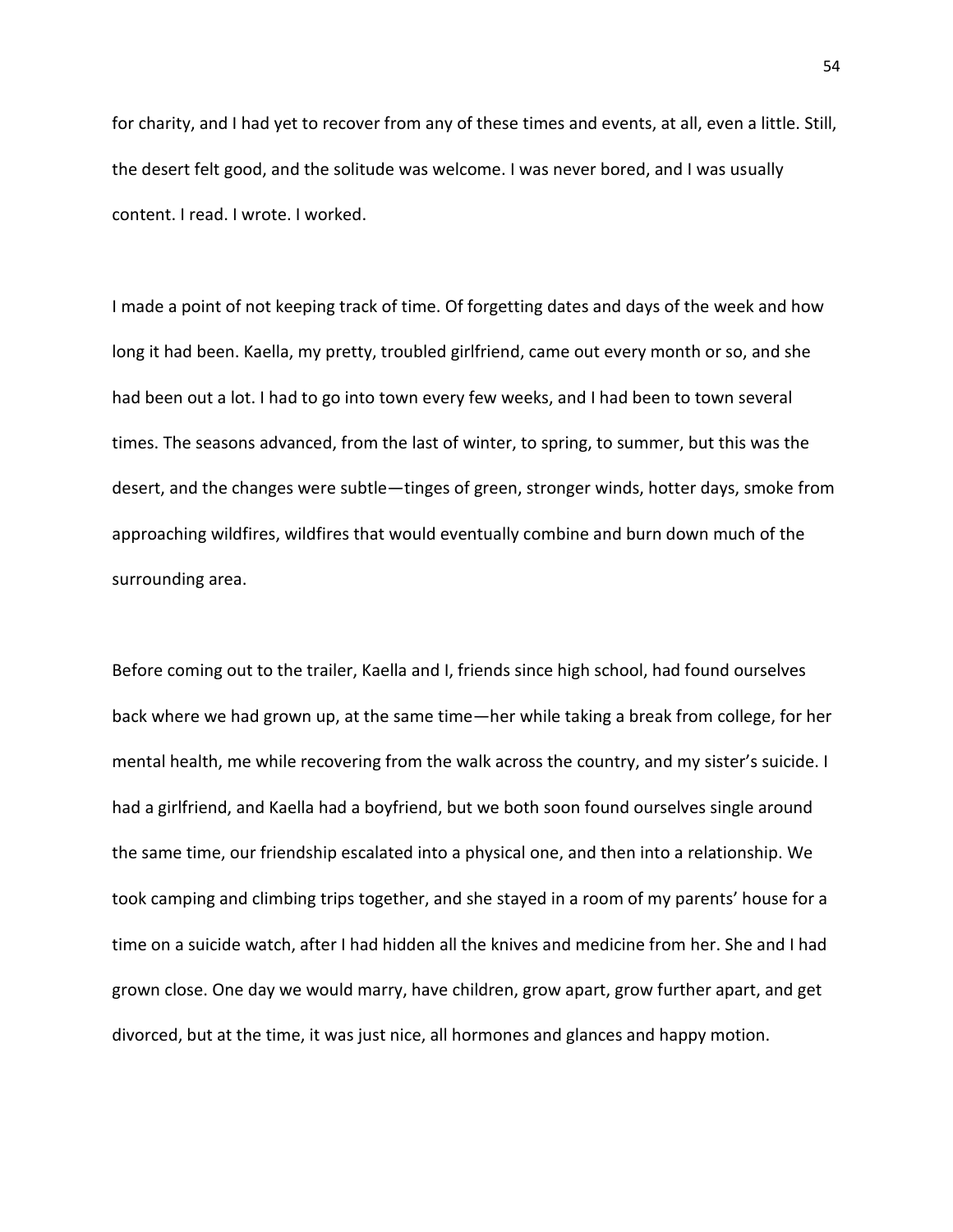for charity, and I had yet to recover from any of these times and events, at all, even a little. Still, the desert felt good, and the solitude was welcome. I was never bored, and I was usually content. I read. I wrote. I worked.

I made a point of not keeping track of time. Of forgetting dates and days of the week and how long it had been. Kaella, my pretty, troubled girlfriend, came out every month or so, and she had been out a lot. I had to go into town every few weeks, and I had been to town several times. The seasons advanced, from the last of winter, to spring, to summer, but this was the desert, and the changes were subtle—tinges of green, stronger winds, hotter days, smoke from approaching wildfires, wildfires that would eventually combine and burn down much of the surrounding area.

Before coming out to the trailer, Kaella and I, friends since high school, had found ourselves back where we had grown up, at the same time—her while taking a break from college, for her mental health, me while recovering from the walk across the country, and my sister's suicide. I had a girlfriend, and Kaella had a boyfriend, but we both soon found ourselves single around the same time, our friendship escalated into a physical one, and then into a relationship. We took camping and climbing trips together, and she stayed in a room of my parents' house for a time on a suicide watch, after I had hidden all the knives and medicine from her. She and I had grown close. One day we would marry, have children, grow apart, grow further apart, and get divorced, but at the time, it was just nice, all hormones and glances and happy motion.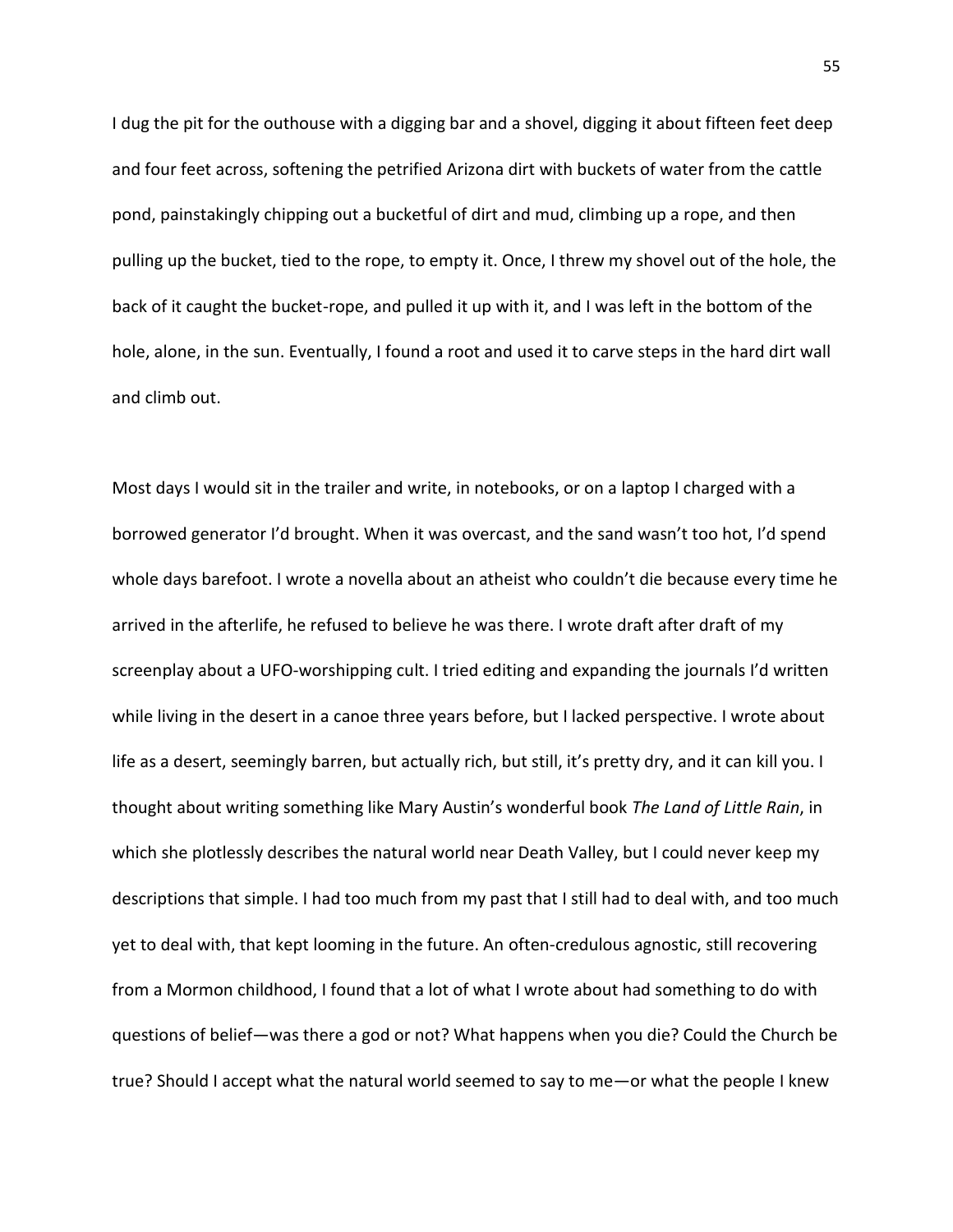I dug the pit for the outhouse with a digging bar and a shovel, digging it about fifteen feet deep and four feet across, softening the petrified Arizona dirt with buckets of water from the cattle pond, painstakingly chipping out a bucketful of dirt and mud, climbing up a rope, and then pulling up the bucket, tied to the rope, to empty it. Once, I threw my shovel out of the hole, the back of it caught the bucket-rope, and pulled it up with it, and I was left in the bottom of the hole, alone, in the sun. Eventually, I found a root and used it to carve steps in the hard dirt wall and climb out.

Most days I would sit in the trailer and write, in notebooks, or on a laptop I charged with a borrowed generator I'd brought. When it was overcast, and the sand wasn't too hot, I'd spend whole days barefoot. I wrote a novella about an atheist who couldn't die because every time he arrived in the afterlife, he refused to believe he was there. I wrote draft after draft of my screenplay about a UFO-worshipping cult. I tried editing and expanding the journals I'd written while living in the desert in a canoe three years before, but I lacked perspective. I wrote about life as a desert, seemingly barren, but actually rich, but still, it's pretty dry, and it can kill you. I thought about writing something like Mary Austin's wonderful book *The Land of Little Rain*, in which she plotlessly describes the natural world near Death Valley, but I could never keep my descriptions that simple. I had too much from my past that I still had to deal with, and too much yet to deal with, that kept looming in the future. An often-credulous agnostic, still recovering from a Mormon childhood, I found that a lot of what I wrote about had something to do with questions of belief—was there a god or not? What happens when you die? Could the Church be true? Should I accept what the natural world seemed to say to me—or what the people I knew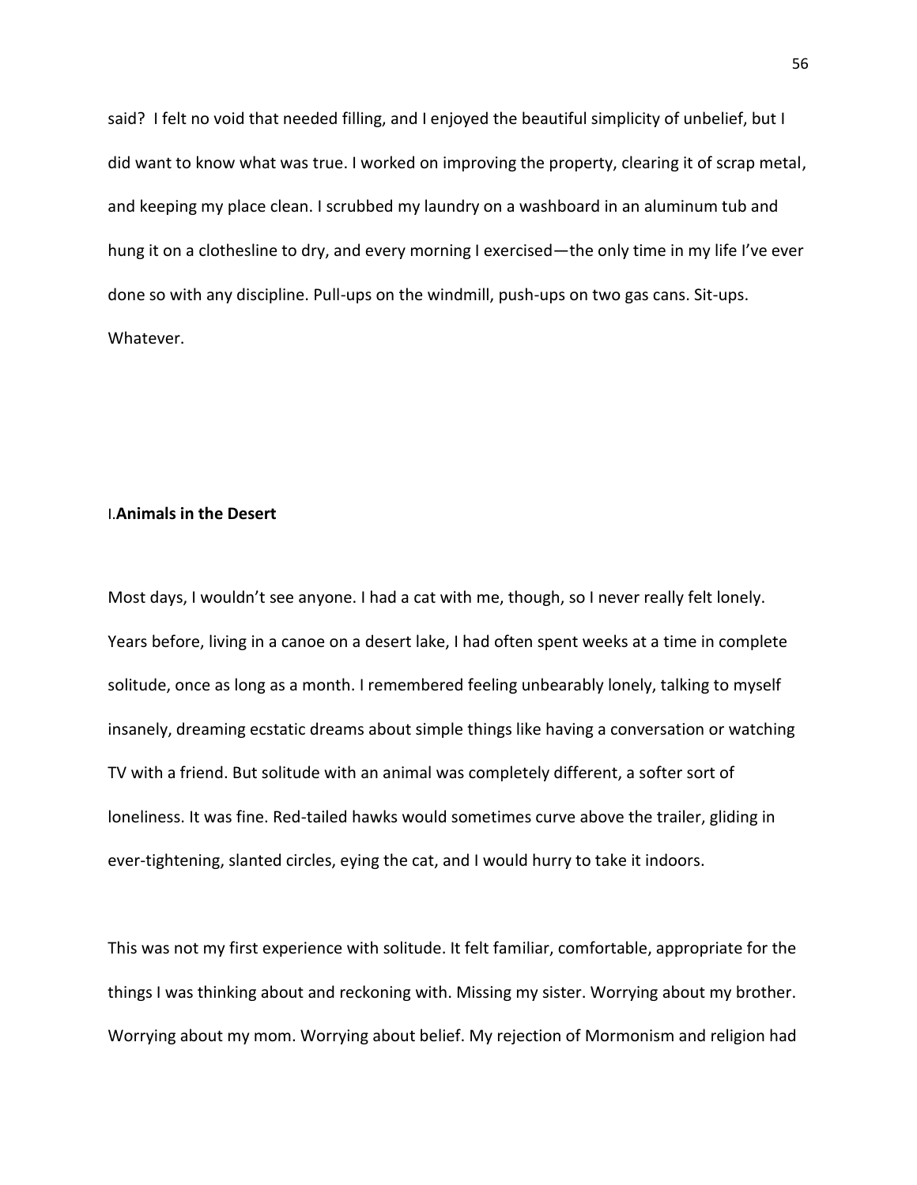said?  I felt no void that needed filling, and I enjoyed the beautiful simplicity of unbelief, but I did want to know what was true. I worked on improving the property, clearing it of scrap metal, and keeping my place clean. I scrubbed my laundry on a washboard in an aluminum tub and hung it on a clothesline to dry, and every morning I exercised—the only time in my life I've ever done so with any discipline. Pull-ups on the windmill, push-ups on two gas cans. Sit-ups. Whatever.

## I. **Animals in the Desert**

Most days, I wouldn't see anyone. I had a cat with me, though, so I never really felt lonely. Years before, living in a canoe on a desert lake, I had often spent weeks at a time in complete solitude, once as long as a month. I remembered feeling unbearably lonely, talking to myself insanely, dreaming ecstatic dreams about simple things like having a conversation or watching TV with a friend. But solitude with an animal was completely different, a softer sort of loneliness. It was fine. Red-tailed hawks would sometimes curve above the trailer, gliding in ever-tightening, slanted circles, eying the cat, and I would hurry to take it indoors.

This was not my first experience with solitude. It felt familiar, comfortable, appropriate for the things I was thinking about and reckoning with. Missing my sister. Worrying about my brother. Worrying about my mom. Worrying about belief. My rejection of Mormonism and religion had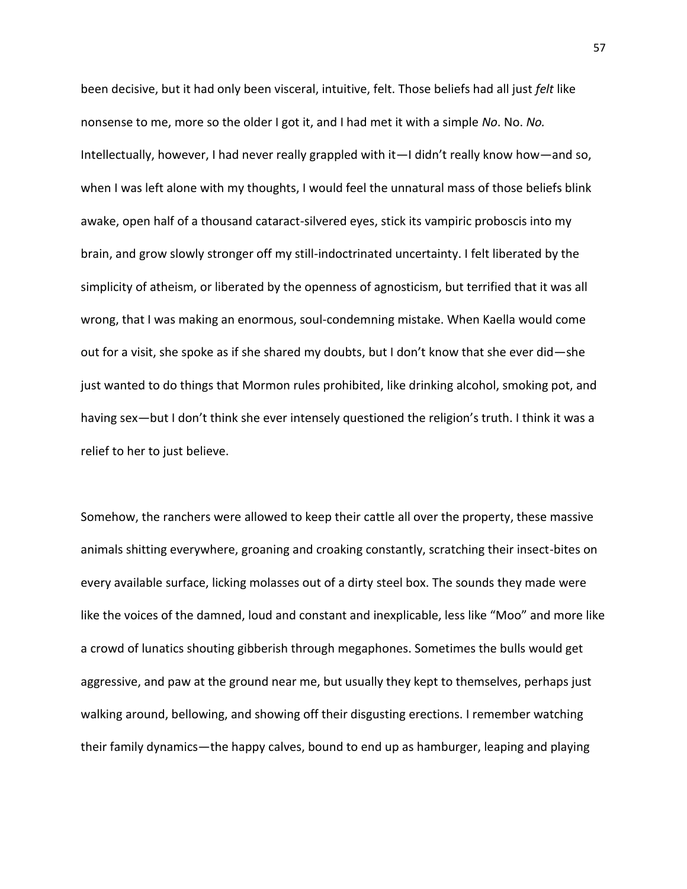been decisive, but it had only been visceral, intuitive, felt. Those beliefs had all just *felt* like nonsense to me, more so the older I got it, and I had met it with a simple *No*. No. *No.* Intellectually, however, I had never really grappled with it—I didn't really know how—and so, when I was left alone with my thoughts, I would feel the unnatural mass of those beliefs blink awake, open half of a thousand cataract-silvered eyes, stick its vampiric proboscis into my brain, and grow slowly stronger off my still-indoctrinated uncertainty. I felt liberated by the simplicity of atheism, or liberated by the openness of agnosticism, but terrified that it was all wrong, that I was making an enormous, soul-condemning mistake. When Kaella would come out for a visit, she spoke as if she shared my doubts, but I don't know that she ever did—she just wanted to do things that Mormon rules prohibited, like drinking alcohol, smoking pot, and having sex—but I don't think she ever intensely questioned the religion's truth. I think it was a relief to her to just believe.

Somehow, the ranchers were allowed to keep their cattle all over the property, these massive animals shitting everywhere, groaning and croaking constantly, scratching their insect-bites on every available surface, licking molasses out of a dirty steel box. The sounds they made were like the voices of the damned, loud and constant and inexplicable, less like "Moo" and more like a crowd of lunatics shouting gibberish through megaphones. Sometimes the bulls would get aggressive, and paw at the ground near me, but usually they kept to themselves, perhaps just walking around, bellowing, and showing off their disgusting erections. I remember watching their family dynamics—the happy calves, bound to end up as hamburger, leaping and playing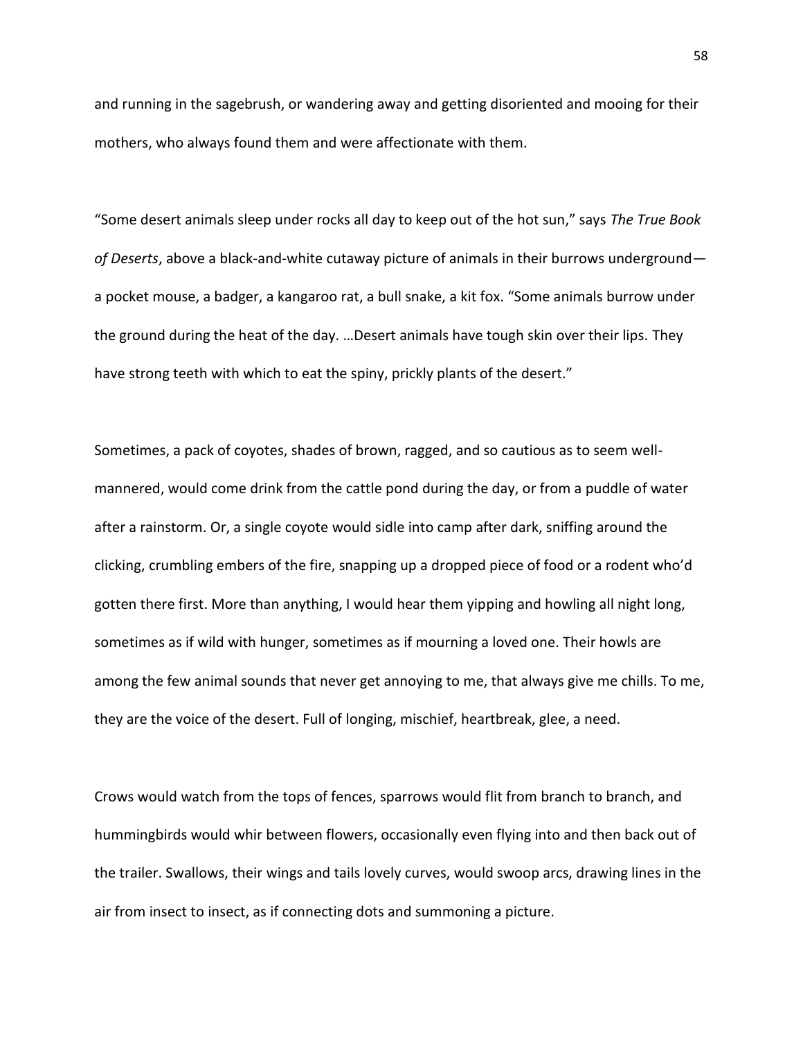and running in the sagebrush, or wandering away and getting disoriented and mooing for their mothers, who always found them and were affectionate with them.

“Some desert animals sleep under rocks all day to keep out of the hot sun,” says *The True Book of Deserts*, above a black-and-white cutaway picture of animals in their burrows underground—a pocket mouse, a badger, a kangaroo rat, a bull snake, a kit fox. “Some animals burrow under the ground during the heat of the day. …Desert animals have tough skin over their lips. They have strong teeth with which to eat the spiny, prickly plants of the desert.”

Sometimes, a pack of coyotes, shades of brown, ragged, and so cautious as to seem well-mannered, would come drink from the cattle pond during the day, or from a puddle of water after a rainstorm. Or, a single coyote would sidle into camp after dark, sniffing around the clicking, crumbling embers of the fire, snapping up a dropped piece of food or a rodent who’d gotten there first. More than anything, I would hear them yipping and howling all night long, sometimes as if wild with hunger, sometimes as if mourning a loved one. Their howls are among the few animal sounds that never get annoying to me, that always give me chills. To me, they are the voice of the desert. Full of longing, mischief, heartbreak, glee, a need.

Crows would watch from the tops of fences, sparrows would flit from branch to branch, and hummingbirds would whir between flowers, occasionally even flying into and then back out of the trailer. Swallows, their wings and tails lovely curves, would swoop arcs, drawing lines in the air from insect to insect, as if connecting dots and summoning a picture.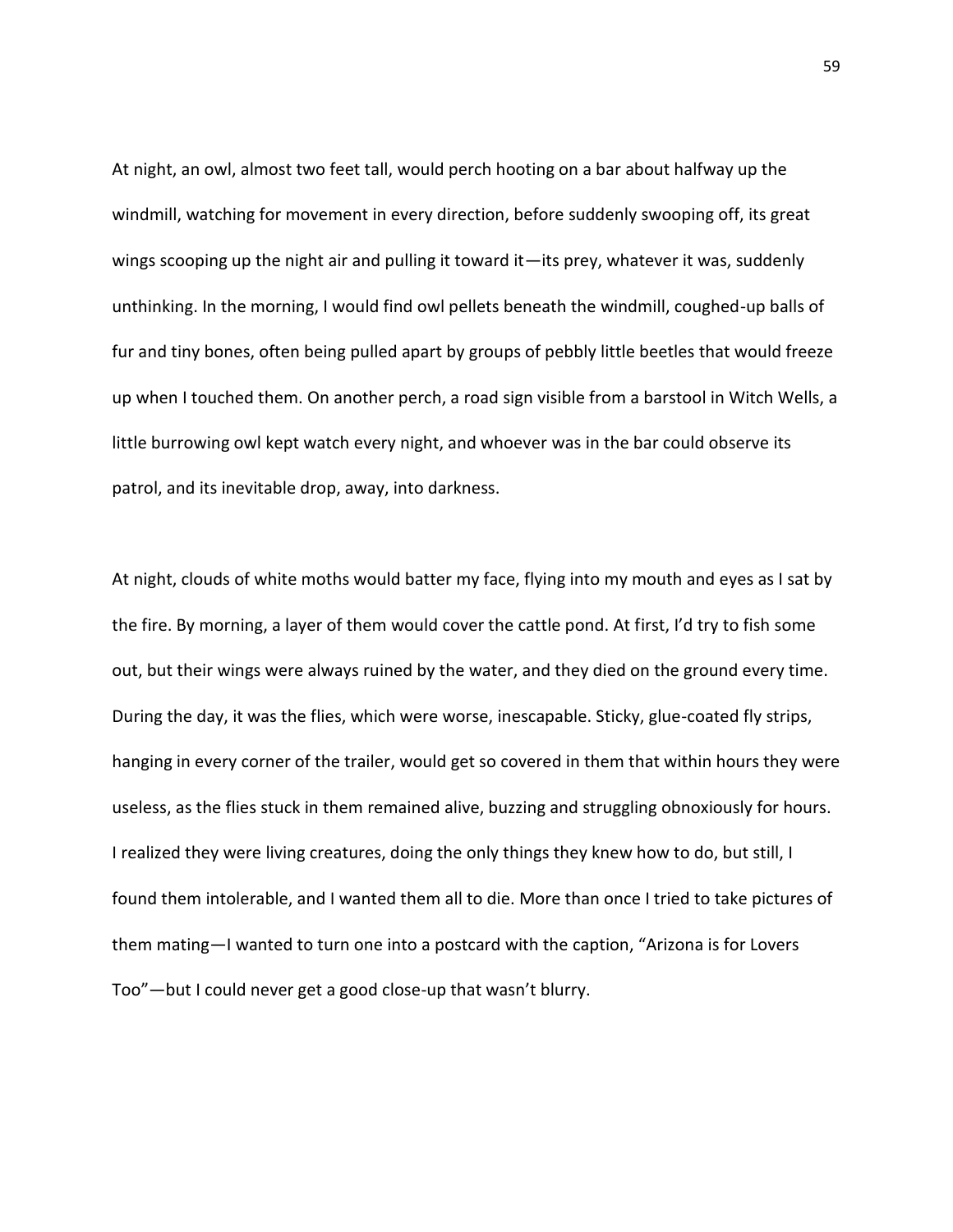At night, an owl, almost two feet tall, would perch hooting on a bar about halfway up the windmill, watching for movement in every direction, before suddenly swooping off, its great wings scooping up the night air and pulling it toward it—its prey, whatever it was, suddenly unthinking. In the morning, I would find owl pellets beneath the windmill, coughed-up balls of fur and tiny bones, often being pulled apart by groups of pebbly little beetles that would freeze up when I touched them. On another perch, a road sign visible from a barstool in Witch Wells, a little burrowing owl kept watch every night, and whoever was in the bar could observe its patrol, and its inevitable drop, away, into darkness.

At night, clouds of white moths would batter my face, flying into my mouth and eyes as I sat by the fire. By morning, a layer of them would cover the cattle pond. At first, I'd try to fish some out, but their wings were always ruined by the water, and they died on the ground every time. During the day, it was the flies, which were worse, inescapable. Sticky, glue-coated fly strips, hanging in every corner of the trailer, would get so covered in them that within hours they were useless, as the flies stuck in them remained alive, buzzing and struggling obnoxiously for hours. I realized they were living creatures, doing the only things they knew how to do, but still, I found them intolerable, and I wanted them all to die. More than once I tried to take pictures of them mating—I wanted to turn one into a postcard with the caption, "Arizona is for Lovers Too"—but I could never get a good close-up that wasn't blurry.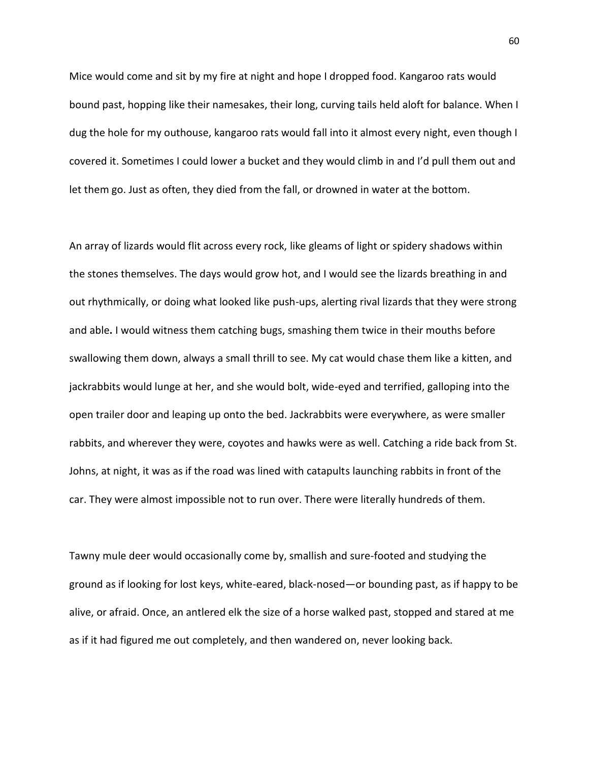Mice would come and sit by my fire at night and hope I dropped food. Kangaroo rats would bound past, hopping like their namesakes, their long, curving tails held aloft for balance. When I dug the hole for my outhouse, kangaroo rats would fall into it almost every night, even though I covered it. Sometimes I could lower a bucket and they would climb in and I'd pull them out and let them go. Just as often, they died from the fall, or drowned in water at the bottom.

An array of lizards would flit across every rock, like gleams of light or spidery shadows within the stones themselves. The days would grow hot, and I would see the lizards breathing in and out rhythmically, or doing what looked like push-ups, alerting rival lizards that they were strong and able. I would witness them catching bugs, smashing them twice in their mouths before swallowing them down, always a small thrill to see. My cat would chase them like a kitten, and jackrabbits would lunge at her, and she would bolt, wide-eyed and terrified, galloping into the open trailer door and leaping up onto the bed. Jackrabbits were everywhere, as were smaller rabbits, and wherever they were, coyotes and hawks were as well. Catching a ride back from St. Johns, at night, it was as if the road was lined with catapults launching rabbits in front of the car. They were almost impossible not to run over. There were literally hundreds of them.

Tawny mule deer would occasionally come by, smallish and sure-footed and studying the ground as if looking for lost keys, white-eared, black-nosed—or bounding past, as if happy to be alive, or afraid. Once, an antlered elk the size of a horse walked past, stopped and stared at me as if it had figured me out completely, and then wandered on, never looking back.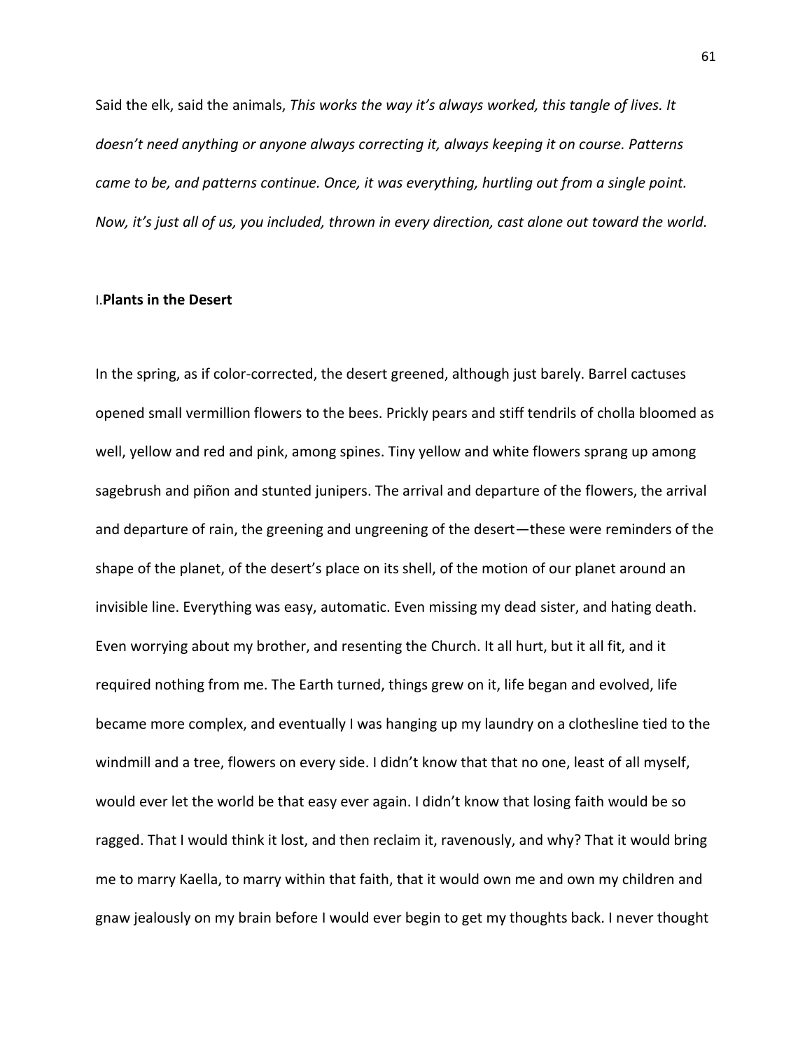Said the elk, said the animals, *This works the way it's always worked, this tangle of lives. It doesn't need anything or anyone always correcting it, always keeping it on course. Patterns came to be, and patterns continue. Once, it was everything, hurtling out from a single point. Now, it's just all of us, you included, thrown in every direction, cast alone out toward the world.*

## I. **Plants in the Desert**

In the spring, as if color-corrected, the desert greened, although just barely. Barrel cactuses opened small vermillion flowers to the bees. Prickly pears and stiff tendrils of cholla bloomed as well, yellow and red and pink, among spines. Tiny yellow and white flowers sprang up among sagebrush and piñon and stunted junipers. The arrival and departure of the flowers, the arrival and departure of rain, the greening and ungreening of the desert—these were reminders of the shape of the planet, of the desert's place on its shell, of the motion of our planet around an invisible line. Everything was easy, automatic. Even missing my dead sister, and hating death. Even worrying about my brother, and resenting the Church. It all hurt, but it all fit, and it required nothing from me. The Earth turned, things grew on it, life began and evolved, life became more complex, and eventually I was hanging up my laundry on a clothesline tied to the windmill and a tree, flowers on every side. I didn't know that that no one, least of all myself, would ever let the world be that easy ever again. I didn't know that losing faith would be so ragged. That I would think it lost, and then reclaim it, ravenously, and why? That it would bring me to marry Kaella, to marry within that faith, that it would own me and own my children and gnaw jealously on my brain before I would ever begin to get my thoughts back. I never thought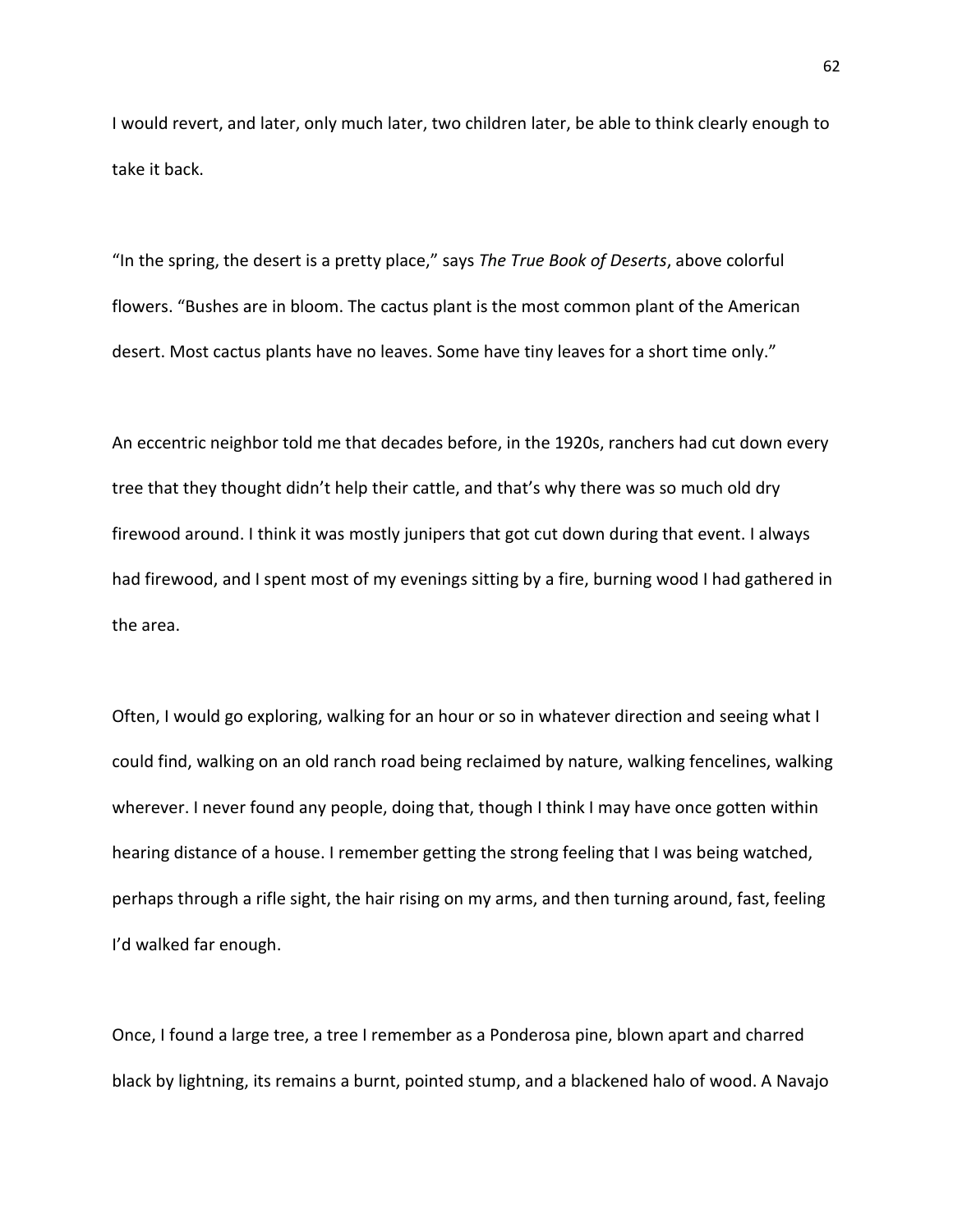I would revert, and later, only much later, two children later, be able to think clearly enough to take it back.

"In the spring, the desert is a pretty place," says *The True Book of Deserts*, above colorful flowers. "Bushes are in bloom. The cactus plant is the most common plant of the American desert. Most cactus plants have no leaves. Some have tiny leaves for a short time only."

An eccentric neighbor told me that decades before, in the 1920s, ranchers had cut down every tree that they thought didn't help their cattle, and that's why there was so much old dry firewood around. I think it was mostly junipers that got cut down during that event. I always had firewood, and I spent most of my evenings sitting by a fire, burning wood I had gathered in the area.

Often, I would go exploring, walking for an hour or so in whatever direction and seeing what I could find, walking on an old ranch road being reclaimed by nature, walking fencelines, walking wherever. I never found any people, doing that, though I think I may have once gotten within hearing distance of a house. I remember getting the strong feeling that I was being watched, perhaps through a rifle sight, the hair rising on my arms, and then turning around, fast, feeling I'd walked far enough.

Once, I found a large tree, a tree I remember as a Ponderosa pine, blown apart and charred black by lightning, its remains a burnt, pointed stump, and a blackened halo of wood. A Navajo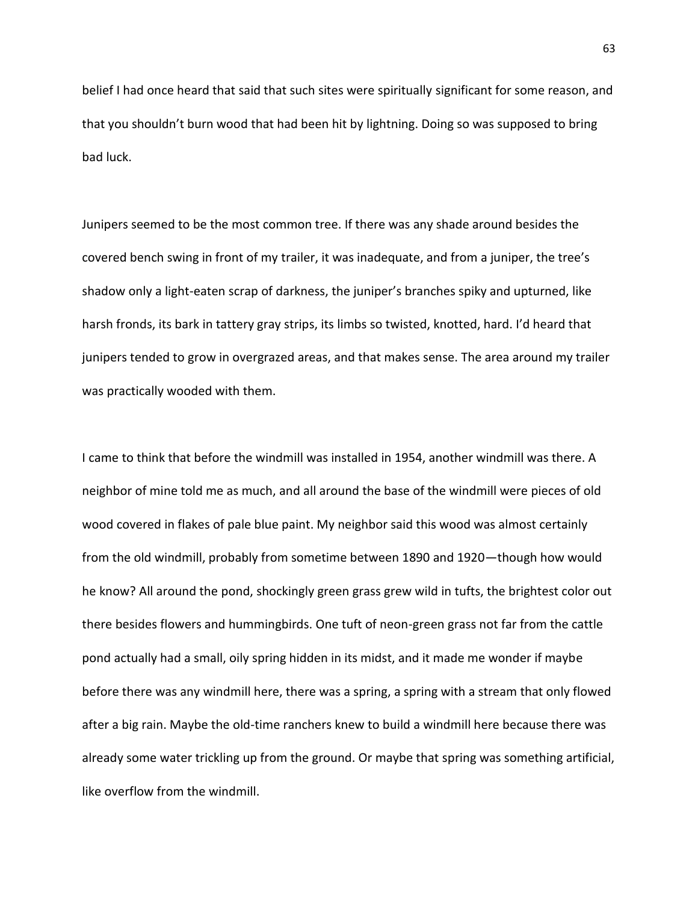belief I had once heard that said that such sites were spiritually significant for some reason, and that you shouldn't burn wood that had been hit by lightning. Doing so was supposed to bring bad luck.

Junipers seemed to be the most common tree. If there was any shade around besides the covered bench swing in front of my trailer, it was inadequate, and from a juniper, the tree's shadow only a light-eaten scrap of darkness, the juniper's branches spiky and upturned, like harsh fronds, its bark in tattery gray strips, its limbs so twisted, knotted, hard. I'd heard that junipers tended to grow in overgrazed areas, and that makes sense. The area around my trailer was practically wooded with them.

I came to think that before the windmill was installed in 1954, another windmill was there. A neighbor of mine told me as much, and all around the base of the windmill were pieces of old wood covered in flakes of pale blue paint. My neighbor said this wood was almost certainly from the old windmill, probably from sometime between 1890 and 1920—though how would he know? All around the pond, shockingly green grass grew wild in tufts, the brightest color out there besides flowers and hummingbirds. One tuft of neon-green grass not far from the cattle pond actually had a small, oily spring hidden in its midst, and it made me wonder if maybe before there was any windmill here, there was a spring, a spring with a stream that only flowed after a big rain. Maybe the old-time ranchers knew to build a windmill here because there was already some water trickling up from the ground. Or maybe that spring was something artificial, like overflow from the windmill.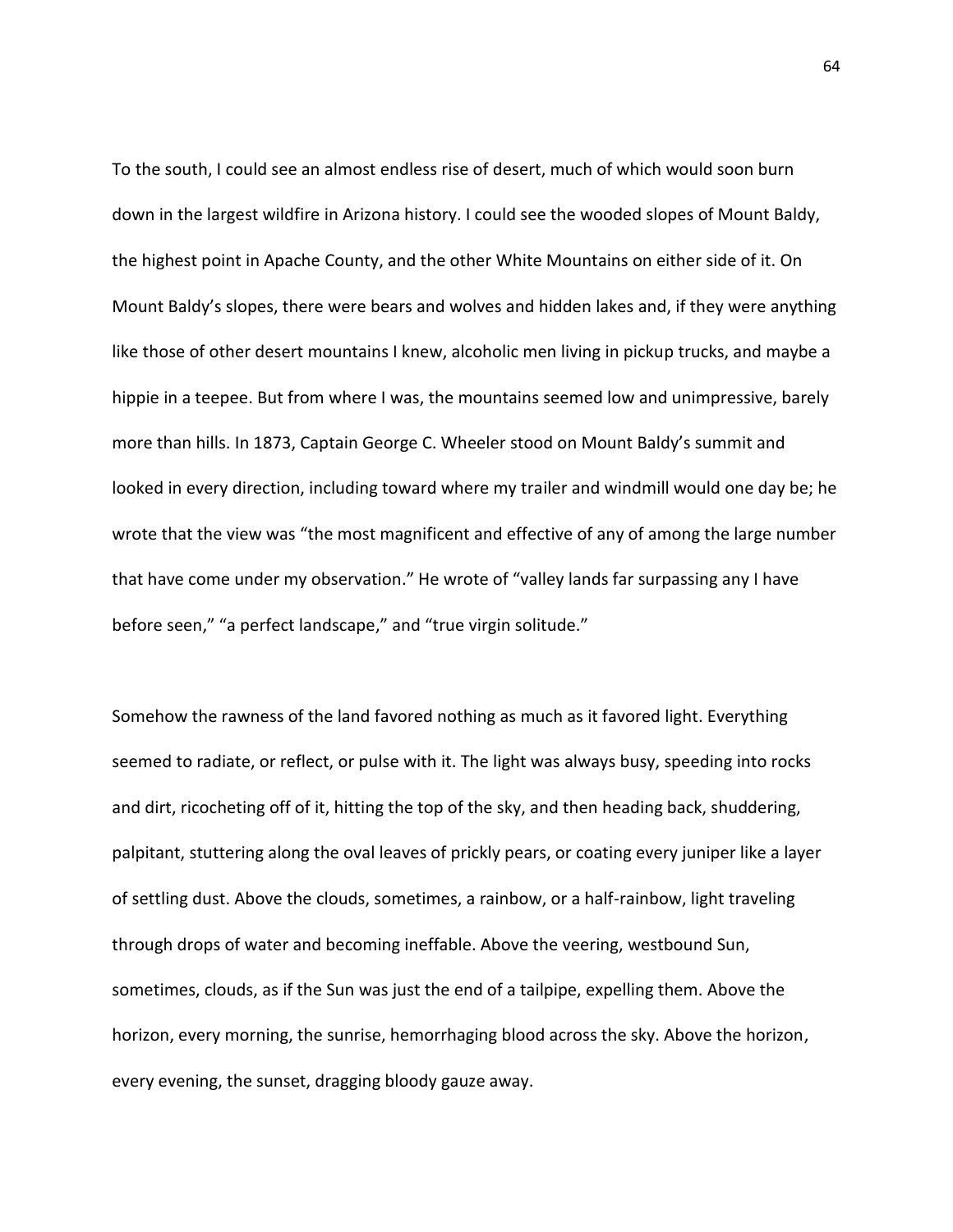To the south, I could see an almost endless rise of desert, much of which would soon burn down in the largest wildfire in Arizona history. I could see the wooded slopes of Mount Baldy, the highest point in Apache County, and the other White Mountains on either side of it. On Mount Baldy's slopes, there were bears and wolves and hidden lakes and, if they were anything like those of other desert mountains I knew, alcoholic men living in pickup trucks, and maybe a hippie in a teepee. But from where I was, the mountains seemed low and unimpressive, barely more than hills. In 1873, Captain George C. Wheeler stood on Mount Baldy's summit and looked in every direction, including toward where my trailer and windmill would one day be; he wrote that the view was "the most magnificent and effective of any of among the large number that have come under my observation." He wrote of "valley lands far surpassing any I have before seen," "a perfect landscape," and "true virgin solitude."

Somehow the rawness of the land favored nothing as much as it favored light. Everything seemed to radiate, or reflect, or pulse with it. The light was always busy, speeding into rocks and dirt, ricocheting off of it, hitting the top of the sky, and then heading back, shuddering, palpitant, stuttering along the oval leaves of prickly pears, or coating every juniper like a layer of settling dust. Above the clouds, sometimes, a rainbow, or a half-rainbow, light traveling through drops of water and becoming ineffable. Above the veering, westbound Sun, sometimes, clouds, as if the Sun was just the end of a tailpipe, expelling them. Above the horizon, every morning, the sunrise, hemorrhaging blood across the sky. Above the horizon, every evening, the sunset, dragging bloody gauze away.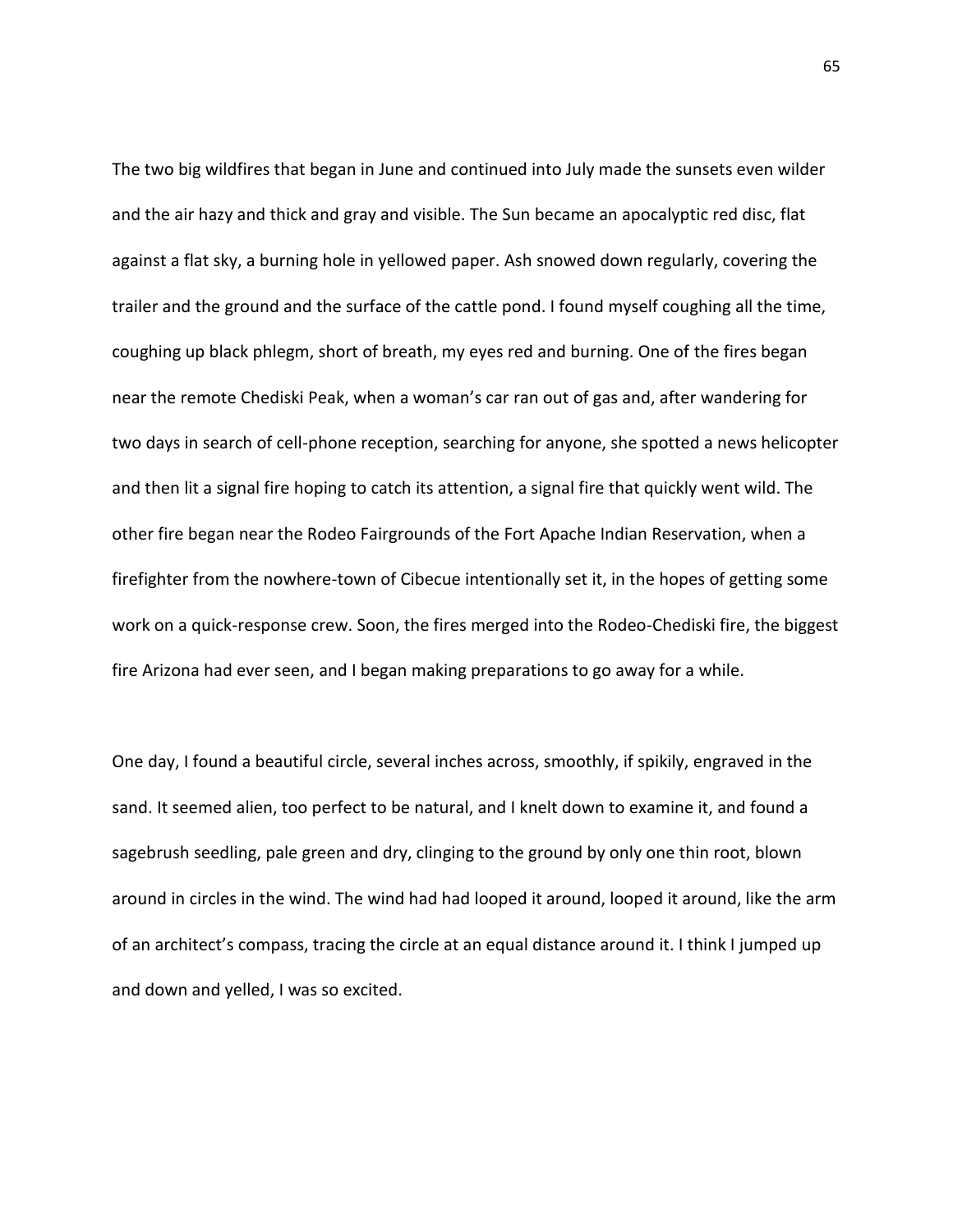The two big wildfires that began in June and continued into July made the sunsets even wilder and the air hazy and thick and gray and visible. The Sun became an apocalyptic red disc, flat against a flat sky, a burning hole in yellowed paper. Ash snowed down regularly, covering the trailer and the ground and the surface of the cattle pond. I found myself coughing all the time, coughing up black phlegm, short of breath, my eyes red and burning. One of the fires began near the remote Chediski Peak, when a woman's car ran out of gas and, after wandering for two days in search of cell-phone reception, searching for anyone, she spotted a news helicopter and then lit a signal fire hoping to catch its attention, a signal fire that quickly went wild. The other fire began near the Rodeo Fairgrounds of the Fort Apache Indian Reservation, when a firefighter from the nowhere-town of Cibecue intentionally set it, in the hopes of getting some work on a quick-response crew. Soon, the fires merged into the Rodeo-Chediski fire, the biggest fire Arizona had ever seen, and I began making preparations to go away for a while.

One day, I found a beautiful circle, several inches across, smoothly, if spikily, engraved in the sand. It seemed alien, too perfect to be natural, and I knelt down to examine it, and found a sagebrush seedling, pale green and dry, clinging to the ground by only one thin root, blown around in circles in the wind. The wind had had looped it around, looped it around, like the arm of an architect's compass, tracing the circle at an equal distance around it. I think I jumped up and down and yelled, I was so excited.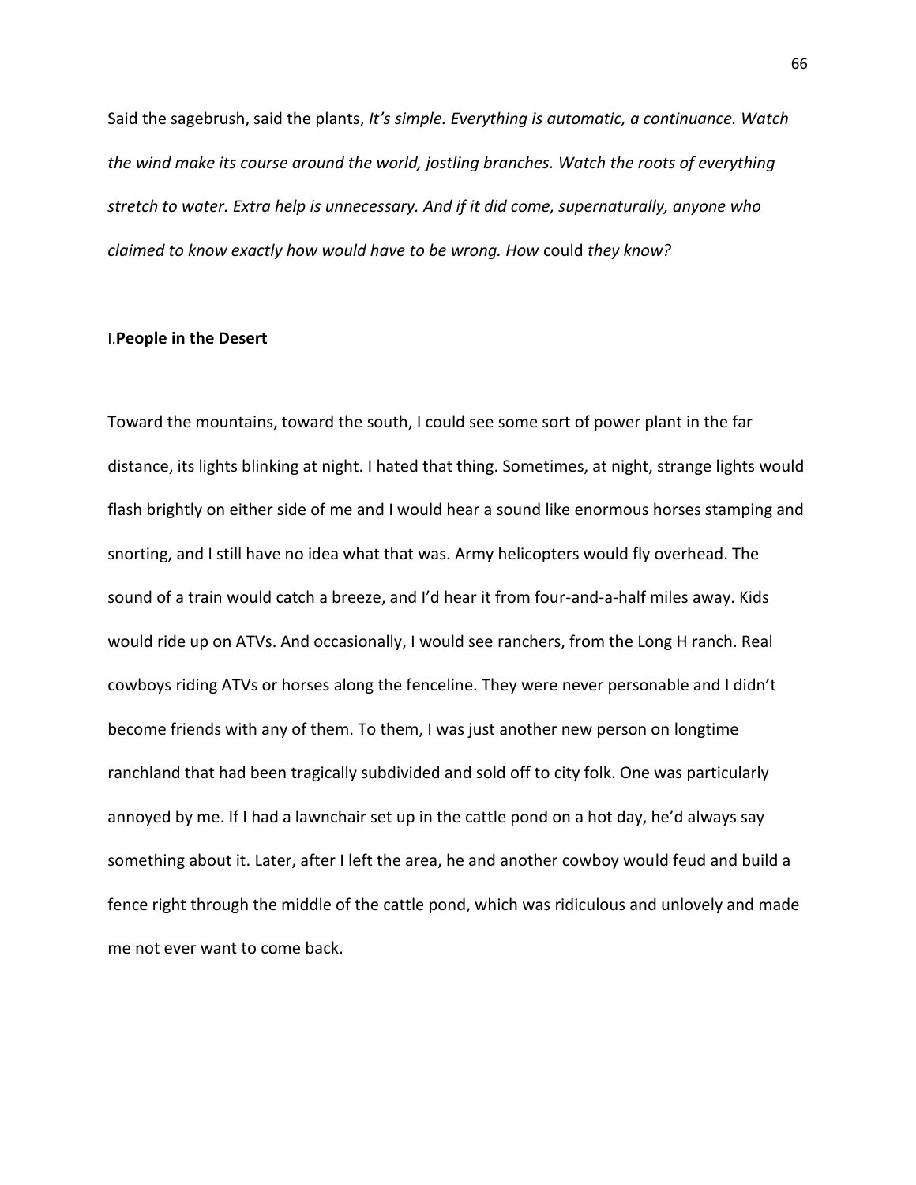Said the sagebrush, said the plants, *It's simple. Everything is automatic, a continuance. Watch the wind make its course around the world, jostling branches. Watch the roots of everything stretch to water. Extra help is unnecessary. And if it did come, supernaturally, anyone who claimed to know exactly how would have to be wrong. How* could *they know?*

## I. **People in the Desert**

Toward the mountains, toward the south, I could see some sort of power plant in the far distance, its lights blinking at night. I hated that thing. Sometimes, at night, strange lights would flash brightly on either side of me and I would hear a sound like enormous horses stamping and snorting, and I still have no idea what that was. Army helicopters would fly overhead. The sound of a train would catch a breeze, and I'd hear it from four-and-a-half miles away. Kids would ride up on ATVs. And occasionally, I would see ranchers, from the Long H ranch. Real cowboys riding ATVs or horses along the fenceline. They were never personable and I didn't become friends with any of them. To them, I was just another new person on longtime ranchland that had been tragically subdivided and sold off to city folk. One was particularly annoyed by me. If I had a lawnchair set up in the cattle pond on a hot day, he'd always say something about it. Later, after I left the area, he and another cowboy would feud and build a fence right through the middle of the cattle pond, which was ridiculous and unlovely and made me not ever want to come back.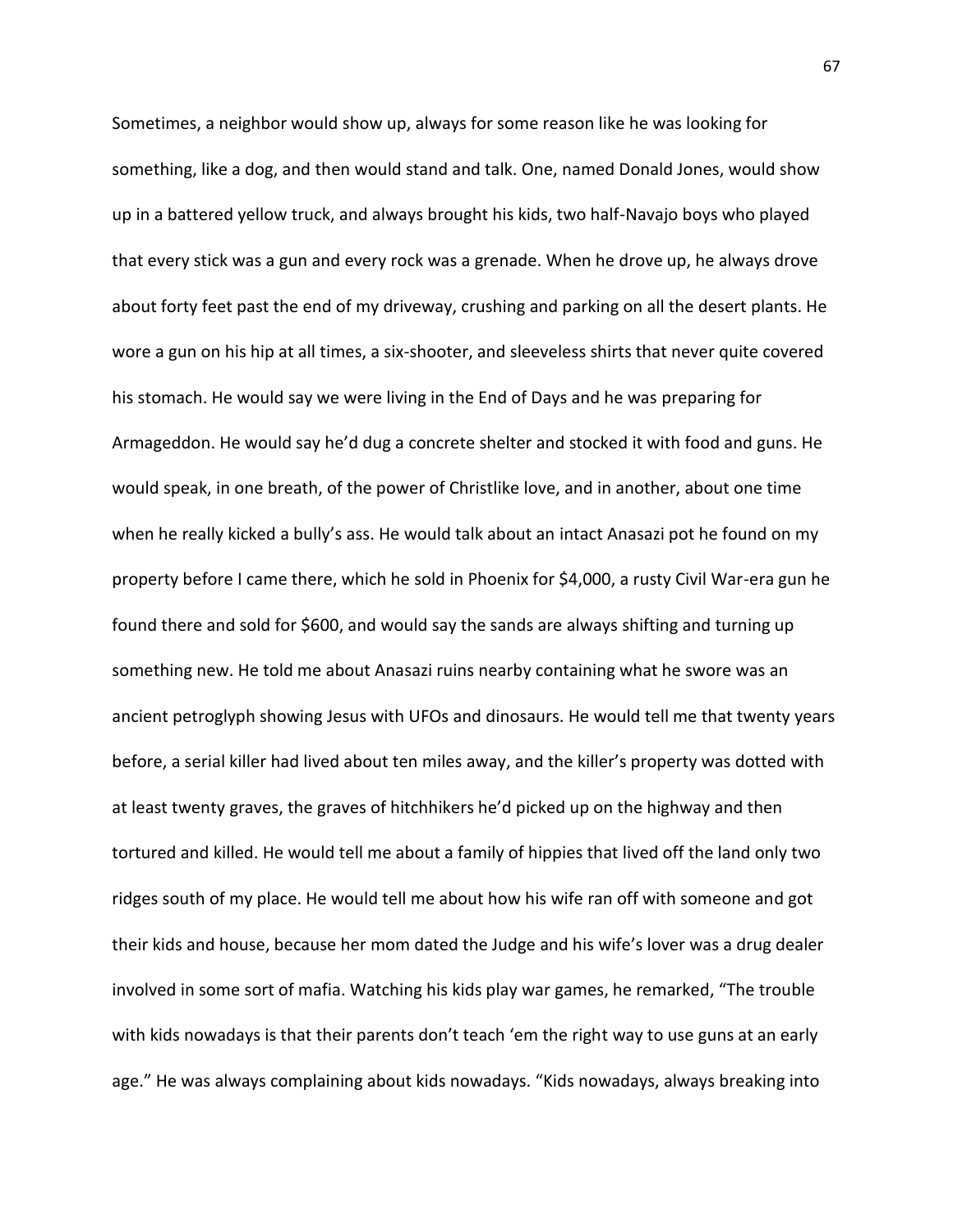Sometimes, a neighbor would show up, always for some reason like he was looking for something, like a dog, and then would stand and talk. One, named Donald Jones, would show up in a battered yellow truck, and always brought his kids, two half-Navajo boys who played that every stick was a gun and every rock was a grenade. When he drove up, he always drove about forty feet past the end of my driveway, crushing and parking on all the desert plants. He wore a gun on his hip at all times, a six-shooter, and sleeveless shirts that never quite covered his stomach. He would say we were living in the End of Days and he was preparing for Armageddon. He would say he'd dug a concrete shelter and stocked it with food and guns. He would speak, in one breath, of the power of Christlike love, and in another, about one time when he really kicked a bully's ass. He would talk about an intact Anasazi pot he found on my property before I came there, which he sold in Phoenix for $4,000, a rusty Civil War-era gun he found there and sold for $600, and would say the sands are always shifting and turning up something new. He told me about Anasazi ruins nearby containing what he swore was an ancient petroglyph showing Jesus with UFOs and dinosaurs. He would tell me that twenty years before, a serial killer had lived about ten miles away, and the killer's property was dotted with at least twenty graves, the graves of hitchhikers he'd picked up on the highway and then tortured and killed. He would tell me about a family of hippies that lived off the land only two ridges south of my place. He would tell me about how his wife ran off with someone and got their kids and house, because her mom dated the Judge and his wife's lover was a drug dealer involved in some sort of mafia. Watching his kids play war games, he remarked, "The trouble with kids nowadays is that their parents don't teach 'em the right way to use guns at an early age." He was always complaining about kids nowadays. "Kids nowadays, always breaking into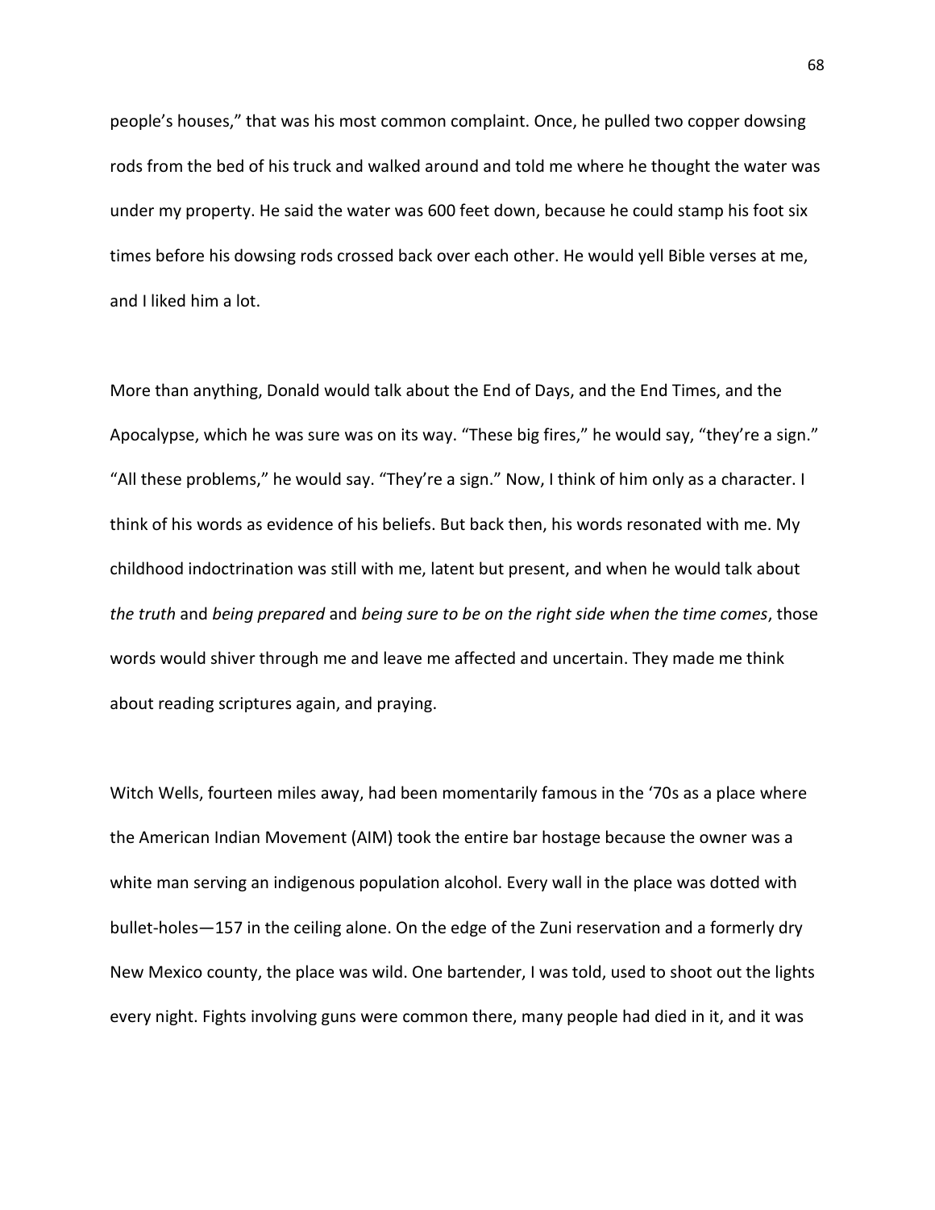people's houses," that was his most common complaint. Once, he pulled two copper dowsing rods from the bed of his truck and walked around and told me where he thought the water was under my property. He said the water was 600 feet down, because he could stamp his foot six times before his dowsing rods crossed back over each other. He would yell Bible verses at me, and I liked him a lot.

More than anything, Donald would talk about the End of Days, and the End Times, and the Apocalypse, which he was sure was on its way. "These big fires," he would say, "they're a sign." "All these problems," he would say. "They're a sign." Now, I think of him only as a character. I think of his words as evidence of his beliefs. But back then, his words resonated with me. My childhood indoctrination was still with me, latent but present, and when he would talk about *the truth* and *being prepared* and *being sure to be on the right side when the time comes*, those words would shiver through me and leave me affected and uncertain. They made me think about reading scriptures again, and praying.

Witch Wells, fourteen miles away, had been momentarily famous in the '70s as a place where the American Indian Movement (AIM) took the entire bar hostage because the owner was a white man serving an indigenous population alcohol. Every wall in the place was dotted with bullet-holes—157 in the ceiling alone. On the edge of the Zuni reservation and a formerly dry New Mexico county, the place was wild. One bartender, I was told, used to shoot out the lights every night. Fights involving guns were common there, many people had died in it, and it was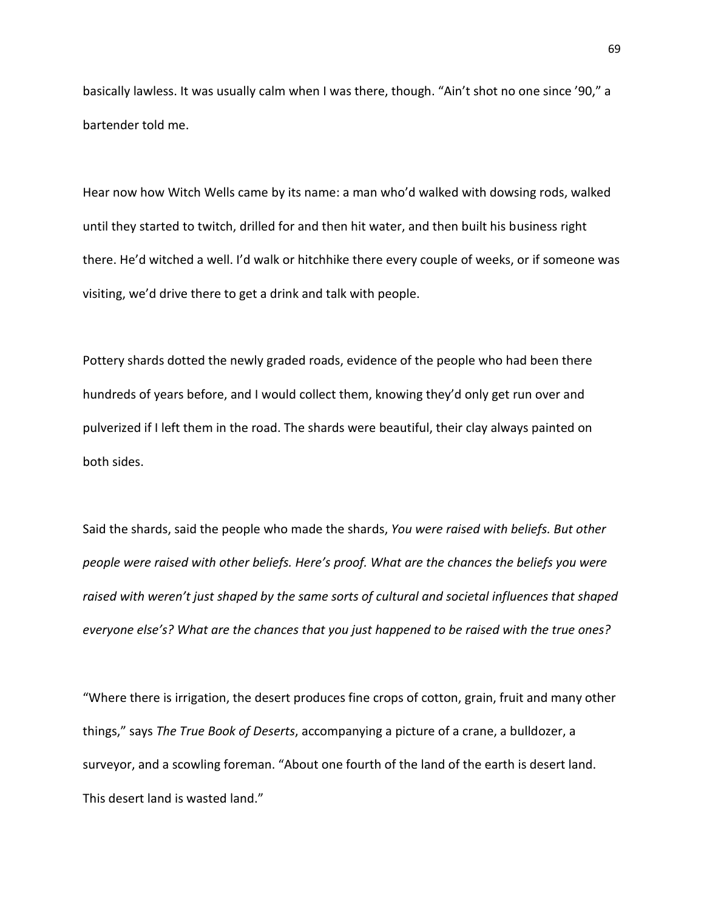basically lawless. It was usually calm when I was there, though. "Ain't shot no one since '90," a bartender told me.

Hear now how Witch Wells came by its name: a man who'd walked with dowsing rods, walked until they started to twitch, drilled for and then hit water, and then built his business right there. He'd witched a well. I'd walk or hitchhike there every couple of weeks, or if someone was visiting, we'd drive there to get a drink and talk with people.

Pottery shards dotted the newly graded roads, evidence of the people who had been there hundreds of years before, and I would collect them, knowing they'd only get run over and pulverized if I left them in the road. The shards were beautiful, their clay always painted on both sides.

Said the shards, said the people who made the shards, *You were raised with beliefs. But other people were raised with other beliefs. Here's proof. What are the chances the beliefs you were raised with weren't just shaped by the same sorts of cultural and societal influences that shaped everyone else's? What are the chances that you just happened to be raised with the true ones?*

"Where there is irrigation, the desert produces fine crops of cotton, grain, fruit and many other things," says *The True Book of Deserts*, accompanying a picture of a crane, a bulldozer, a surveyor, and a scowling foreman. "About one fourth of the land of the earth is desert land. This desert land is wasted land."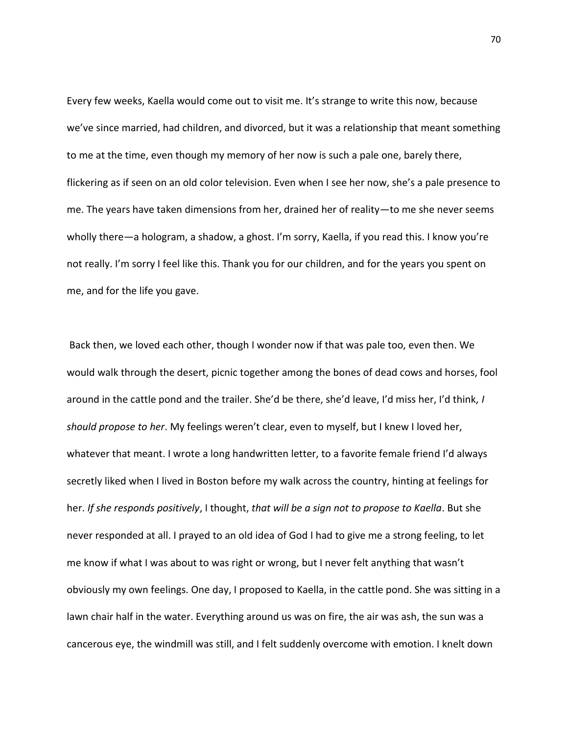Every few weeks, Kaella would come out to visit me. It's strange to write this now, because we've since married, had children, and divorced, but it was a relationship that meant something to me at the time, even though my memory of her now is such a pale one, barely there, flickering as if seen on an old color television. Even when I see her now, she's a pale presence to me. The years have taken dimensions from her, drained her of reality—to me she never seems wholly there—a hologram, a shadow, a ghost. I'm sorry, Kaella, if you read this. I know you're not really. I'm sorry I feel like this. Thank you for our children, and for the years you spent on me, and for the life you gave.

Back then, we loved each other, though I wonder now if that was pale too, even then. We would walk through the desert, picnic together among the bones of dead cows and horses, fool around in the cattle pond and the trailer. She'd be there, she'd leave, I'd miss her, I'd think, *I should propose to her*. My feelings weren't clear, even to myself, but I knew I loved her, whatever that meant. I wrote a long handwritten letter, to a favorite female friend I'd always secretly liked when I lived in Boston before my walk across the country, hinting at feelings for her. *If she responds positively*, I thought, *that will be a sign not to propose to Kaella*. But she never responded at all. I prayed to an old idea of God I had to give me a strong feeling, to let me know if what I was about to was right or wrong, but I never felt anything that wasn't obviously my own feelings. One day, I proposed to Kaella, in the cattle pond. She was sitting in a lawn chair half in the water. Everything around us was on fire, the air was ash, the sun was a cancerous eye, the windmill was still, and I felt suddenly overcome with emotion. I knelt down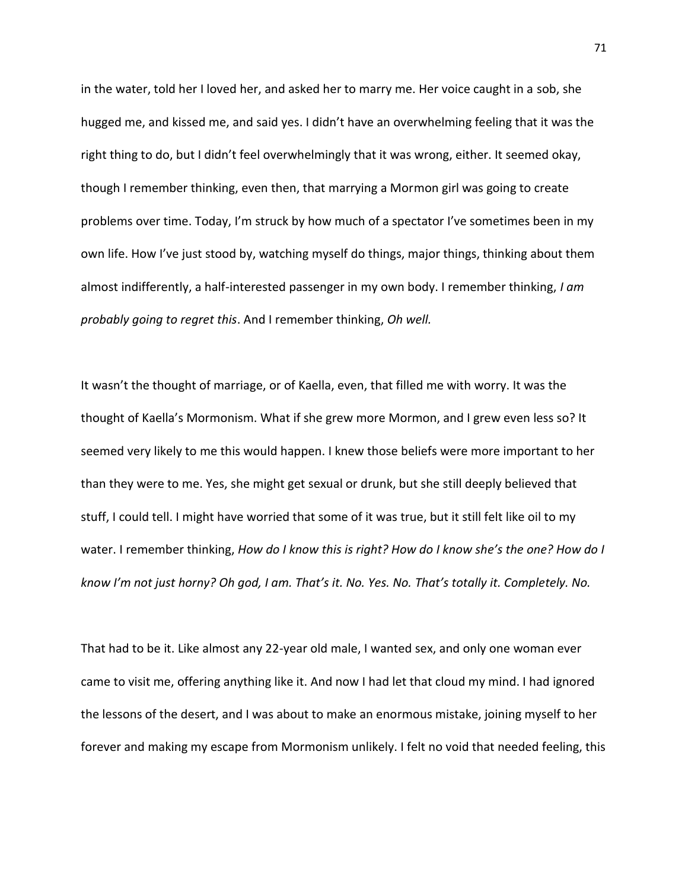in the water, told her I loved her, and asked her to marry me. Her voice caught in a sob, she hugged me, and kissed me, and said yes. I didn't have an overwhelming feeling that it was the right thing to do, but I didn't feel overwhelmingly that it was wrong, either. It seemed okay, though I remember thinking, even then, that marrying a Mormon girl was going to create problems over time. Today, I'm struck by how much of a spectator I've sometimes been in my own life. How I've just stood by, watching myself do things, major things, thinking about them almost indifferently, a half-interested passenger in my own body. I remember thinking, *I am probably going to regret this*. And I remember thinking, *Oh well.*

It wasn't the thought of marriage, or of Kaella, even, that filled me with worry. It was the thought of Kaella's Mormonism. What if she grew more Mormon, and I grew even less so? It seemed very likely to me this would happen. I knew those beliefs were more important to her than they were to me. Yes, she might get sexual or drunk, but she still deeply believed that stuff, I could tell. I might have worried that some of it was true, but it still felt like oil to my water. I remember thinking, *How do I know this is right? How do I know she's the one? How do I know I'm not just horny? Oh god, I am. That's it. No. Yes. No. That's totally it. Completely. No.*

That had to be it. Like almost any 22-year old male, I wanted sex, and only one woman ever came to visit me, offering anything like it. And now I had let that cloud my mind. I had ignored the lessons of the desert, and I was about to make an enormous mistake, joining myself to her forever and making my escape from Mormonism unlikely. I felt no void that needed feeling, this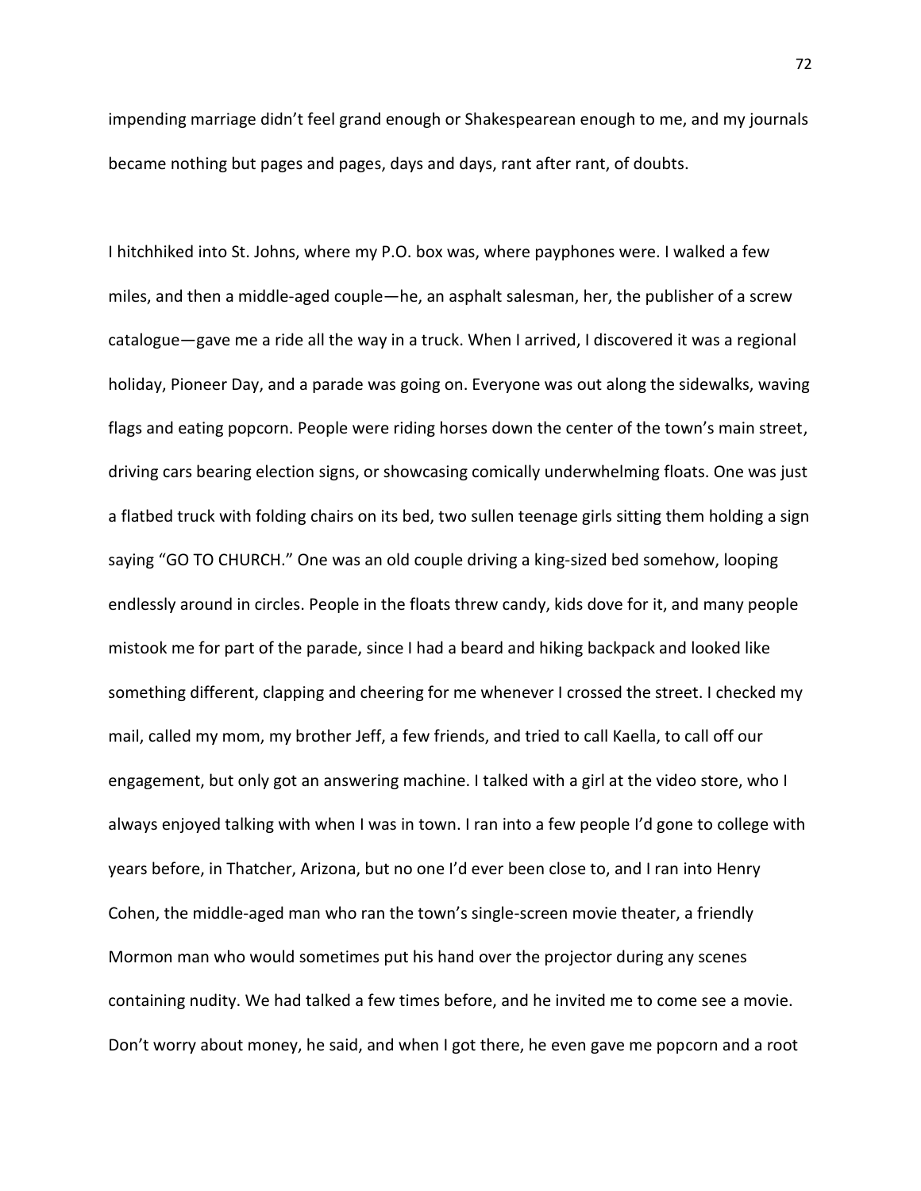impending marriage didn't feel grand enough or Shakespearean enough to me, and my journals became nothing but pages and pages, days and days, rant after rant, of doubts.

I hitchhiked into St. Johns, where my P.O. box was, where payphones were. I walked a few miles, and then a middle-aged couple—he, an asphalt salesman, her, the publisher of a screw catalogue—gave me a ride all the way in a truck. When I arrived, I discovered it was a regional holiday, Pioneer Day, and a parade was going on. Everyone was out along the sidewalks, waving flags and eating popcorn. People were riding horses down the center of the town's main street, driving cars bearing election signs, or showcasing comically underwhelming floats. One was just a flatbed truck with folding chairs on its bed, two sullen teenage girls sitting them holding a sign saying "GO TO CHURCH." One was an old couple driving a king-sized bed somehow, looping endlessly around in circles. People in the floats threw candy, kids dove for it, and many people mistook me for part of the parade, since I had a beard and hiking backpack and looked like something different, clapping and cheering for me whenever I crossed the street. I checked my mail, called my mom, my brother Jeff, a few friends, and tried to call Kaella, to call off our engagement, but only got an answering machine. I talked with a girl at the video store, who I always enjoyed talking with when I was in town. I ran into a few people I'd gone to college with years before, in Thatcher, Arizona, but no one I'd ever been close to, and I ran into Henry Cohen, the middle-aged man who ran the town's single-screen movie theater, a friendly Mormon man who would sometimes put his hand over the projector during any scenes containing nudity. We had talked a few times before, and he invited me to come see a movie. Don't worry about money, he said, and when I got there, he even gave me popcorn and a root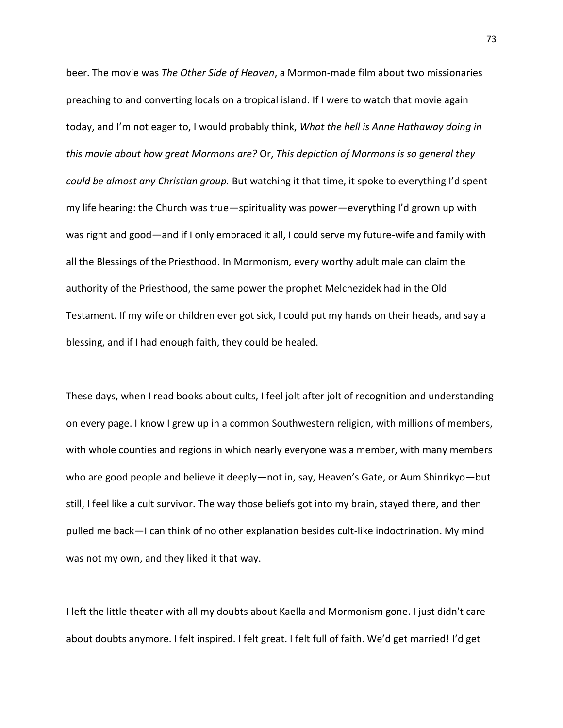beer. The movie was *The Other Side of Heaven*, a Mormon-made film about two missionaries preaching to and converting locals on a tropical island. If I were to watch that movie again today, and I'm not eager to, I would probably think, *What the hell is Anne Hathaway doing in this movie about how great Mormons are?* Or, *This depiction of Mormons is so general they could be almost any Christian group.* But watching it that time, it spoke to everything I'd spent my life hearing: the Church was true—spirituality was power—everything I'd grown up with was right and good—and if I only embraced it all, I could serve my future-wife and family with all the Blessings of the Priesthood. In Mormonism, every worthy adult male can claim the authority of the Priesthood, the same power the prophet Melchezidek had in the Old Testament. If my wife or children ever got sick, I could put my hands on their heads, and say a blessing, and if I had enough faith, they could be healed.

These days, when I read books about cults, I feel jolt after jolt of recognition and understanding on every page. I know I grew up in a common Southwestern religion, with millions of members, with whole counties and regions in which nearly everyone was a member, with many members who are good people and believe it deeply—not in, say, Heaven's Gate, or Aum Shinrikyo—but still, I feel like a cult survivor. The way those beliefs got into my brain, stayed there, and then pulled me back—I can think of no other explanation besides cult-like indoctrination. My mind was not my own, and they liked it that way.

I left the little theater with all my doubts about Kaella and Mormonism gone. I just didn't care about doubts anymore. I felt inspired. I felt great. I felt full of faith. We'd get married! I'd get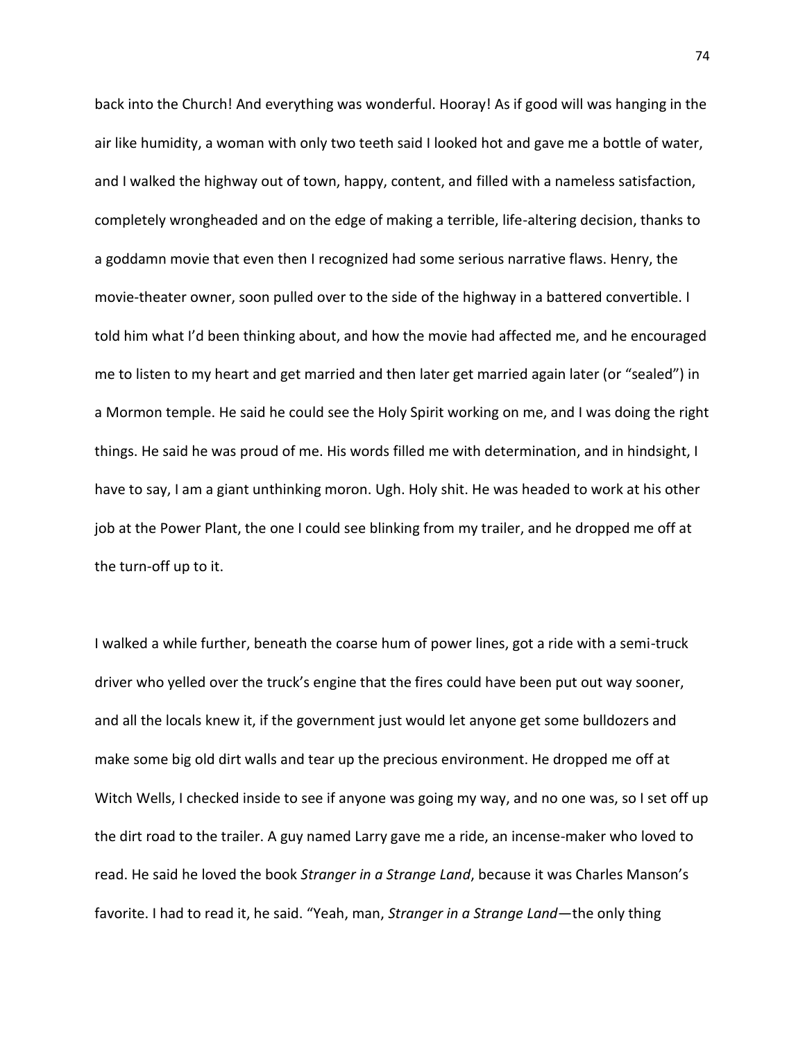back into the Church! And everything was wonderful. Hooray! As if good will was hanging in the air like humidity, a woman with only two teeth said I looked hot and gave me a bottle of water, and I walked the highway out of town, happy, content, and filled with a nameless satisfaction, completely wrongheaded and on the edge of making a terrible, life-altering decision, thanks to a goddamn movie that even then I recognized had some serious narrative flaws. Henry, the movie-theater owner, soon pulled over to the side of the highway in a battered convertible. I told him what I'd been thinking about, and how the movie had affected me, and he encouraged me to listen to my heart and get married and then later get married again later (or "sealed") in a Mormon temple. He said he could see the Holy Spirit working on me, and I was doing the right things. He said he was proud of me. His words filled me with determination, and in hindsight, I have to say, I am a giant unthinking moron. Ugh. Holy shit. He was headed to work at his other job at the Power Plant, the one I could see blinking from my trailer, and he dropped me off at the turn-off up to it.

I walked a while further, beneath the coarse hum of power lines, got a ride with a semi-truck driver who yelled over the truck's engine that the fires could have been put out way sooner, and all the locals knew it, if the government just would let anyone get some bulldozers and make some big old dirt walls and tear up the precious environment. He dropped me off at Witch Wells, I checked inside to see if anyone was going my way, and no one was, so I set off up the dirt road to the trailer. A guy named Larry gave me a ride, an incense-maker who loved to read. He said he loved the book *Stranger in a Strange Land*, because it was Charles Manson's favorite. I had to read it, he said. "Yeah, man, *Stranger in a Strange Land*—the only thing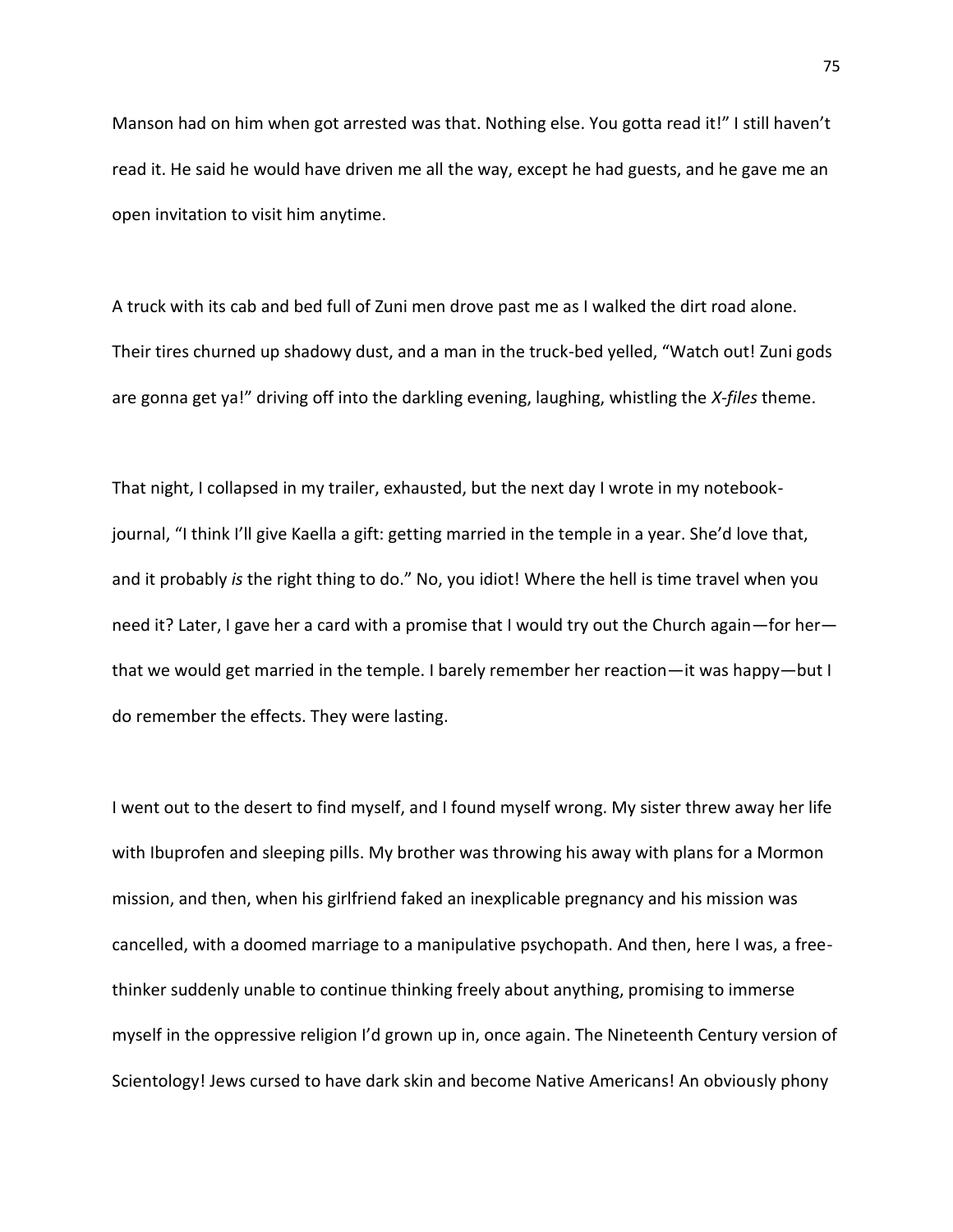Manson had on him when got arrested was that. Nothing else. You gotta read it!" I still haven't read it. He said he would have driven me all the way, except he had guests, and he gave me an open invitation to visit him anytime.

A truck with its cab and bed full of Zuni men drove past me as I walked the dirt road alone. Their tires churned up shadowy dust, and a man in the truck-bed yelled, "Watch out! Zuni gods are gonna get ya!" driving off into the darkling evening, laughing, whistling the *X-files* theme.

That night, I collapsed in my trailer, exhausted, but the next day I wrote in my notebook-journal, "I think I'll give Kaella a gift: getting married in the temple in a year. She'd love that, and it probably *is* the right thing to do." No, you idiot! Where the hell is time travel when you need it? Later, I gave her a card with a promise that I would try out the Church again—for her—that we would get married in the temple. I barely remember her reaction—it was happy—but I do remember the effects. They were lasting.

I went out to the desert to find myself, and I found myself wrong. My sister threw away her life with Ibuprofen and sleeping pills. My brother was throwing his away with plans for a Mormon mission, and then, when his girlfriend faked an inexplicable pregnancy and his mission was cancelled, with a doomed marriage to a manipulative psychopath. And then, here I was, a free-thinker suddenly unable to continue thinking freely about anything, promising to immerse myself in the oppressive religion I'd grown up in, once again. The Nineteenth Century version of Scientology! Jews cursed to have dark skin and become Native Americans! An obviously phony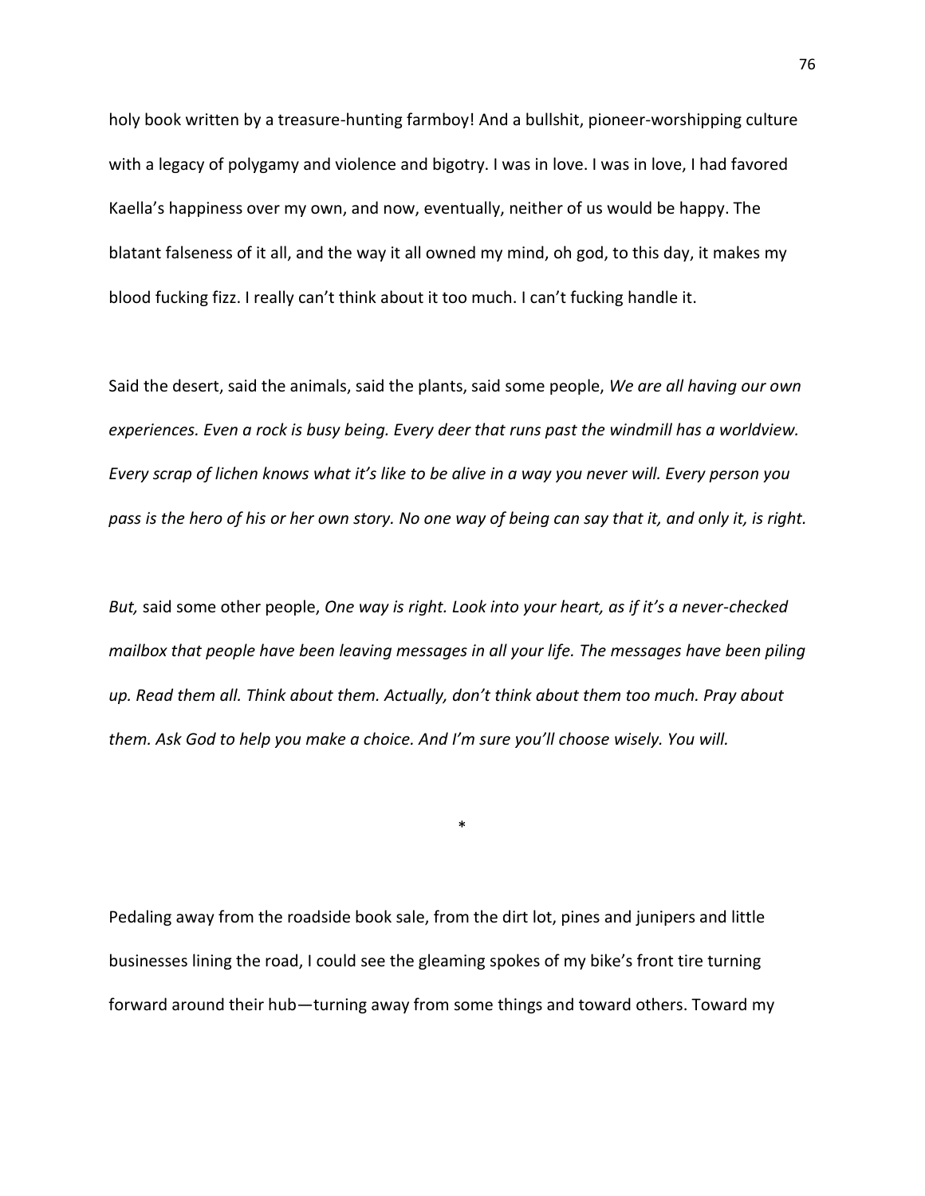holy book written by a treasure-hunting farmboy! And a bullshit, pioneer-worshipping culture with a legacy of polygamy and violence and bigotry. I was in love. I was in love, I had favored Kaella's happiness over my own, and now, eventually, neither of us would be happy. The blatant falseness of it all, and the way it all owned my mind, oh god, to this day, it makes my blood fucking fizz. I really can't think about it too much. I can't fucking handle it.

Said the desert, said the animals, said the plants, said some people, *We are all having our own experiences. Even a rock is busy being. Every deer that runs past the windmill has a worldview. Every scrap of lichen knows what it's like to be alive in a way you never will. Every person you pass is the hero of his or her own story. No one way of being can say that it, and only it, is right.*

*But,* said some other people, *One way is right. Look into your heart, as if it's a never-checked mailbox that people have been leaving messages in all your life. The messages have been piling up. Read them all. Think about them. Actually, don't think about them too much. Pray about them. Ask God to help you make a choice. And I'm sure you'll choose wisely. You will.*

\*

Pedaling away from the roadside book sale, from the dirt lot, pines and junipers and little businesses lining the road, I could see the gleaming spokes of my bike's front tire turning forward around their hub—turning away from some things and toward others. Toward my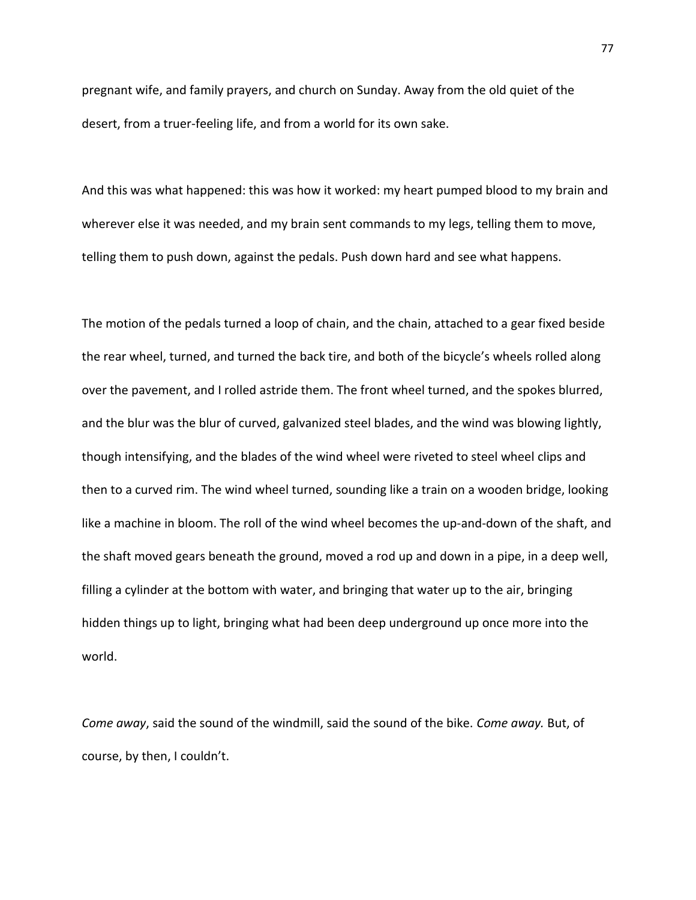pregnant wife, and family prayers, and church on Sunday. Away from the old quiet of the desert, from a truer-feeling life, and from a world for its own sake.

And this was what happened: this was how it worked: my heart pumped blood to my brain and wherever else it was needed, and my brain sent commands to my legs, telling them to move, telling them to push down, against the pedals. Push down hard and see what happens.

The motion of the pedals turned a loop of chain, and the chain, attached to a gear fixed beside the rear wheel, turned, and turned the back tire, and both of the bicycle's wheels rolled along over the pavement, and I rolled astride them. The front wheel turned, and the spokes blurred, and the blur was the blur of curved, galvanized steel blades, and the wind was blowing lightly, though intensifying, and the blades of the wind wheel were riveted to steel wheel clips and then to a curved rim. The wind wheel turned, sounding like a train on a wooden bridge, looking like a machine in bloom. The roll of the wind wheel becomes the up-and-down of the shaft, and the shaft moved gears beneath the ground, moved a rod up and down in a pipe, in a deep well, filling a cylinder at the bottom with water, and bringing that water up to the air, bringing hidden things up to light, bringing what had been deep underground up once more into the world.

*Come away*, said the sound of the windmill, said the sound of the bike. *Come away.* But, of course, by then, I couldn't.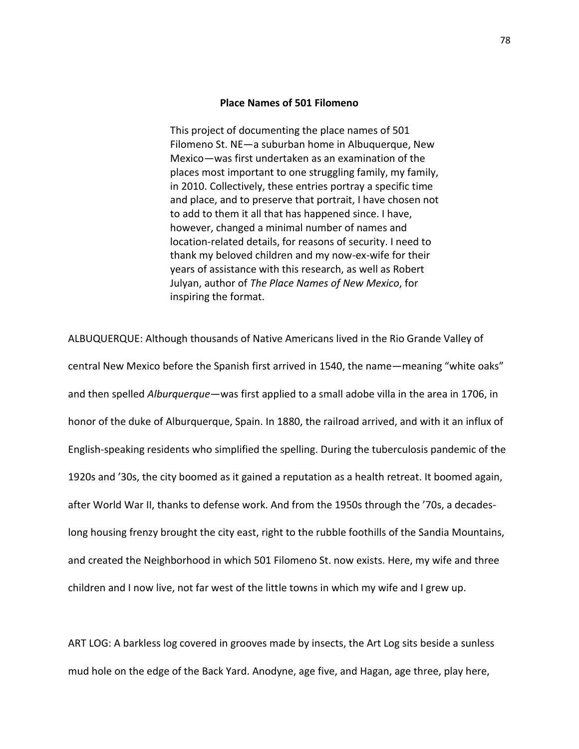**Place Names of 501 Filomeno**

> This project of documenting the place names of 501 Filomeno St. NE—a suburban home in Albuquerque, New Mexico—was first undertaken as an examination of the places most important to one struggling family, my family, in 2010. Collectively, these entries portray a specific time and place, and to preserve that portrait, I have chosen not to add to them it all that has happened since. I have, however, changed a minimal number of names and location-related details, for reasons of security. I need to thank my beloved children and my now-ex-wife for their years of assistance with this research, as well as Robert Julyan, author of *The Place Names of New Mexico*, for inspiring the format.

ALBUQUERQUE: Although thousands of Native Americans lived in the Rio Grande Valley of central New Mexico before the Spanish first arrived in 1540, the name—meaning "white oaks" and then spelled *Alburquerque*—was first applied to a small adobe villa in the area in 1706, in honor of the duke of Alburquerque, Spain. In 1880, the railroad arrived, and with it an influx of English-speaking residents who simplified the spelling. During the tuberculosis pandemic of the 1920s and '30s, the city boomed as it gained a reputation as a health retreat. It boomed again, after World War II, thanks to defense work. And from the 1950s through the '70s, a decades-long housing frenzy brought the city east, right to the rubble foothills of the Sandia Mountains, and created the Neighborhood in which 501 Filomeno St. now exists. Here, my wife and three children and I now live, not far west of the little towns in which my wife and I grew up.

ART LOG: A barkless log covered in grooves made by insects, the Art Log sits beside a sunless mud hole on the edge of the Back Yard. Anodyne, age five, and Hagan, age three, play here,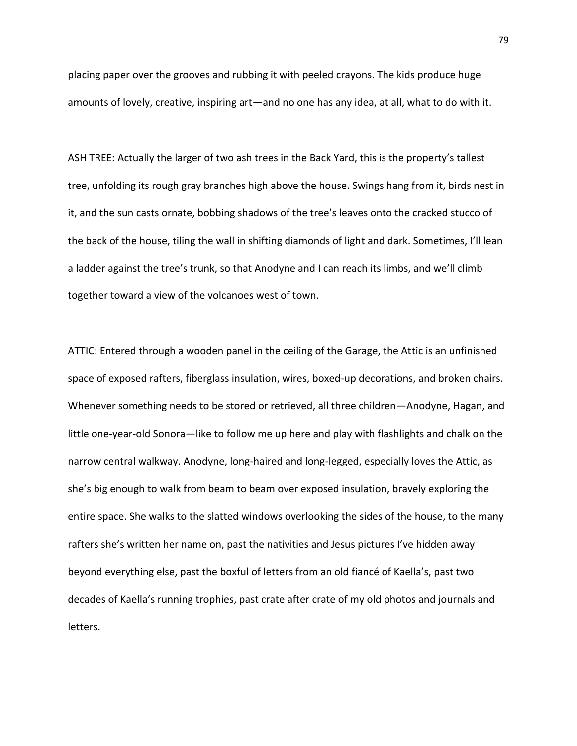placing paper over the grooves and rubbing it with peeled crayons. The kids produce huge amounts of lovely, creative, inspiring art—and no one has any idea, at all, what to do with it.

ASH TREE: Actually the larger of two ash trees in the Back Yard, this is the property's tallest tree, unfolding its rough gray branches high above the house. Swings hang from it, birds nest in it, and the sun casts ornate, bobbing shadows of the tree's leaves onto the cracked stucco of the back of the house, tiling the wall in shifting diamonds of light and dark. Sometimes, I'll lean a ladder against the tree's trunk, so that Anodyne and I can reach its limbs, and we'll climb together toward a view of the volcanoes west of town.

ATTIC: Entered through a wooden panel in the ceiling of the Garage, the Attic is an unfinished space of exposed rafters, fiberglass insulation, wires, boxed-up decorations, and broken chairs. Whenever something needs to be stored or retrieved, all three children—Anodyne, Hagan, and little one-year-old Sonora—like to follow me up here and play with flashlights and chalk on the narrow central walkway. Anodyne, long-haired and long-legged, especially loves the Attic, as she's big enough to walk from beam to beam over exposed insulation, bravely exploring the entire space. She walks to the slatted windows overlooking the sides of the house, to the many rafters she's written her name on, past the nativities and Jesus pictures I've hidden away beyond everything else, past the boxful of letters from an old fiancé of Kaella's, past two decades of Kaella's running trophies, past crate after crate of my old photos and journals and letters.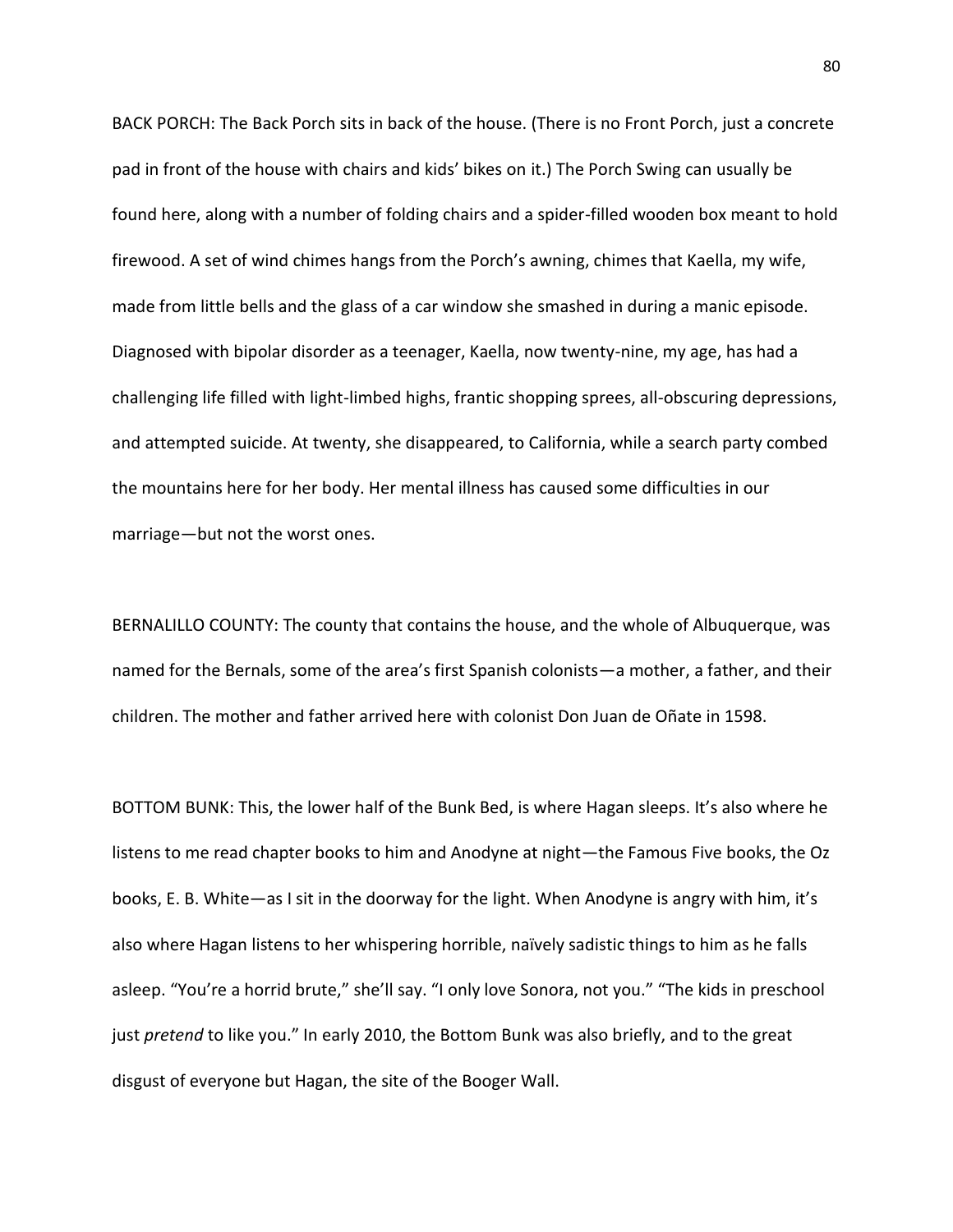BACK PORCH: The Back Porch sits in back of the house. (There is no Front Porch, just a concrete pad in front of the house with chairs and kids' bikes on it.) The Porch Swing can usually be found here, along with a number of folding chairs and a spider-filled wooden box meant to hold firewood. A set of wind chimes hangs from the Porch's awning, chimes that Kaella, my wife, made from little bells and the glass of a car window she smashed in during a manic episode. Diagnosed with bipolar disorder as a teenager, Kaella, now twenty-nine, my age, has had a challenging life filled with light-limbed highs, frantic shopping sprees, all-obscuring depressions, and attempted suicide. At twenty, she disappeared, to California, while a search party combed the mountains here for her body. Her mental illness has caused some difficulties in our marriage—but not the worst ones.

BERNALILLO COUNTY: The county that contains the house, and the whole of Albuquerque, was named for the Bernals, some of the area's first Spanish colonists—a mother, a father, and their children. The mother and father arrived here with colonist Don Juan de Oñate in 1598.

BOTTOM BUNK: This, the lower half of the Bunk Bed, is where Hagan sleeps. It's also where he listens to me read chapter books to him and Anodyne at night—the Famous Five books, the Oz books, E. B. White—as I sit in the doorway for the light. When Anodyne is angry with him, it's also where Hagan listens to her whispering horrible, naïvely sadistic things to him as he falls asleep. "You're a horrid brute," she'll say. "I only love Sonora, not you." "The kids in preschool just *pretend* to like you." In early 2010, the Bottom Bunk was also briefly, and to the great disgust of everyone but Hagan, the site of the Booger Wall.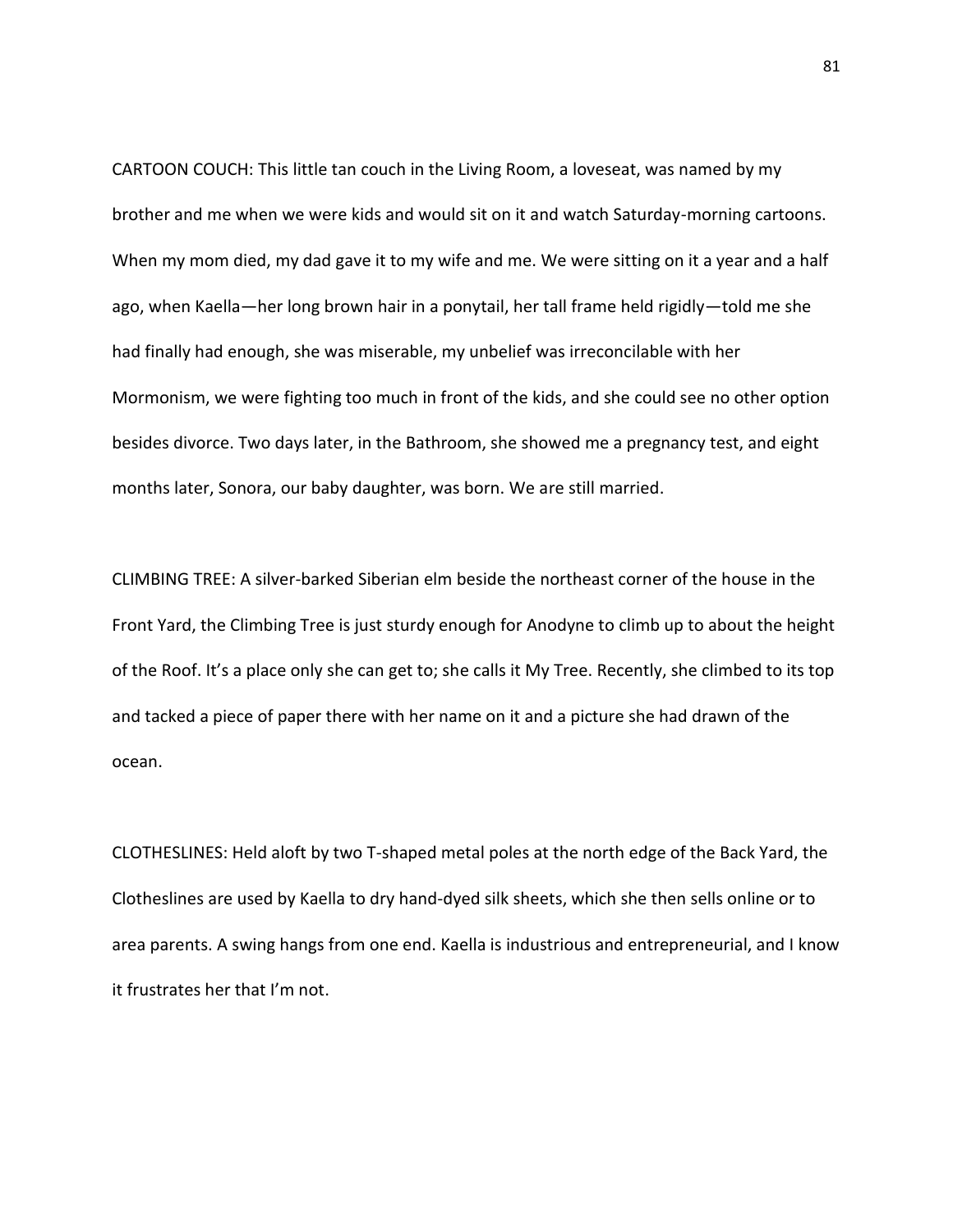CARTOON COUCH: This little tan couch in the Living Room, a loveseat, was named by my brother and me when we were kids and would sit on it and watch Saturday-morning cartoons. When my mom died, my dad gave it to my wife and me. We were sitting on it a year and a half ago, when Kaella—her long brown hair in a ponytail, her tall frame held rigidly—told me she had finally had enough, she was miserable, my unbelief was irreconcilable with her Mormonism, we were fighting too much in front of the kids, and she could see no other option besides divorce. Two days later, in the Bathroom, she showed me a pregnancy test, and eight months later, Sonora, our baby daughter, was born. We are still married.

CLIMBING TREE: A silver-barked Siberian elm beside the northeast corner of the house in the Front Yard, the Climbing Tree is just sturdy enough for Anodyne to climb up to about the height of the Roof. It's a place only she can get to; she calls it My Tree. Recently, she climbed to its top and tacked a piece of paper there with her name on it and a picture she had drawn of the ocean.

CLOTHESLINES: Held aloft by two T-shaped metal poles at the north edge of the Back Yard, the Clotheslines are used by Kaella to dry hand-dyed silk sheets, which she then sells online or to area parents. A swing hangs from one end. Kaella is industrious and entrepreneurial, and I know it frustrates her that I'm not.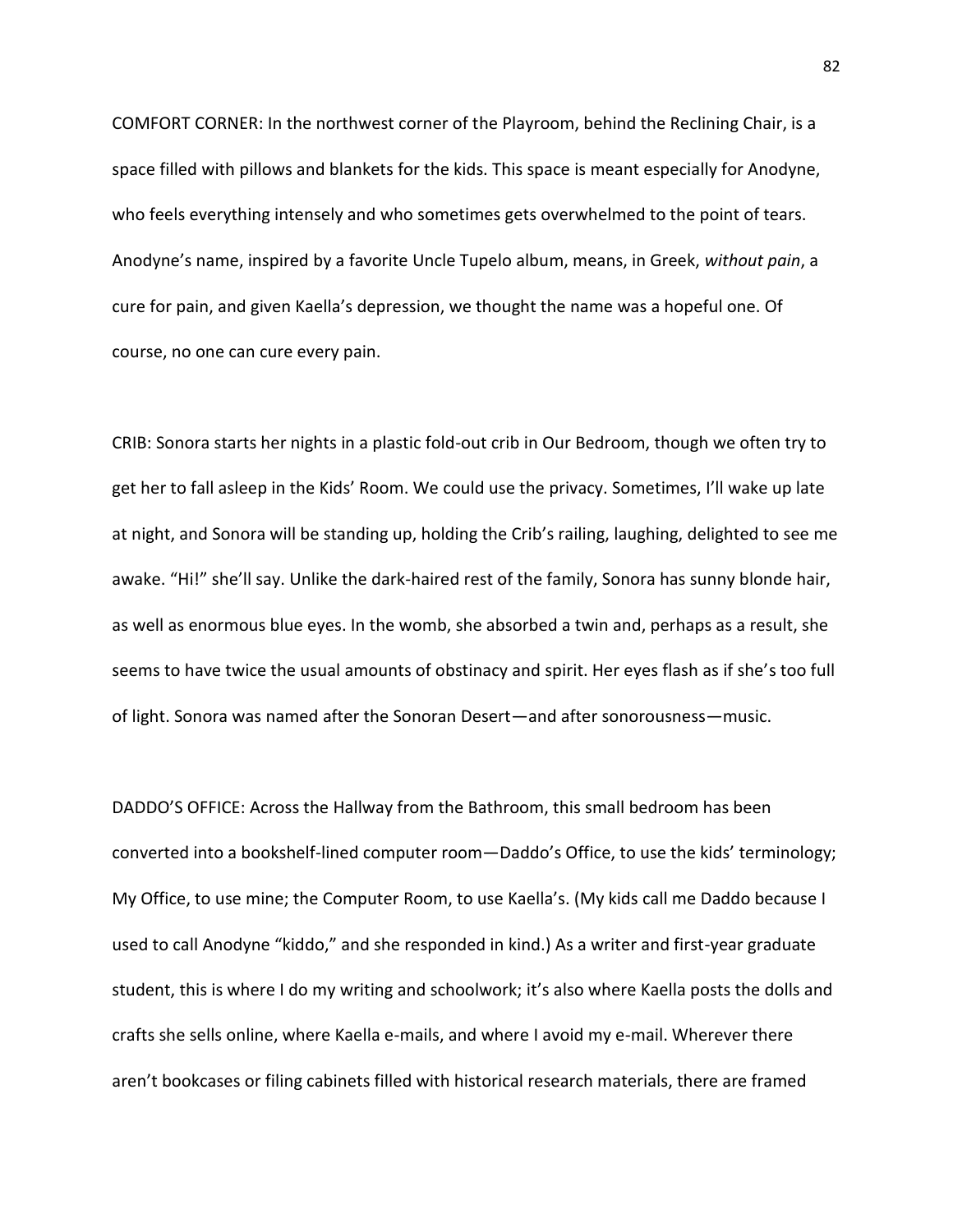COMFORT CORNER: In the northwest corner of the Playroom, behind the Reclining Chair, is a space filled with pillows and blankets for the kids. This space is meant especially for Anodyne, who feels everything intensely and who sometimes gets overwhelmed to the point of tears. Anodyne's name, inspired by a favorite Uncle Tupelo album, means, in Greek, *without pain*, a cure for pain, and given Kaella's depression, we thought the name was a hopeful one. Of course, no one can cure every pain.

CRIB: Sonora starts her nights in a plastic fold-out crib in Our Bedroom, though we often try to get her to fall asleep in the Kids' Room. We could use the privacy. Sometimes, I'll wake up late at night, and Sonora will be standing up, holding the Crib's railing, laughing, delighted to see me awake. "Hi!" she'll say. Unlike the dark-haired rest of the family, Sonora has sunny blonde hair, as well as enormous blue eyes. In the womb, she absorbed a twin and, perhaps as a result, she seems to have twice the usual amounts of obstinacy and spirit. Her eyes flash as if she's too full of light. Sonora was named after the Sonoran Desert—and after sonorousness—music.

DADDO'S OFFICE: Across the Hallway from the Bathroom, this small bedroom has been converted into a bookshelf-lined computer room—Daddo's Office, to use the kids' terminology; My Office, to use mine; the Computer Room, to use Kaella's. (My kids call me Daddo because I used to call Anodyne "kiddo," and she responded in kind.) As a writer and first-year graduate student, this is where I do my writing and schoolwork; it's also where Kaella posts the dolls and crafts she sells online, where Kaella e-mails, and where I avoid my e-mail. Wherever there aren't bookcases or filing cabinets filled with historical research materials, there are framed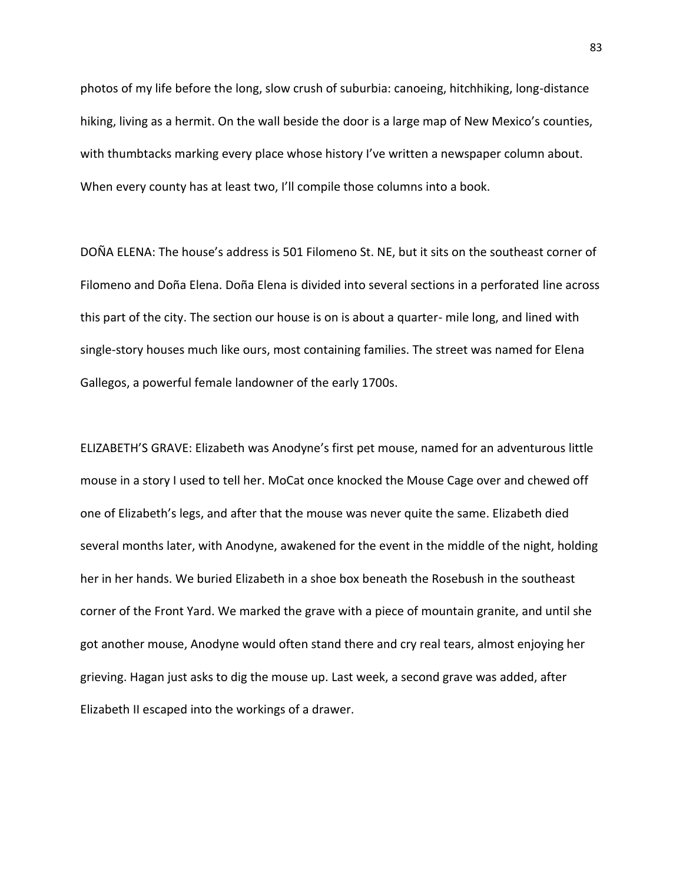photos of my life before the long, slow crush of suburbia: canoeing, hitchhiking, long-distance hiking, living as a hermit. On the wall beside the door is a large map of New Mexico's counties, with thumbtacks marking every place whose history I've written a newspaper column about. When every county has at least two, I'll compile those columns into a book.

DOÑA ELENA: The house's address is 501 Filomeno St. NE, but it sits on the southeast corner of Filomeno and Doña Elena. Doña Elena is divided into several sections in a perforated line across this part of the city. The section our house is on is about a quarter- mile long, and lined with single-story houses much like ours, most containing families. The street was named for Elena Gallegos, a powerful female landowner of the early 1700s.

ELIZABETH'S GRAVE: Elizabeth was Anodyne's first pet mouse, named for an adventurous little mouse in a story I used to tell her. MoCat once knocked the Mouse Cage over and chewed off one of Elizabeth's legs, and after that the mouse was never quite the same. Elizabeth died several months later, with Anodyne, awakened for the event in the middle of the night, holding her in her hands. We buried Elizabeth in a shoe box beneath the Rosebush in the southeast corner of the Front Yard. We marked the grave with a piece of mountain granite, and until she got another mouse, Anodyne would often stand there and cry real tears, almost enjoying her grieving. Hagan just asks to dig the mouse up. Last week, a second grave was added, after Elizabeth II escaped into the workings of a drawer.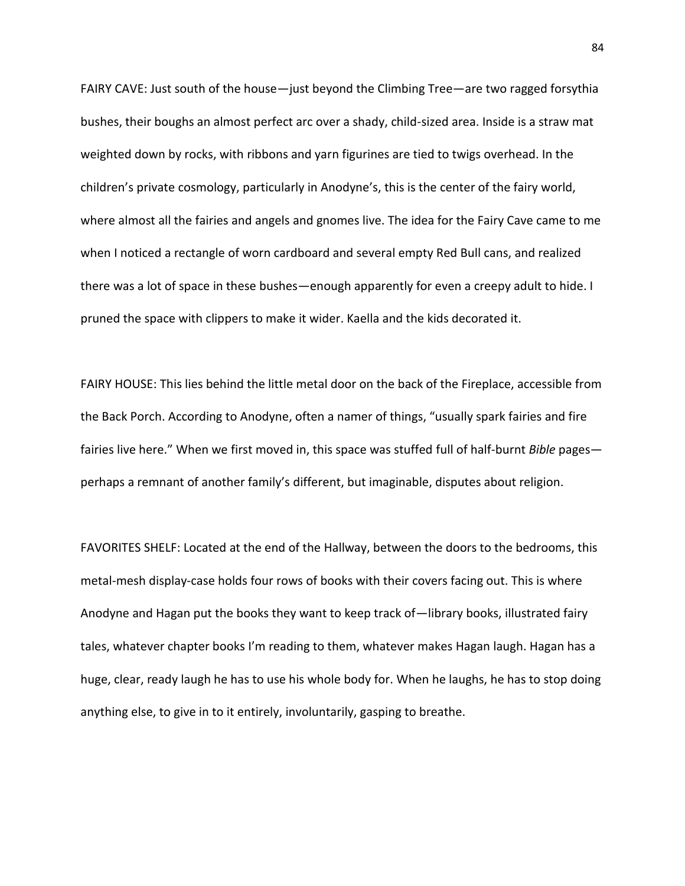FAIRY CAVE: Just south of the house—just beyond the Climbing Tree—are two ragged forsythia bushes, their boughs an almost perfect arc over a shady, child-sized area. Inside is a straw mat weighted down by rocks, with ribbons and yarn figurines are tied to twigs overhead. In the children's private cosmology, particularly in Anodyne's, this is the center of the fairy world, where almost all the fairies and angels and gnomes live. The idea for the Fairy Cave came to me when I noticed a rectangle of worn cardboard and several empty Red Bull cans, and realized there was a lot of space in these bushes—enough apparently for even a creepy adult to hide. I pruned the space with clippers to make it wider. Kaella and the kids decorated it.

FAIRY HOUSE: This lies behind the little metal door on the back of the Fireplace, accessible from the Back Porch. According to Anodyne, often a namer of things, "usually spark fairies and fire fairies live here." When we first moved in, this space was stuffed full of half-burnt *Bible* pages—perhaps a remnant of another family's different, but imaginable, disputes about religion.

FAVORITES SHELF: Located at the end of the Hallway, between the doors to the bedrooms, this metal-mesh display-case holds four rows of books with their covers facing out. This is where Anodyne and Hagan put the books they want to keep track of—library books, illustrated fairy tales, whatever chapter books I'm reading to them, whatever makes Hagan laugh. Hagan has a huge, clear, ready laugh he has to use his whole body for. When he laughs, he has to stop doing anything else, to give in to it entirely, involuntarily, gasping to breathe.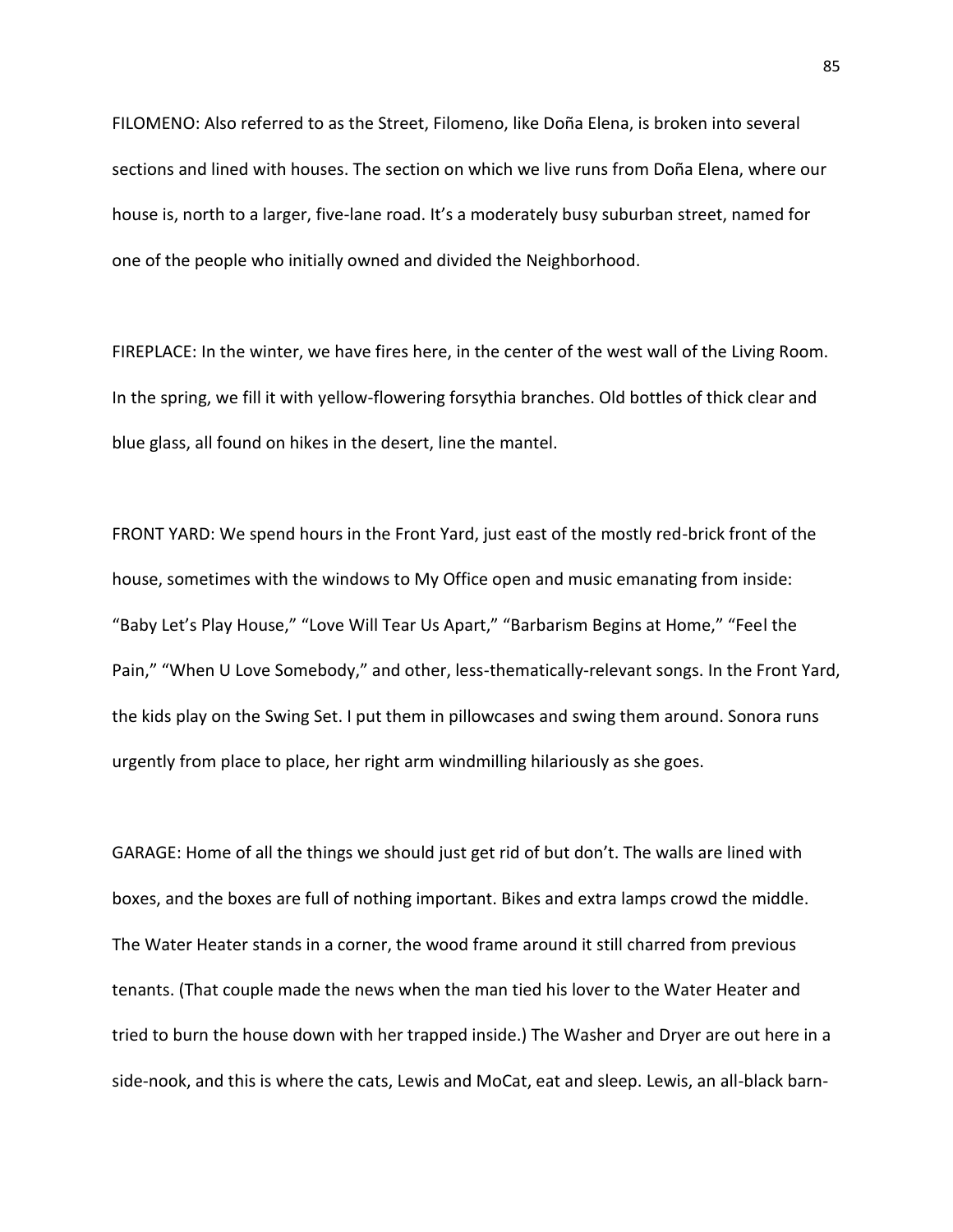FILOMENO: Also referred to as the Street, Filomeno, like Doña Elena, is broken into several sections and lined with houses. The section on which we live runs from Doña Elena, where our house is, north to a larger, five-lane road. It's a moderately busy suburban street, named for one of the people who initially owned and divided the Neighborhood.

FIREPLACE: In the winter, we have fires here, in the center of the west wall of the Living Room. In the spring, we fill it with yellow-flowering forsythia branches. Old bottles of thick clear and blue glass, all found on hikes in the desert, line the mantel.

FRONT YARD: We spend hours in the Front Yard, just east of the mostly red-brick front of the house, sometimes with the windows to My Office open and music emanating from inside: "Baby Let's Play House," "Love Will Tear Us Apart," "Barbarism Begins at Home," "Feel the Pain," "When U Love Somebody," and other, less-thematically-relevant songs. In the Front Yard, the kids play on the Swing Set. I put them in pillowcases and swing them around. Sonora runs urgently from place to place, her right arm windmilling hilariously as she goes.

GARAGE: Home of all the things we should just get rid of but don't. The walls are lined with boxes, and the boxes are full of nothing important. Bikes and extra lamps crowd the middle. The Water Heater stands in a corner, the wood frame around it still charred from previous tenants. (That couple made the news when the man tied his lover to the Water Heater and tried to burn the house down with her trapped inside.) The Washer and Dryer are out here in a side-nook, and this is where the cats, Lewis and MoCat, eat and sleep. Lewis, an all-black barn-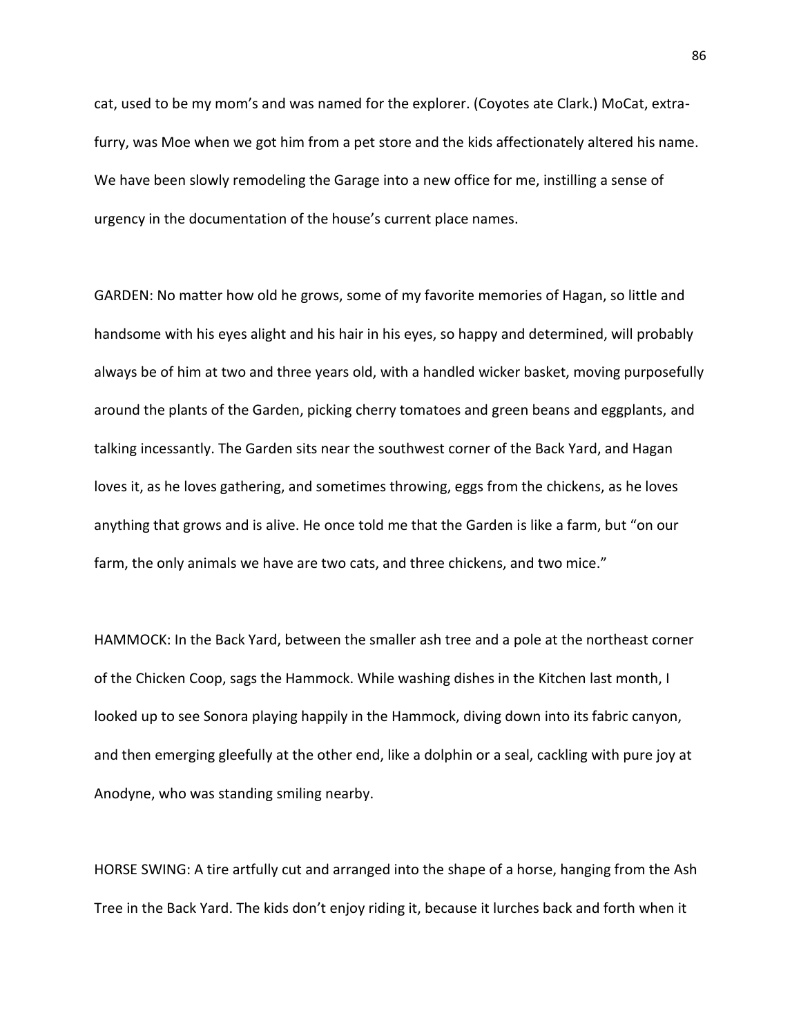cat, used to be my mom's and was named for the explorer. (Coyotes ate Clark.) MoCat, extra-furry, was Moe when we got him from a pet store and the kids affectionately altered his name. We have been slowly remodeling the Garage into a new office for me, instilling a sense of urgency in the documentation of the house's current place names.

GARDEN: No matter how old he grows, some of my favorite memories of Hagan, so little and handsome with his eyes alight and his hair in his eyes, so happy and determined, will probably always be of him at two and three years old, with a handled wicker basket, moving purposefully around the plants of the Garden, picking cherry tomatoes and green beans and eggplants, and talking incessantly. The Garden sits near the southwest corner of the Back Yard, and Hagan loves it, as he loves gathering, and sometimes throwing, eggs from the chickens, as he loves anything that grows and is alive. He once told me that the Garden is like a farm, but "on our farm, the only animals we have are two cats, and three chickens, and two mice."

HAMMOCK: In the Back Yard, between the smaller ash tree and a pole at the northeast corner of the Chicken Coop, sags the Hammock. While washing dishes in the Kitchen last month, I looked up to see Sonora playing happily in the Hammock, diving down into its fabric canyon, and then emerging gleefully at the other end, like a dolphin or a seal, cackling with pure joy at Anodyne, who was standing smiling nearby.

HORSE SWING: A tire artfully cut and arranged into the shape of a horse, hanging from the Ash Tree in the Back Yard. The kids don't enjoy riding it, because it lurches back and forth when it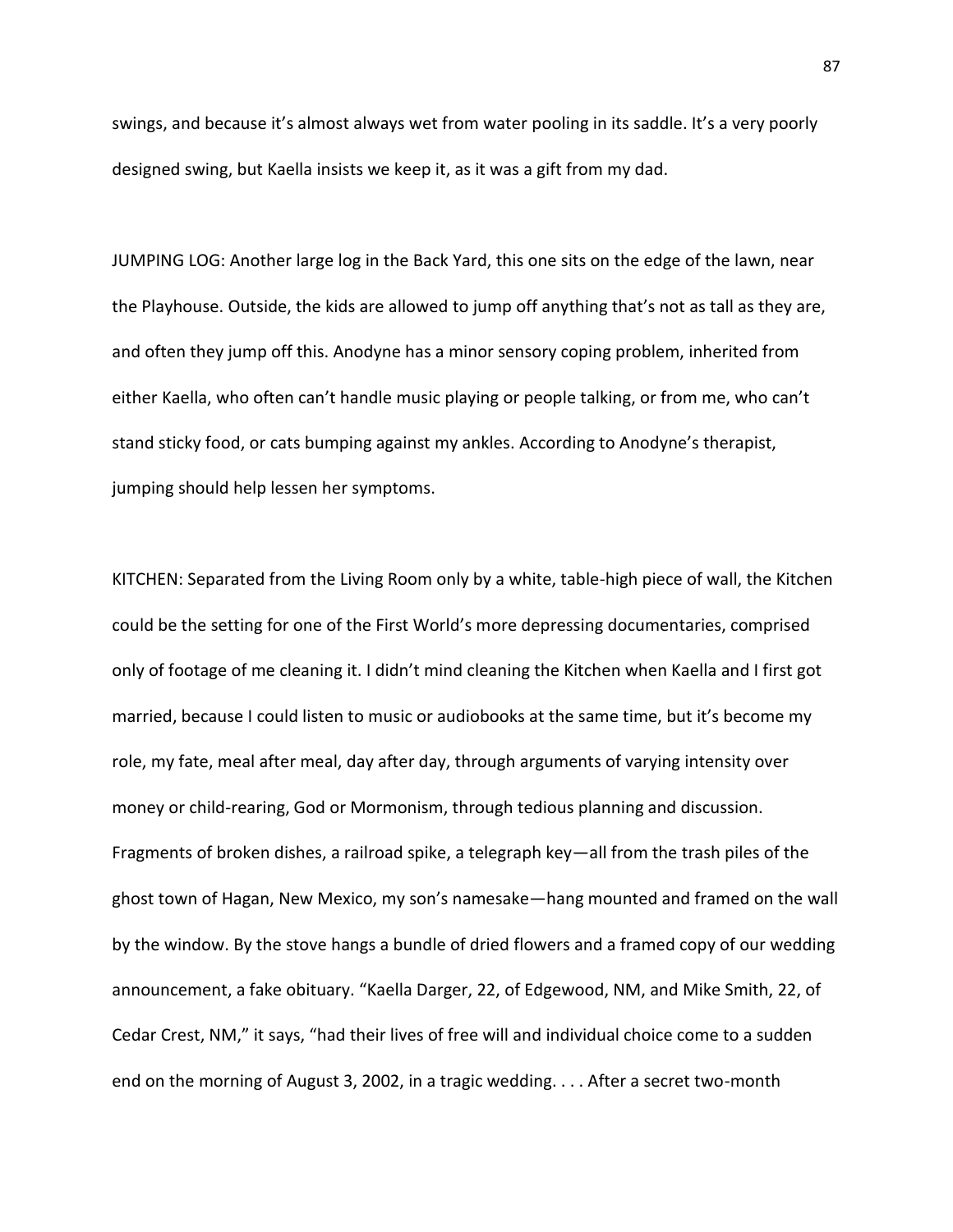swings, and because it's almost always wet from water pooling in its saddle. It's a very poorly designed swing, but Kaella insists we keep it, as it was a gift from my dad.

JUMPING LOG: Another large log in the Back Yard, this one sits on the edge of the lawn, near the Playhouse. Outside, the kids are allowed to jump off anything that's not as tall as they are, and often they jump off this. Anodyne has a minor sensory coping problem, inherited from either Kaella, who often can't handle music playing or people talking, or from me, who can't stand sticky food, or cats bumping against my ankles. According to Anodyne's therapist, jumping should help lessen her symptoms.

KITCHEN: Separated from the Living Room only by a white, table-high piece of wall, the Kitchen could be the setting for one of the First World's more depressing documentaries, comprised only of footage of me cleaning it. I didn't mind cleaning the Kitchen when Kaella and I first got married, because I could listen to music or audiobooks at the same time, but it's become my role, my fate, meal after meal, day after day, through arguments of varying intensity over money or child-rearing, God or Mormonism, through tedious planning and discussion. Fragments of broken dishes, a railroad spike, a telegraph key—all from the trash piles of the ghost town of Hagan, New Mexico, my son's namesake—hang mounted and framed on the wall by the window. By the stove hangs a bundle of dried flowers and a framed copy of our wedding announcement, a fake obituary. "Kaella Darger, 22, of Edgewood, NM, and Mike Smith, 22, of Cedar Crest, NM," it says, "had their lives of free will and individual choice come to a sudden end on the morning of August 3, 2002, in a tragic wedding. . . . After a secret two-month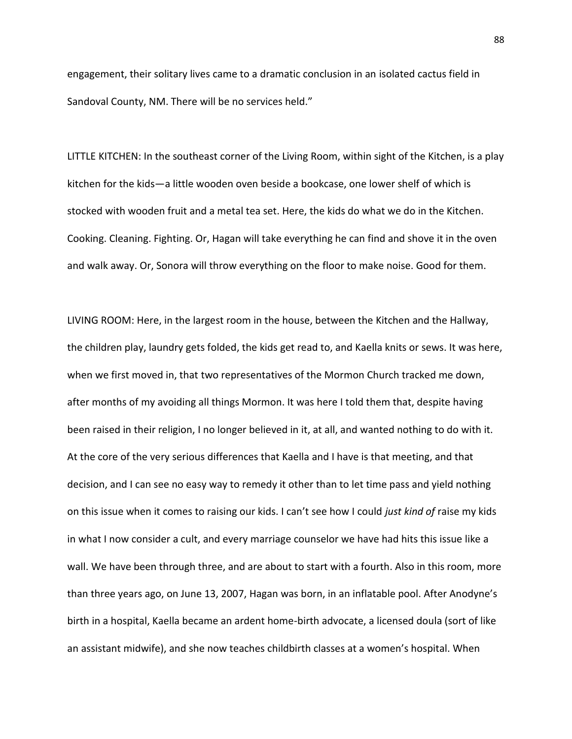engagement, their solitary lives came to a dramatic conclusion in an isolated cactus field in Sandoval County, NM. There will be no services held."

LITTLE KITCHEN: In the southeast corner of the Living Room, within sight of the Kitchen, is a play kitchen for the kids—a little wooden oven beside a bookcase, one lower shelf of which is stocked with wooden fruit and a metal tea set. Here, the kids do what we do in the Kitchen. Cooking. Cleaning. Fighting. Or, Hagan will take everything he can find and shove it in the oven and walk away. Or, Sonora will throw everything on the floor to make noise. Good for them.

LIVING ROOM: Here, in the largest room in the house, between the Kitchen and the Hallway, the children play, laundry gets folded, the kids get read to, and Kaella knits or sews. It was here, when we first moved in, that two representatives of the Mormon Church tracked me down, after months of my avoiding all things Mormon. It was here I told them that, despite having been raised in their religion, I no longer believed in it, at all, and wanted nothing to do with it. At the core of the very serious differences that Kaella and I have is that meeting, and that decision, and I can see no easy way to remedy it other than to let time pass and yield nothing on this issue when it comes to raising our kids. I can't see how I could *just kind of* raise my kids in what I now consider a cult, and every marriage counselor we have had hits this issue like a wall. We have been through three, and are about to start with a fourth. Also in this room, more than three years ago, on June 13, 2007, Hagan was born, in an inflatable pool. After Anodyne's birth in a hospital, Kaella became an ardent home-birth advocate, a licensed doula (sort of like an assistant midwife), and she now teaches childbirth classes at a women's hospital. When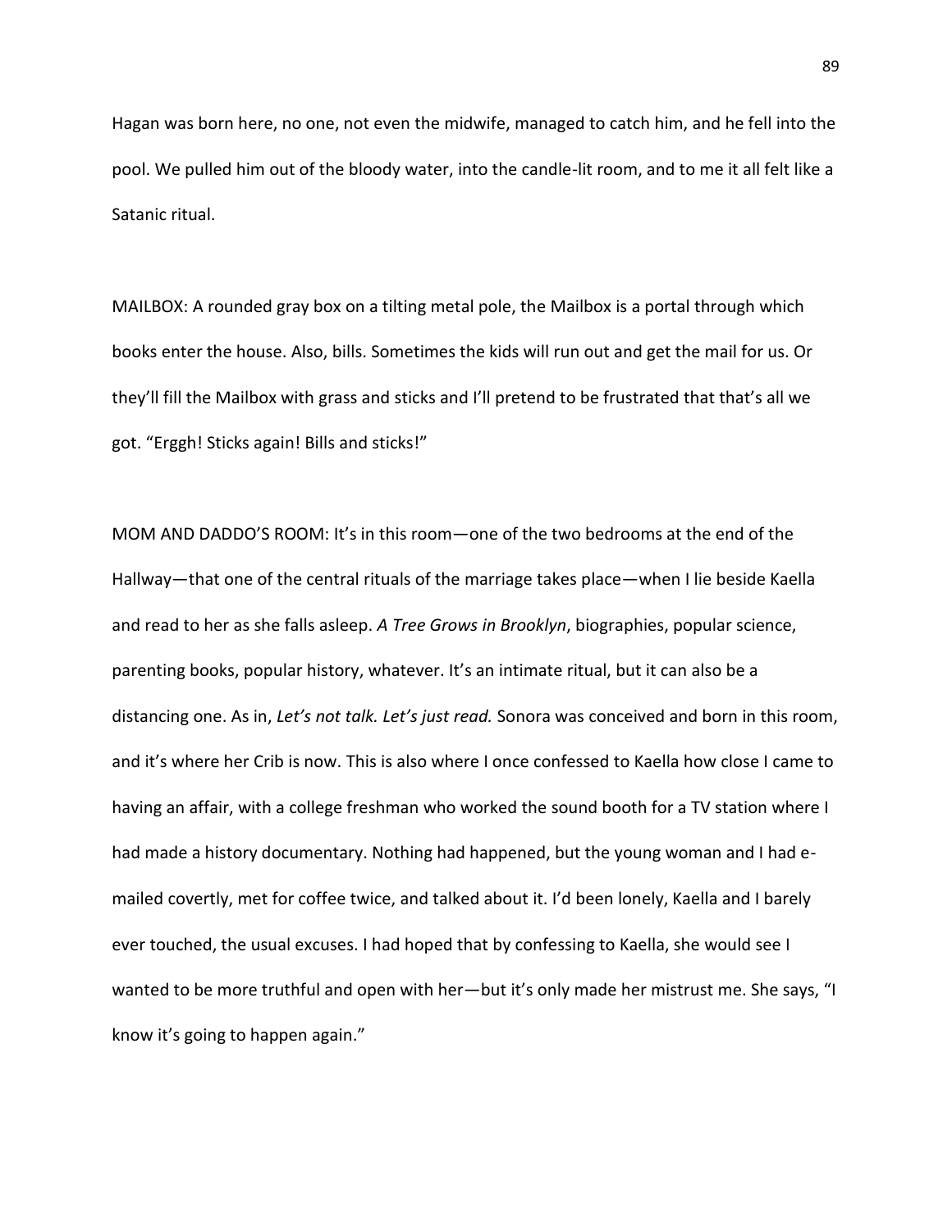Hagan was born here, no one, not even the midwife, managed to catch him, and he fell into the pool. We pulled him out of the bloody water, into the candle-lit room, and to me it all felt like a Satanic ritual.

MAILBOX: A rounded gray box on a tilting metal pole, the Mailbox is a portal through which books enter the house. Also, bills. Sometimes the kids will run out and get the mail for us. Or they'll fill the Mailbox with grass and sticks and I'll pretend to be frustrated that that's all we got. "Erggh! Sticks again! Bills and sticks!"

MOM AND DADDO'S ROOM: It's in this room—one of the two bedrooms at the end of the Hallway—that one of the central rituals of the marriage takes place—when I lie beside Kaella and read to her as she falls asleep. *A Tree Grows in Brooklyn*, biographies, popular science, parenting books, popular history, whatever. It's an intimate ritual, but it can also be a distancing one. As in, *Let's not talk. Let's just read.* Sonora was conceived and born in this room, and it's where her Crib is now. This is also where I once confessed to Kaella how close I came to having an affair, with a college freshman who worked the sound booth for a TV station where I had made a history documentary. Nothing had happened, but the young woman and I had e-mailed covertly, met for coffee twice, and talked about it. I'd been lonely, Kaella and I barely ever touched, the usual excuses. I had hoped that by confessing to Kaella, she would see I wanted to be more truthful and open with her—but it's only made her mistrust me. She says, "I know it's going to happen again."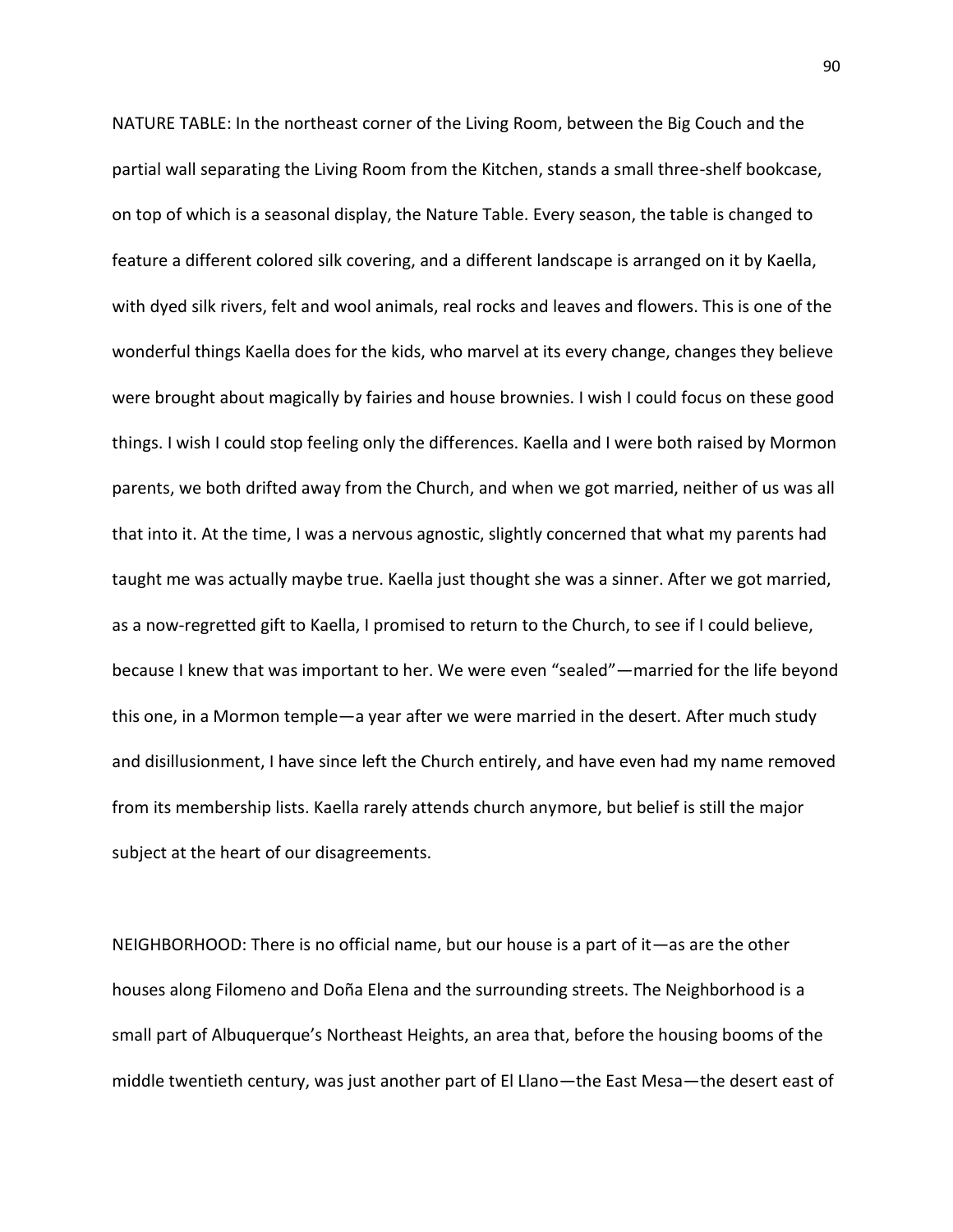NATURE TABLE: In the northeast corner of the Living Room, between the Big Couch and the partial wall separating the Living Room from the Kitchen, stands a small three-shelf bookcase, on top of which is a seasonal display, the Nature Table. Every season, the table is changed to feature a different colored silk covering, and a different landscape is arranged on it by Kaella, with dyed silk rivers, felt and wool animals, real rocks and leaves and flowers. This is one of the wonderful things Kaella does for the kids, who marvel at its every change, changes they believe were brought about magically by fairies and house brownies. I wish I could focus on these good things. I wish I could stop feeling only the differences. Kaella and I were both raised by Mormon parents, we both drifted away from the Church, and when we got married, neither of us was all that into it. At the time, I was a nervous agnostic, slightly concerned that what my parents had taught me was actually maybe true. Kaella just thought she was a sinner. After we got married, as a now-regretted gift to Kaella, I promised to return to the Church, to see if I could believe, because I knew that was important to her. We were even "sealed"—married for the life beyond this one, in a Mormon temple—a year after we were married in the desert. After much study and disillusionment, I have since left the Church entirely, and have even had my name removed from its membership lists. Kaella rarely attends church anymore, but belief is still the major subject at the heart of our disagreements.

NEIGHBORHOOD: There is no official name, but our house is a part of it—as are the other houses along Filomeno and Doña Elena and the surrounding streets. The Neighborhood is a small part of Albuquerque's Northeast Heights, an area that, before the housing booms of the middle twentieth century, was just another part of El Llano—the East Mesa—the desert east of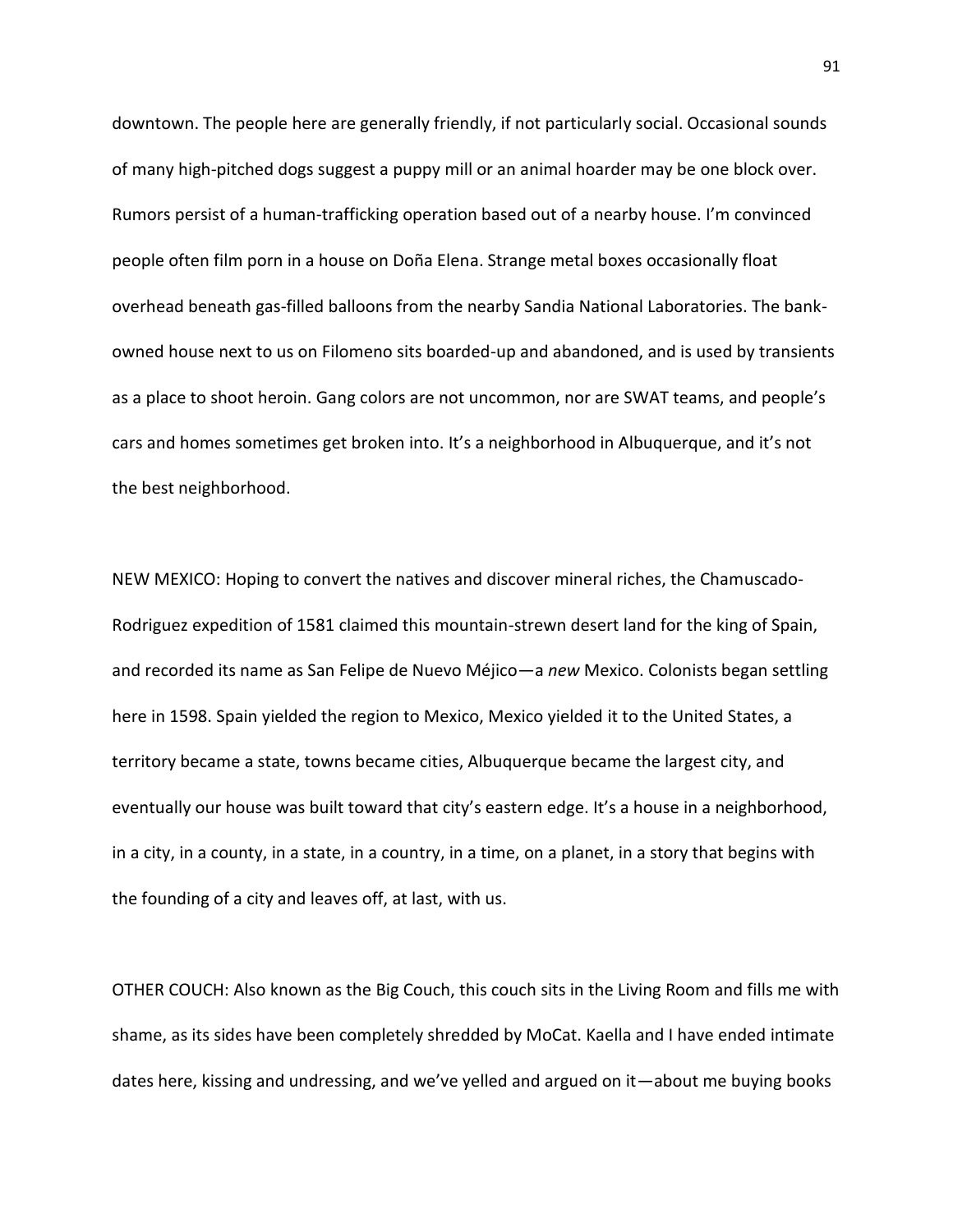downtown. The people here are generally friendly, if not particularly social. Occasional sounds of many high-pitched dogs suggest a puppy mill or an animal hoarder may be one block over. Rumors persist of a human-trafficking operation based out of a nearby house. I'm convinced people often film porn in a house on Doña Elena. Strange metal boxes occasionally float overhead beneath gas-filled balloons from the nearby Sandia National Laboratories. The bank-owned house next to us on Filomeno sits boarded-up and abandoned, and is used by transients as a place to shoot heroin. Gang colors are not uncommon, nor are SWAT teams, and people's cars and homes sometimes get broken into. It's a neighborhood in Albuquerque, and it's not the best neighborhood.

NEW MEXICO: Hoping to convert the natives and discover mineral riches, the Chamuscado-Rodriguez expedition of 1581 claimed this mountain-strewn desert land for the king of Spain, and recorded its name as San Felipe de Nuevo Méjico—a *new* Mexico. Colonists began settling here in 1598. Spain yielded the region to Mexico, Mexico yielded it to the United States, a territory became a state, towns became cities, Albuquerque became the largest city, and eventually our house was built toward that city's eastern edge. It's a house in a neighborhood, in a city, in a county, in a state, in a country, in a time, on a planet, in a story that begins with the founding of a city and leaves off, at last, with us.

OTHER COUCH: Also known as the Big Couch, this couch sits in the Living Room and fills me with shame, as its sides have been completely shredded by MoCat. Kaella and I have ended intimate dates here, kissing and undressing, and we've yelled and argued on it—about me buying books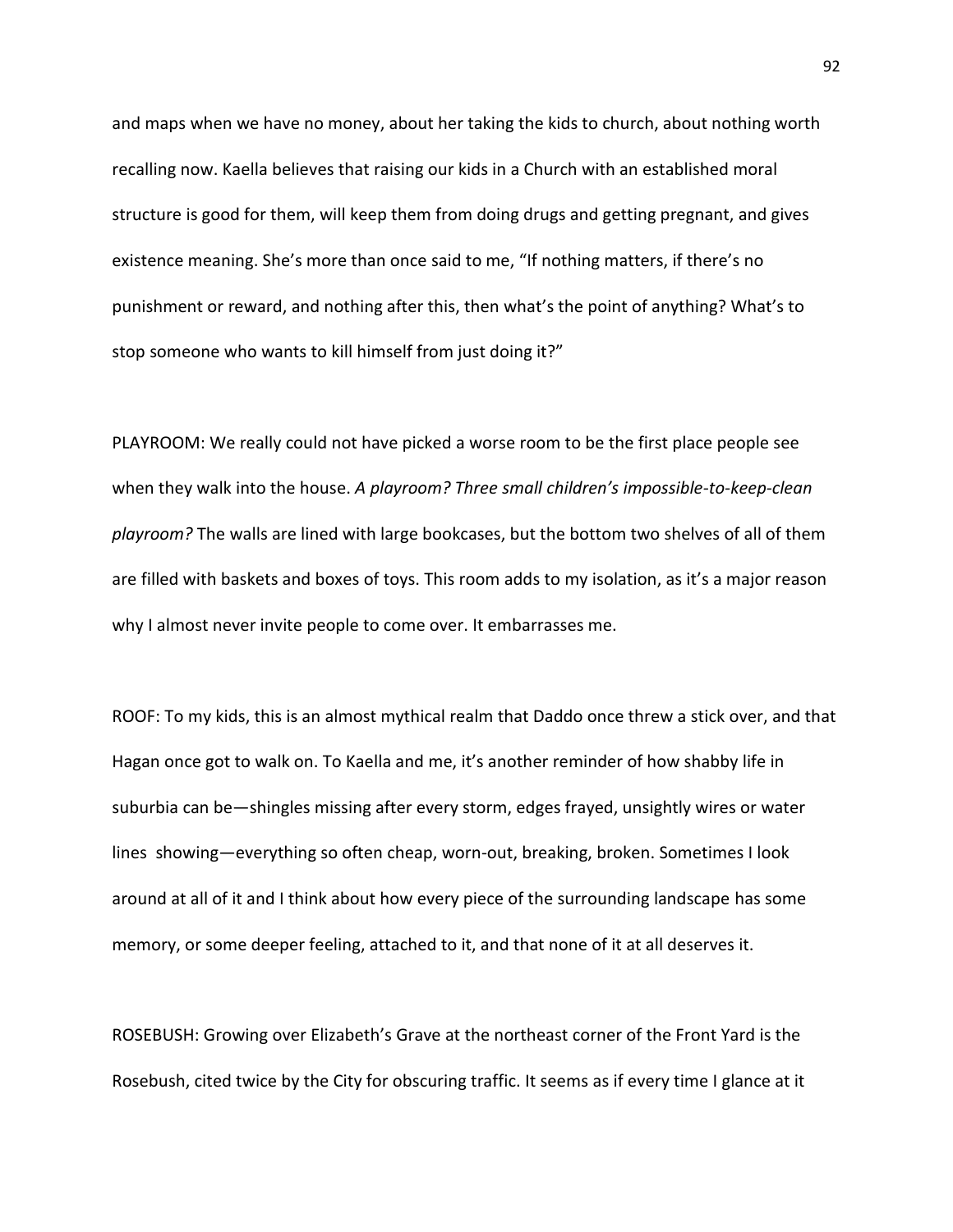and maps when we have no money, about her taking the kids to church, about nothing worth recalling now. Kaella believes that raising our kids in a Church with an established moral structure is good for them, will keep them from doing drugs and getting pregnant, and gives existence meaning. She's more than once said to me, "If nothing matters, if there's no punishment or reward, and nothing after this, then what's the point of anything? What's to stop someone who wants to kill himself from just doing it?"

PLAYROOM: We really could not have picked a worse room to be the first place people see when they walk into the house. *A playroom? Three small children's impossible-to-keep-clean playroom?* The walls are lined with large bookcases, but the bottom two shelves of all of them are filled with baskets and boxes of toys. This room adds to my isolation, as it's a major reason why I almost never invite people to come over. It embarrasses me.

ROOF: To my kids, this is an almost mythical realm that Daddo once threw a stick over, and that Hagan once got to walk on. To Kaella and me, it's another reminder of how shabby life in suburbia can be—shingles missing after every storm, edges frayed, unsightly wires or water lines showing—everything so often cheap, worn-out, breaking, broken. Sometimes I look around at all of it and I think about how every piece of the surrounding landscape has some memory, or some deeper feeling, attached to it, and that none of it at all deserves it.

ROSEBUSH: Growing over Elizabeth's Grave at the northeast corner of the Front Yard is the Rosebush, cited twice by the City for obscuring traffic. It seems as if every time I glance at it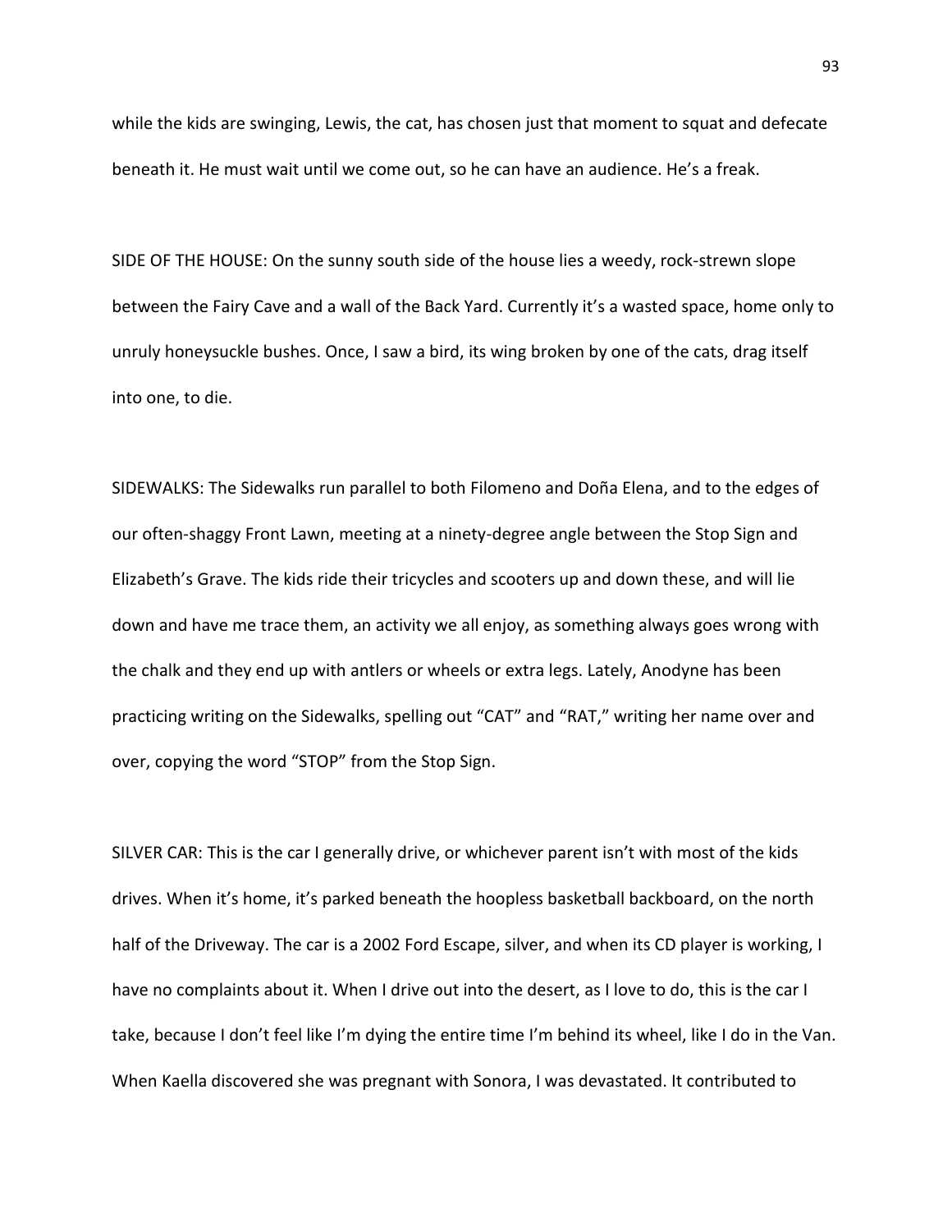while the kids are swinging, Lewis, the cat, has chosen just that moment to squat and defecate beneath it. He must wait until we come out, so he can have an audience. He's a freak.

SIDE OF THE HOUSE: On the sunny south side of the house lies a weedy, rock-strewn slope between the Fairy Cave and a wall of the Back Yard. Currently it's a wasted space, home only to unruly honeysuckle bushes. Once, I saw a bird, its wing broken by one of the cats, drag itself into one, to die.

SIDEWALKS: The Sidewalks run parallel to both Filomeno and Doña Elena, and to the edges of our often-shaggy Front Lawn, meeting at a ninety-degree angle between the Stop Sign and Elizabeth's Grave. The kids ride their tricycles and scooters up and down these, and will lie down and have me trace them, an activity we all enjoy, as something always goes wrong with the chalk and they end up with antlers or wheels or extra legs. Lately, Anodyne has been practicing writing on the Sidewalks, spelling out "CAT" and "RAT," writing her name over and over, copying the word "STOP" from the Stop Sign.

SILVER CAR: This is the car I generally drive, or whichever parent isn't with most of the kids drives. When it's home, it's parked beneath the hoopless basketball backboard, on the north half of the Driveway. The car is a 2002 Ford Escape, silver, and when its CD player is working, I have no complaints about it. When I drive out into the desert, as I love to do, this is the car I take, because I don't feel like I'm dying the entire time I'm behind its wheel, like I do in the Van. When Kaella discovered she was pregnant with Sonora, I was devastated. It contributed to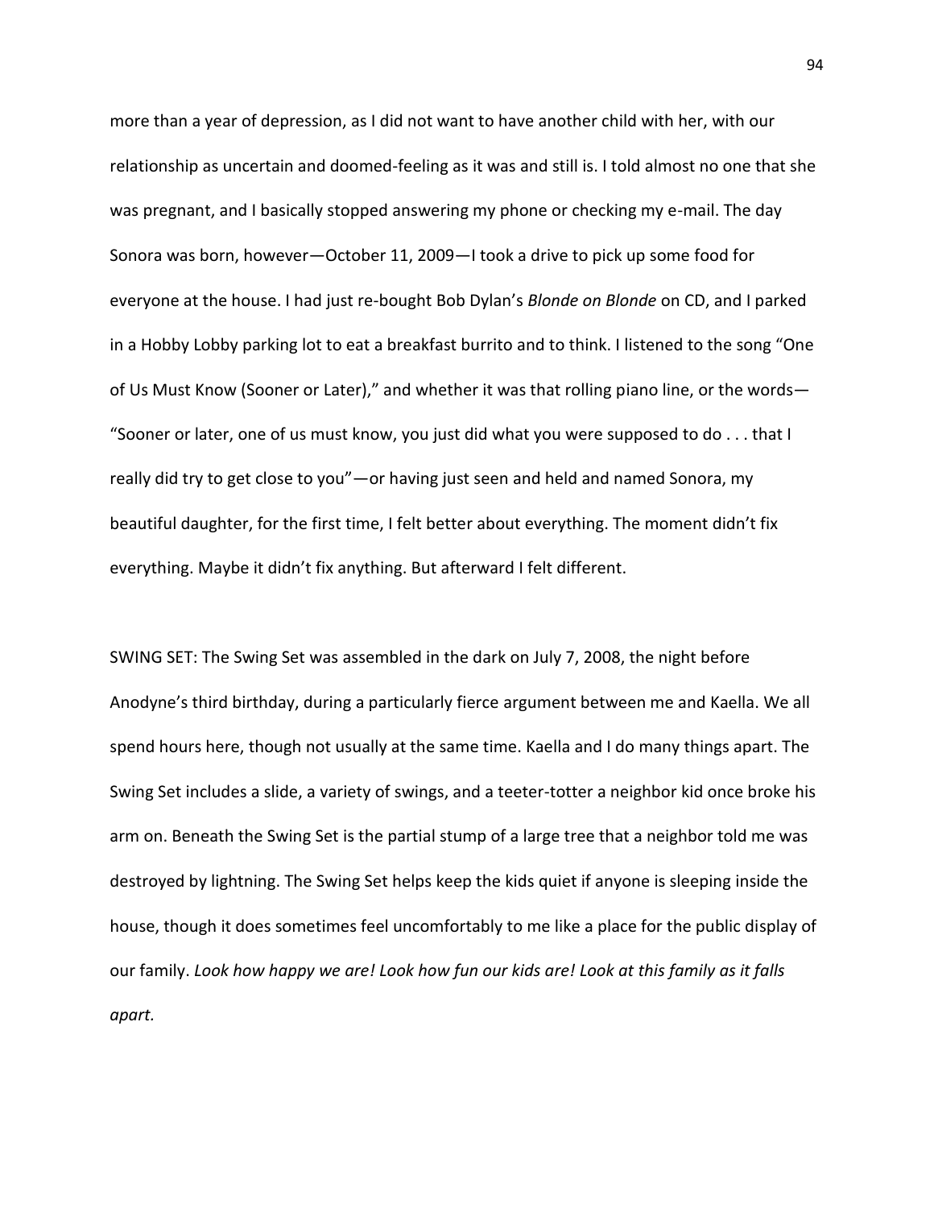more than a year of depression, as I did not want to have another child with her, with our relationship as uncertain and doomed-feeling as it was and still is. I told almost no one that she was pregnant, and I basically stopped answering my phone or checking my e-mail. The day Sonora was born, however—October 11, 2009—I took a drive to pick up some food for everyone at the house. I had just re-bought Bob Dylan's *Blonde on Blonde* on CD, and I parked in a Hobby Lobby parking lot to eat a breakfast burrito and to think. I listened to the song "One of Us Must Know (Sooner or Later)," and whether it was that rolling piano line, or the words—"Sooner or later, one of us must know, you just did what you were supposed to do . . . that I really did try to get close to you"—or having just seen and held and named Sonora, my beautiful daughter, for the first time, I felt better about everything. The moment didn't fix everything. Maybe it didn't fix anything. But afterward I felt different.

SWING SET: The Swing Set was assembled in the dark on July 7, 2008, the night before Anodyne's third birthday, during a particularly fierce argument between me and Kaella. We all spend hours here, though not usually at the same time. Kaella and I do many things apart. The Swing Set includes a slide, a variety of swings, and a teeter-totter a neighbor kid once broke his arm on. Beneath the Swing Set is the partial stump of a large tree that a neighbor told me was destroyed by lightning. The Swing Set helps keep the kids quiet if anyone is sleeping inside the house, though it does sometimes feel uncomfortably to me like a place for the public display of our family. *Look how happy we are! Look how fun our kids are! Look at this family as it falls apart.*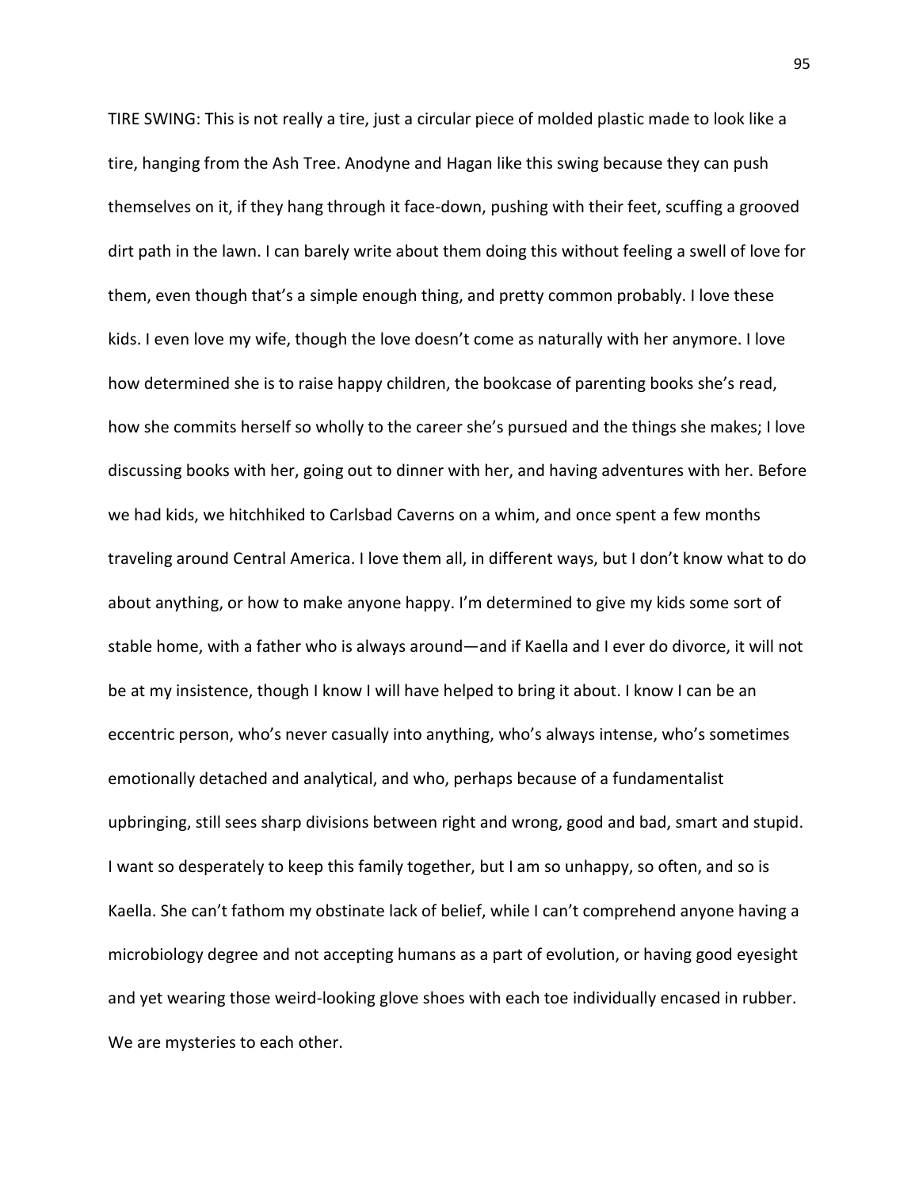TIRE SWING: This is not really a tire, just a circular piece of molded plastic made to look like a tire, hanging from the Ash Tree. Anodyne and Hagan like this swing because they can push themselves on it, if they hang through it face-down, pushing with their feet, scuffing a grooved dirt path in the lawn. I can barely write about them doing this without feeling a swell of love for them, even though that's a simple enough thing, and pretty common probably. I love these kids. I even love my wife, though the love doesn't come as naturally with her anymore. I love how determined she is to raise happy children, the bookcase of parenting books she's read, how she commits herself so wholly to the career she's pursued and the things she makes; I love discussing books with her, going out to dinner with her, and having adventures with her. Before we had kids, we hitchhiked to Carlsbad Caverns on a whim, and once spent a few months traveling around Central America. I love them all, in different ways, but I don't know what to do about anything, or how to make anyone happy. I'm determined to give my kids some sort of stable home, with a father who is always around—and if Kaella and I ever do divorce, it will not be at my insistence, though I know I will have helped to bring it about. I know I can be an eccentric person, who's never casually into anything, who's always intense, who's sometimes emotionally detached and analytical, and who, perhaps because of a fundamentalist upbringing, still sees sharp divisions between right and wrong, good and bad, smart and stupid. I want so desperately to keep this family together, but I am so unhappy, so often, and so is Kaella. She can't fathom my obstinate lack of belief, while I can't comprehend anyone having a microbiology degree and not accepting humans as a part of evolution, or having good eyesight and yet wearing those weird-looking glove shoes with each toe individually encased in rubber. We are mysteries to each other.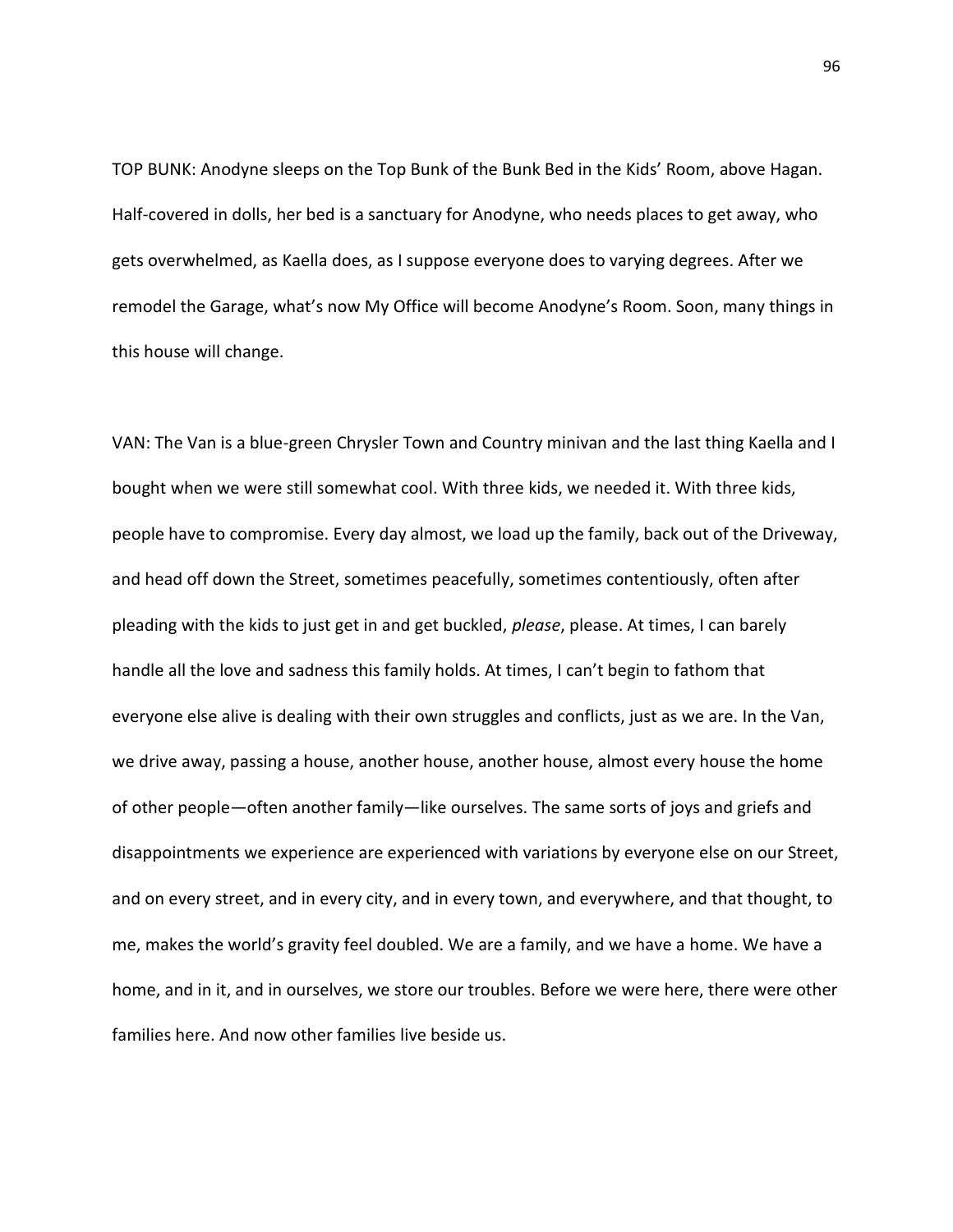TOP BUNK: Anodyne sleeps on the Top Bunk of the Bunk Bed in the Kids' Room, above Hagan. Half-covered in dolls, her bed is a sanctuary for Anodyne, who needs places to get away, who gets overwhelmed, as Kaella does, as I suppose everyone does to varying degrees. After we remodel the Garage, what's now My Office will become Anodyne's Room. Soon, many things in this house will change.

VAN: The Van is a blue-green Chrysler Town and Country minivan and the last thing Kaella and I bought when we were still somewhat cool. With three kids, we needed it. With three kids, people have to compromise. Every day almost, we load up the family, back out of the Driveway, and head off down the Street, sometimes peacefully, sometimes contentiously, often after pleading with the kids to just get in and get buckled, *please*, please. At times, I can barely handle all the love and sadness this family holds. At times, I can't begin to fathom that everyone else alive is dealing with their own struggles and conflicts, just as we are. In the Van, we drive away, passing a house, another house, another house, almost every house the home of other people—often another family—like ourselves. The same sorts of joys and griefs and disappointments we experience are experienced with variations by everyone else on our Street, and on every street, and in every city, and in every town, and everywhere, and that thought, to me, makes the world's gravity feel doubled. We are a family, and we have a home. We have a home, and in it, and in ourselves, we store our troubles. Before we were here, there were other families here. And now other families live beside us.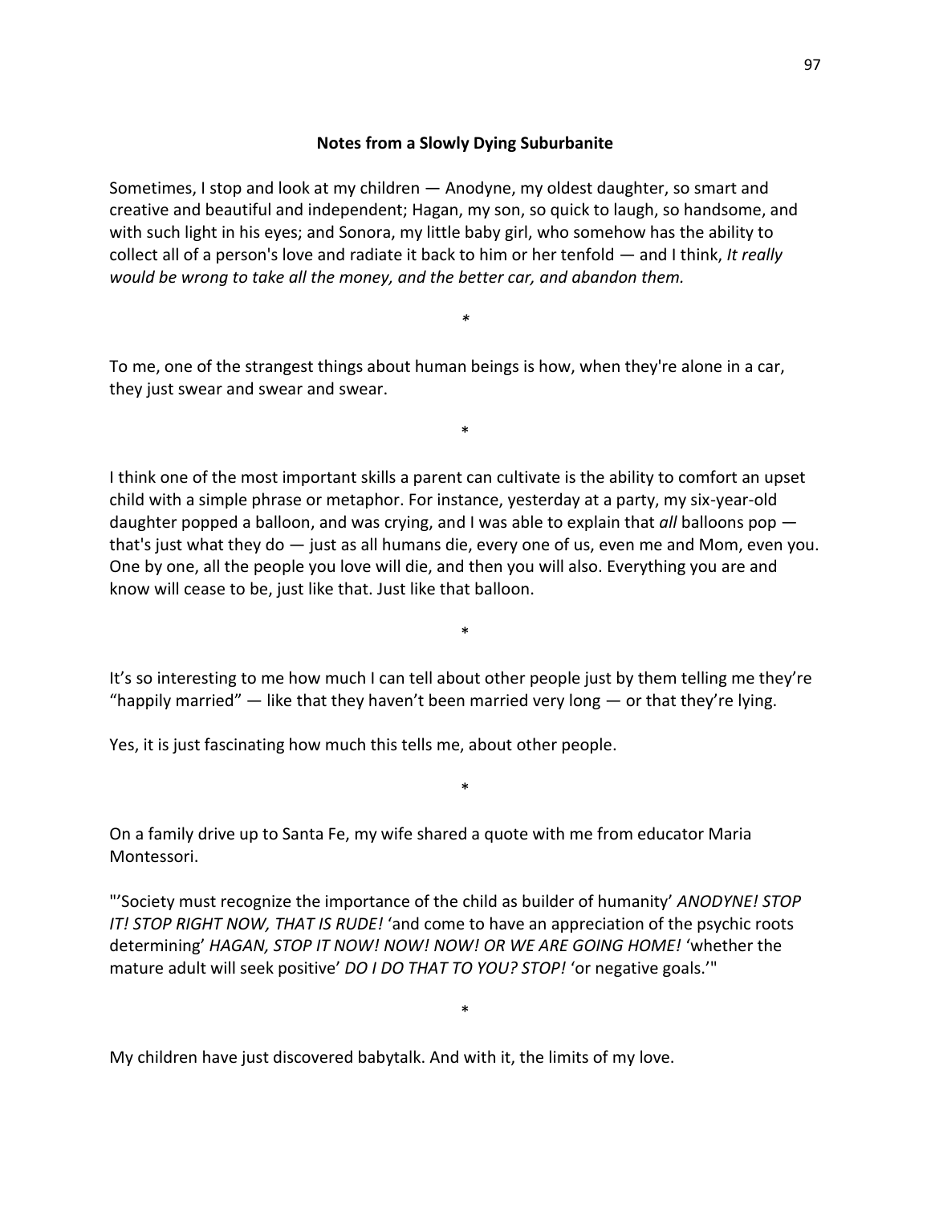## Notes from a Slowly Dying Suburbanite

Sometimes, I stop and look at my children — Anodyne, my oldest daughter, so smart and creative and beautiful and independent; Hagan, my son, so quick to laugh, so handsome, and with such light in his eyes; and Sonora, my little baby girl, who somehow has the ability to collect all of a person's love and radiate it back to him or her tenfold — and I think, *It really would be wrong to take all the money, and the better car, and abandon them.*

*

To me, one of the strangest things about human beings is how, when they're alone in a car, they just swear and swear and swear.

*

I think one of the most important skills a parent can cultivate is the ability to comfort an upset child with a simple phrase or metaphor. For instance, yesterday at a party, my six-year-old daughter popped a balloon, and was crying, and I was able to explain that *all* balloons pop — that's just what they do — just as all humans die, every one of us, even me and Mom, even you. One by one, all the people you love will die, and then you will also. Everything you are and know will cease to be, just like that. Just like that balloon.

*

It's so interesting to me how much I can tell about other people just by them telling me they're "happily married" — like that they haven't been married very long — or that they're lying.

Yes, it is just fascinating how much this tells me, about other people.

*

On a family drive up to Santa Fe, my wife shared a quote with me from educator Maria Montessori.

"'Society must recognize the importance of the child as builder of humanity' *ANODYNE! STOP IT! STOP RIGHT NOW, THAT IS RUDE!* 'and come to have an appreciation of the psychic roots determining' *HAGAN, STOP IT NOW! NOW! NOW! OR WE ARE GOING HOME!* 'whether the mature adult will seek positive' *DO I DO THAT TO YOU? STOP!* 'or negative goals.'"

*

My children have just discovered babytalk. And with it, the limits of my love.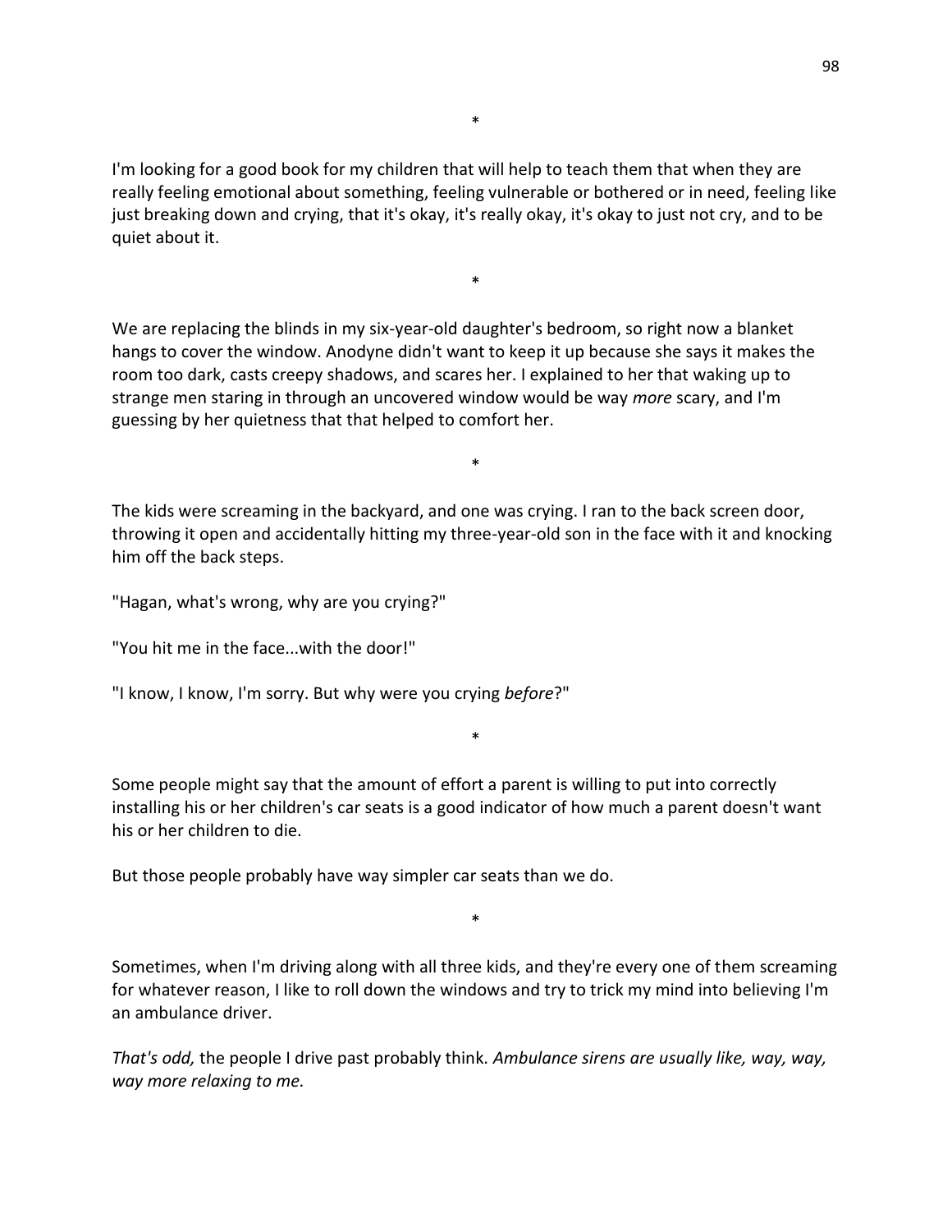*

I'm looking for a good book for my children that will help to teach them that when they are really feeling emotional about something, feeling vulnerable or bothered or in need, feeling like just breaking down and crying, that it's okay, it's really okay, it's okay to just not cry, and to be quiet about it.

*

We are replacing the blinds in my six-year-old daughter's bedroom, so right now a blanket hangs to cover the window. Anodyne didn't want to keep it up because she says it makes the room too dark, casts creepy shadows, and scares her. I explained to her that waking up to strange men staring in through an uncovered window would be way *more* scary, and I'm guessing by her quietness that that helped to comfort her.

*

The kids were screaming in the backyard, and one was crying. I ran to the back screen door, throwing it open and accidentally hitting my three-year-old son in the face with it and knocking him off the back steps.

"Hagan, what's wrong, why are you crying?"

"You hit me in the face...with the door!"

"I know, I know, I'm sorry. But why were you crying *before*?"

*

Some people might say that the amount of effort a parent is willing to put into correctly installing his or her children's car seats is a good indicator of how much a parent doesn't want his or her children to die.

But those people probably have way simpler car seats than we do.

*

Sometimes, when I'm driving along with all three kids, and they're every one of them screaming for whatever reason, I like to roll down the windows and try to trick my mind into believing I'm an ambulance driver.

*That's odd,* the people I drive past probably think. *Ambulance sirens are usually like, way, way, way more relaxing to me.*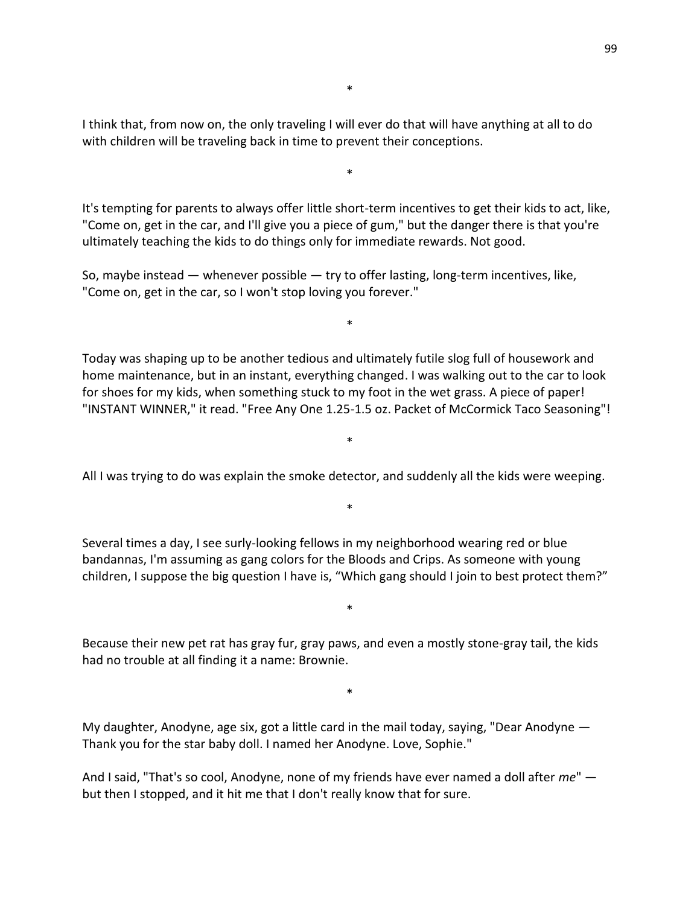*

I think that, from now on, the only traveling I will ever do that will have anything at all to do with children will be traveling back in time to prevent their conceptions.

*

It's tempting for parents to always offer little short-term incentives to get their kids to act, like, "Come on, get in the car, and I'll give you a piece of gum," but the danger there is that you're ultimately teaching the kids to do things only for immediate rewards. Not good.

So, maybe instead — whenever possible — try to offer lasting, long-term incentives, like, "Come on, get in the car, so I won't stop loving you forever."

*

Today was shaping up to be another tedious and ultimately futile slog full of housework and home maintenance, but in an instant, everything changed. I was walking out to the car to look for shoes for my kids, when something stuck to my foot in the wet grass. A piece of paper! "INSTANT WINNER," it read. "Free Any One 1.25-1.5 oz. Packet of McCormick Taco Seasoning"!

*

All I was trying to do was explain the smoke detector, and suddenly all the kids were weeping.

*

Several times a day, I see surly-looking fellows in my neighborhood wearing red or blue bandannas, I'm assuming as gang colors for the Bloods and Crips. As someone with young children, I suppose the big question I have is, "Which gang should I join to best protect them?"

*

Because their new pet rat has gray fur, gray paws, and even a mostly stone-gray tail, the kids had no trouble at all finding it a name: Brownie.

*

My daughter, Anodyne, age six, got a little card in the mail today, saying, "Dear Anodyne — Thank you for the star baby doll. I named her Anodyne. Love, Sophie."

And I said, "That's so cool, Anodyne, none of my friends have ever named a doll after *me*" — but then I stopped, and it hit me that I don't really know that for sure.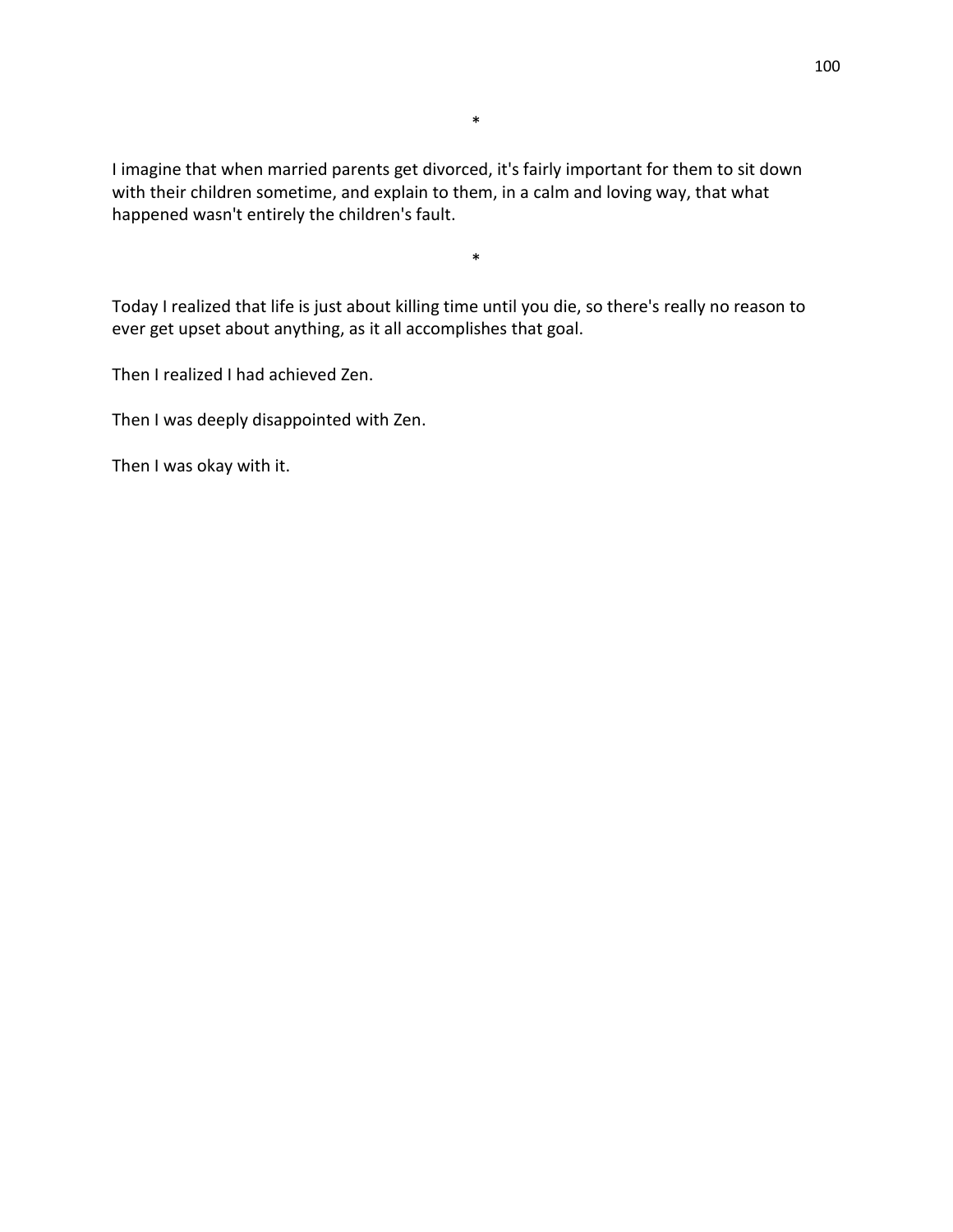*

I imagine that when married parents get divorced, it's fairly important for them to sit down with their children sometime, and explain to them, in a calm and loving way, that what happened wasn't entirely the children's fault.

*

Today I realized that life is just about killing time until you die, so there's really no reason to ever get upset about anything, as it all accomplishes that goal.

Then I realized I had achieved Zen.

Then I was deeply disappointed with Zen.

Then I was okay with it.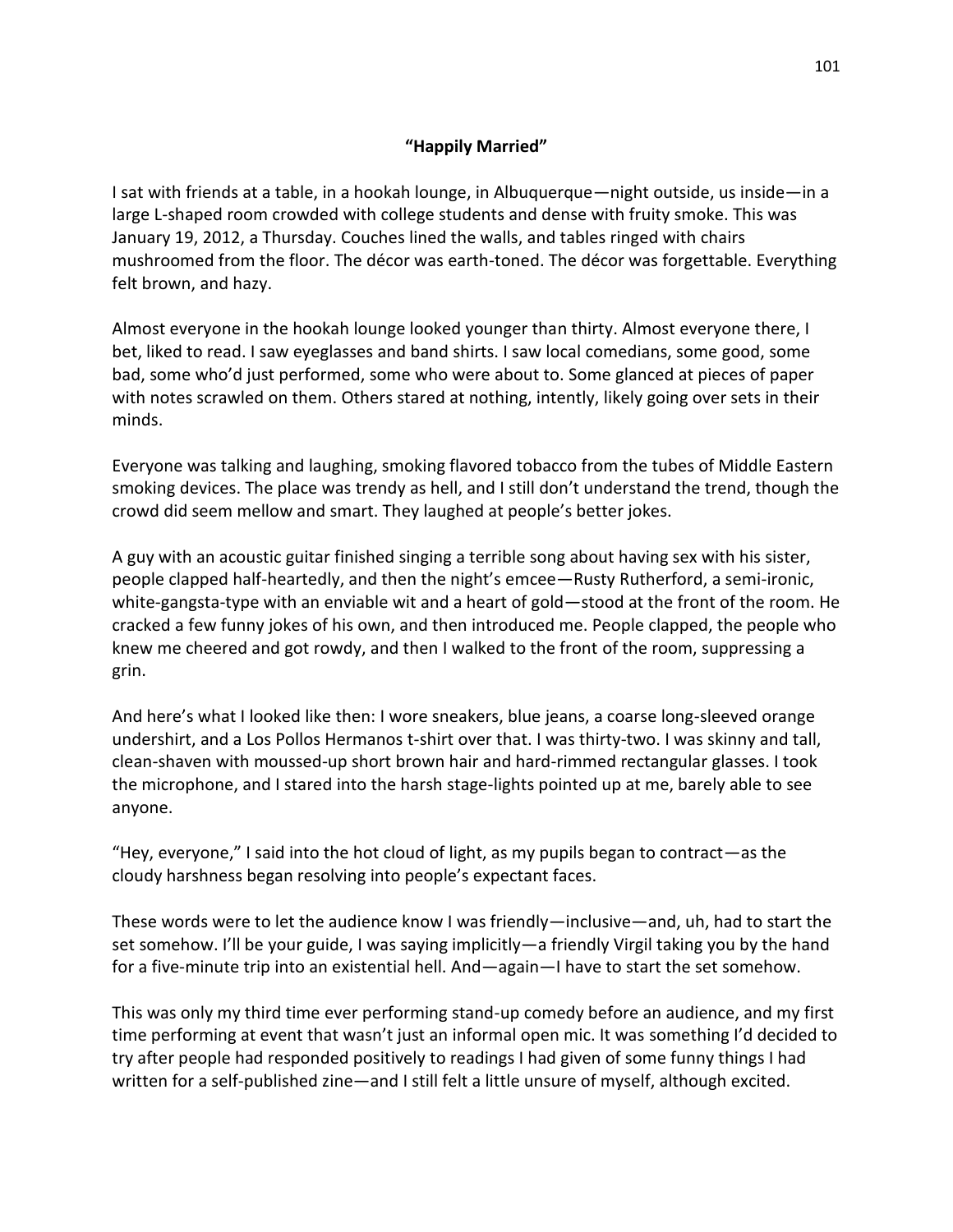## "Happily Married"

I sat with friends at a table, in a hookah lounge, in Albuquerque—night outside, us inside—in a large L-shaped room crowded with college students and dense with fruity smoke. This was January 19, 2012, a Thursday. Couches lined the walls, and tables ringed with chairs mushroomed from the floor. The décor was earth-toned. The décor was forgettable. Everything felt brown, and hazy.

Almost everyone in the hookah lounge looked younger than thirty. Almost everyone there, I bet, liked to read. I saw eyeglasses and band shirts. I saw local comedians, some good, some bad, some who'd just performed, some who were about to. Some glanced at pieces of paper with notes scrawled on them. Others stared at nothing, intently, likely going over sets in their minds.

Everyone was talking and laughing, smoking flavored tobacco from the tubes of Middle Eastern smoking devices. The place was trendy as hell, and I still don't understand the trend, though the crowd did seem mellow and smart. They laughed at people's better jokes.

A guy with an acoustic guitar finished singing a terrible song about having sex with his sister, people clapped half-heartedly, and then the night's emcee—Rusty Rutherford, a semi-ironic, white-gangsta-type with an enviable wit and a heart of gold—stood at the front of the room. He cracked a few funny jokes of his own, and then introduced me. People clapped, the people who knew me cheered and got rowdy, and then I walked to the front of the room, suppressing a grin.

And here's what I looked like then: I wore sneakers, blue jeans, a coarse long-sleeved orange undershirt, and a Los Pollos Hermanos t-shirt over that. I was thirty-two. I was skinny and tall, clean-shaven with moussed-up short brown hair and hard-rimmed rectangular glasses. I took the microphone, and I stared into the harsh stage-lights pointed up at me, barely able to see anyone.

"Hey, everyone," I said into the hot cloud of light, as my pupils began to contract—as the cloudy harshness began resolving into people's expectant faces.

These words were to let the audience know I was friendly—inclusive—and, uh, had to start the set somehow. I'll be your guide, I was saying implicitly—a friendly Virgil taking you by the hand for a five-minute trip into an existential hell. And—again—I have to start the set somehow.

This was only my third time ever performing stand-up comedy before an audience, and my first time performing at event that wasn't just an informal open mic. It was something I'd decided to try after people had responded positively to readings I had given of some funny things I had written for a self-published zine—and I still felt a little unsure of myself, although excited.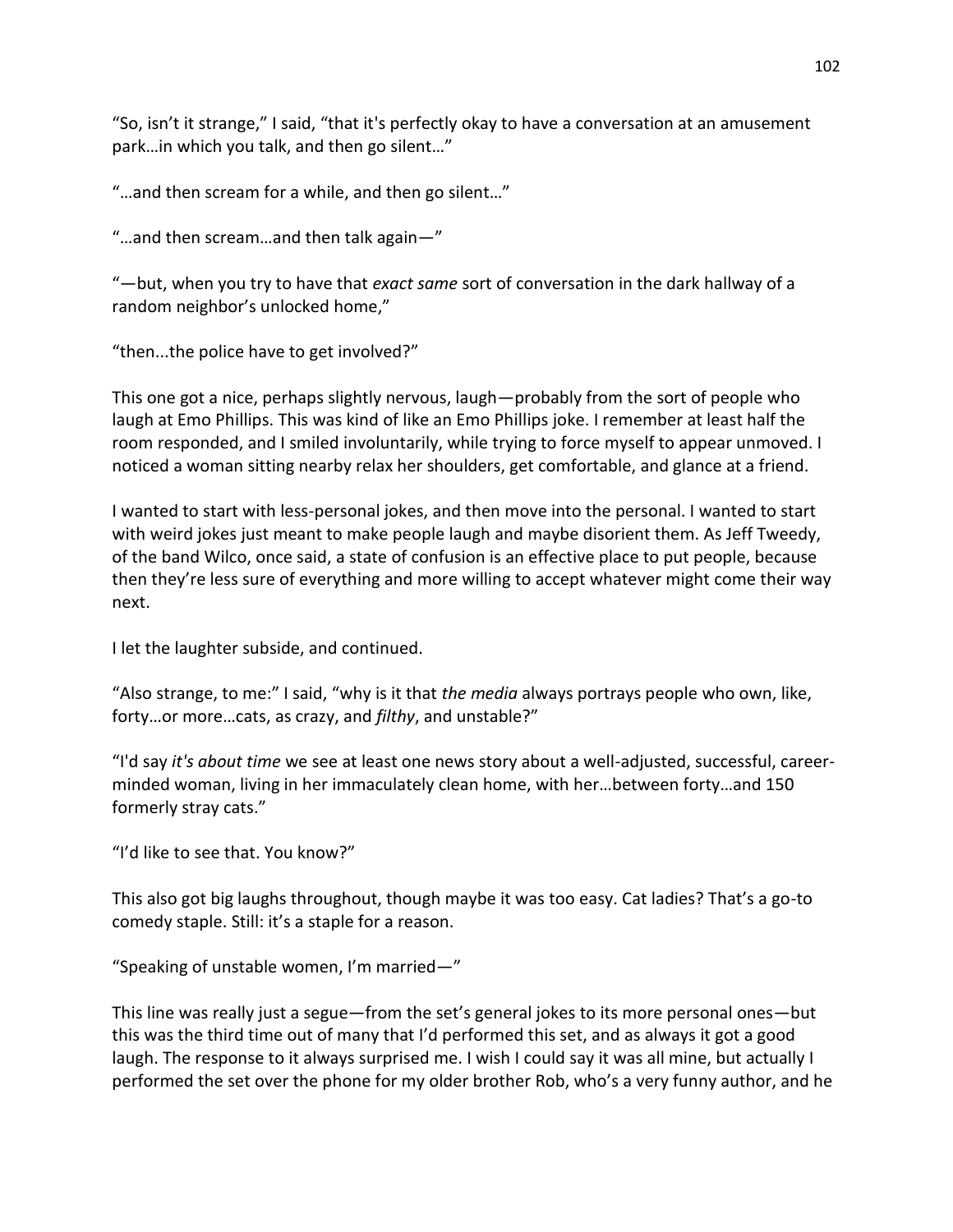"So, isn't it strange," I said, "that it's perfectly okay to have a conversation at an amusement park…in which you talk, and then go silent…"

"…and then scream for a while, and then go silent…"

"…and then scream…and then talk again—"

"—but, when you try to have that *exact same* sort of conversation in the dark hallway of a random neighbor's unlocked home,"

"then...the police have to get involved?"

This one got a nice, perhaps slightly nervous, laugh—probably from the sort of people who laugh at Emo Phillips. This was kind of like an Emo Phillips joke. I remember at least half the room responded, and I smiled involuntarily, while trying to force myself to appear unmoved. I noticed a woman sitting nearby relax her shoulders, get comfortable, and glance at a friend.

I wanted to start with less-personal jokes, and then move into the personal. I wanted to start with weird jokes just meant to make people laugh and maybe disorient them. As Jeff Tweedy, of the band Wilco, once said, a state of confusion is an effective place to put people, because then they're less sure of everything and more willing to accept whatever might come their way next.

I let the laughter subside, and continued.

"Also strange, to me:" I said, "why is it that *the media* always portrays people who own, like, forty…or more…cats, as crazy, and *filthy*, and unstable?"

"I'd say *it's about time* we see at least one news story about a well-adjusted, successful, career-minded woman, living in her immaculately clean home, with her…between forty…and 150 formerly stray cats."

"I'd like to see that. You know?"

This also got big laughs throughout, though maybe it was too easy. Cat ladies? That's a go-to comedy staple. Still: it's a staple for a reason.

"Speaking of unstable women, I'm married—"

This line was really just a segue—from the set's general jokes to its more personal ones—but this was the third time out of many that I'd performed this set, and as always it got a good laugh. The response to it always surprised me. I wish I could say it was all mine, but actually I performed the set over the phone for my older brother Rob, who's a very funny author, and he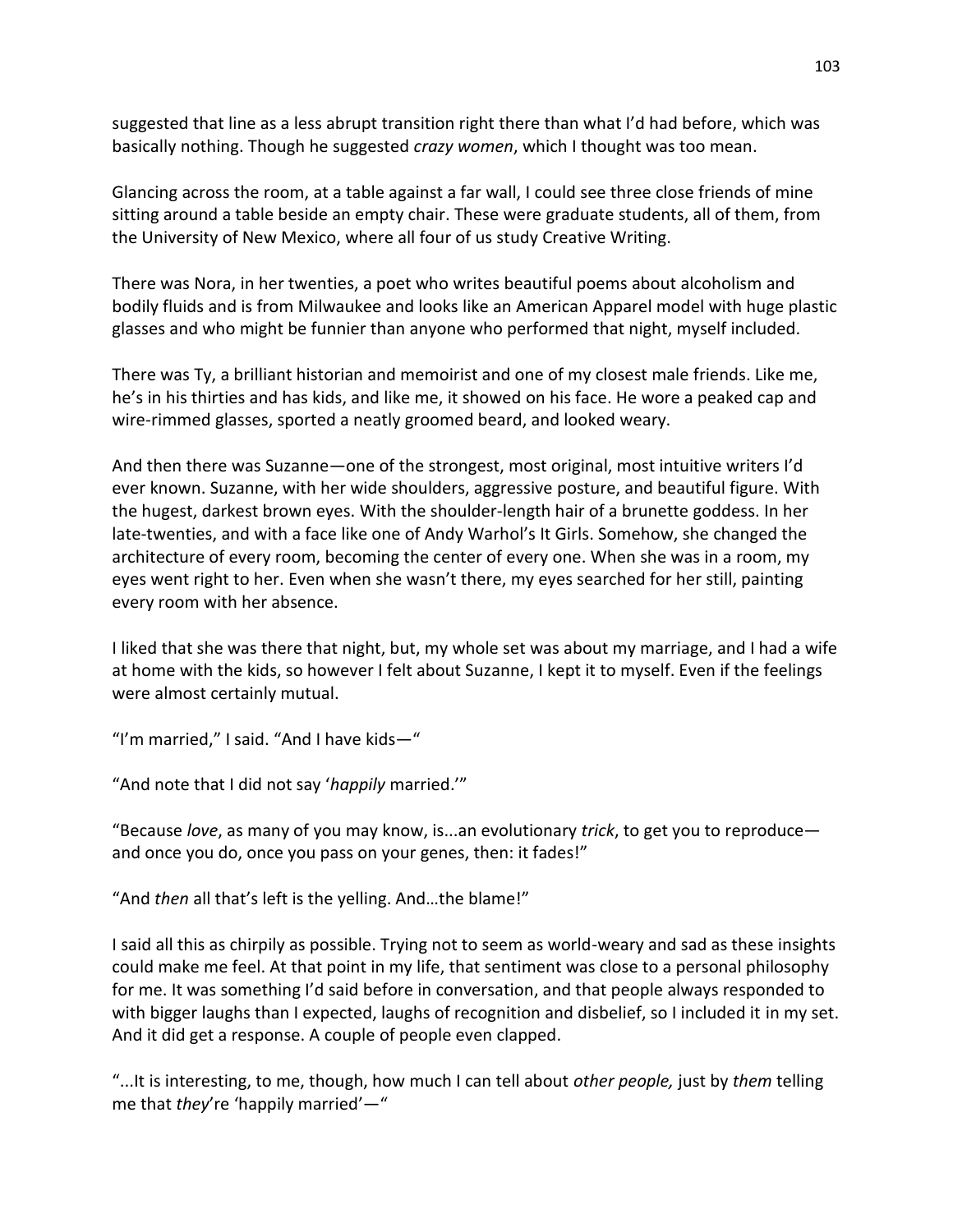suggested that line as a less abrupt transition right there than what I'd had before, which was basically nothing. Though he suggested *crazy women*, which I thought was too mean.

Glancing across the room, at a table against a far wall, I could see three close friends of mine sitting around a table beside an empty chair. These were graduate students, all of them, from the University of New Mexico, where all four of us study Creative Writing.

There was Nora, in her twenties, a poet who writes beautiful poems about alcoholism and bodily fluids and is from Milwaukee and looks like an American Apparel model with huge plastic glasses and who might be funnier than anyone who performed that night, myself included.

There was Ty, a brilliant historian and memoirist and one of my closest male friends. Like me, he's in his thirties and has kids, and like me, it showed on his face. He wore a peaked cap and wire-rimmed glasses, sported a neatly groomed beard, and looked weary.

And then there was Suzanne—one of the strongest, most original, most intuitive writers I'd ever known. Suzanne, with her wide shoulders, aggressive posture, and beautiful figure. With the hugest, darkest brown eyes. With the shoulder-length hair of a brunette goddess. In her late-twenties, and with a face like one of Andy Warhol's It Girls. Somehow, she changed the architecture of every room, becoming the center of every one. When she was in a room, my eyes went right to her. Even when she wasn't there, my eyes searched for her still, painting every room with her absence.

I liked that she was there that night, but, my whole set was about my marriage, and I had a wife at home with the kids, so however I felt about Suzanne, I kept it to myself. Even if the feelings were almost certainly mutual.

"I'm married," I said. "And I have kids—"

"And note that I did not say '*happily* married.'"

"Because *love*, as many of you may know, is...an evolutionary *trick*, to get you to reproduce—and once you do, once you pass on your genes, then: it fades!"

"And *then* all that's left is the yelling. And…the blame!"

I said all this as chirpily as possible. Trying not to seem as world-weary and sad as these insights could make me feel. At that point in my life, that sentiment was close to a personal philosophy for me. It was something I'd said before in conversation, and that people always responded to with bigger laughs than I expected, laughs of recognition and disbelief, so I included it in my set. And it did get a response. A couple of people even clapped.

"...It is interesting, to me, though, how much I can tell about *other people,* just by *them* telling me that *they*'re 'happily married'—"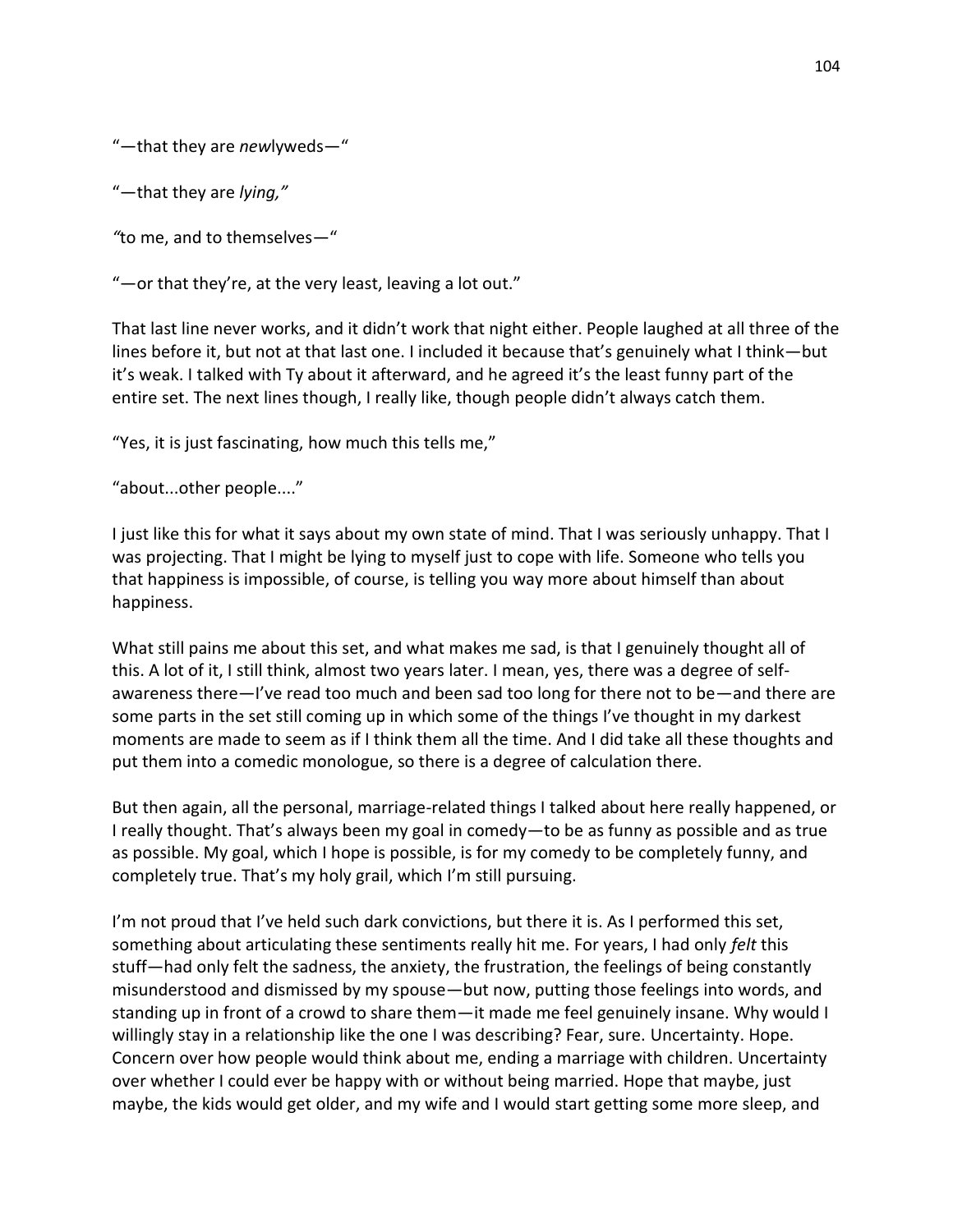"—that they are *new*lyweds—"

"—that they are *lying,"*

*"*to me, and to themselves—"

"—or that they're, at the very least, leaving a lot out."

That last line never works, and it didn't work that night either. People laughed at all three of the lines before it, but not at that last one. I included it because that's genuinely what I think—but it's weak. I talked with Ty about it afterward, and he agreed it's the least funny part of the entire set. The next lines though, I really like, though people didn't always catch them.

"Yes, it is just fascinating, how much this tells me,"

"about...other people...."

I just like this for what it says about my own state of mind. That I was seriously unhappy. That I was projecting. That I might be lying to myself just to cope with life. Someone who tells you that happiness is impossible, of course, is telling you way more about himself than about happiness.

What still pains me about this set, and what makes me sad, is that I genuinely thought all of this. A lot of it, I still think, almost two years later. I mean, yes, there was a degree of self-awareness there—I've read too much and been sad too long for there not to be—and there are some parts in the set still coming up in which some of the things I've thought in my darkest moments are made to seem as if I think them all the time. And I did take all these thoughts and put them into a comedic monologue, so there is a degree of calculation there.

But then again, all the personal, marriage-related things I talked about here really happened, or I really thought. That's always been my goal in comedy—to be as funny as possible and as true as possible. My goal, which I hope is possible, is for my comedy to be completely funny, and completely true. That's my holy grail, which I'm still pursuing.

I'm not proud that I've held such dark convictions, but there it is. As I performed this set, something about articulating these sentiments really hit me. For years, I had only *felt* this stuff—had only felt the sadness, the anxiety, the frustration, the feelings of being constantly misunderstood and dismissed by my spouse—but now, putting those feelings into words, and standing up in front of a crowd to share them—it made me feel genuinely insane. Why would I willingly stay in a relationship like the one I was describing? Fear, sure. Uncertainty. Hope. Concern over how people would think about me, ending a marriage with children. Uncertainty over whether I could ever be happy with or without being married. Hope that maybe, just maybe, the kids would get older, and my wife and I would start getting some more sleep, and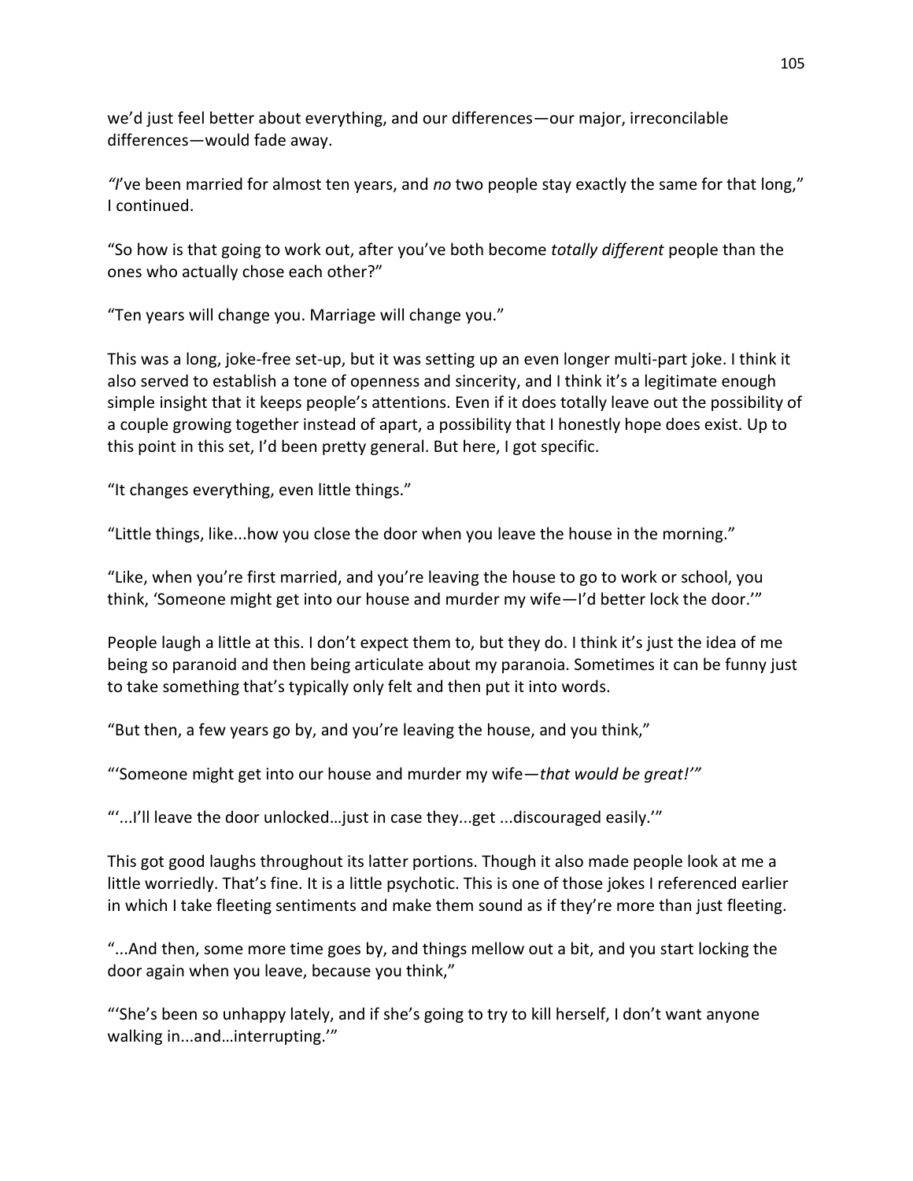we'd just feel better about everything, and our differences—our major, irreconcilable differences—would fade away.

*"*I've been married for almost ten years, and *no* two people stay exactly the same for that long," I continued.

"So how is that going to work out, after you've both become *totally different* people than the ones who actually chose each other?"

"Ten years will change you. Marriage will change you."

This was a long, joke-free set-up, but it was setting up an even longer multi-part joke. I think it also served to establish a tone of openness and sincerity, and I think it's a legitimate enough simple insight that it keeps people's attentions. Even if it does totally leave out the possibility of a couple growing together instead of apart, a possibility that I honestly hope does exist. Up to this point in this set, I'd been pretty general. But here, I got specific.

"It changes everything, even little things."

"Little things, like...how you close the door when you leave the house in the morning."

"Like, when you're first married, and you're leaving the house to go to work or school, you think, 'Someone might get into our house and murder my wife—I'd better lock the door.'"

People laugh a little at this. I don't expect them to, but they do. I think it's just the idea of me being so paranoid and then being articulate about my paranoia. Sometimes it can be funny just to take something that's typically only felt and then put it into words.

"But then, a few years go by, and you're leaving the house, and you think,"

"'Someone might get into our house and murder my wife—*that would be great!'"*

"'...I'll leave the door unlocked…just in case they...get ...discouraged easily.'"

This got good laughs throughout its latter portions. Though it also made people look at me a little worriedly. That's fine. It is a little psychotic. This is one of those jokes I referenced earlier in which I take fleeting sentiments and make them sound as if they're more than just fleeting.

"...And then, some more time goes by, and things mellow out a bit, and you start locking the door again when you leave, because you think,"

"'She's been so unhappy lately, and if she's going to try to kill herself, I don't want anyone walking in...and…interrupting.'"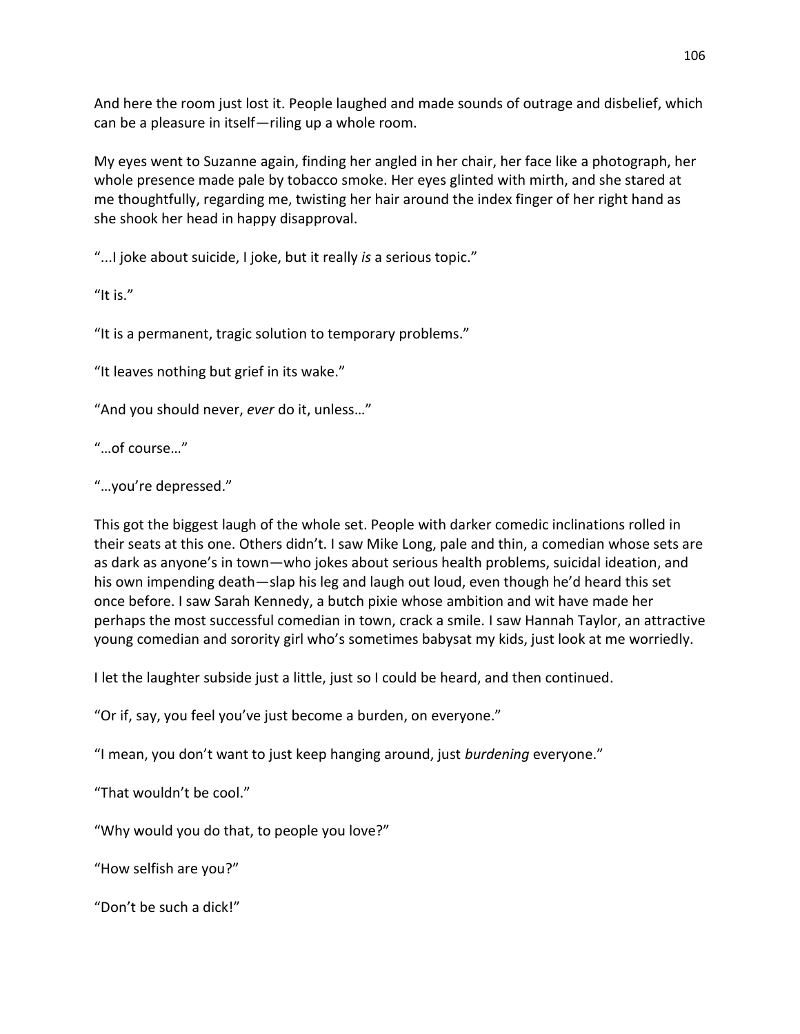And here the room just lost it. People laughed and made sounds of outrage and disbelief, which can be a pleasure in itself—riling up a whole room.

My eyes went to Suzanne again, finding her angled in her chair, her face like a photograph, her whole presence made pale by tobacco smoke. Her eyes glinted with mirth, and she stared at me thoughtfully, regarding me, twisting her hair around the index finger of her right hand as she shook her head in happy disapproval.

"...I joke about suicide, I joke, but it really *is* a serious topic."

"It is."

"It is a permanent, tragic solution to temporary problems."

"It leaves nothing but grief in its wake."

"And you should never, *ever* do it, unless…"

"…of course…"

"…you're depressed."

This got the biggest laugh of the whole set. People with darker comedic inclinations rolled in their seats at this one. Others didn't. I saw Mike Long, pale and thin, a comedian whose sets are as dark as anyone's in town—who jokes about serious health problems, suicidal ideation, and his own impending death—slap his leg and laugh out loud, even though he'd heard this set once before. I saw Sarah Kennedy, a butch pixie whose ambition and wit have made her perhaps the most successful comedian in town, crack a smile. I saw Hannah Taylor, an attractive young comedian and sorority girl who's sometimes babysat my kids, just look at me worriedly.

I let the laughter subside just a little, just so I could be heard, and then continued.

"Or if, say, you feel you've just become a burden, on everyone."

"I mean, you don't want to just keep hanging around, just *burdening* everyone."

"That wouldn't be cool."

"Why would you do that, to people you love?"

"How selfish are you?"

"Don't be such a dick!"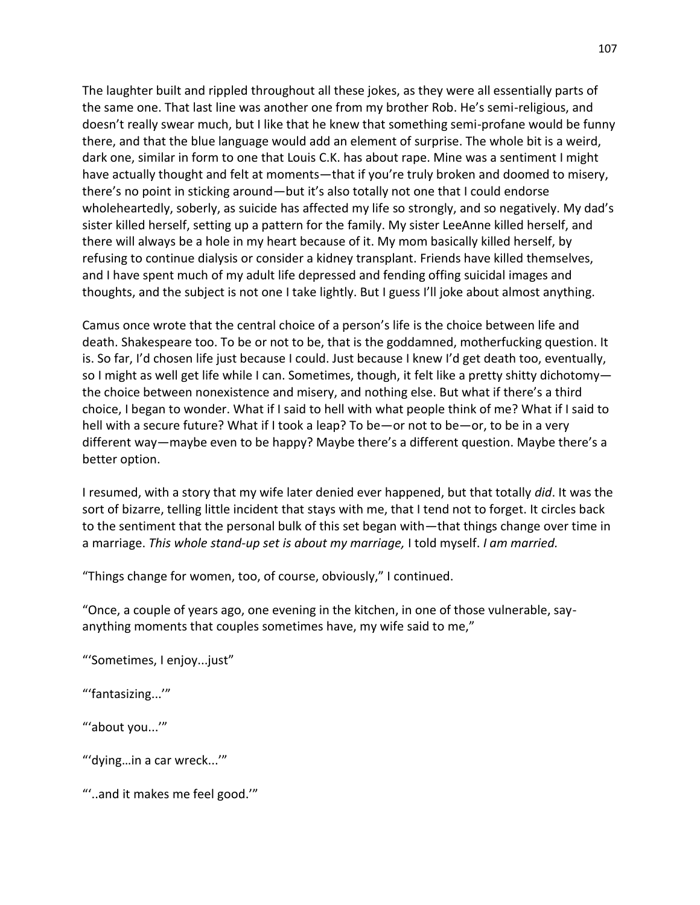The laughter built and rippled throughout all these jokes, as they were all essentially parts of the same one. That last line was another one from my brother Rob. He's semi-religious, and doesn't really swear much, but I like that he knew that something semi-profane would be funny there, and that the blue language would add an element of surprise. The whole bit is a weird, dark one, similar in form to one that Louis C.K. has about rape. Mine was a sentiment I might have actually thought and felt at moments—that if you're truly broken and doomed to misery, there's no point in sticking around—but it's also totally not one that I could endorse wholeheartedly, soberly, as suicide has affected my life so strongly, and so negatively. My dad's sister killed herself, setting up a pattern for the family. My sister LeeAnne killed herself, and there will always be a hole in my heart because of it. My mom basically killed herself, by refusing to continue dialysis or consider a kidney transplant. Friends have killed themselves, and I have spent much of my adult life depressed and fending offing suicidal images and thoughts, and the subject is not one I take lightly. But I guess I'll joke about almost anything.

Camus once wrote that the central choice of a person's life is the choice between life and death. Shakespeare too. To be or not to be, that is the goddamned, motherfucking question. It is. So far, I'd chosen life just because I could. Just because I knew I'd get death too, eventually, so I might as well get life while I can. Sometimes, though, it felt like a pretty shitty dichotomy—the choice between nonexistence and misery, and nothing else. But what if there's a third choice, I began to wonder. What if I said to hell with what people think of me? What if I said to hell with a secure future? What if I took a leap? To be—or not to be—or, to be in a very different way—maybe even to be happy? Maybe there's a different question. Maybe there's a better option.

I resumed, with a story that my wife later denied ever happened, but that totally *did*. It was the sort of bizarre, telling little incident that stays with me, that I tend not to forget. It circles back to the sentiment that the personal bulk of this set began with—that things change over time in a marriage. *This whole stand-up set is about my marriage,* I told myself. *I am married.*

"Things change for women, too, of course, obviously," I continued.

"Once, a couple of years ago, one evening in the kitchen, in one of those vulnerable, say-anything moments that couples sometimes have, my wife said to me,"

"'Sometimes, I enjoy...just"

"'fantasizing...'"

"'about you...'"

"'dying…in a car wreck...'"

"'..and it makes me feel good.'"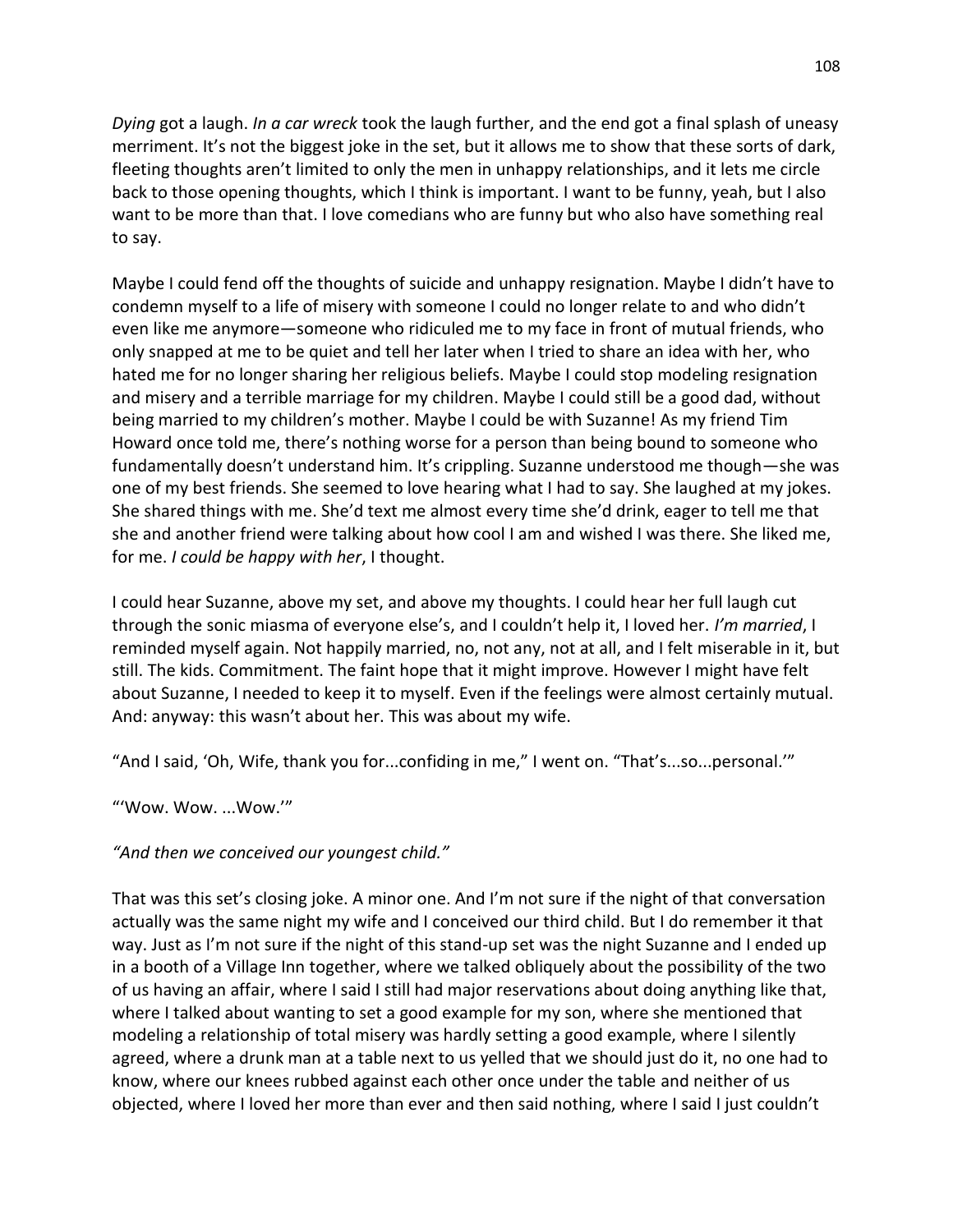*Dying* got a laugh. *In a car wreck* took the laugh further, and the end got a final splash of uneasy merriment. It's not the biggest joke in the set, but it allows me to show that these sorts of dark, fleeting thoughts aren't limited to only the men in unhappy relationships, and it lets me circle back to those opening thoughts, which I think is important. I want to be funny, yeah, but I also want to be more than that. I love comedians who are funny but who also have something real to say.

Maybe I could fend off the thoughts of suicide and unhappy resignation. Maybe I didn't have to condemn myself to a life of misery with someone I could no longer relate to and who didn't even like me anymore—someone who ridiculed me to my face in front of mutual friends, who only snapped at me to be quiet and tell her later when I tried to share an idea with her, who hated me for no longer sharing her religious beliefs. Maybe I could stop modeling resignation and misery and a terrible marriage for my children. Maybe I could still be a good dad, without being married to my children's mother. Maybe I could be with Suzanne! As my friend Tim Howard once told me, there's nothing worse for a person than being bound to someone who fundamentally doesn't understand him. It's crippling. Suzanne understood me though—she was one of my best friends. She seemed to love hearing what I had to say. She laughed at my jokes. She shared things with me. She'd text me almost every time she'd drink, eager to tell me that she and another friend were talking about how cool I am and wished I was there. She liked me, for me. *I could be happy with her*, I thought.

I could hear Suzanne, above my set, and above my thoughts. I could hear her full laugh cut through the sonic miasma of everyone else's, and I couldn't help it, I loved her. *I'm married*, I reminded myself again. Not happily married, no, not any, not at all, and I felt miserable in it, but still. The kids. Commitment. The faint hope that it might improve. However I might have felt about Suzanne, I needed to keep it to myself. Even if the feelings were almost certainly mutual. And: anyway: this wasn't about her. This was about my wife.

"And I said, 'Oh, Wife, thank you for...confiding in me," I went on. "That's...so...personal.'"

"'Wow. Wow. ...Wow.'"

*"And then we conceived our youngest child."*

That was this set's closing joke. A minor one. And I'm not sure if the night of that conversation actually was the same night my wife and I conceived our third child. But I do remember it that way. Just as I'm not sure if the night of this stand-up set was the night Suzanne and I ended up in a booth of a Village Inn together, where we talked obliquely about the possibility of the two of us having an affair, where I said I still had major reservations about doing anything like that, where I talked about wanting to set a good example for my son, where she mentioned that modeling a relationship of total misery was hardly setting a good example, where I silently agreed, where a drunk man at a table next to us yelled that we should just do it, no one had to know, where our knees rubbed against each other once under the table and neither of us objected, where I loved her more than ever and then said nothing, where I said I just couldn't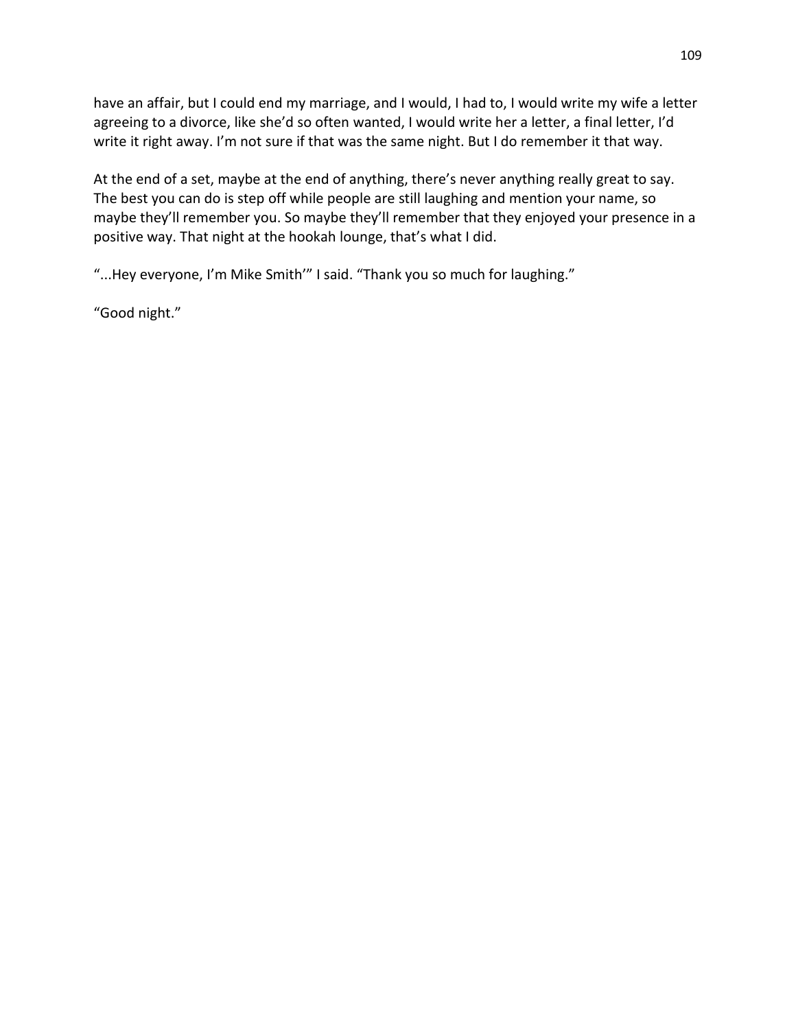have an affair, but I could end my marriage, and I would, I had to, I would write my wife a letter agreeing to a divorce, like she'd so often wanted, I would write her a letter, a final letter, I'd write it right away. I'm not sure if that was the same night. But I do remember it that way.

At the end of a set, maybe at the end of anything, there's never anything really great to say. The best you can do is step off while people are still laughing and mention your name, so maybe they'll remember you. So maybe they'll remember that they enjoyed your presence in a positive way. That night at the hookah lounge, that's what I did.

"...Hey everyone, I'm Mike Smith'" I said. "Thank you so much for laughing."

"Good night."